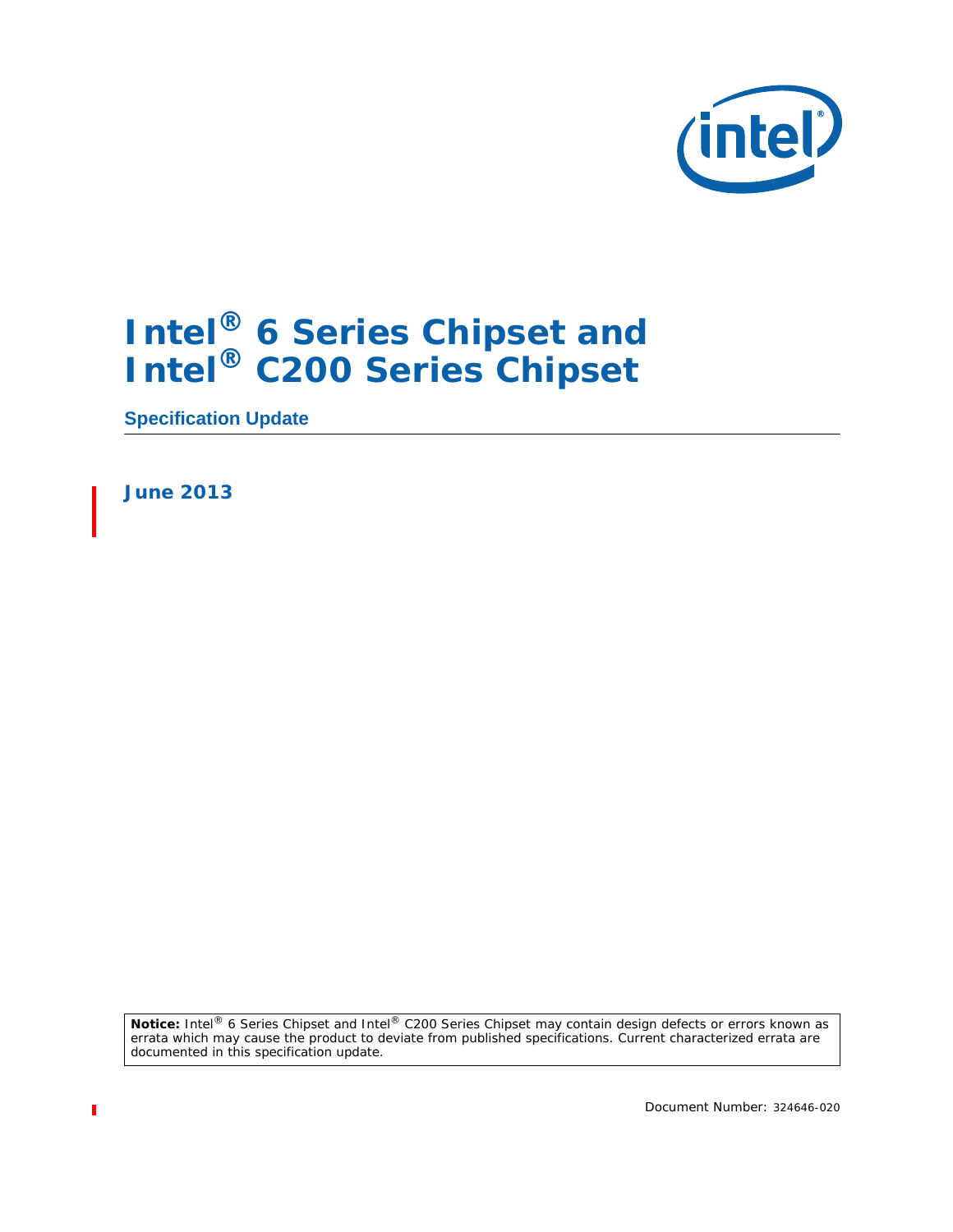# Intel® 6 Series Chipset and Intel® C200 Series Chipset

## Specification Update

**June 2013**

**Notice:** Intel® 6 Series Chipset and Intel® C200 Series Chipset may contain design defects or errors known as errata which may cause the product to deviate from published specifications. Current characterized errata are documented in this specification update.

Document Number: 324646-020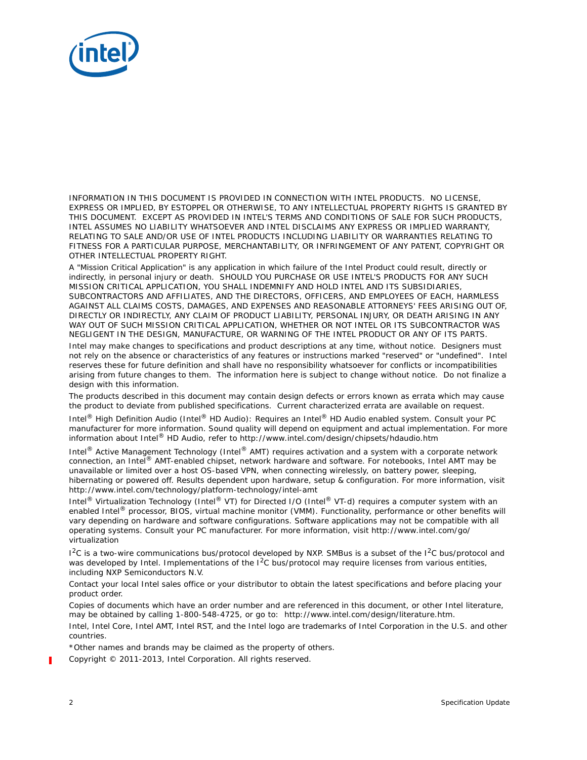INFORMATION IN THIS DOCUMENT IS PROVIDED IN CONNECTION WITH INTEL PRODUCTS. NO LICENSE, EXPRESS OR IMPLIED, BY ESTOPPEL OR OTHERWISE, TO ANY INTELLECTUAL PROPERTY RIGHTS IS GRANTED BY THIS DOCUMENT. EXCEPT AS PROVIDED IN INTEL'S TERMS AND CONDITIONS OF SALE FOR SUCH PRODUCTS, INTEL ASSUMES NO LIABILITY WHATSOEVER AND INTEL DISCLAIMS ANY EXPRESS OR IMPLIED WARRANTY, RELATING TO SALE AND/OR USE OF INTEL PRODUCTS INCLUDING LIABILITY OR WARRANTIES RELATING TO FITNESS FOR A PARTICULAR PURPOSE, MERCHANTABILITY, OR INFRINGEMENT OF ANY PATENT, COPYRIGHT OR OTHER INTELLECTUAL PROPERTY RIGHT.

A "Mission Critical Application" is any application in which failure of the Intel Product could result, directly or indirectly, in personal injury or death. SHOULD YOU PURCHASE OR USE INTEL'S PRODUCTS FOR ANY SUCH MISSION CRITICAL APPLICATION, YOU SHALL INDEMNIFY AND HOLD INTEL AND ITS SUBSIDIARIES, SUBCONTRACTORS AND AFFILIATES, AND THE DIRECTORS, OFFICERS, AND EMPLOYEES OF EACH, HARMLESS AGAINST ALL CLAIMS COSTS, DAMAGES, AND EXPENSES AND REASONABLE ATTORNEYS' FEES ARISING OUT OF, DIRECTLY OR INDIRECTLY, ANY CLAIM OF PRODUCT LIABILITY, PERSONAL INJURY, OR DEATH ARISING IN ANY WAY OUT OF SUCH MISSION CRITICAL APPLICATION, WHETHER OR NOT INTEL OR ITS SUBCONTRACTOR WAS NEGLIGENT IN THE DESIGN, MANUFACTURE, OR WARNING OF THE INTEL PRODUCT OR ANY OF ITS PARTS.

Intel may make changes to specifications and product descriptions at any time, without notice. Designers must not rely on the absence or characteristics of any features or instructions marked "reserved" or "undefined". Intel reserves these for future definition and shall have no responsibility whatsoever for conflicts or incompatibilities arising from future changes to them. The information here is subject to change without notice. Do not finalize a design with this information.

The products described in this document may contain design defects or errors known as errata which may cause the product to deviate from published specifications. Current characterized errata are available on request.

Intel® High Definition Audio (Intel® HD Audio): Requires an Intel® HD Audio enabled system. Consult your PC manufacturer for more information. Sound quality will depend on equipment and actual implementation. For more information about Intel® HD Audio, refer to http://www.intel.com/design/chipsets/hdaudio.htm

Intel® Active Management Technology (Intel® AMT) requires activation and a system with a corporate network connection, an Intel® AMT-enabled chipset, network hardware and software. For notebooks, Intel AMT may be unavailable or limited over a host OS-based VPN, when connecting wirelessly, on battery power, sleeping, hibernating or powered off. Results dependent upon hardware, setup & configuration. For more information, visit http://www.intel.com/technology/platform-technology/intel-amt

Intel® Virtualization Technology (Intel® VT) for Directed I/O (Intel® VT-d) requires a computer system with an enabled Intel® processor, BIOS, virtual machine monitor (VMM). Functionality, performance or other benefits will vary depending on hardware and software configurations. Software applications may not be compatible with all operating systems. Consult your PC manufacturer. For more information, visit http://www.intel.com/go/virtualization

$I^2C$ is a two-wire communications bus/protocol developed by NXP. SMBus is a subset of the $I^2C$ bus/protocol and was developed by Intel. Implementations of the $I^2C$ bus/protocol may require licenses from various entities, including NXP Semiconductors N.V.

Contact your local Intel sales office or your distributor to obtain the latest specifications and before placing your product order.

Copies of documents which have an order number and are referenced in this document, or other Intel literature, may be obtained by calling 1-800-548-4725, or go to: http://www.intel.com/design/literature.htm.

Intel, Intel Core, Intel AMT, Intel RST, and the Intel logo are trademarks of Intel Corporation in the U.S. and other countries.

*Other names and brands may be claimed as the property of others.

Copyright © 2011-2013, Intel Corporation. All rights reserved.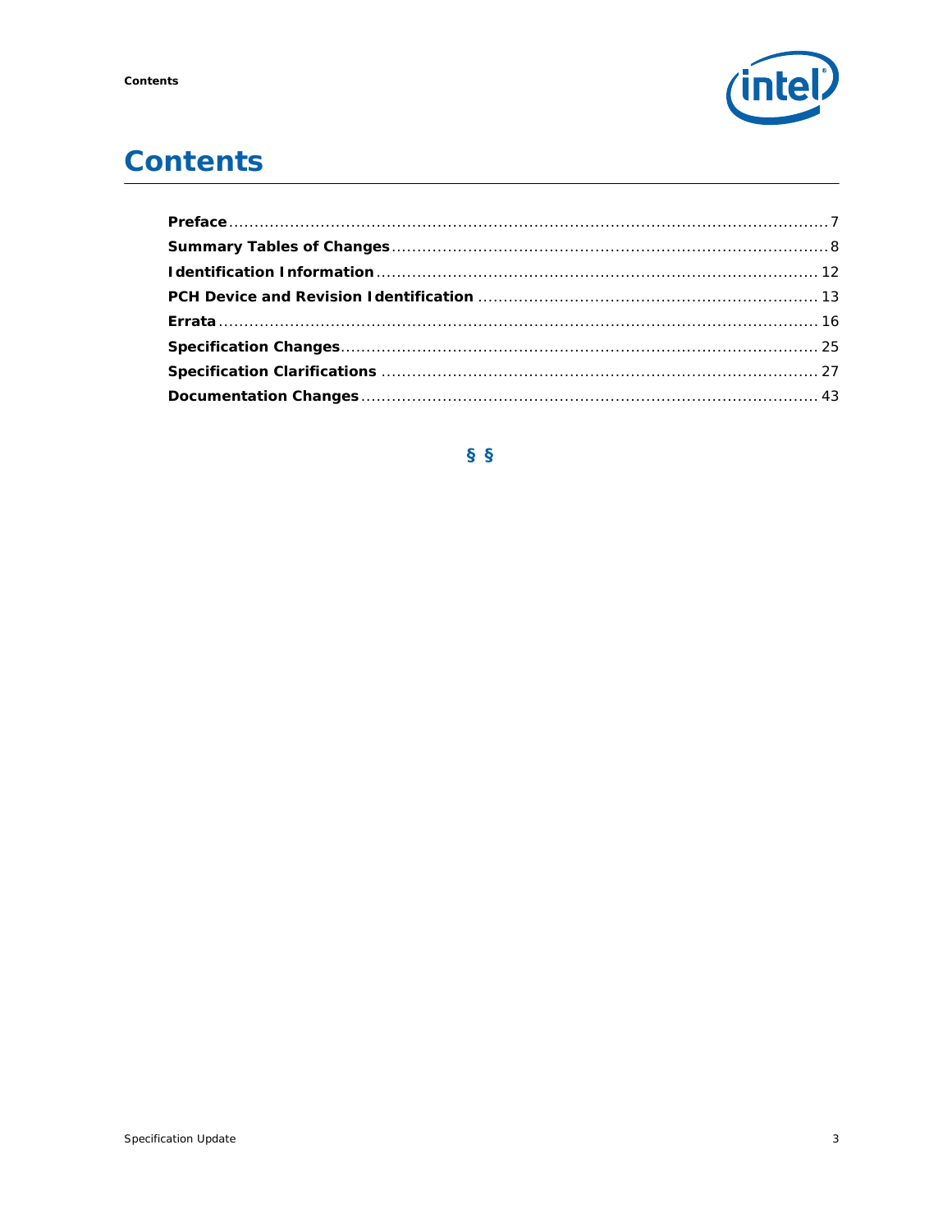# Contents

**Preface** .......................................................................................................... 7
**Summary Tables of Changes** ........................................................................... 8
**Identification Information** ............................................................................. 12
**PCH Device and Revision Identification** .......................................................... 13
**Errata** ............................................................................................................ 16
**Specification Changes** .................................................................................... 25
**Specification Clarifications** ............................................................................ 27
**Documentation Changes** ................................................................................ 43

§ §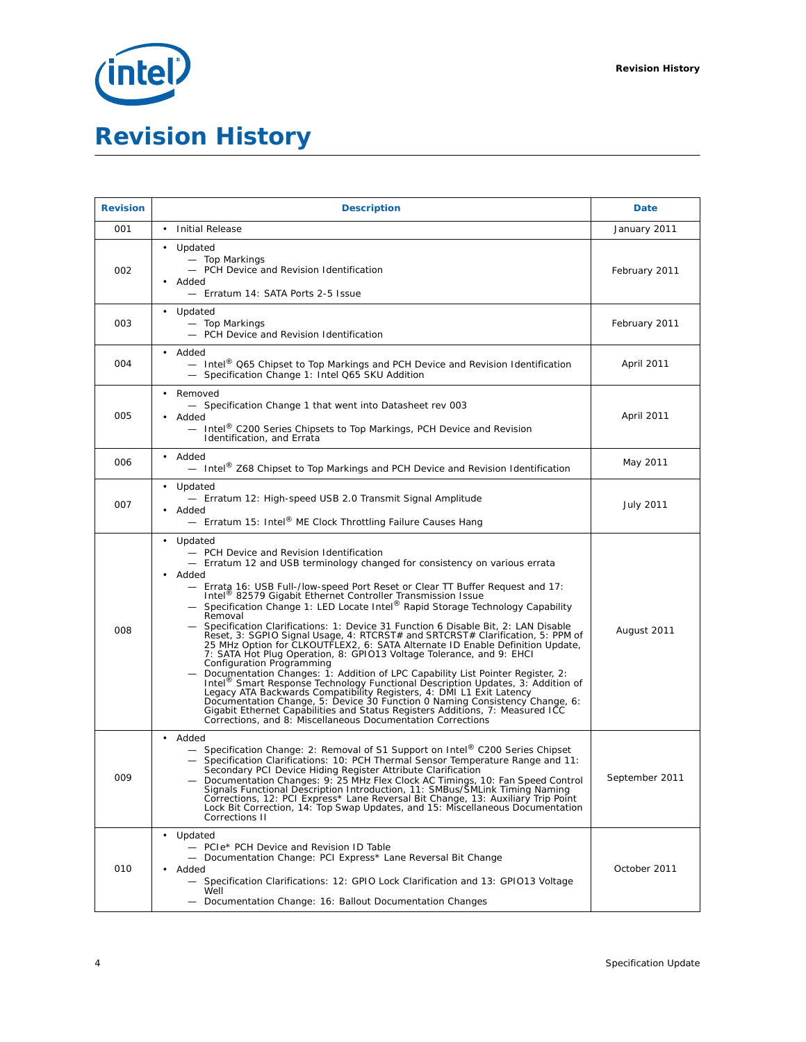# Revision History

| Revision | Description | Date |
|---|---|---|
| 001 | • Initial Release | January 2011 |
| 002 | • Updated<br>— Top Markings<br>— PCH Device and Revision Identification<br>• Added<br>— Erratum 14: SATA Ports 2-5 Issue | February 2011 |
| 003 | • Updated<br>— Top Markings<br>— PCH Device and Revision Identification | February 2011 |
| 004 | • Added<br>— Intel® Q65 Chipset to Top Markings and PCH Device and Revision Identification<br>— Specification Change 1: Intel Q65 SKU Addition | April 2011 |
| 005 | • Removed<br>— Specification Change 1 that went into Datasheet rev 003<br>• Added<br>— Intel® C200 Series Chipsets to Top Markings, PCH Device and Revision Identification, and Errata | April 2011 |
| 006 | • Added<br>— Intel® Z68 Chipset to Top Markings and PCH Device and Revision Identification | May 2011 |
| 007 | • Updated<br>— Erratum 12: High-speed USB 2.0 Transmit Signal Amplitude<br>• Added<br>— Erratum 15: Intel® ME Clock Throttling Failure Causes Hang | July 2011 |
| 008 | • Updated<br>— PCH Device and Revision Identification<br>— Erratum 12 and USB terminology changed for consistency on various errata<br>• Added<br>— Errata 16: USB Full-/low-speed Port Reset or Clear TT Buffer Request and 17: Intel® 82579 Gigabit Ethernet Controller Transmission Issue<br>— Specification Change 1: LED Locate Intel® Rapid Storage Technology Capability Removal<br>— Specification Clarifications: 1: Device 31 Function 6 Disable Bit, 2: LAN Disable Reset, 3: SGPIO Signal Usage, 4: RTCRST# and SRTCRST# Clarification, 5: PPM of 25 MHz Option for CLKOUTFLEX2, 6: SATA Alternate ID Enable Definition Update, 7: SATA Hot Plug Operation, 8: GPIO13 Voltage Tolerance, and 9: EHCI Configuration Programming<br>— Documentation Changes: 1: Addition of LPC Capability List Pointer Register, 2: Intel® Smart Response Technology Functional Description Updates, 3: Addition of Legacy ATA Backwards Compatibility Registers, 4: DMI L1 Exit Latency Documentation Change, 5: Device 30 Function 0 Naming Consistency Change, 6: Gigabit Ethernet Capabilities and Status Registers Additions, 7: Measured ICC Corrections, and 8: Miscellaneous Documentation Corrections | August 2011 |
| 009 | • Added<br>— Specification Change: 2: Removal of S1 Support on Intel® C200 Series Chipset<br>— Specification Clarifications: 10: PCH Thermal Sensor Temperature Range and 11: Secondary PCI Device Hiding Register Attribute Clarification<br>— Documentation Changes: 9: 25 MHz Flex Clock AC Timings, 10: Fan Speed Control Signals Functional Description Introduction, 11: SMBus/SMLink Timing Naming Corrections, 12: PCI Express* Lane Reversal Bit Change, 13: Auxiliary Trip Point Lock Bit Correction, 14: Top Swap Updates, and 15: Miscellaneous Documentation Corrections II | September 2011 |
| 010 | • Updated<br>— PCIe* PCH Device and Revision ID Table<br>— Documentation Change: PCI Express* Lane Reversal Bit Change<br>• Added<br>— Specification Clarifications: 12: GPIO Lock Clarification and 13: GPIO13 Voltage Well<br>— Documentation Change: 16: Ballout Documentation Changes | October 2011 |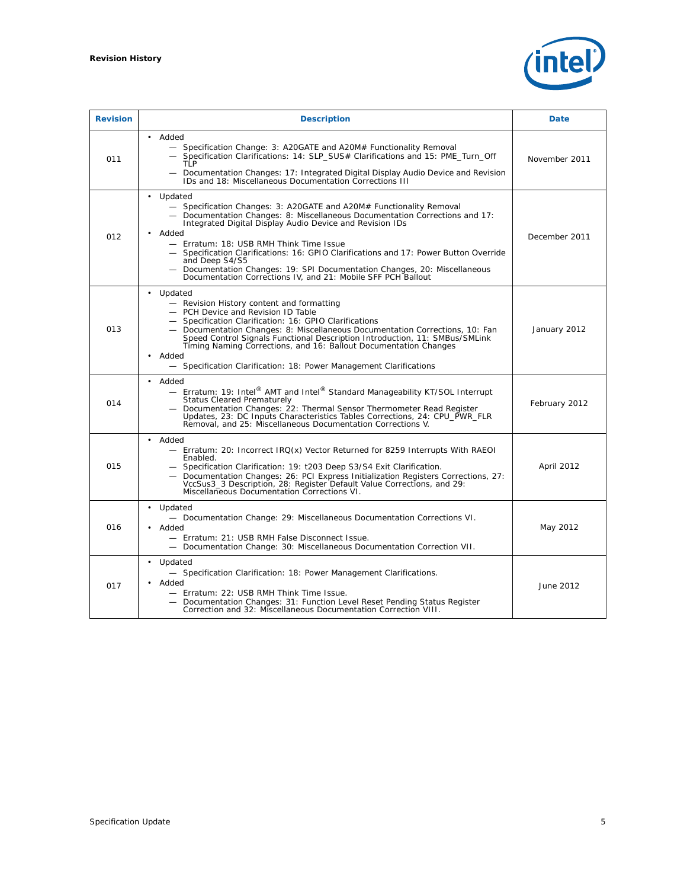| Revision | Description | Date |
|---|---|---|
| 011 | • Added<br>— Specification Change: 3: A20GATE and A20M# Functionality Removal<br>— Specification Clarifications: 14: SLP_SUS# Clarifications and 15: PME_Turn_Off TLP<br>— Documentation Changes: 17: Integrated Digital Display Audio Device and Revision IDs and 18: Miscellaneous Documentation Corrections III | November 2011 |
| 012 | • Updated<br>— Specification Changes: 3: A20GATE and A20M# Functionality Removal<br>— Documentation Changes: 8: Miscellaneous Documentation Corrections and 17: Integrated Digital Display Audio Device and Revision IDs<br>• Added<br>— Erratum: 18: USB RMH Think Time Issue<br>— Specification Clarifications: 16: GPIO Clarifications and 17: Power Button Override and Deep S4/S5<br>— Documentation Changes: 19: SPI Documentation Changes, 20: Miscellaneous Documentation Corrections IV, and 21: Mobile SFF PCH Ballout | December 2011 |
| 013 | • Updated<br>— Revision History content and formatting<br>— PCH Device and Revision ID Table<br>— Specification Clarification: 16: GPIO Clarifications<br>— Documentation Changes: 8: Miscellaneous Documentation Corrections, 10: Fan Speed Control Signals Functional Description Introduction, 11: SMBus/SMLink Timing Naming Corrections, and 16: Ballout Documentation Changes<br>• Added<br>— Specification Clarification: 18: Power Management Clarifications | January 2012 |
| 014 | • Added<br>— Erratum: 19: Intel® AMT and Intel® Standard Manageability KT/SOL Interrupt Status Cleared Prematurely<br>— Documentation Changes: 22: Thermal Sensor Thermometer Read Register Updates, 23: DC Inputs Characteristics Tables Corrections, 24: CPU_PWR_FLR Removal, and 25: Miscellaneous Documentation Corrections V. | February 2012 |
| 015 | • Added<br>— Erratum: 20: Incorrect IRQ(x) Vector Returned for 8259 Interrupts With RAEOI Enabled.<br>— Specification Clarification: 19: t203 Deep S3/S4 Exit Clarification.<br>— Documentation Changes: 26: PCI Express Initialization Registers Corrections, 27: VccSus3_3 Description, 28: Register Default Value Corrections, and 29: Miscellaneous Documentation Corrections VI. | April 2012 |
| 016 | • Updated<br>— Documentation Change: 29: Miscellaneous Documentation Corrections VI.<br>• Added<br>— Erratum: 21: USB RMH False Disconnect Issue.<br>— Documentation Change: 30: Miscellaneous Documentation Correction VII. | May 2012 |
| 017 | • Updated<br>— Specification Clarification: 18: Power Management Clarifications.<br>• Added<br>— Erratum: 22: USB RMH Think Time Issue.<br>— Documentation Changes: 31: Function Level Reset Pending Status Register Correction and 32: Miscellaneous Documentation Correction VIII. | June 2012 |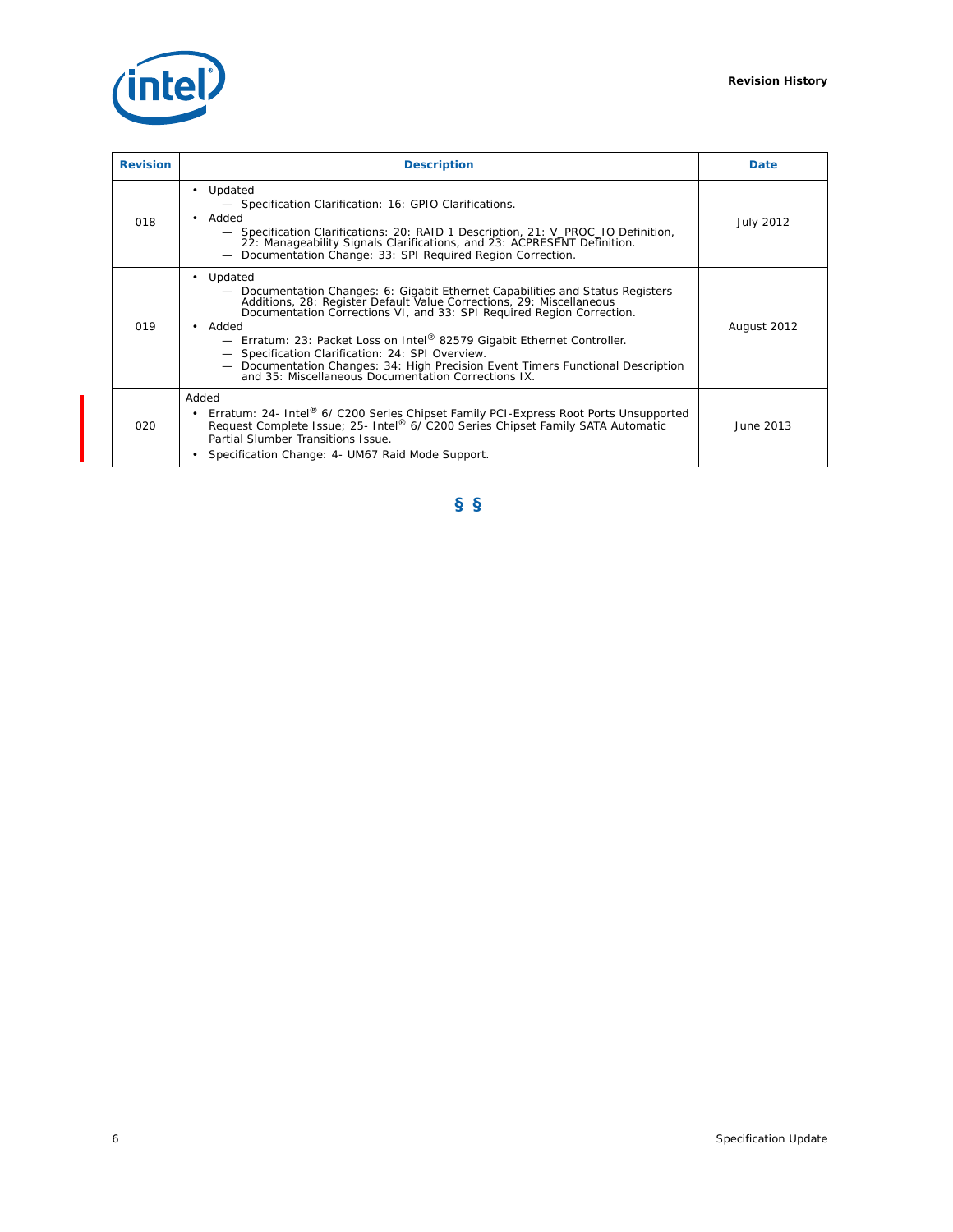| Revision | Description | Date |
|---|---|---|
| 018 | • Updated<br>— Specification Clarification: 16: GPIO Clarifications.<br>• Added<br>— Specification Clarifications: 20: RAID 1 Description, 21: V_PROC_IO Definition, 22: Manageability Signals Clarifications, and 23: ACPRESENT Definition.<br>— Documentation Change: 33: SPI Required Region Correction. | July 2012 |
| 019 | • Updated<br>— Documentation Changes: 6: Gigabit Ethernet Capabilities and Status Registers Additions, 28: Register Default Value Corrections, 29: Miscellaneous Documentation Corrections VI, and 33: SPI Required Region Correction.<br>• Added<br>— Erratum: 23: Packet Loss on Intel® 82579 Gigabit Ethernet Controller.<br>— Specification Clarification: 24: SPI Overview.<br>— Documentation Changes: 34: High Precision Event Timers Functional Description and 35: Miscellaneous Documentation Corrections IX. | August 2012 |
| 020 | Added<br>• Erratum: 24- Intel® 6/ C200 Series Chipset Family PCI-Express Root Ports Unsupported Request Complete Issue; 25- Intel® 6/ C200 Series Chipset Family SATA Automatic Partial Slumber Transitions Issue.<br>• Specification Change: 4- UM67 Raid Mode Support. | June 2013 |

§ §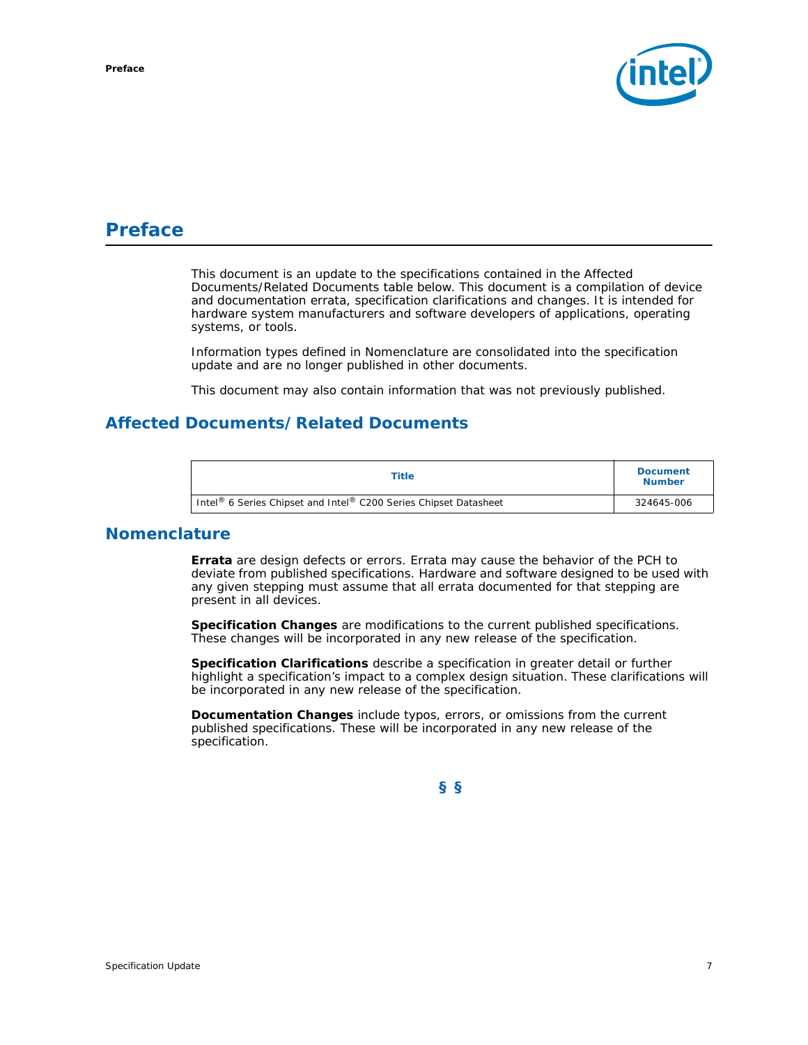# Preface

This document is an update to the specifications contained in the Affected Documents/Related Documents table below. This document is a compilation of device and documentation errata, specification clarifications and changes. It is intended for hardware system manufacturers and software developers of applications, operating systems, or tools.

Information types defined in Nomenclature are consolidated into the specification update and are no longer published in other documents.

This document may also contain information that was not previously published.

## Affected Documents/Related Documents

| Title | Document Number |
|---|---|
| Intel® 6 Series Chipset and Intel® C200 Series Chipset Datasheet | 324645-006 |

## Nomenclature

**Errata** are design defects or errors. Errata may cause the behavior of the PCH to deviate from published specifications. Hardware and software designed to be used with any given stepping must assume that all errata documented for that stepping are present in all devices.

**Specification Changes** are modifications to the current published specifications. These changes will be incorporated in any new release of the specification.

**Specification Clarifications** describe a specification in greater detail or further highlight a specification's impact to a complex design situation. These clarifications will be incorporated in any new release of the specification.

**Documentation Changes** include typos, errors, or omissions from the current published specifications. These will be incorporated in any new release of the specification.

§ §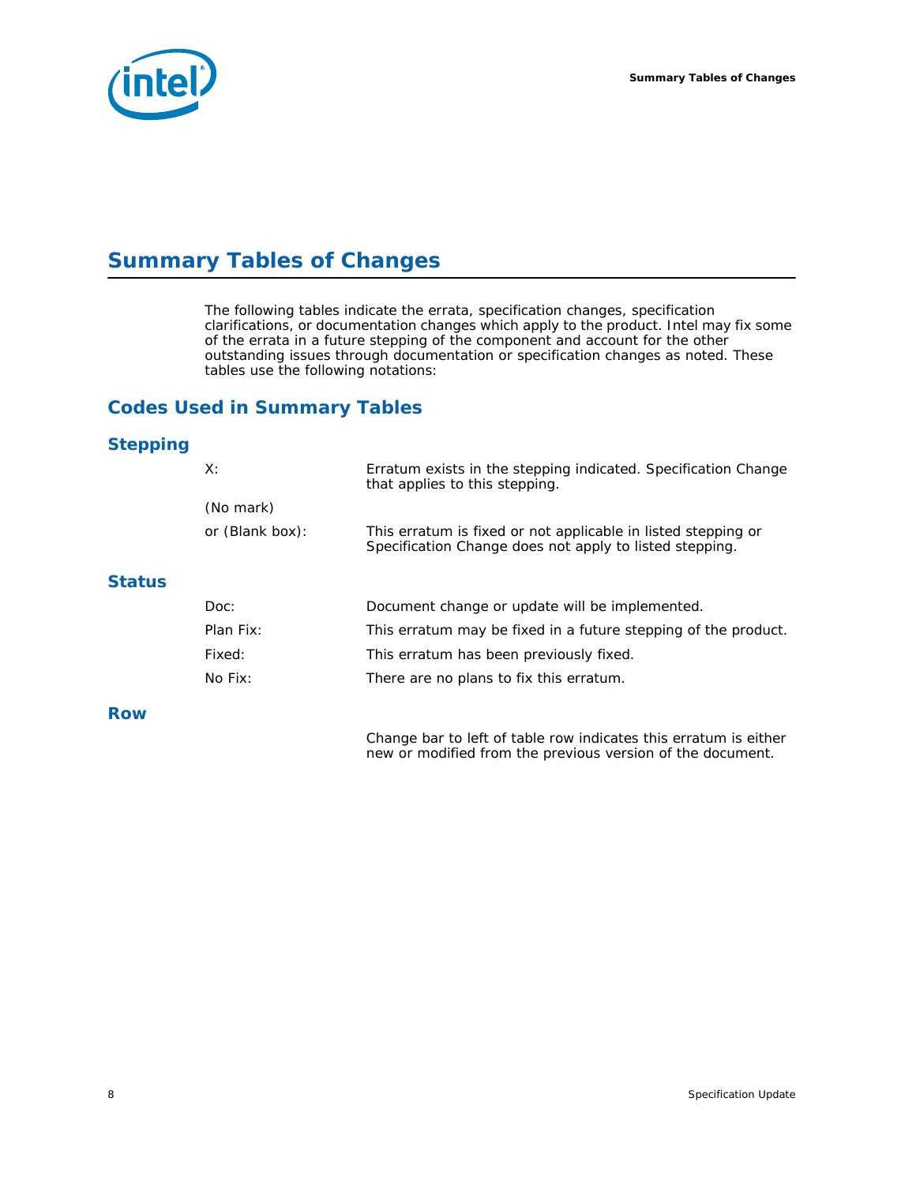# Summary Tables of Changes

The following tables indicate the errata, specification changes, specification clarifications, or documentation changes which apply to the product. Intel may fix some of the errata in a future stepping of the component and account for the other outstanding issues through documentation or specification changes as noted. These tables use the following notations:

## Codes Used in Summary Tables

### Stepping

| | |
|---|---|
| X: | Erratum exists in the stepping indicated. Specification Change that applies to this stepping. |
| (No mark) | |
| or (Blank box): | This erratum is fixed or not applicable in listed stepping or Specification Change does not apply to listed stepping. |

### Status

| | |
|---|---|
| Doc: | Document change or update will be implemented. |
| Plan Fix: | This erratum may be fixed in a future stepping of the product. |
| Fixed: | This erratum has been previously fixed. |
| No Fix: | There are no plans to fix this erratum. |

### Row

Change bar to left of table row indicates this erratum is either new or modified from the previous version of the document.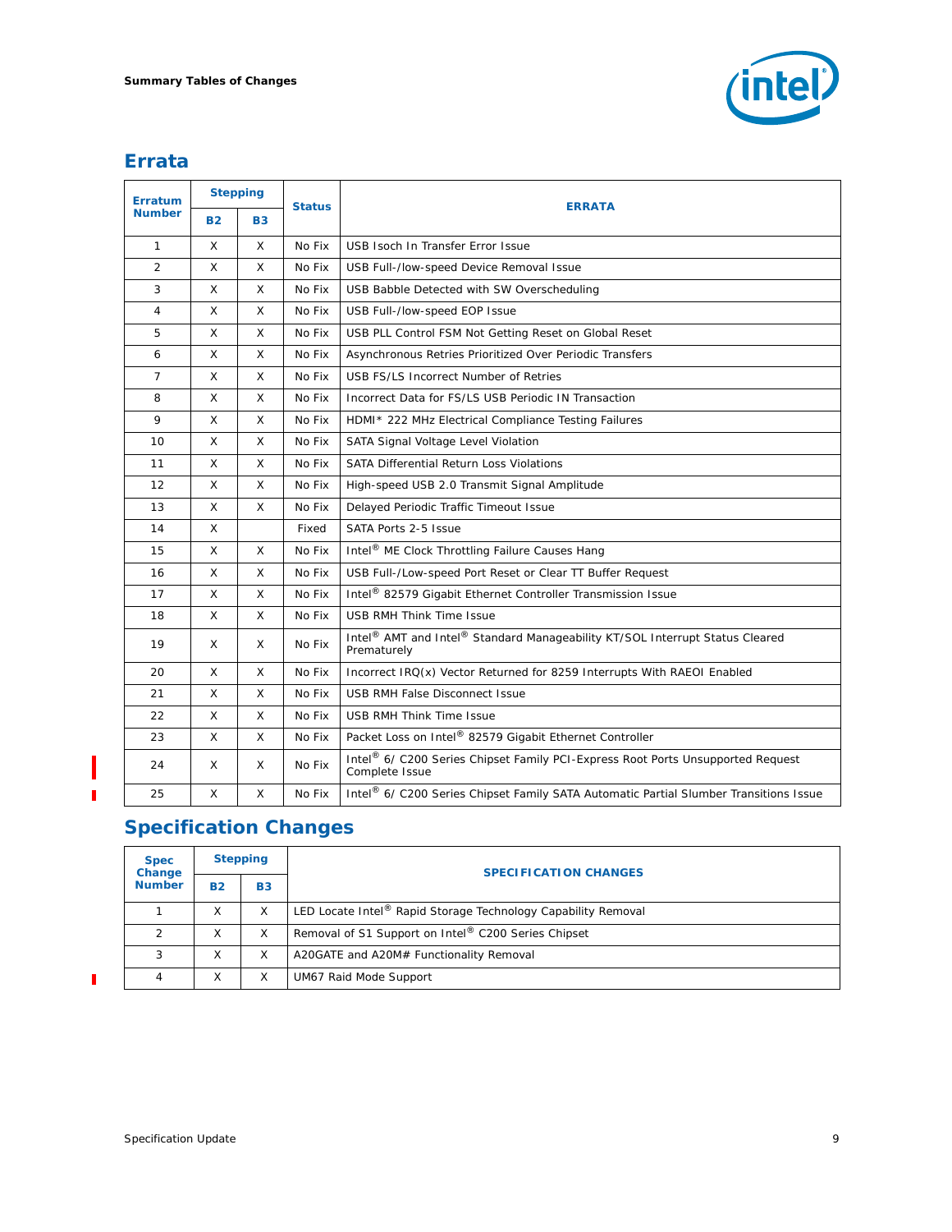## Errata

| Erratum Number | Stepping | | Status | ERRATA |
|---|---|---|---|---|
| | B2 | B3 | | |
| 1 | X | X | No Fix | USB Isoch In Transfer Error Issue |
| 2 | X | X | No Fix | USB Full-/low-speed Device Removal Issue |
| 3 | X | X | No Fix | USB Babble Detected with SW Overscheduling |
| 4 | X | X | No Fix | USB Full-/low-speed EOP Issue |
| 5 | X | X | No Fix | USB PLL Control FSM Not Getting Reset on Global Reset |
| 6 | X | X | No Fix | Asynchronous Retries Prioritized Over Periodic Transfers |
| 7 | X | X | No Fix | USB FS/LS Incorrect Number of Retries |
| 8 | X | X | No Fix | Incorrect Data for FS/LS USB Periodic IN Transaction |
| 9 | X | X | No Fix | HDMI* 222 MHz Electrical Compliance Testing Failures |
| 10 | X | X | No Fix | SATA Signal Voltage Level Violation |
| 11 | X | X | No Fix | SATA Differential Return Loss Violations |
| 12 | X | X | No Fix | High-speed USB 2.0 Transmit Signal Amplitude |
| 13 | X | X | No Fix | Delayed Periodic Traffic Timeout Issue |
| 14 | X | | Fixed | SATA Ports 2-5 Issue |
| 15 | X | X | No Fix | Intel® ME Clock Throttling Failure Causes Hang |
| 16 | X | X | No Fix | USB Full-/Low-speed Port Reset or Clear TT Buffer Request |
| 17 | X | X | No Fix | Intel® 82579 Gigabit Ethernet Controller Transmission Issue |
| 18 | X | X | No Fix | USB RMH Think Time Issue |
| 19 | X | X | No Fix | Intel® AMT and Intel® Standard Manageability KT/SOL Interrupt Status Cleared Prematurely |
| 20 | X | X | No Fix | Incorrect IRQ(x) Vector Returned for 8259 Interrupts With RAEOI Enabled |
| 21 | X | X | No Fix | USB RMH False Disconnect Issue |
| 22 | X | X | No Fix | USB RMH Think Time Issue |
| 23 | X | X | No Fix | Packet Loss on Intel® 82579 Gigabit Ethernet Controller |
| 24 | X | X | No Fix | Intel® 6/ C200 Series Chipset Family PCI-Express Root Ports Unsupported Request Complete Issue |
| 25 | X | X | No Fix | Intel® 6/ C200 Series Chipset Family SATA Automatic Partial Slumber Transitions Issue |

## Specification Changes

| Spec Change Number | Stepping | | SPECIFICATION CHANGES |
|---|---|---|---|
| | B2 | B3 | |
| 1 | X | X | LED Locate Intel® Rapid Storage Technology Capability Removal |
| 2 | X | X | Removal of S1 Support on Intel® C200 Series Chipset |
| 3 | X | X | A20GATE and A20M# Functionality Removal |
| 4 | X | X | UM67 Raid Mode Support |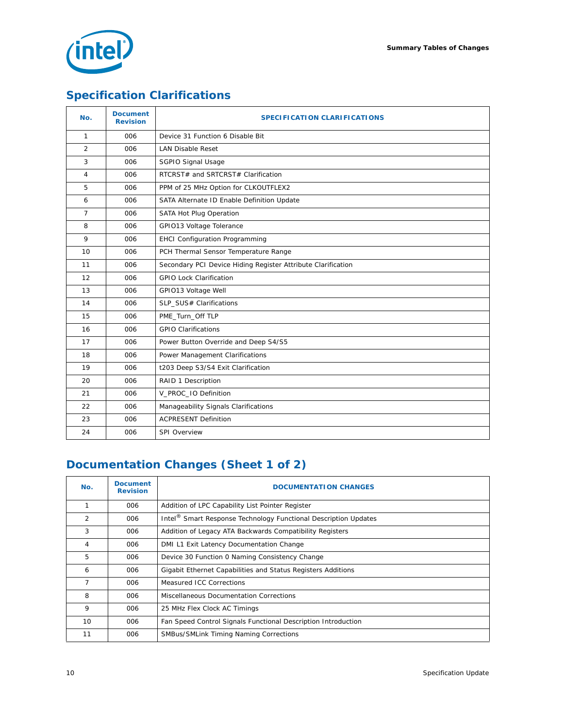## Specification Clarifications

| No. | Document Revision | SPECIFICATION CLARIFICATIONS |
|---|---|---|
| 1 | 006 | Device 31 Function 6 Disable Bit |
| 2 | 006 | LAN Disable Reset |
| 3 | 006 | SGPIO Signal Usage |
| 4 | 006 | RTCRST# and SRTCRST# Clarification |
| 5 | 006 | PPM of 25 MHz Option for CLKOUTFLEX2 |
| 6 | 006 | SATA Alternate ID Enable Definition Update |
| 7 | 006 | SATA Hot Plug Operation |
| 8 | 006 | GPIO13 Voltage Tolerance |
| 9 | 006 | EHCI Configuration Programming |
| 10 | 006 | PCH Thermal Sensor Temperature Range |
| 11 | 006 | Secondary PCI Device Hiding Register Attribute Clarification |
| 12 | 006 | GPIO Lock Clarification |
| 13 | 006 | GPIO13 Voltage Well |
| 14 | 006 | SLP_SUS# Clarifications |
| 15 | 006 | PME_Turn_Off TLP |
| 16 | 006 | GPIO Clarifications |
| 17 | 006 | Power Button Override and Deep S4/S5 |
| 18 | 006 | Power Management Clarifications |
| 19 | 006 | t203 Deep S3/S4 Exit Clarification |
| 20 | 006 | RAID 1 Description |
| 21 | 006 | V_PROC_IO Definition |
| 22 | 006 | Manageability Signals Clarifications |
| 23 | 006 | ACPRESENT Definition |
| 24 | 006 | SPI Overview |

## Documentation Changes (Sheet 1 of 2)

| No. | Document Revision | DOCUMENTATION CHANGES |
|---|---|---|
| 1 | 006 | Addition of LPC Capability List Pointer Register |
| 2 | 006 | Intel® Smart Response Technology Functional Description Updates |
| 3 | 006 | Addition of Legacy ATA Backwards Compatibility Registers |
| 4 | 006 | DMI L1 Exit Latency Documentation Change |
| 5 | 006 | Device 30 Function 0 Naming Consistency Change |
| 6 | 006 | Gigabit Ethernet Capabilities and Status Registers Additions |
| 7 | 006 | Measured ICC Corrections |
| 8 | 006 | Miscellaneous Documentation Corrections |
| 9 | 006 | 25 MHz Flex Clock AC Timings |
| 10 | 006 | Fan Speed Control Signals Functional Description Introduction |
| 11 | 006 | SMBus/SMLink Timing Naming Corrections |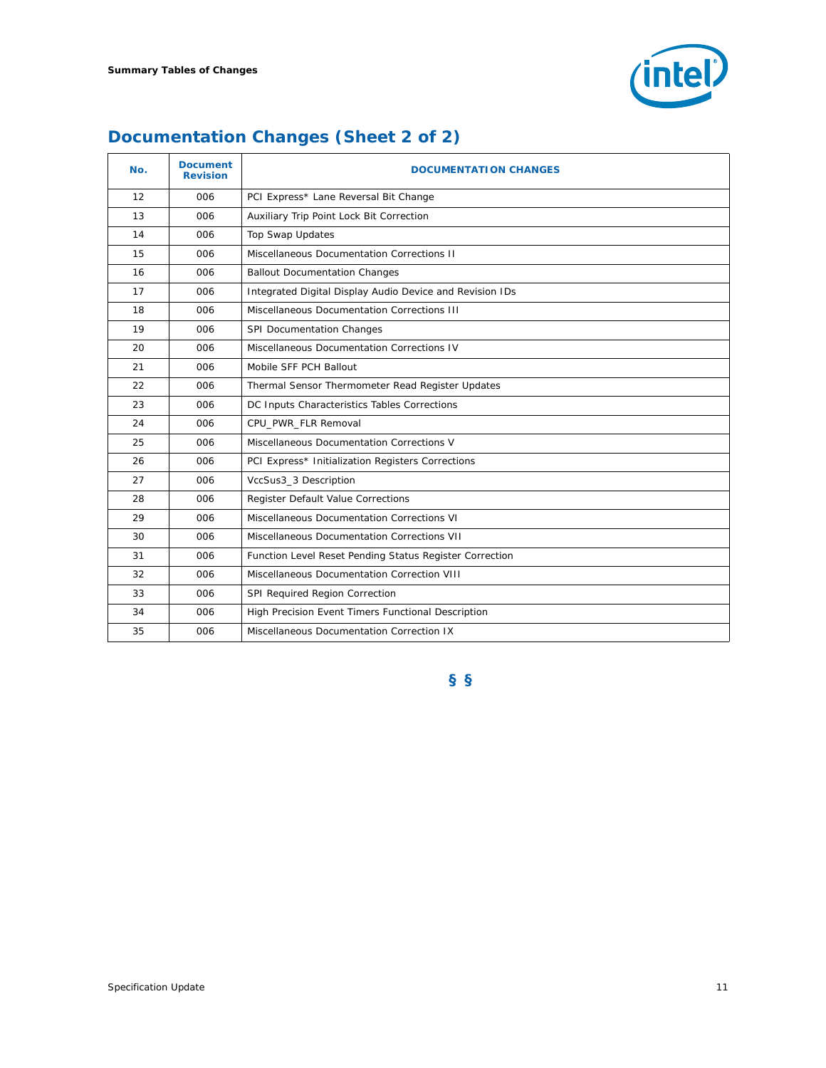## Documentation Changes (Sheet 2 of 2)

| No. | Document Revision | DOCUMENTATION CHANGES |
|---|---|---|
| 12 | 006 | PCI Express* Lane Reversal Bit Change |
| 13 | 006 | Auxiliary Trip Point Lock Bit Correction |
| 14 | 006 | Top Swap Updates |
| 15 | 006 | Miscellaneous Documentation Corrections II |
| 16 | 006 | Ballout Documentation Changes |
| 17 | 006 | Integrated Digital Display Audio Device and Revision IDs |
| 18 | 006 | Miscellaneous Documentation Corrections III |
| 19 | 006 | SPI Documentation Changes |
| 20 | 006 | Miscellaneous Documentation Corrections IV |
| 21 | 006 | Mobile SFF PCH Ballout |
| 22 | 006 | Thermal Sensor Thermometer Read Register Updates |
| 23 | 006 | DC Inputs Characteristics Tables Corrections |
| 24 | 006 | CPU_PWR_FLR Removal |
| 25 | 006 | Miscellaneous Documentation Corrections V |
| 26 | 006 | PCI Express* Initialization Registers Corrections |
| 27 | 006 | VccSus3_3 Description |
| 28 | 006 | Register Default Value Corrections |
| 29 | 006 | Miscellaneous Documentation Corrections VI |
| 30 | 006 | Miscellaneous Documentation Corrections VII |
| 31 | 006 | Function Level Reset Pending Status Register Correction |
| 32 | 006 | Miscellaneous Documentation Correction VIII |
| 33 | 006 | SPI Required Region Correction |
| 34 | 006 | High Precision Event Timers Functional Description |
| 35 | 006 | Miscellaneous Documentation Correction IX |

§ §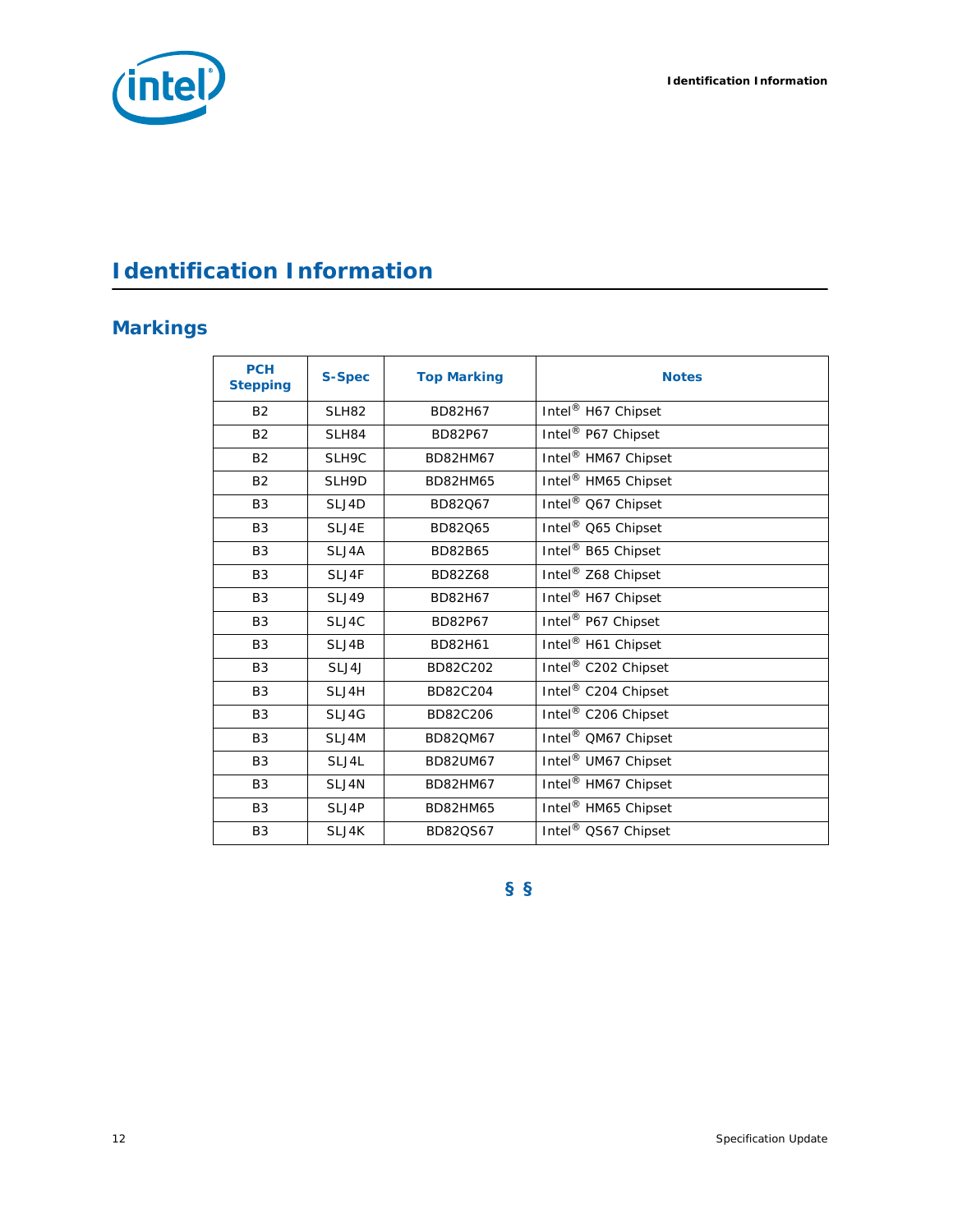# Identification Information

## Markings

| PCH Stepping | S-Spec | Top Marking | Notes |
|---|---|---|---|
| B2 | SLH82 | BD82H67 | Intel® H67 Chipset |
| B2 | SLH84 | BD82P67 | Intel® P67 Chipset |
| B2 | SLH9C | BD82HM67 | Intel® HM67 Chipset |
| B2 | SLH9D | BD82HM65 | Intel® HM65 Chipset |
| B3 | SLJ4D | BD82Q67 | Intel® Q67 Chipset |
| B3 | SLJ4E | BD82Q65 | Intel® Q65 Chipset |
| B3 | SLJ4A | BD82B65 | Intel® B65 Chipset |
| B3 | SLJ4F | BD82Z68 | Intel® Z68 Chipset |
| B3 | SLJ49 | BD82H67 | Intel® H67 Chipset |
| B3 | SLJ4C | BD82P67 | Intel® P67 Chipset |
| B3 | SLJ4B | BD82H61 | Intel® H61 Chipset |
| B3 | SLJ4J | BD82C202 | Intel® C202 Chipset |
| B3 | SLJ4H | BD82C204 | Intel® C204 Chipset |
| B3 | SLJ4G | BD82C206 | Intel® C206 Chipset |
| B3 | SLJ4M | BD82QM67 | Intel® QM67 Chipset |
| B3 | SLJ4L | BD82UM67 | Intel® UM67 Chipset |
| B3 | SLJ4N | BD82HM67 | Intel® HM67 Chipset |
| B3 | SLJ4P | BD82HM65 | Intel® HM65 Chipset |
| B3 | SLJ4K | BD82QS67 | Intel® QS67 Chipset |

§ §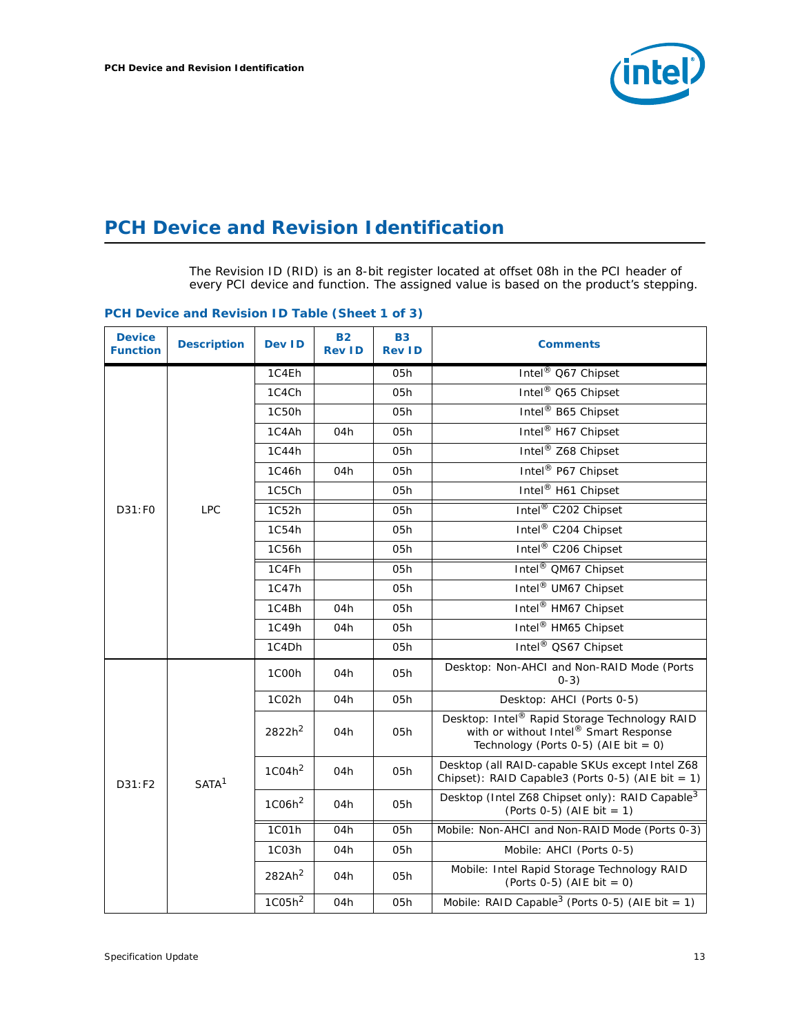# PCH Device and Revision Identification

The Revision ID (RID) is an 8-bit register located at offset 08h in the PCI header of every PCI device and function. The assigned value is based on the product's stepping.

### PCH Device and Revision ID Table (Sheet 1 of 3)

| Device Function | Description | Dev ID | B2 Rev ID | B3 Rev ID | Comments |
|---|---|---|---|---|---|
| D31:F0 | LPC | 1C4Eh | | 05h | Intel® Q67 Chipset |
| | | 1C4Ch | | 05h | Intel® Q65 Chipset |
| | | 1C50h | | 05h | Intel® B65 Chipset |
| | | 1C4Ah | 04h | 05h | Intel® H67 Chipset |
| | | 1C44h | | 05h | Intel® Z68 Chipset |
| | | 1C46h | 04h | 05h | Intel® P67 Chipset |
| | | 1C5Ch | | 05h | Intel® H61 Chipset |
| | | 1C52h | | 05h | Intel® C202 Chipset |
| | | 1C54h | | 05h | Intel® C204 Chipset |
| | | 1C56h | | 05h | Intel® C206 Chipset |
| | | 1C4Fh | | 05h | Intel® QM67 Chipset |
| | | 1C47h | | 05h | Intel® UM67 Chipset |
| | | 1C4Bh | 04h | 05h | Intel® HM67 Chipset |
| | | 1C49h | 04h | 05h | Intel® HM65 Chipset |
| | | 1C4Dh | | 05h | Intel® QS67 Chipset |
| D31:F2 | SATA[1] | 1C00h | 04h | 05h | Desktop: Non-AHCI and Non-RAID Mode (Ports 0-3) |
| | | 1C02h | 04h | 05h | Desktop: AHCI (Ports 0-5) |
| | | 2822h[2] | 04h | 05h | Desktop: Intel® Rapid Storage Technology RAID with or without Intel® Smart Response Technology (Ports 0-5) (AIE bit = 0) |
| | | 1C04h[2] | 04h | 05h | Desktop (all RAID-capable SKUs except Intel Z68 Chipset): RAID Capable3 (Ports 0-5) (AIE bit = 1) |
| | | 1C06h[2] | 04h | 05h | Desktop (Intel Z68 Chipset only): RAID Capable[3] (Ports 0-5) (AIE bit = 1) |
| | | 1C01h | 04h | 05h | Mobile: Non-AHCI and Non-RAID Mode (Ports 0-3) |
| | | 1C03h | 04h | 05h | Mobile: AHCI (Ports 0-5) |
| | | 282Ah[2] | 04h | 05h | Mobile: Intel Rapid Storage Technology RAID (Ports 0-5) (AIE bit = 0) |
| | | 1C05h[2] | 04h | 05h | Mobile: RAID Capable[3] (Ports 0-5) (AIE bit = 1) |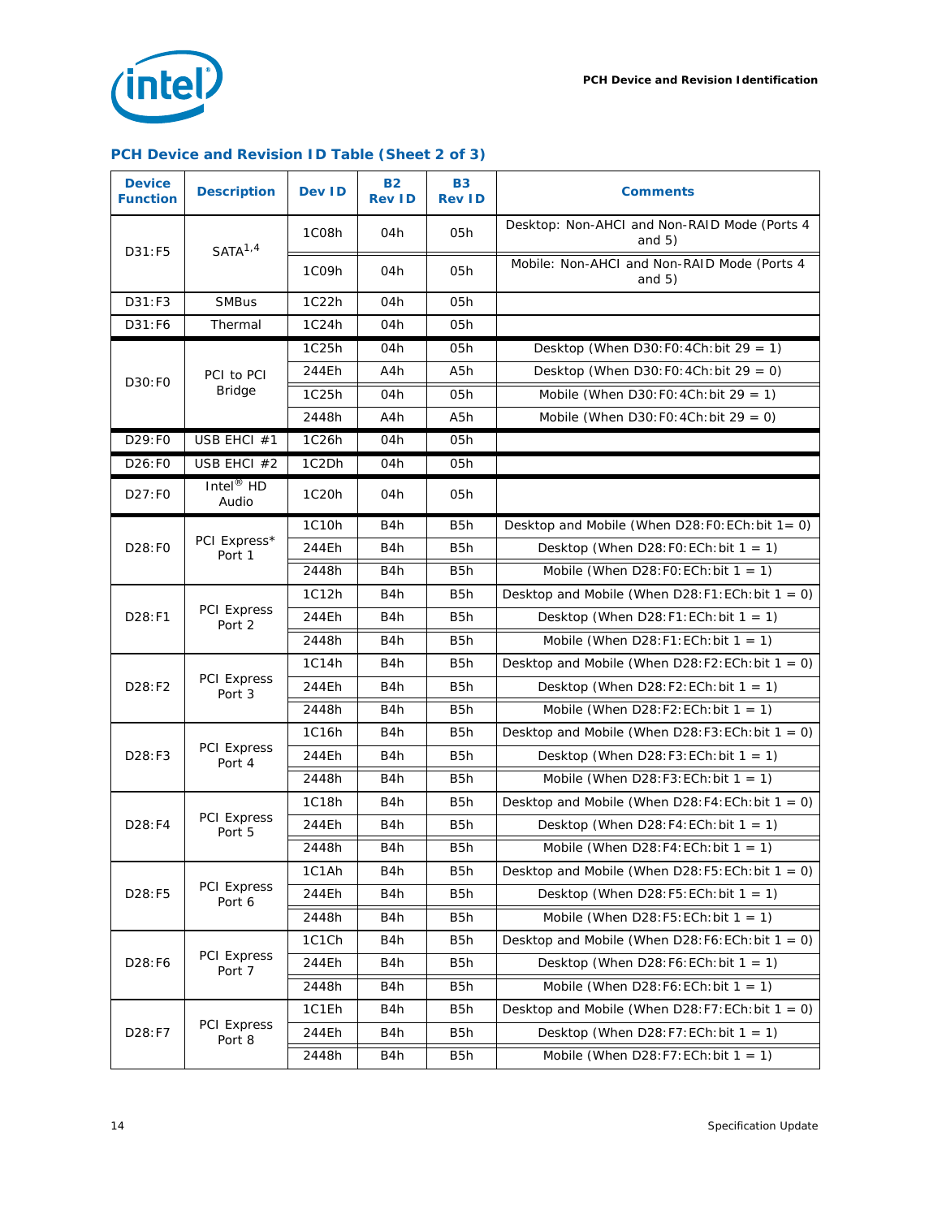## PCH Device and Revision ID Table (Sheet 2 of 3)

| Device Function | Description | Dev ID | B2 Rev ID | B3 Rev ID | Comments |
|---|---|---|---|---|---|
| D31:F5 | SATA[1,4] | 1C08h | 04h | 05h | Desktop: Non-AHCI and Non-RAID Mode (Ports 4 and 5) |
| | | 1C09h | 04h | 05h | Mobile: Non-AHCI and Non-RAID Mode (Ports 4 and 5) |
| D31:F3 | SMBus | 1C22h | 04h | 05h | |
| D31:F6 | Thermal | 1C24h | 04h | 05h | |
| D30:F0 | PCI to PCI Bridge | 1C25h | 04h | 05h | Desktop (When D30:F0:4Ch:bit 29 = 1) |
| | | 244Eh | A4h | A5h | Desktop (When D30:F0:4Ch:bit 29 = 0) |
| | | 1C25h | 04h | 05h | Mobile (When D30:F0:4Ch:bit 29 = 1) |
| | | 2448h | A4h | A5h | Mobile (When D30:F0:4Ch:bit 29 = 0) |
| D29:F0 | USB EHCI #1 | 1C26h | 04h | 05h | |
| D26:F0 | USB EHCI #2 | 1C2Dh | 04h | 05h | |
| D27:F0 | Intel® HD Audio | 1C20h | 04h | 05h | |
| D28:F0 | PCI Express* Port 1 | 1C10h | B4h | B5h | Desktop and Mobile (When D28:F0:ECh:bit 1= 0) |
| | | 244Eh | B4h | B5h | Desktop (When D28:F0:ECh:bit 1 = 1) |
| | | 2448h | B4h | B5h | Mobile (When D28:F0:ECh:bit 1 = 1) |
| D28:F1 | PCI Express Port 2 | 1C12h | B4h | B5h | Desktop and Mobile (When D28:F1:ECh:bit 1 = 0) |
| | | 244Eh | B4h | B5h | Desktop (When D28:F1:ECh:bit 1 = 1) |
| | | 2448h | B4h | B5h | Mobile (When D28:F1:ECh:bit 1 = 1) |
| D28:F2 | PCI Express Port 3 | 1C14h | B4h | B5h | Desktop and Mobile (When D28:F2:ECh:bit 1 = 0) |
| | | 244Eh | B4h | B5h | Desktop (When D28:F2:ECh:bit 1 = 1) |
| | | 2448h | B4h | B5h | Mobile (When D28:F2:ECh:bit 1 = 1) |
| D28:F3 | PCI Express Port 4 | 1C16h | B4h | B5h | Desktop and Mobile (When D28:F3:ECh:bit 1 = 0) |
| | | 244Eh | B4h | B5h | Desktop (When D28:F3:ECh:bit 1 = 1) |
| | | 2448h | B4h | B5h | Mobile (When D28:F3:ECh:bit 1 = 1) |
| D28:F4 | PCI Express Port 5 | 1C18h | B4h | B5h | Desktop and Mobile (When D28:F4:ECh:bit 1 = 0) |
| | | 244Eh | B4h | B5h | Desktop (When D28:F4:ECh:bit 1 = 1) |
| | | 2448h | B4h | B5h | Mobile (When D28:F4:ECh:bit 1 = 1) |
| D28:F5 | PCI Express Port 6 | 1C1Ah | B4h | B5h | Desktop and Mobile (When D28:F5:ECh:bit 1 = 0) |
| | | 244Eh | B4h | B5h | Desktop (When D28:F5:ECh:bit 1 = 1) |
| | | 2448h | B4h | B5h | Mobile (When D28:F5:ECh:bit 1 = 1) |
| D28:F6 | PCI Express Port 7 | 1C1Ch | B4h | B5h | Desktop and Mobile (When D28:F6:ECh:bit 1 = 0) |
| | | 244Eh | B4h | B5h | Desktop (When D28:F6:ECh:bit 1 = 1) |
| | | 2448h | B4h | B5h | Mobile (When D28:F6:ECh:bit 1 = 1) |
| D28:F7 | PCI Express Port 8 | 1C1Eh | B4h | B5h | Desktop and Mobile (When D28:F7:ECh:bit 1 = 0) |
| | | 244Eh | B4h | B5h | Desktop (When D28:F7:ECh:bit 1 = 1) |
| | | 2448h | B4h | B5h | Mobile (When D28:F7:ECh:bit 1 = 1) |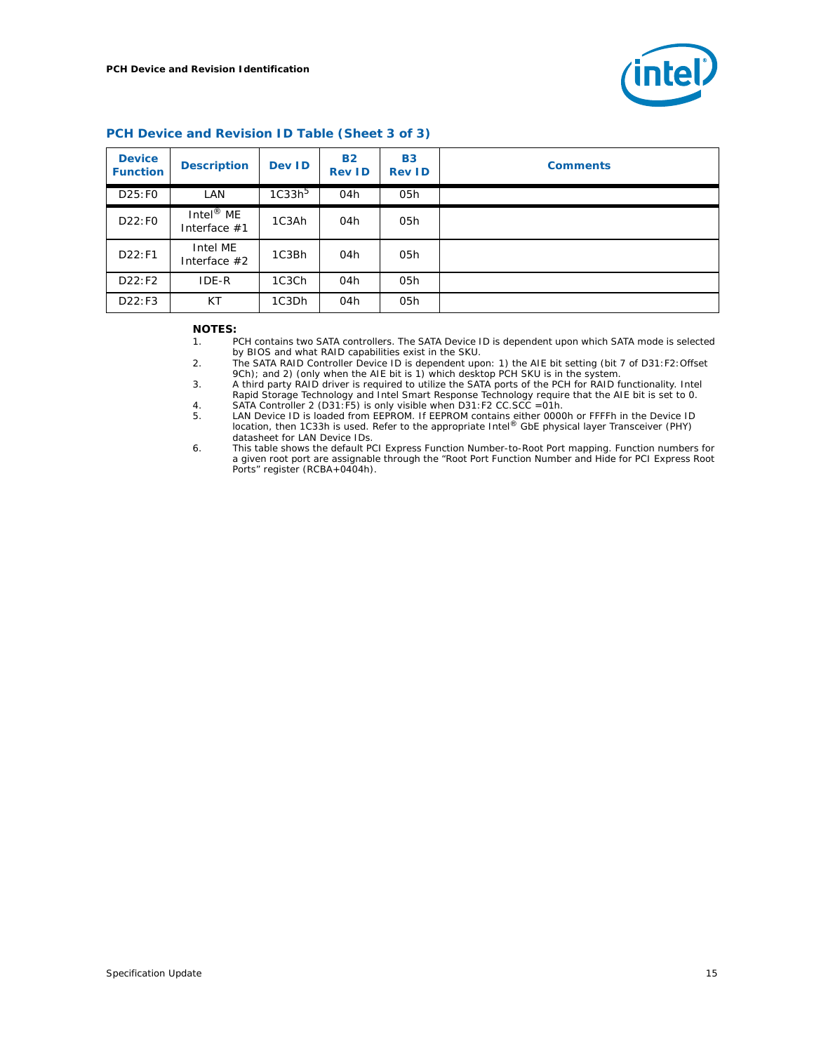## PCH Device and Revision ID Table (Sheet 3 of 3)

| Device Function | Description | Dev ID | B2 Rev ID | B3 Rev ID | Comments |
|---|---|---|---|---|---|
| D25:F0 | LAN | 1C33h[5] | 04h | 05h | |
| D22:F0 | Intel® ME Interface #1 | 1C3Ah | 04h | 05h | |
| D22:F1 | Intel ME Interface #2 | 1C3Bh | 04h | 05h | |
| D22:F2 | IDE-R | 1C3Ch | 04h | 05h | |
| D22:F3 | KT | 1C3Dh | 04h | 05h | |

**NOTES:**

1. PCH contains two SATA controllers. The SATA Device ID is dependent upon which SATA mode is selected by BIOS and what RAID capabilities exist in the SKU.
2. The SATA RAID Controller Device ID is dependent upon: 1) the AIE bit setting (bit 7 of D31:F2:Offset 9Ch); and 2) (only when the AIE bit is 1) which desktop PCH SKU is in the system.
3. A third party RAID driver is required to utilize the SATA ports of the PCH for RAID functionality. Intel Rapid Storage Technology and Intel Smart Response Technology require that the AIE bit is set to 0.
4. SATA Controller 2 (D31:F5) is only visible when D31:F2 CC.SCC =01h.
5. LAN Device ID is loaded from EEPROM. If EEPROM contains either 0000h or FFFFh in the Device ID location, then 1C33h is used. Refer to the appropriate Intel® GbE physical layer Transceiver (PHY) datasheet for LAN Device IDs.
6. This table shows the default PCI Express Function Number-to-Root Port mapping. Function numbers for a given root port are assignable through the "Root Port Function Number and Hide for PCI Express Root Ports" register (RCBA+0404h).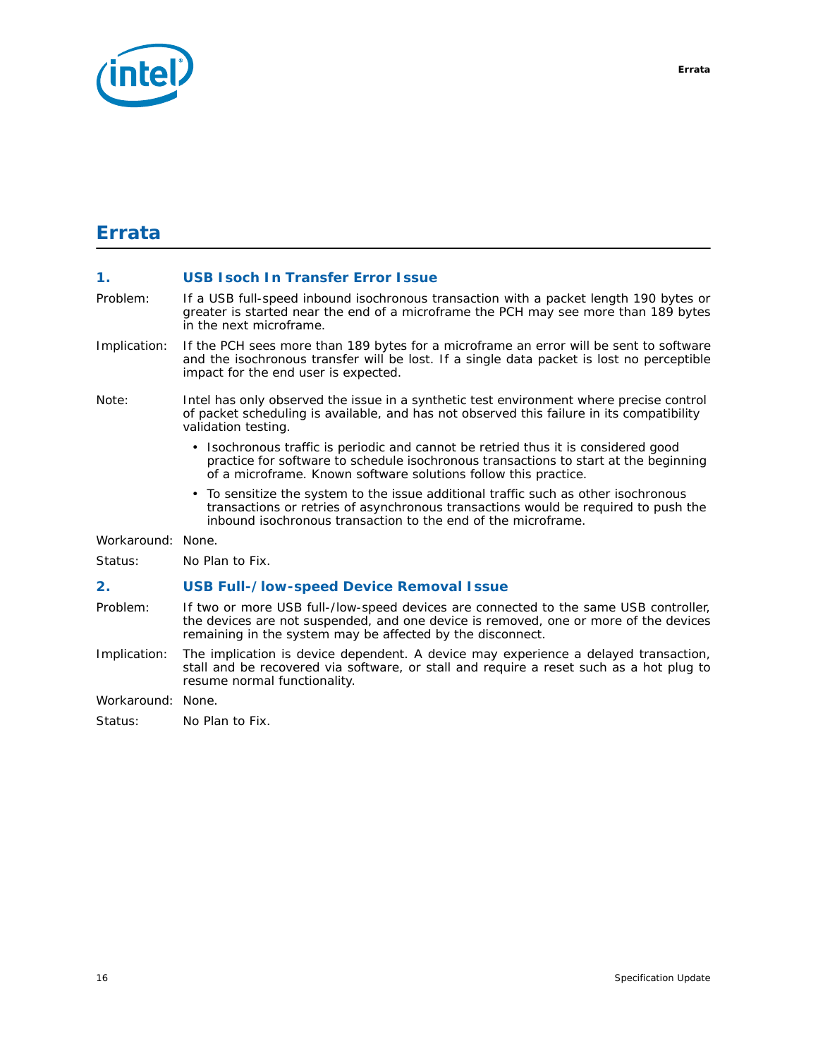# Errata

### 1. USB Isoch In Transfer Error Issue

Problem: If a USB full-speed inbound isochronous transaction with a packet length 190 bytes or greater is started near the end of a microframe the PCH may see more than 189 bytes in the next microframe.

Implication: If the PCH sees more than 189 bytes for a microframe an error will be sent to software and the isochronous transfer will be lost. If a single data packet is lost no perceptible impact for the end user is expected.

Note: Intel has only observed the issue in a synthetic test environment where precise control of packet scheduling is available, and has not observed this failure in its compatibility validation testing.

- Isochronous traffic is periodic and cannot be retried thus it is considered good practice for software to schedule isochronous transactions to start at the beginning of a microframe. Known software solutions follow this practice.
- To sensitize the system to the issue additional traffic such as other isochronous transactions or retries of asynchronous transactions would be required to push the inbound isochronous transaction to the end of the microframe.

Workaround: None.

Status: No Plan to Fix.

### 2. USB Full-/low-speed Device Removal Issue

Problem: If two or more USB full-/low-speed devices are connected to the same USB controller, the devices are not suspended, and one device is removed, one or more of the devices remaining in the system may be affected by the disconnect.

Implication: The implication is device dependent. A device may experience a delayed transaction, stall and be recovered via software, or stall and require a reset such as a hot plug to resume normal functionality.

Workaround: None.

Status: No Plan to Fix.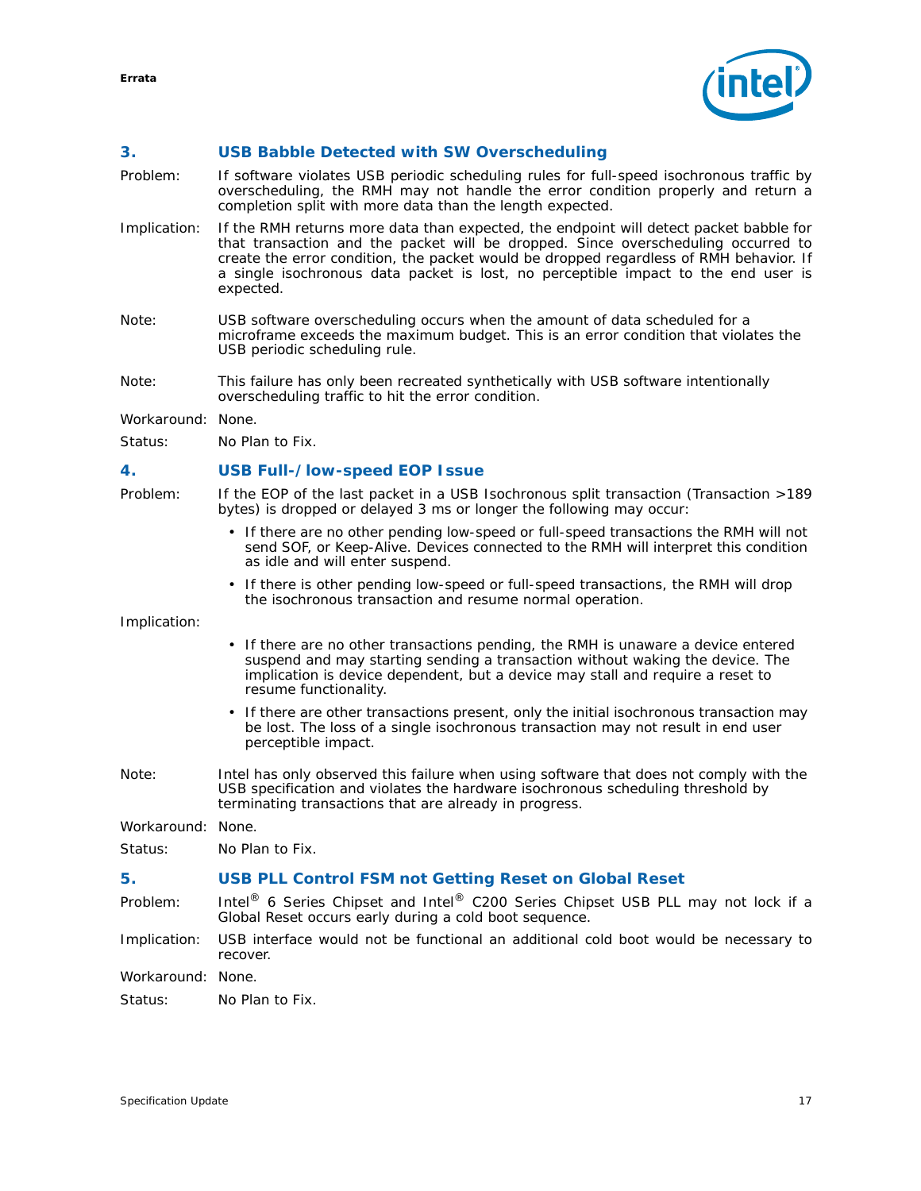### 3. USB Babble Detected with SW Overscheduling

Problem: If software violates USB periodic scheduling rules for full-speed isochronous traffic by overscheduling, the RMH may not handle the error condition properly and return a completion split with more data than the length expected.

Implication: If the RMH returns more data than expected, the endpoint will detect packet babble for that transaction and the packet will be dropped. Since overscheduling occurred to create the error condition, the packet would be dropped regardless of RMH behavior. If a single isochronous data packet is lost, no perceptible impact to the end user is expected.

Note: USB software overscheduling occurs when the amount of data scheduled for a microframe exceeds the maximum budget. This is an error condition that violates the USB periodic scheduling rule.

Note: This failure has only been recreated synthetically with USB software intentionally overscheduling traffic to hit the error condition.

Workaround: None.

Status: No Plan to Fix.

### 4. USB Full-/low-speed EOP Issue

Problem: If the EOP of the last packet in a USB Isochronous split transaction (Transaction >189 bytes) is dropped or delayed 3 ms or longer the following may occur:

- If there are no other pending low-speed or full-speed transactions the RMH will not send SOF, or Keep-Alive. Devices connected to the RMH will interpret this condition as idle and will enter suspend.
- If there is other pending low-speed or full-speed transactions, the RMH will drop the isochronous transaction and resume normal operation.

Implication:

- If there are no other transactions pending, the RMH is unaware a device entered suspend and may starting sending a transaction without waking the device. The implication is device dependent, but a device may stall and require a reset to resume functionality.
- If there are other transactions present, only the initial isochronous transaction may be lost. The loss of a single isochronous transaction may not result in end user perceptible impact.

Note: Intel has only observed this failure when using software that does not comply with the USB specification and violates the hardware isochronous scheduling threshold by terminating transactions that are already in progress.

Workaround: None.

Status: No Plan to Fix.

### 5. USB PLL Control FSM not Getting Reset on Global Reset

Problem: Intel® 6 Series Chipset and Intel® C200 Series Chipset USB PLL may not lock if a Global Reset occurs early during a cold boot sequence.

Implication: USB interface would not be functional an additional cold boot would be necessary to recover.

Workaround: None.

Status: No Plan to Fix.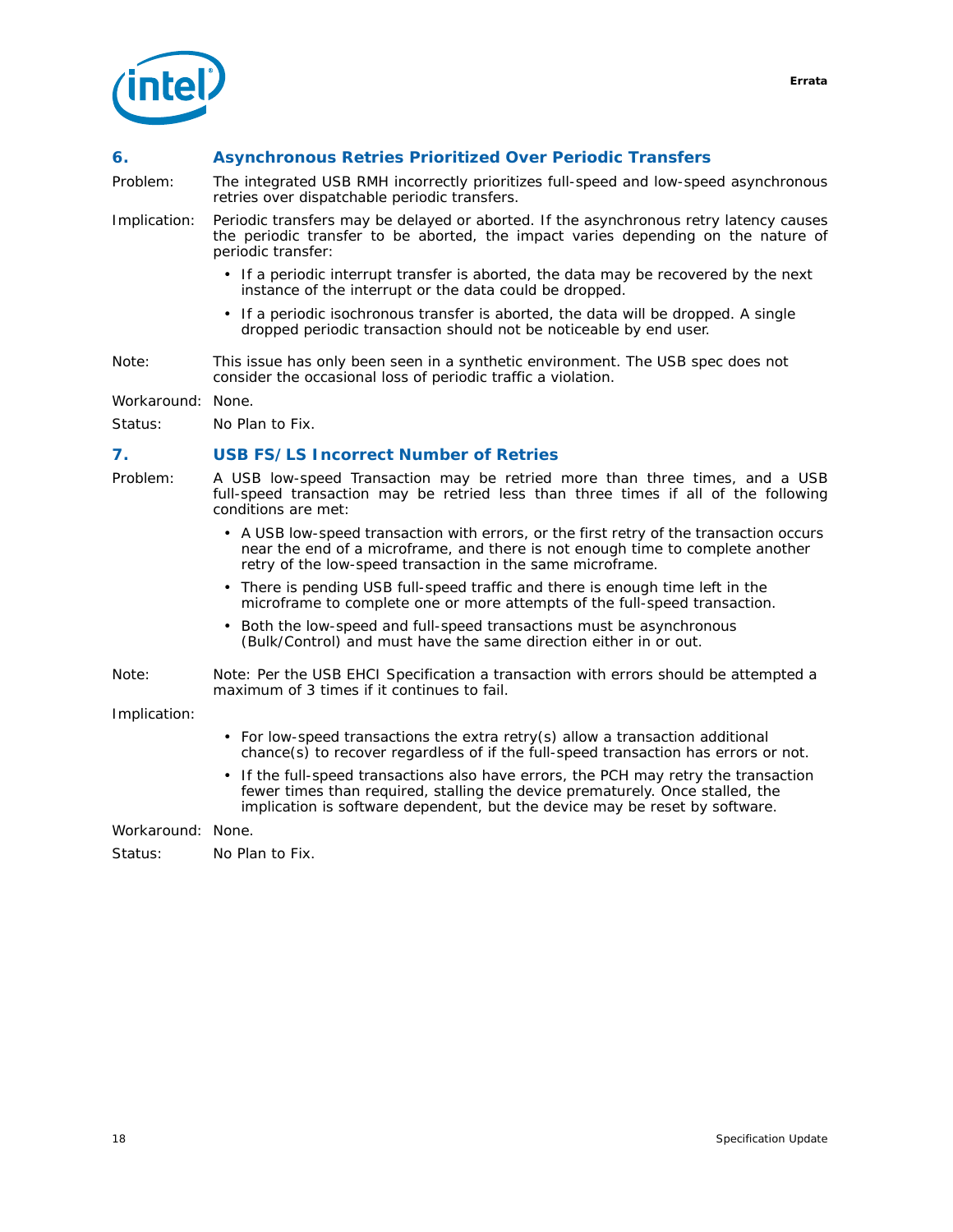## 6. Asynchronous Retries Prioritized Over Periodic Transfers

Problem: The integrated USB RMH incorrectly prioritizes full-speed and low-speed asynchronous retries over dispatchable periodic transfers.

Implication: Periodic transfers may be delayed or aborted. If the asynchronous retry latency causes the periodic transfer to be aborted, the impact varies depending on the nature of periodic transfer:

- If a periodic interrupt transfer is aborted, the data may be recovered by the next instance of the interrupt or the data could be dropped.
- If a periodic isochronous transfer is aborted, the data will be dropped. A single dropped periodic transaction should not be noticeable by end user.

Note: This issue has only been seen in a synthetic environment. The USB spec does not consider the occasional loss of periodic traffic a violation.

Workaround: None.

Status: No Plan to Fix.

## 7. USB FS/LS Incorrect Number of Retries

Problem: A USB low-speed Transaction may be retried more than three times, and a USB full-speed transaction may be retried less than three times if all of the following conditions are met:

- A USB low-speed transaction with errors, or the first retry of the transaction occurs near the end of a microframe, and there is not enough time to complete another retry of the low-speed transaction in the same microframe.
- There is pending USB full-speed traffic and there is enough time left in the microframe to complete one or more attempts of the full-speed transaction.
- Both the low-speed and full-speed transactions must be asynchronous (Bulk/Control) and must have the same direction either in or out.

Note: Note: Per the USB EHCI Specification a transaction with errors should be attempted a maximum of 3 times if it continues to fail.

Implication:

- For low-speed transactions the extra retry(s) allow a transaction additional chance(s) to recover regardless of if the full-speed transaction has errors or not.
- If the full-speed transactions also have errors, the PCH may retry the transaction fewer times than required, stalling the device prematurely. Once stalled, the implication is software dependent, but the device may be reset by software.

Workaround: None.

Status: No Plan to Fix.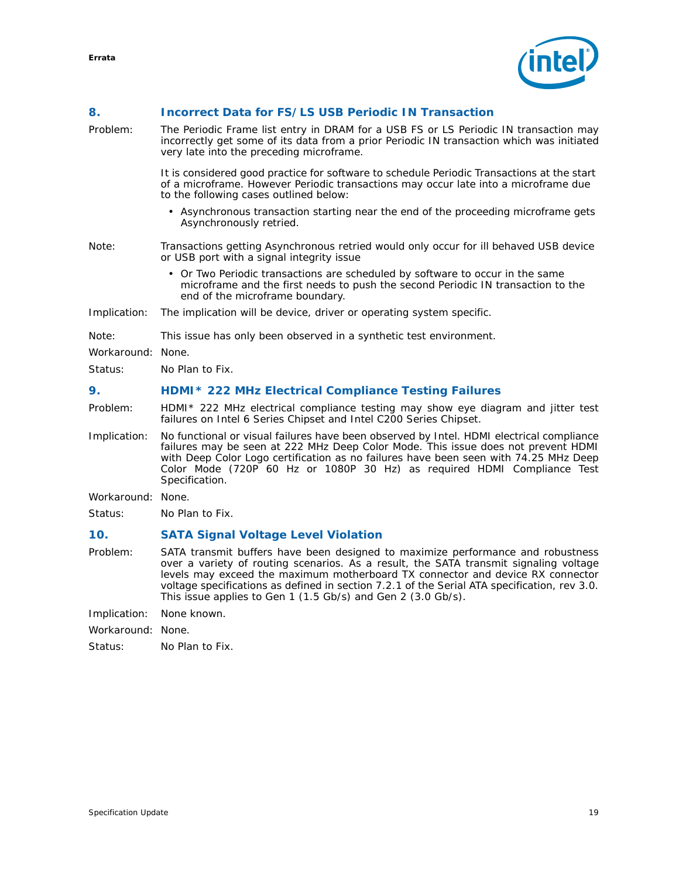### 8. Incorrect Data for FS/LS USB Periodic IN Transaction

Problem: The Periodic Frame list entry in DRAM for a USB FS or LS Periodic IN transaction may incorrectly get some of its data from a prior Periodic IN transaction which was initiated very late into the preceding microframe.

It is considered good practice for software to schedule Periodic Transactions at the start of a microframe. However Periodic transactions may occur late into a microframe due to the following cases outlined below:

- Asynchronous transaction starting near the end of the proceeding microframe gets Asynchronously retried.

Note: Transactions getting Asynchronous retried would only occur for ill behaved USB device or USB port with a signal integrity issue

- Or Two Periodic transactions are scheduled by software to occur in the same microframe and the first needs to push the second Periodic IN transaction to the end of the microframe boundary.

Implication: The implication will be device, driver or operating system specific.

Note: This issue has only been observed in a synthetic test environment.

Workaround: None.

Status: No Plan to Fix.

### 9. HDMI* 222 MHz Electrical Compliance Testing Failures

Problem: HDMI* 222 MHz electrical compliance testing may show eye diagram and jitter test failures on Intel 6 Series Chipset and Intel C200 Series Chipset.

Implication: No functional or visual failures have been observed by Intel. HDMI electrical compliance failures may be seen at 222 MHz Deep Color Mode. This issue does not prevent HDMI with Deep Color Logo certification as no failures have been seen with 74.25 MHz Deep Color Mode (720P 60 Hz or 1080P 30 Hz) as required HDMI Compliance Test Specification.

Workaround: None.

Status: No Plan to Fix.

### 10. SATA Signal Voltage Level Violation

Problem: SATA transmit buffers have been designed to maximize performance and robustness over a variety of routing scenarios. As a result, the SATA transmit signaling voltage levels may exceed the maximum motherboard TX connector and device RX connector voltage specifications as defined in section 7.2.1 of the Serial ATA specification, rev 3.0. This issue applies to Gen 1 (1.5 Gb/s) and Gen 2 (3.0 Gb/s).

Implication: None known.

Workaround: None.

Status: No Plan to Fix.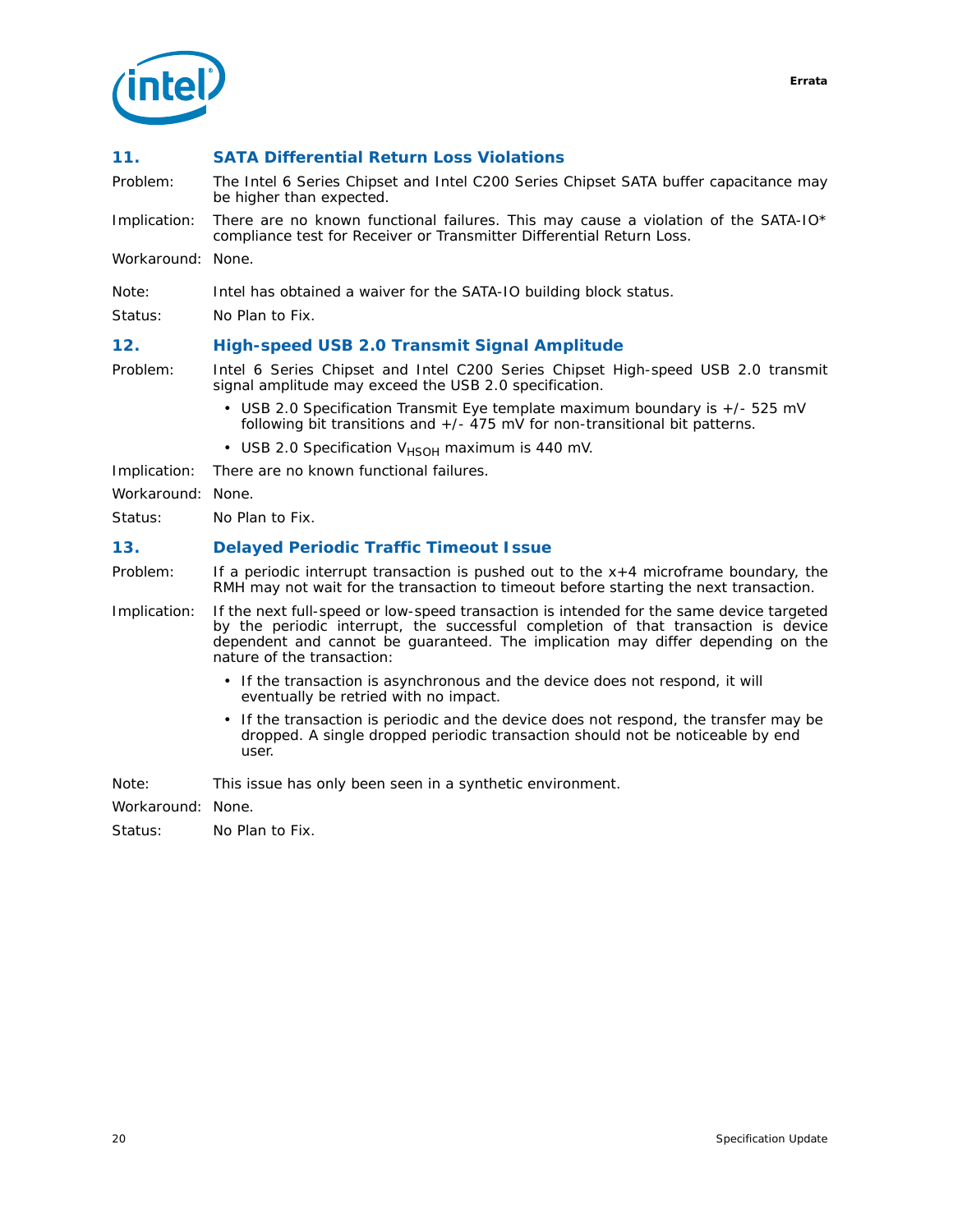## 11. SATA Differential Return Loss Violations

Problem: The Intel 6 Series Chipset and Intel C200 Series Chipset SATA buffer capacitance may be higher than expected.

Implication: There are no known functional failures. This may cause a violation of the SATA-IO* compliance test for Receiver or Transmitter Differential Return Loss.

Workaround: None.

Note: Intel has obtained a waiver for the SATA-IO building block status.

Status: No Plan to Fix.

## 12. High-speed USB 2.0 Transmit Signal Amplitude

Problem: Intel 6 Series Chipset and Intel C200 Series Chipset High-speed USB 2.0 transmit signal amplitude may exceed the USB 2.0 specification.

- USB 2.0 Specification Transmit Eye template maximum boundary is +/- 525 mV following bit transitions and +/- 475 mV for non-transitional bit patterns.
- USB 2.0 Specification $V_{HSOH}$ maximum is 440 mV.

Implication: There are no known functional failures.

Workaround: None.

Status: No Plan to Fix.

## 13. Delayed Periodic Traffic Timeout Issue

Problem: If a periodic interrupt transaction is pushed out to the x+4 microframe boundary, the RMH may not wait for the transaction to timeout before starting the next transaction.

Implication: If the next full-speed or low-speed transaction is intended for the same device targeted by the periodic interrupt, the successful completion of that transaction is device dependent and cannot be guaranteed. The implication may differ depending on the nature of the transaction:

- If the transaction is asynchronous and the device does not respond, it will eventually be retried with no impact.
- If the transaction is periodic and the device does not respond, the transfer may be dropped. A single dropped periodic transaction should not be noticeable by end user.

Note: This issue has only been seen in a synthetic environment.

Workaround: None.

Status: No Plan to Fix.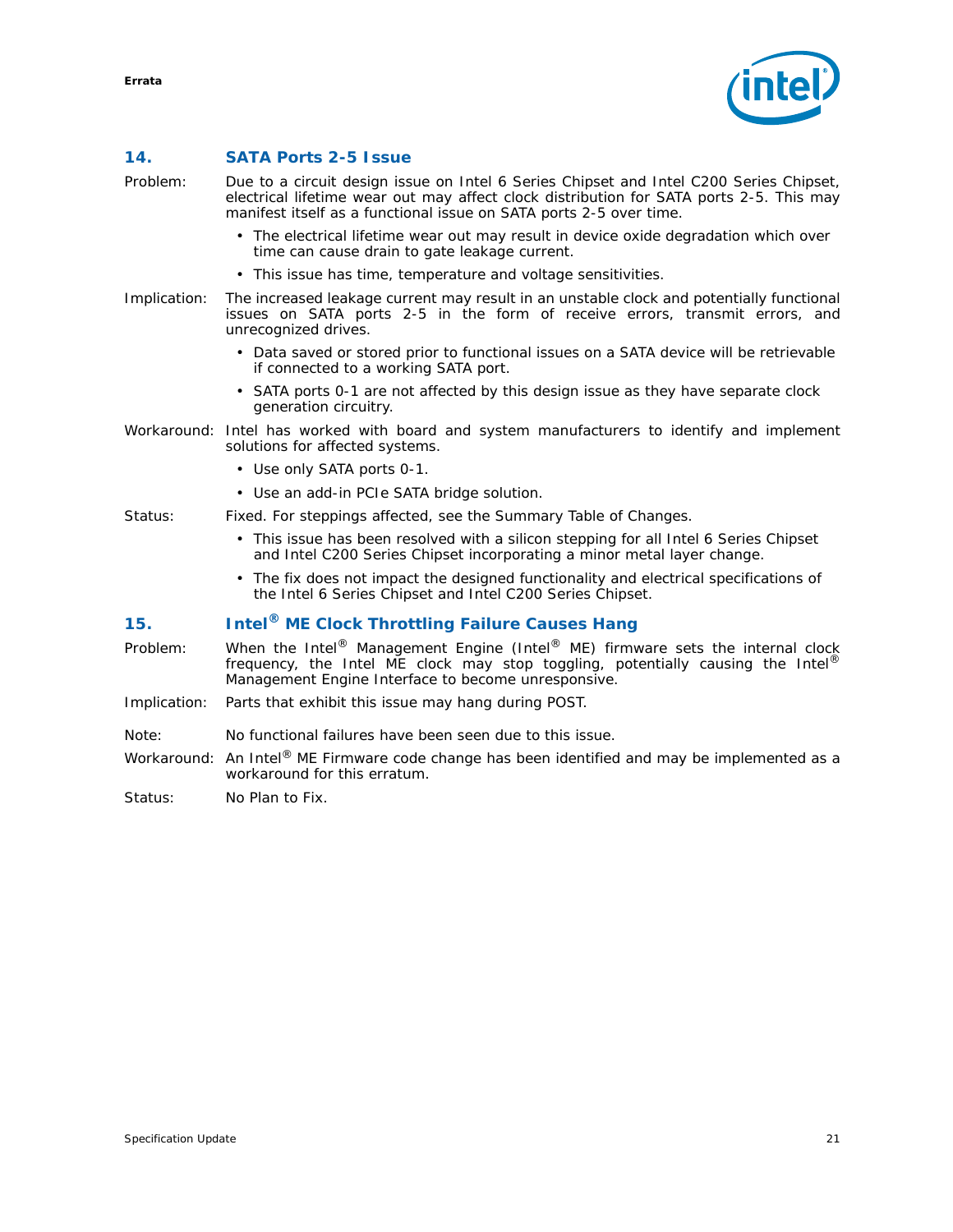### 14. SATA Ports 2-5 Issue

Problem: Due to a circuit design issue on Intel 6 Series Chipset and Intel C200 Series Chipset, electrical lifetime wear out may affect clock distribution for SATA ports 2-5. This may manifest itself as a functional issue on SATA ports 2-5 over time.

- The electrical lifetime wear out may result in device oxide degradation which over time can cause drain to gate leakage current.
- This issue has time, temperature and voltage sensitivities.

Implication: The increased leakage current may result in an unstable clock and potentially functional issues on SATA ports 2-5 in the form of receive errors, transmit errors, and unrecognized drives.

- Data saved or stored prior to functional issues on a SATA device will be retrievable if connected to a working SATA port.
- SATA ports 0-1 are not affected by this design issue as they have separate clock generation circuitry.

Workaround: Intel has worked with board and system manufacturers to identify and implement solutions for affected systems.

- Use only SATA ports 0-1.
- Use an add-in PCIe SATA bridge solution.

Status: Fixed. For steppings affected, see the Summary Table of Changes.

- This issue has been resolved with a silicon stepping for all Intel 6 Series Chipset and Intel C200 Series Chipset incorporating a minor metal layer change.
- The fix does not impact the designed functionality and electrical specifications of the Intel 6 Series Chipset and Intel C200 Series Chipset.

### 15. Intel® ME Clock Throttling Failure Causes Hang

Problem: When the Intel® Management Engine (Intel® ME) firmware sets the internal clock frequency, the Intel ME clock may stop toggling, potentially causing the Intel® Management Engine Interface to become unresponsive.

Implication: Parts that exhibit this issue may hang during POST.

Note: No functional failures have been seen due to this issue.

Workaround: An Intel® ME Firmware code change has been identified and may be implemented as a workaround for this erratum.

Status: No Plan to Fix.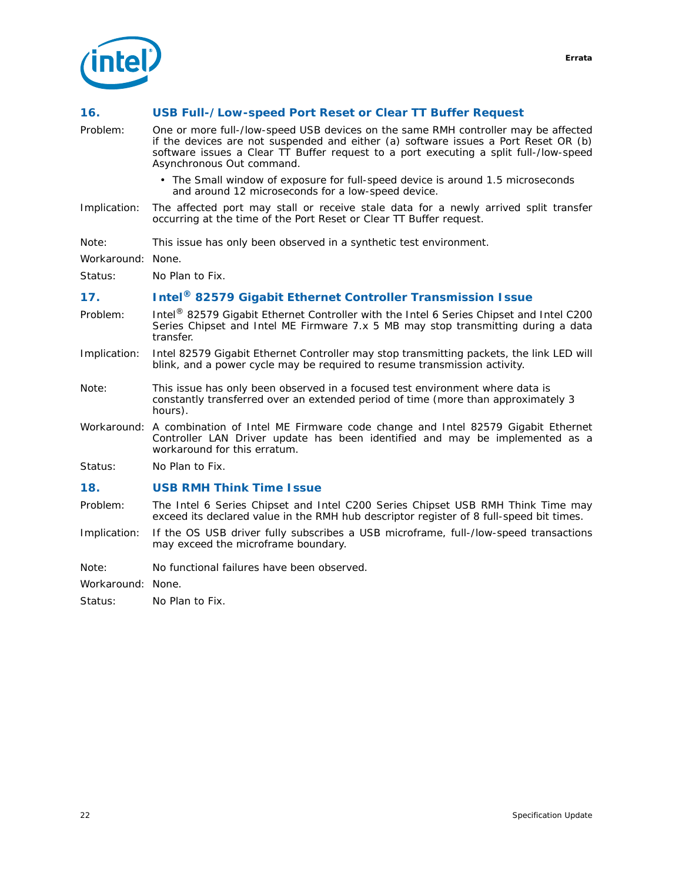### 16. USB Full-/Low-speed Port Reset or Clear TT Buffer Request

**Problem:** One or more full-/low-speed USB devices on the same RMH controller may be affected if the devices are not suspended and either (a) software issues a Port Reset OR (b) software issues a Clear TT Buffer request to a port executing a split full-/low-speed Asynchronous Out command.

- The Small window of exposure for full-speed device is around 1.5 microseconds and around 12 microseconds for a low-speed device.

**Implication:** The affected port may stall or receive stale data for a newly arrived split transfer occurring at the time of the Port Reset or Clear TT Buffer request.

**Note:** This issue has only been observed in a synthetic test environment.

**Workaround:** None.

**Status:** No Plan to Fix.

### 17. Intel® 82579 Gigabit Ethernet Controller Transmission Issue

**Problem:** Intel® 82579 Gigabit Ethernet Controller with the Intel 6 Series Chipset and Intel C200 Series Chipset and Intel ME Firmware 7.x 5 MB may stop transmitting during a data transfer.

**Implication:** Intel 82579 Gigabit Ethernet Controller may stop transmitting packets, the link LED will blink, and a power cycle may be required to resume transmission activity.

**Note:** This issue has only been observed in a focused test environment where data is constantly transferred over an extended period of time (more than approximately 3 hours).

**Workaround:** A combination of Intel ME Firmware code change and Intel 82579 Gigabit Ethernet Controller LAN Driver update has been identified and may be implemented as a workaround for this erratum.

**Status:** No Plan to Fix.

### 18. USB RMH Think Time Issue

**Problem:** The Intel 6 Series Chipset and Intel C200 Series Chipset USB RMH Think Time may exceed its declared value in the RMH hub descriptor register of 8 full-speed bit times.

**Implication:** If the OS USB driver fully subscribes a USB microframe, full-/low-speed transactions may exceed the microframe boundary.

**Note:** No functional failures have been observed.

**Workaround:** None.

**Status:** No Plan to Fix.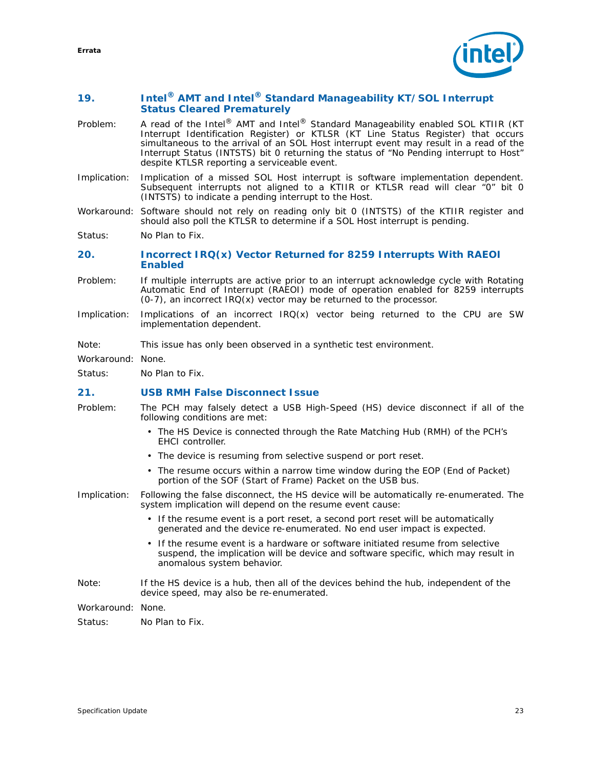## 19. Intel® AMT and Intel® Standard Manageability KT/SOL Interrupt Status Cleared Prematurely

Problem: A read of the Intel® AMT and Intel® Standard Manageability enabled SOL KTIIR (KT Interrupt Identification Register) or KTLSR (KT Line Status Register) that occurs simultaneous to the arrival of an SOL Host interrupt event may result in a read of the Interrupt Status (INTSTS) bit 0 returning the status of "No Pending interrupt to Host" despite KTLSR reporting a serviceable event.

Implication: Implication of a missed SOL Host interrupt is software implementation dependent. Subsequent interrupts not aligned to a KTIIR or KTLSR read will clear "0" bit 0 (INTSTS) to indicate a pending interrupt to the Host.

Workaround: Software should not rely on reading only bit 0 (INTSTS) of the KTIIR register and should also poll the KTLSR to determine if a SOL Host interrupt is pending.

Status: No Plan to Fix.

## 20. Incorrect IRQ(x) Vector Returned for 8259 Interrupts With RAEOI Enabled

Problem: If multiple interrupts are active prior to an interrupt acknowledge cycle with Rotating Automatic End of Interrupt (RAEOI) mode of operation enabled for 8259 interrupts (0-7), an incorrect IRQ(x) vector may be returned to the processor.

Implication: Implications of an incorrect IRQ(x) vector being returned to the CPU are SW implementation dependent.

Note: This issue has only been observed in a synthetic test environment.

Workaround: None.

Status: No Plan to Fix.

## 21. USB RMH False Disconnect Issue

Problem: The PCH may falsely detect a USB High-Speed (HS) device disconnect if all of the following conditions are met:

- The HS Device is connected through the Rate Matching Hub (RMH) of the PCH's EHCI controller.
- The device is resuming from selective suspend or port reset.
- The resume occurs within a narrow time window during the EOP (End of Packet) portion of the SOF (Start of Frame) Packet on the USB bus.

Implication: Following the false disconnect, the HS device will be automatically re-enumerated. The system implication will depend on the resume event cause:

- If the resume event is a port reset, a second port reset will be automatically generated and the device re-enumerated. No end user impact is expected.
- If the resume event is a hardware or software initiated resume from selective suspend, the implication will be device and software specific, which may result in anomalous system behavior.

Note: If the HS device is a hub, then all of the devices behind the hub, independent of the device speed, may also be re-enumerated.

Workaround: None.

Status: No Plan to Fix.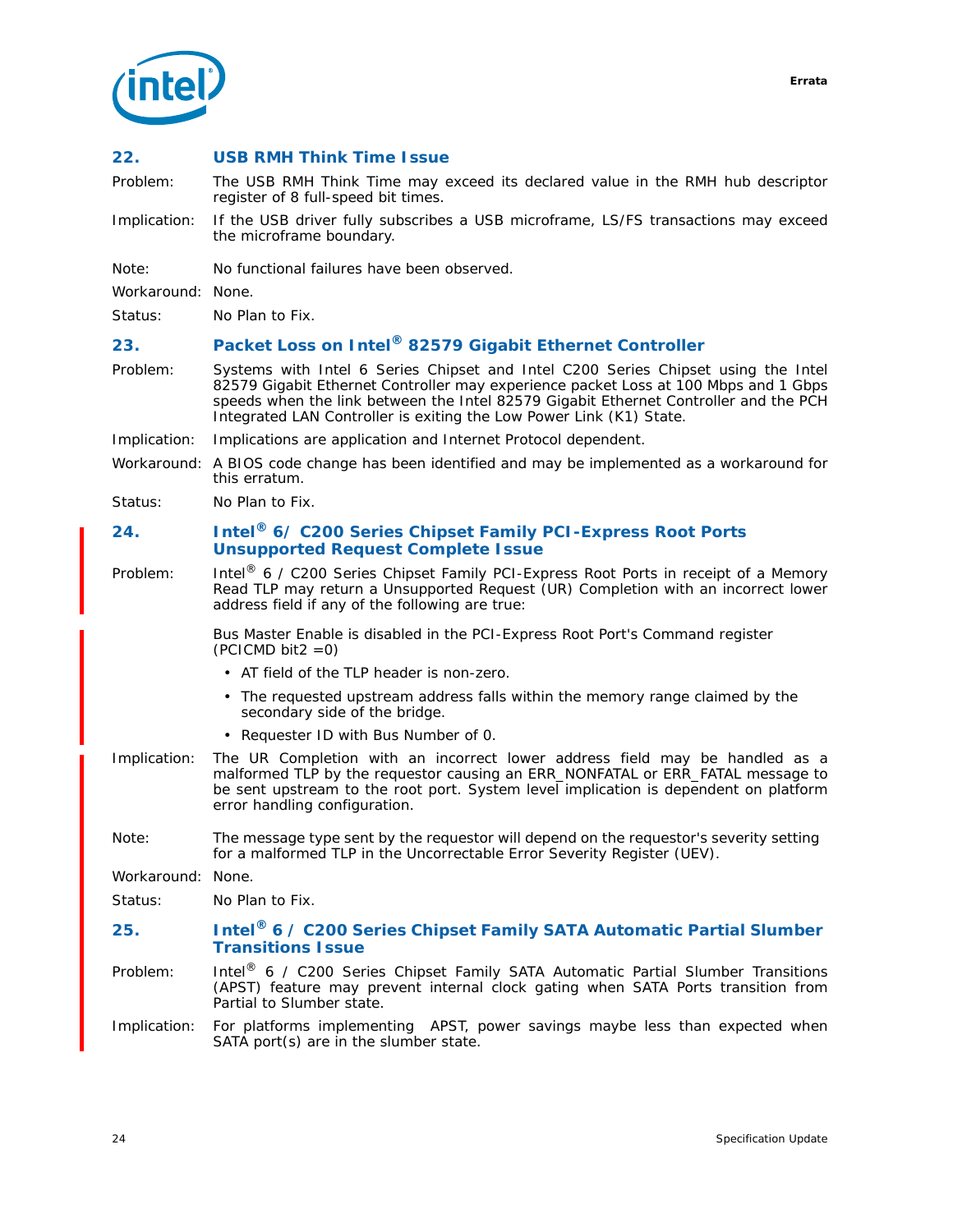### 22. USB RMH Think Time Issue

Problem: The USB RMH Think Time may exceed its declared value in the RMH hub descriptor register of 8 full-speed bit times.

Implication: If the USB driver fully subscribes a USB microframe, LS/FS transactions may exceed the microframe boundary.

Note: No functional failures have been observed.

Workaround: None.

Status: No Plan to Fix.

### 23. Packet Loss on Intel® 82579 Gigabit Ethernet Controller

Problem: Systems with Intel 6 Series Chipset and Intel C200 Series Chipset using the Intel 82579 Gigabit Ethernet Controller may experience packet Loss at 100 Mbps and 1 Gbps speeds when the link between the Intel 82579 Gigabit Ethernet Controller and the PCH Integrated LAN Controller is exiting the Low Power Link (K1) State.

Implication: Implications are application and Internet Protocol dependent.

Workaround: A BIOS code change has been identified and may be implemented as a workaround for this erratum.

Status: No Plan to Fix.

### 24. Intel® 6/ C200 Series Chipset Family PCI-Express Root Ports Unsupported Request Complete Issue

Problem: Intel® 6 / C200 Series Chipset Family PCI-Express Root Ports in receipt of a Memory Read TLP may return a Unsupported Request (UR) Completion with an incorrect lower address field if any of the following are true:

Bus Master Enable is disabled in the PCI-Express Root Port's Command register (PCICMD bit2 =0)

- AT field of the TLP header is non-zero.
- The requested upstream address falls within the memory range claimed by the secondary side of the bridge.
- Requester ID with Bus Number of 0.

Implication: The UR Completion with an incorrect lower address field may be handled as a malformed TLP by the requestor causing an ERR_NONFATAL or ERR_FATAL message to be sent upstream to the root port. System level implication is dependent on platform error handling configuration.

Note: The message type sent by the requestor will depend on the requestor's severity setting for a malformed TLP in the Uncorrectable Error Severity Register (UEV).

Workaround: None.

Status: No Plan to Fix.

### 25. Intel® 6 / C200 Series Chipset Family SATA Automatic Partial Slumber Transitions Issue

Problem: Intel® 6 / C200 Series Chipset Family SATA Automatic Partial Slumber Transitions (APST) feature may prevent internal clock gating when SATA Ports transition from Partial to Slumber state.

Implication: For platforms implementing APST, power savings maybe less than expected when SATA port(s) are in the slumber state.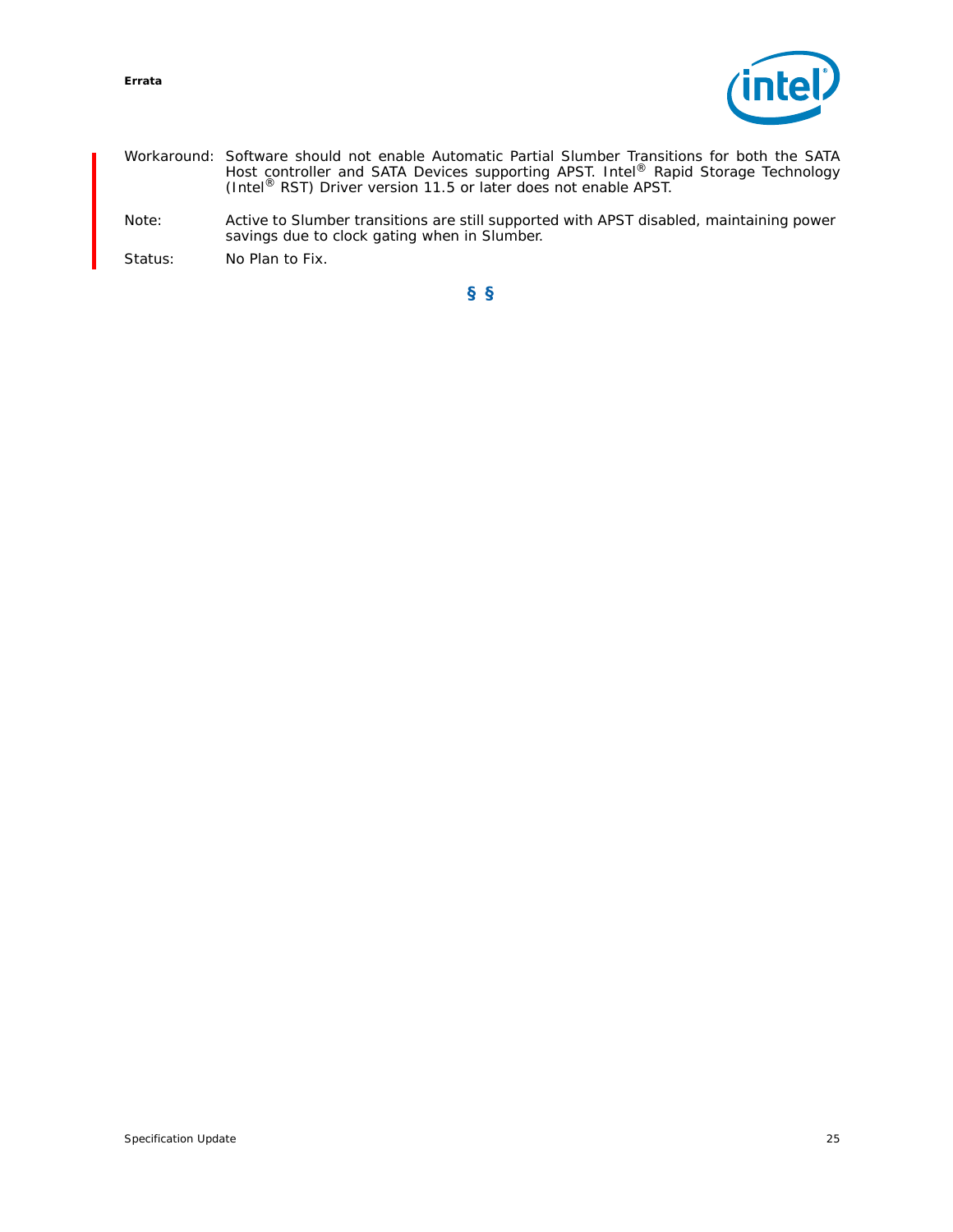Workaround: Software should not enable Automatic Partial Slumber Transitions for both the SATA Host controller and SATA Devices supporting APST. Intel® Rapid Storage Technology (Intel® RST) Driver version 11.5 or later does not enable APST.

Note: Active to Slumber transitions are still supported with APST disabled, maintaining power savings due to clock gating when in Slumber.

Status: No Plan to Fix.

§ §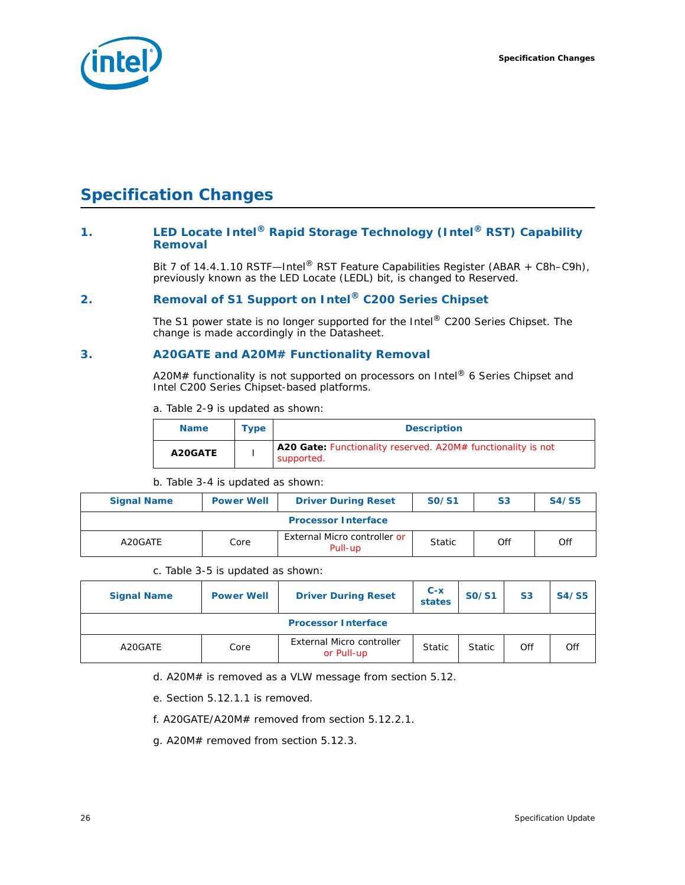# Specification Changes

## 1. LED Locate Intel® Rapid Storage Technology (Intel® RST) Capability Removal

Bit 7 of 14.4.1.10 RSTF—Intel® RST Feature Capabilities Register (ABAR + C8h–C9h), previously known as the LED Locate (LEDL) bit, is changed to Reserved.

## 2. Removal of S1 Support on Intel® C200 Series Chipset

The S1 power state is no longer supported for the Intel® C200 Series Chipset. The change is made accordingly in the Datasheet.

## 3. A20GATE and A20M# Functionality Removal

A20M# functionality is not supported on processors on Intel® 6 Series Chipset and Intel C200 Series Chipset-based platforms.

a. Table 2-9 is updated as shown:

| Name | Type | Description |
|---|---|---|
| **A20GATE** | I | **A20 Gate:** Functionality reserved. A20M# functionality is not supported. |

b. Table 3-4 is updated as shown:

| Signal Name | Power Well | Driver During Reset | S0/S1 | S3 | S4/S5 |
|---|---|---|---|---|---|
| **Processor Interface** | | | | | |
| A20GATE | Core | External Micro controller or Pull-up | Static | Off | Off |

c. Table 3-5 is updated as shown:

| Signal Name | Power Well | Driver During Reset | C-x states | S0/S1 | S3 | S4/S5 |
|---|---|---|---|---|---|---|
| **Processor Interface** | | | | | | |
| A20GATE | Core | External Micro controller or Pull-up | Static | Static | Off | Off |

d. A20M# is removed as a VLW message from section 5.12.

e. Section 5.12.1.1 is removed.

f. A20GATE/A20M# removed from section 5.12.2.1.

g. A20M# removed from section 5.12.3.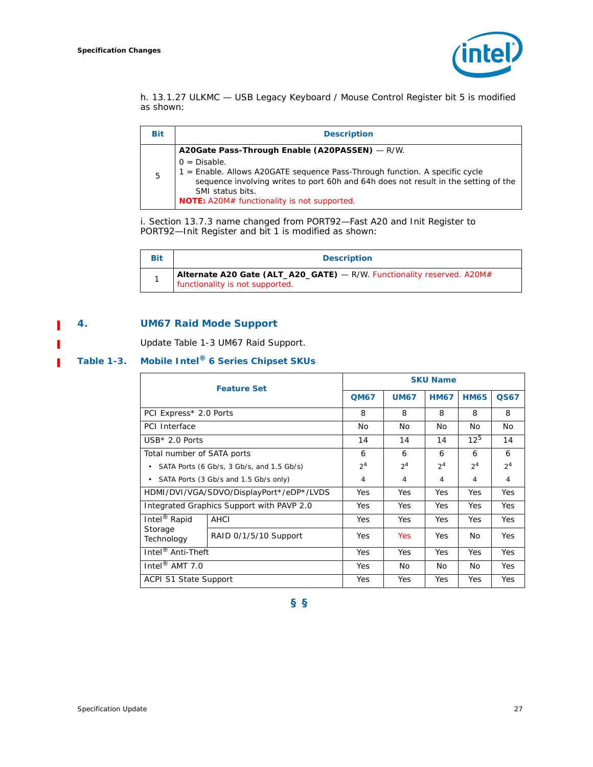h. 13.1.27 ULKMC — USB Legacy Keyboard / Mouse Control Register bit 5 is modified as shown:

| Bit | Description |
|---|---|
| 5 | **A20Gate Pass-Through Enable (A20PASSEN)** — R/W.<br>0 = Disable.<br>1 = Enable. Allows A20GATE sequence Pass-Through function. A specific cycle sequence involving writes to port 60h and 64h does not result in the setting of the SMI status bits.<br>**NOTE:** A20M# functionality is not supported. |

i. Section 13.7.3 name changed from PORT92—Fast A20 and Init Register to PORT92—Init Register and bit 1 is modified as shown:

| Bit | Description |
|---|---|
| 1 | **Alternate A20 Gate (ALT_A20_GATE)** — R/W. Functionality reserved. A20M# functionality is not supported. |

## 4. UM67 Raid Mode Support

Update Table 1-3 UM67 Raid Support.

**Table 1-3. Mobile Intel® 6 Series Chipset SKUs**

| Feature Set | | SKU Name | | | | |
|---|---|---|---|---|---|---|
| | | QM67 | UM67 | HM67 | HM65 | QS67 |
| PCI Express* 2.0 Ports | | 8 | 8 | 8 | 8 | 8 |
| PCI Interface | | No | No | No | No | No |
| USB* 2.0 Ports | | 14 | 14 | 14 | 12[5] | 14 |
| Total number of SATA ports | | 6 | 6 | 6 | 6 | 6 |
| • SATA Ports (6 Gb/s, 3 Gb/s, and 1.5 Gb/s) | | 2[4] | 2[4] | 2[4] | 2[4] | 2[4] |
| • SATA Ports (3 Gb/s and 1.5 Gb/s only) | | 4 | 4 | 4 | 4 | 4 |
| HDMI/DVI/VGA/SDVO/DisplayPort*/eDP*/LVDS | | Yes | Yes | Yes | Yes | Yes |
| Integrated Graphics Support with PAVP 2.0 | | Yes | Yes | Yes | Yes | Yes |
| Intel® Rapid Storage Technology | AHCI | Yes | Yes | Yes | Yes | Yes |
| | RAID 0/1/5/10 Support | Yes | Yes | Yes | No | Yes |
| Intel® Anti-Theft | | Yes | Yes | Yes | Yes | Yes |
| Intel® AMT 7.0 | | Yes | No | No | No | Yes |
| ACPI S1 State Support | | Yes | Yes | Yes | Yes | Yes |

§ §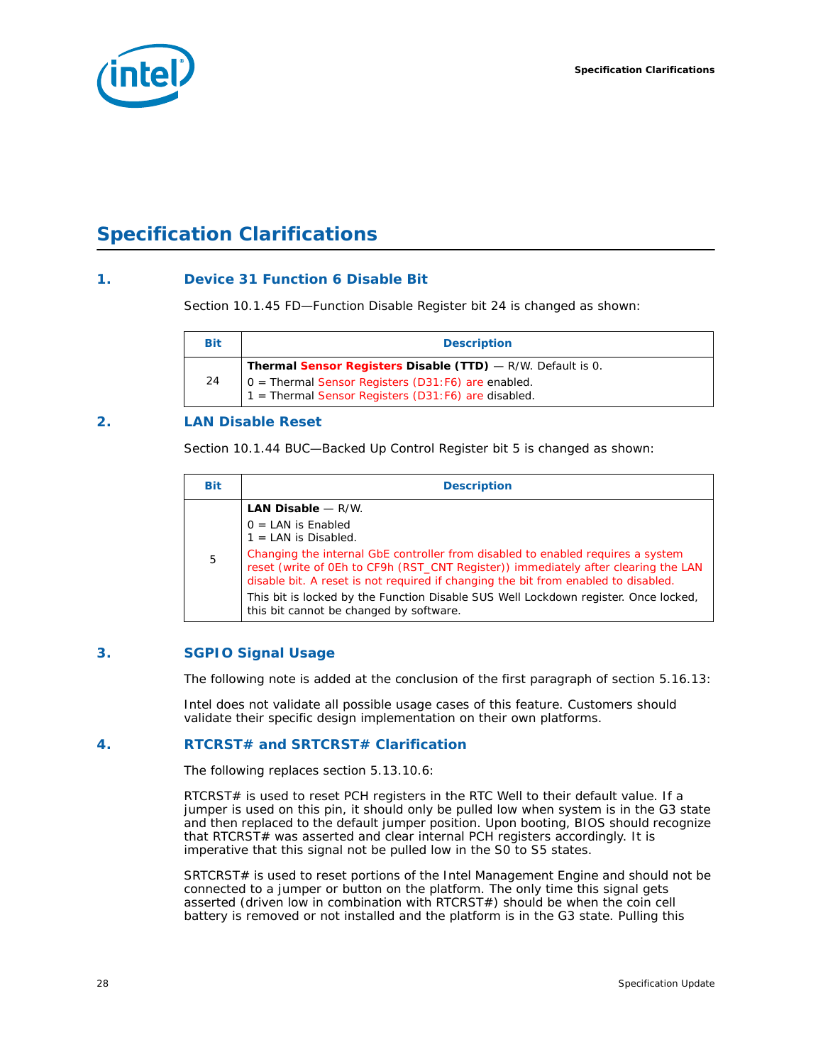# Specification Clarifications

## 1. Device 31 Function 6 Disable Bit

Section 10.1.45 FD—Function Disable Register bit 24 is changed as shown:

| Bit | Description |
|---|---|
| 24 | **Thermal Sensor Registers Disable (TTD)** — R/W. Default is 0.<br>0 = Thermal Sensor Registers (D31:F6) are enabled.<br>1 = Thermal Sensor Registers (D31:F6) are disabled. |

## 2. LAN Disable Reset

Section 10.1.44 BUC—Backed Up Control Register bit 5 is changed as shown:

| Bit | Description |
|---|---|
| 5 | **LAN Disable** — R/W.<br>0 = LAN is Enabled<br>1 = LAN is Disabled.<br>Changing the internal GbE controller from disabled to enabled requires a system reset (write of 0Eh to CF9h (RST_CNT Register)) immediately after clearing the LAN disable bit. A reset is not required if changing the bit from enabled to disabled.<br>This bit is locked by the Function Disable SUS Well Lockdown register. Once locked, this bit cannot be changed by software. |

## 3. SGPIO Signal Usage

The following note is added at the conclusion of the first paragraph of section 5.16.13:

Intel does not validate all possible usage cases of this feature. Customers should validate their specific design implementation on their own platforms.

## 4. RTCRST# and SRTCRST# Clarification

The following replaces section 5.13.10.6:

RTCRST# is used to reset PCH registers in the RTC Well to their default value. If a jumper is used on this pin, it should only be pulled low when system is in the G3 state and then replaced to the default jumper position. Upon booting, BIOS should recognize that RTCRST# was asserted and clear internal PCH registers accordingly. It is imperative that this signal not be pulled low in the S0 to S5 states.

SRTCRST# is used to reset portions of the Intel Management Engine and should not be connected to a jumper or button on the platform. The only time this signal gets asserted (driven low in combination with RTCRST#) should be when the coin cell battery is removed or not installed and the platform is in the G3 state. Pulling this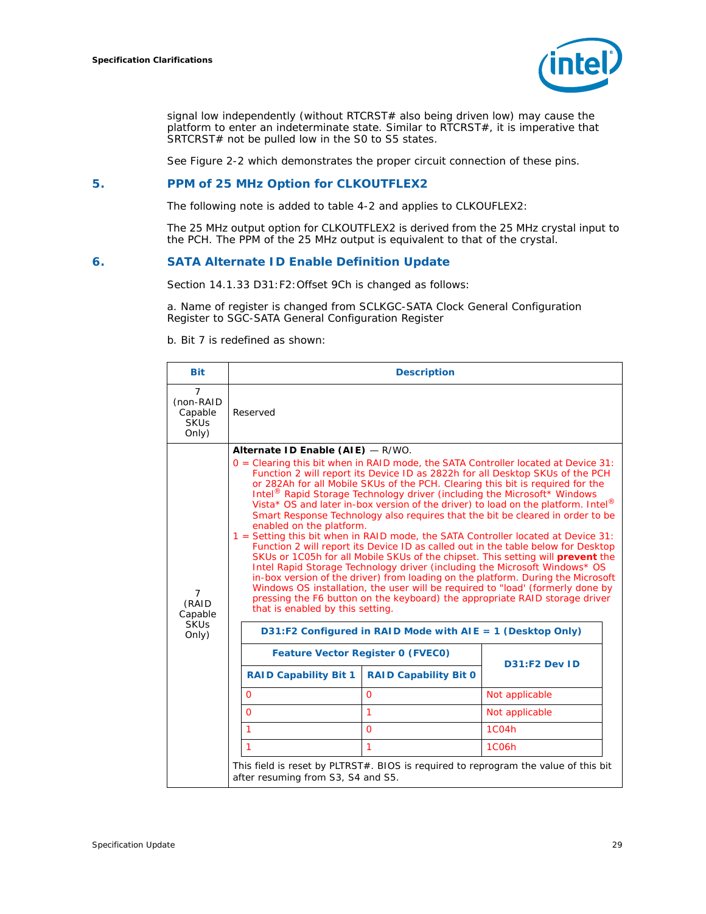signal low independently (without RTCRST# also being driven low) may cause the platform to enter an indeterminate state. Similar to RTCRST#, it is imperative that SRTCRST# not be pulled low in the S0 to S5 states.

See Figure 2-2 which demonstrates the proper circuit connection of these pins.

## 5. PPM of 25 MHz Option for CLKOUTFLEX2

The following note is added to table 4-2 and applies to CLKOUFLEX2:

The 25 MHz output option for CLKOUTFLEX2 is derived from the 25 MHz crystal input to the PCH. The PPM of the 25 MHz output is equivalent to that of the crystal.

## 6. SATA Alternate ID Enable Definition Update

Section 14.1.33 D31:F2:Offset 9Ch is changed as follows:

a. Name of register is changed from SCLKGC-SATA Clock General Configuration Register to SGC-SATA General Configuration Register

b. Bit 7 is redefined as shown:

| Bit | Description |
|---|---|
| 7 (non-RAID Capable SKUs Only) | Reserved |
| 7 (RAID Capable SKUs Only) | **Alternate ID Enable (AIE)** — R/WO.<br>0 = Clearing this bit when in RAID mode, the SATA Controller located at Device 31: Function 2 will report its Device ID as 2822h for all Desktop SKUs of the PCH or 282Ah for all Mobile SKUs of the PCH. Clearing this bit is required for the Intel® Rapid Storage Technology driver (including the Microsoft* Windows Vista* OS and later in-box version of the driver) to load on the platform. Intel® Smart Response Technology also requires that the bit be cleared in order to be enabled on the platform.<br>1 = Setting this bit when in RAID mode, the SATA Controller located at Device 31: Function 2 will report its Device ID as called out in the table below for Desktop SKUs or 1C05h for all Mobile SKUs of the chipset. This setting will **prevent** the Intel Rapid Storage Technology driver (including the Microsoft* Windows* OS in-box version of the driver) from loading on the platform. During the Microsoft Windows OS installation, the user will be required to "load' (formerly done by pressing the F6 button on the keyboard) the appropriate RAID storage driver that is enabled by this setting.<br><br>**D31:F2 Configured in RAID Mode with AIE = 1 (Desktop Only)**<br>Feature Vector Register 0 (FVEC0): RAID Capability Bit 1 / RAID Capability Bit 0 → D31:F2 Dev ID<br>0 / 0 → Not applicable<br>0 / 1 → Not applicable<br>1 / 0 → 1C04h<br>1 / 1 → 1C06h<br><br>This field is reset by PLTRST#. BIOS is required to reprogram the value of this bit after resuming from S3, S4 and S5. |

**D31:F2 Configured in RAID Mode with AIE = 1 (Desktop Only)**

| Feature Vector Register 0 (FVEC0) | | D31:F2 Dev ID |
|---|---|---|
| RAID Capability Bit 1 | RAID Capability Bit 0 | |
| 0 | 0 | Not applicable |
| 0 | 1 | Not applicable |
| 1 | 0 | 1C04h |
| 1 | 1 | 1C06h |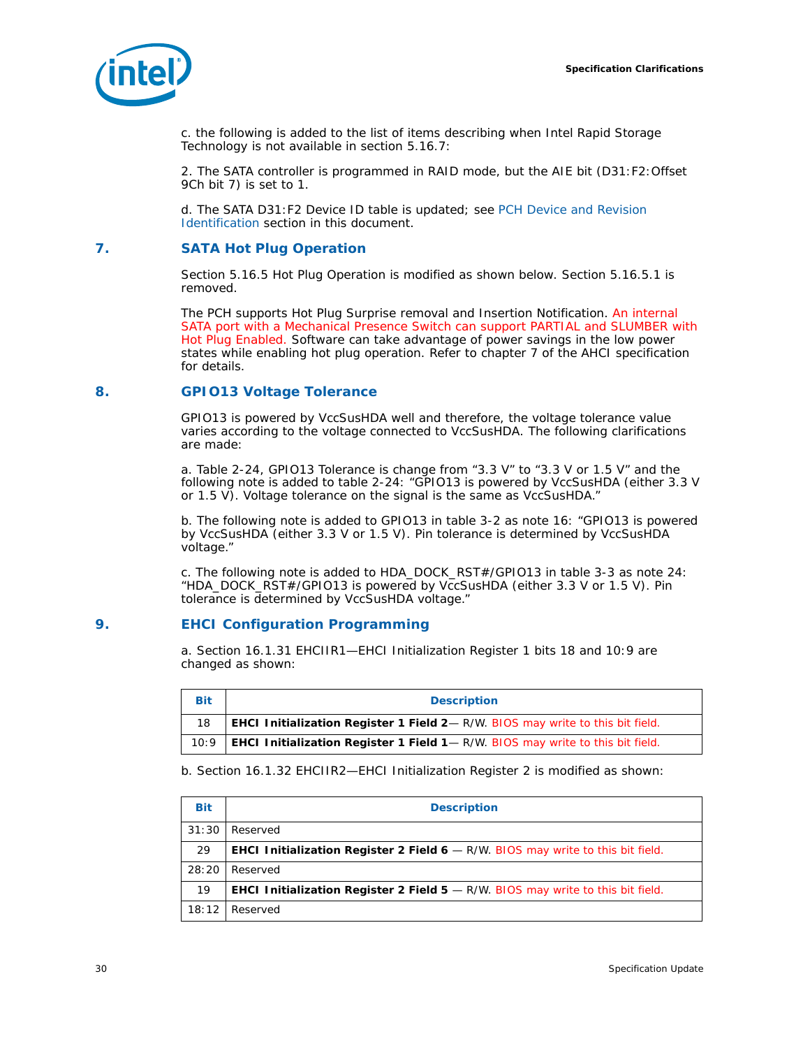c. the following is added to the list of items describing when Intel Rapid Storage Technology is not available in section 5.16.7:

2. The SATA controller is programmed in RAID mode, but the AIE bit (D31:F2:Offset 9Ch bit 7) is set to 1.

d. The SATA D31:F2 Device ID table is updated; see PCH Device and Revision Identification section in this document.

## 7. SATA Hot Plug Operation

Section 5.16.5 Hot Plug Operation is modified as shown below. Section 5.16.5.1 is removed.

The PCH supports Hot Plug Surprise removal and Insertion Notification. An internal SATA port with a Mechanical Presence Switch can support PARTIAL and SLUMBER with Hot Plug Enabled. Software can take advantage of power savings in the low power states while enabling hot plug operation. Refer to chapter 7 of the AHCI specification for details.

## 8. GPIO13 Voltage Tolerance

GPIO13 is powered by VccSusHDA well and therefore, the voltage tolerance value varies according to the voltage connected to VccSusHDA. The following clarifications are made:

a. Table 2-24, GPIO13 Tolerance is change from "3.3 V" to "3.3 V or 1.5 V" and the following note is added to table 2-24: "GPIO13 is powered by VccSusHDA (either 3.3 V or 1.5 V). Voltage tolerance on the signal is the same as VccSusHDA."

b. The following note is added to GPIO13 in table 3-2 as note 16: "GPIO13 is powered by VccSusHDA (either 3.3 V or 1.5 V). Pin tolerance is determined by VccSusHDA voltage."

c. The following note is added to HDA_DOCK_RST#/GPIO13 in table 3-3 as note 24: "HDA_DOCK_RST#/GPIO13 is powered by VccSusHDA (either 3.3 V or 1.5 V). Pin tolerance is determined by VccSusHDA voltage."

## 9. EHCI Configuration Programming

a. Section 16.1.31 EHCIIR1—EHCI Initialization Register 1 bits 18 and 10:9 are changed as shown:

| Bit | Description |
|---|---|
| 18 | **EHCI Initialization Register 1 Field 2**— R/W. BIOS may write to this bit field. |
| 10:9 | **EHCI Initialization Register 1 Field 1**— R/W. BIOS may write to this bit field. |

b. Section 16.1.32 EHCIIR2—EHCI Initialization Register 2 is modified as shown:

| Bit | Description |
|---|---|
| 31:30 | Reserved |
| 29 | **EHCI Initialization Register 2 Field 6** — R/W. BIOS may write to this bit field. |
| 28:20 | Reserved |
| 19 | **EHCI Initialization Register 2 Field 5** — R/W. BIOS may write to this bit field. |
| 18:12 | Reserved |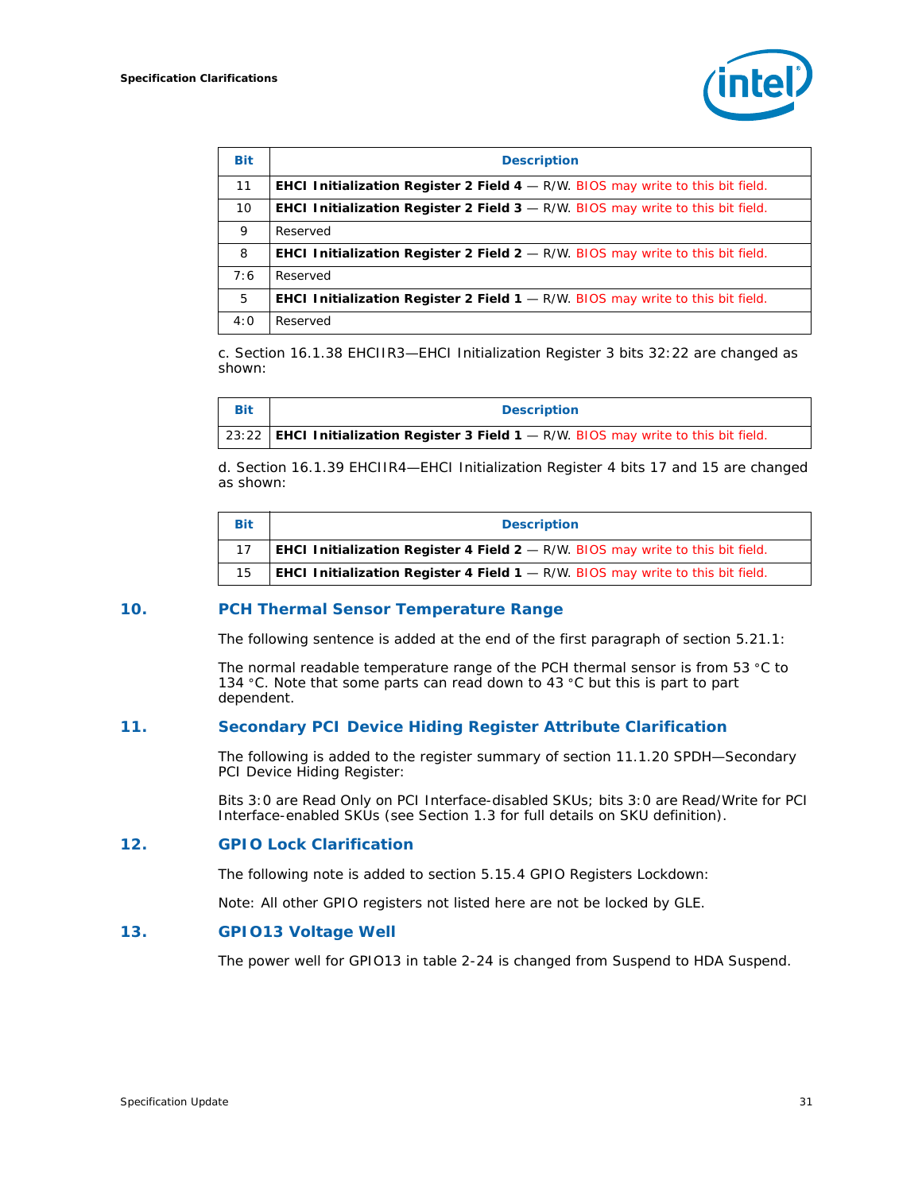| Bit | Description |
|---|---|
| 11 | **EHCI Initialization Register 2 Field 4** — R/W. BIOS may write to this bit field. |
| 10 | **EHCI Initialization Register 2 Field 3** — R/W. BIOS may write to this bit field. |
| 9 | Reserved |
| 8 | **EHCI Initialization Register 2 Field 2** — R/W. BIOS may write to this bit field. |
| 7:6 | Reserved |
| 5 | **EHCI Initialization Register 2 Field 1** — R/W. BIOS may write to this bit field. |
| 4:0 | Reserved |

c. Section 16.1.38 EHCIIR3—EHCI Initialization Register 3 bits 32:22 are changed as shown:

| Bit | Description |
|---|---|
| 23:22 | **EHCI Initialization Register 3 Field 1** — R/W. BIOS may write to this bit field. |

d. Section 16.1.39 EHCIIR4—EHCI Initialization Register 4 bits 17 and 15 are changed as shown:

| Bit | Description |
|---|---|
| 17 | **EHCI Initialization Register 4 Field 2** — R/W. BIOS may write to this bit field. |
| 15 | **EHCI Initialization Register 4 Field 1** — R/W. BIOS may write to this bit field. |

## 10. PCH Thermal Sensor Temperature Range

The following sentence is added at the end of the first paragraph of section 5.21.1:

The normal readable temperature range of the PCH thermal sensor is from 53 °C to 134 °C. Note that some parts can read down to 43 °C but this is part to part dependent.

## 11. Secondary PCI Device Hiding Register Attribute Clarification

The following is added to the register summary of section 11.1.20 SPDH—Secondary PCI Device Hiding Register:

Bits 3:0 are Read Only on PCI Interface-disabled SKUs; bits 3:0 are Read/Write for PCI Interface-enabled SKUs (see Section 1.3 for full details on SKU definition).

## 12. GPIO Lock Clarification

The following note is added to section 5.15.4 GPIO Registers Lockdown:

Note: All other GPIO registers not listed here are not be locked by GLE.

## 13. GPIO13 Voltage Well

The power well for GPIO13 in table 2-24 is changed from Suspend to HDA Suspend.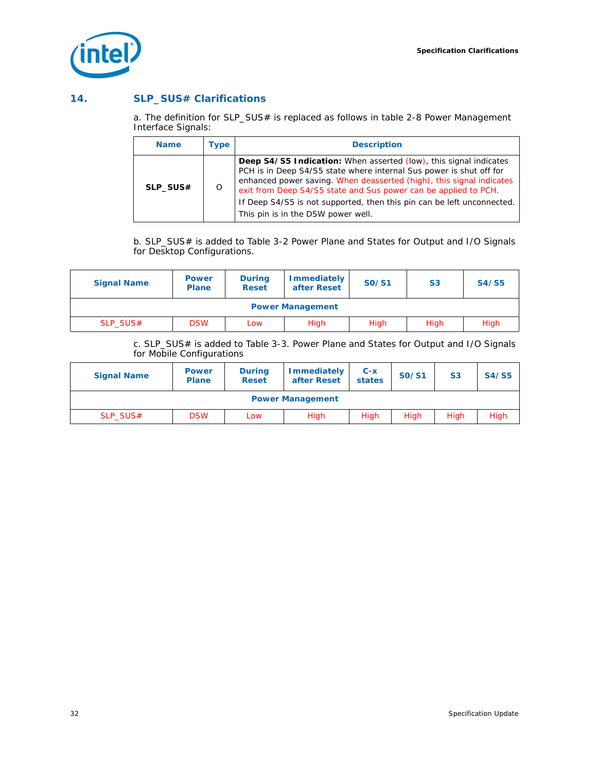## 14. SLP_SUS# Clarifications

a. The definition for SLP_SUS# is replaced as follows in table 2-8 Power Management Interface Signals:

| Name | Type | Description |
|---|---|---|
| SLP_SUS# | O | **Deep S4/S5 Indication:** When asserted (low), this signal indicates PCH is in Deep S4/S5 state where internal Sus power is shut off for enhanced power saving. When deasserted (high), this signal indicates exit from Deep S4/S5 state and Sus power can be applied to PCH.<br>If Deep S4/S5 is not supported, then this pin can be left unconnected.<br>This pin is in the DSW power well. |

b. SLP_SUS# is added to Table 3-2 Power Plane and States for Output and I/O Signals for Desktop Configurations.

| Signal Name | Power Plane | During Reset | Immediately after Reset | S0/S1 | S3 | S4/S5 |
|---|---|---|---|---|---|---|
| **Power Management** | | | | | | |
| SLP_SUS# | DSW | Low | High | High | High | High |

c. SLP_SUS# is added to Table 3-3. Power Plane and States for Output and I/O Signals for Mobile Configurations

| Signal Name | Power Plane | During Reset | Immediately after Reset | C-x states | S0/S1 | S3 | S4/S5 |
|---|---|---|---|---|---|---|---|
| **Power Management** | | | | | | | |
| SLP_SUS# | DSW | Low | High | High | High | High | High |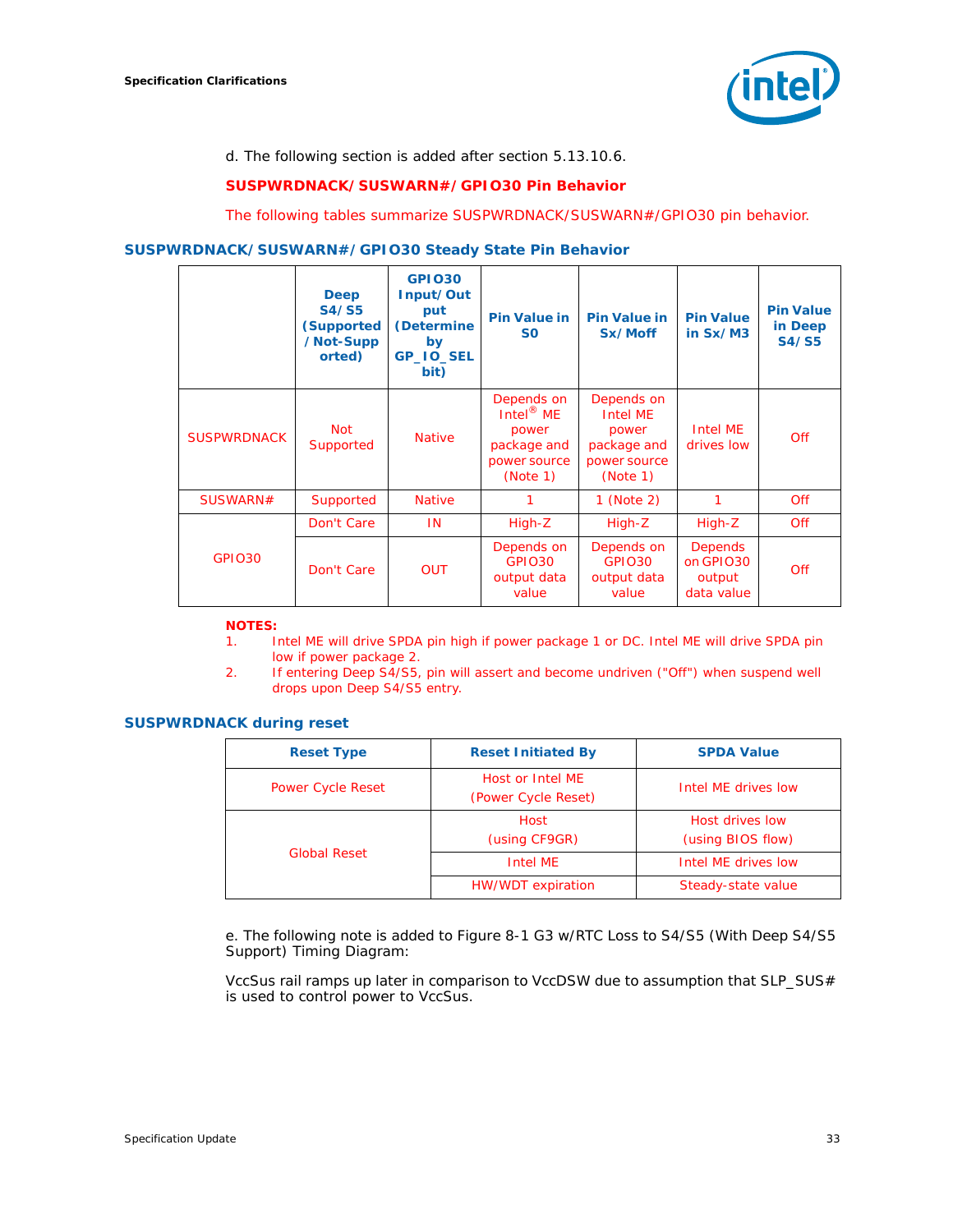d. The following section is added after section 5.13.10.6.

**SUSPWRDNACK/SUSWARN#/GPIO30 Pin Behavior**

The following tables summarize SUSPWRDNACK/SUSWARN#/GPIO30 pin behavior.

### SUSPWRDNACK/SUSWARN#/GPIO30 Steady State Pin Behavior

| | Deep S4/S5 (Supported /Not-Supported) | GPIO30 Input/Output (Determine by GP_IO_SEL bit) | Pin Value in S0 | Pin Value in Sx/Moff | Pin Value in Sx/M3 | Pin Value in Deep S4/S5 |
|---|---|---|---|---|---|---|
| SUSPWRDNACK | Not Supported | Native | Depends on Intel® ME power package and power source (Note 1) | Depends on Intel ME power package and power source (Note 1) | Intel ME drives low | Off |
| SUSWARN# | Supported | Native | 1 | 1 (Note 2) | 1 | Off |
| GPIO30 | Don't Care | IN | High-Z | High-Z | High-Z | Off |
| | Don't Care | OUT | Depends on GPIO30 output data value | Depends on GPIO30 output data value | Depends on GPIO30 output data value | Off |

**NOTES:**

1. Intel ME will drive SPDA pin high if power package 1 or DC. Intel ME will drive SPDA pin low if power package 2.
2. If entering Deep S4/S5, pin will assert and become undriven ("Off") when suspend well drops upon Deep S4/S5 entry.

### SUSPWRDNACK during reset

| Reset Type | Reset Initiated By | SPDA Value |
|---|---|---|
| Power Cycle Reset | Host or Intel ME (Power Cycle Reset) | Intel ME drives low |
| Global Reset | Host (using CF9GR) | Host drives low (using BIOS flow) |
| | Intel ME | Intel ME drives low |
| | HW/WDT expiration | Steady-state value |

e. The following note is added to Figure 8-1 G3 w/RTC Loss to S4/S5 (With Deep S4/S5 Support) Timing Diagram:

VccSus rail ramps up later in comparison to VccDSW due to assumption that SLP_SUS# is used to control power to VccSus.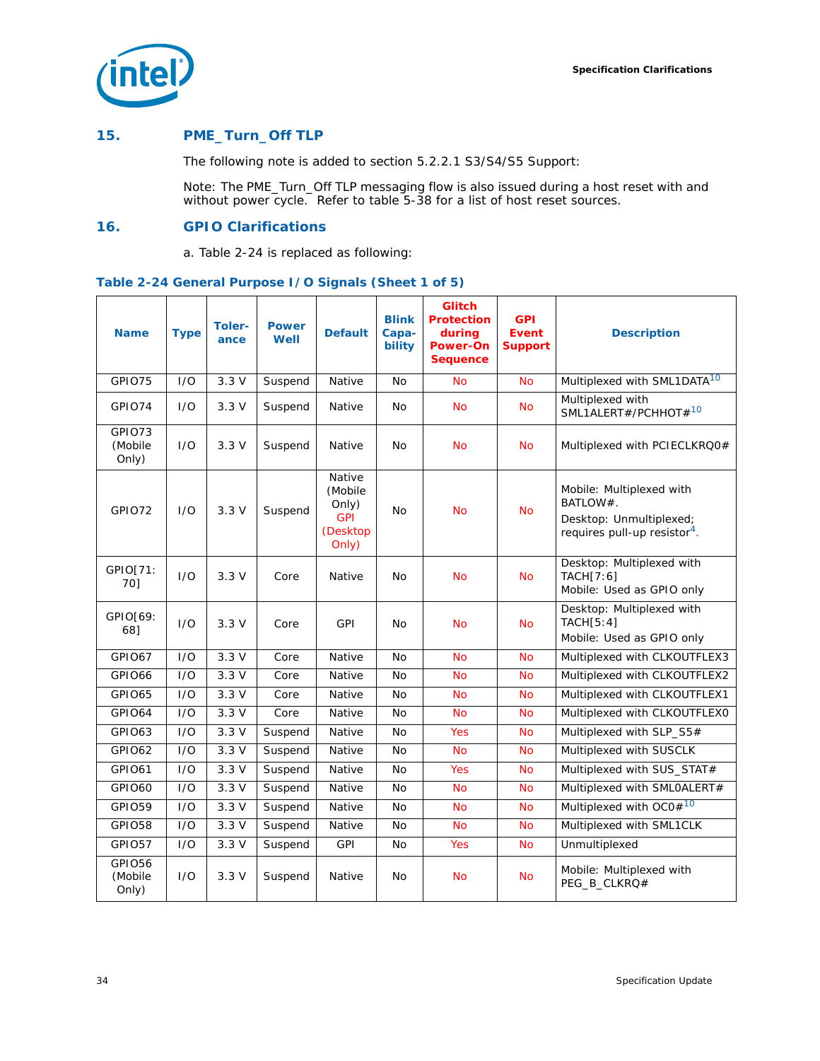## 15. PME_Turn_Off TLP

The following note is added to section 5.2.2.1 S3/S4/S5 Support:

Note: The PME_Turn_Off TLP messaging flow is also issued during a host reset with and without power cycle. Refer to table 5-38 for a list of host reset sources.

## 16. GPIO Clarifications

a. Table 2-24 is replaced as following:

**Table 2-24 General Purpose I/O Signals (Sheet 1 of 5)**

| Name | Type | Toler-ance | Power Well | Default | Blink Capa-bility | Glitch Protection during Power-On Sequence | GPI Event Support | Description |
|---|---|---|---|---|---|---|---|---|
| GPIO75 | I/O | 3.3 V | Suspend | Native | No | No | No | Multiplexed with SML1DATA[10] |
| GPIO74 | I/O | 3.3 V | Suspend | Native | No | No | No | Multiplexed with SML1ALERT#/PCHHOT#[10] |
| GPIO73 (Mobile Only) | I/O | 3.3 V | Suspend | Native | No | No | No | Multiplexed with PCIECLKRQ0# |
| GPIO72 | I/O | 3.3 V | Suspend | Native (Mobile Only) GPI (Desktop Only) | No | No | No | Mobile: Multiplexed with BATLOW#. Desktop: Unmultiplexed; requires pull-up resistor[4]. |
| GPIO[71:70] | I/O | 3.3 V | Core | Native | No | No | No | Desktop: Multiplexed with TACH[7:6] Mobile: Used as GPIO only |
| GPIO[69:68] | I/O | 3.3 V | Core | GPI | No | No | No | Desktop: Multiplexed with TACH[5:4] Mobile: Used as GPIO only |
| GPIO67 | I/O | 3.3 V | Core | Native | No | No | No | Multiplexed with CLKOUTFLEX3 |
| GPIO66 | I/O | 3.3 V | Core | Native | No | No | No | Multiplexed with CLKOUTFLEX2 |
| GPIO65 | I/O | 3.3 V | Core | Native | No | No | No | Multiplexed with CLKOUTFLEX1 |
| GPIO64 | I/O | 3.3 V | Core | Native | No | No | No | Multiplexed with CLKOUTFLEX0 |
| GPIO63 | I/O | 3.3 V | Suspend | Native | No | Yes | No | Multiplexed with SLP_S5# |
| GPIO62 | I/O | 3.3 V | Suspend | Native | No | No | No | Multiplexed with SUSCLK |
| GPIO61 | I/O | 3.3 V | Suspend | Native | No | Yes | No | Multiplexed with SUS_STAT# |
| GPIO60 | I/O | 3.3 V | Suspend | Native | No | No | No | Multiplexed with SML0ALERT# |
| GPIO59 | I/O | 3.3 V | Suspend | Native | No | No | No | Multiplexed with OC0#[10] |
| GPIO58 | I/O | 3.3 V | Suspend | Native | No | No | No | Multiplexed with SML1CLK |
| GPIO57 | I/O | 3.3 V | Suspend | GPI | No | Yes | No | Unmultiplexed |
| GPIO56 (Mobile Only) | I/O | 3.3 V | Suspend | Native | No | No | No | Mobile: Multiplexed with PEG_B_CLKRQ# |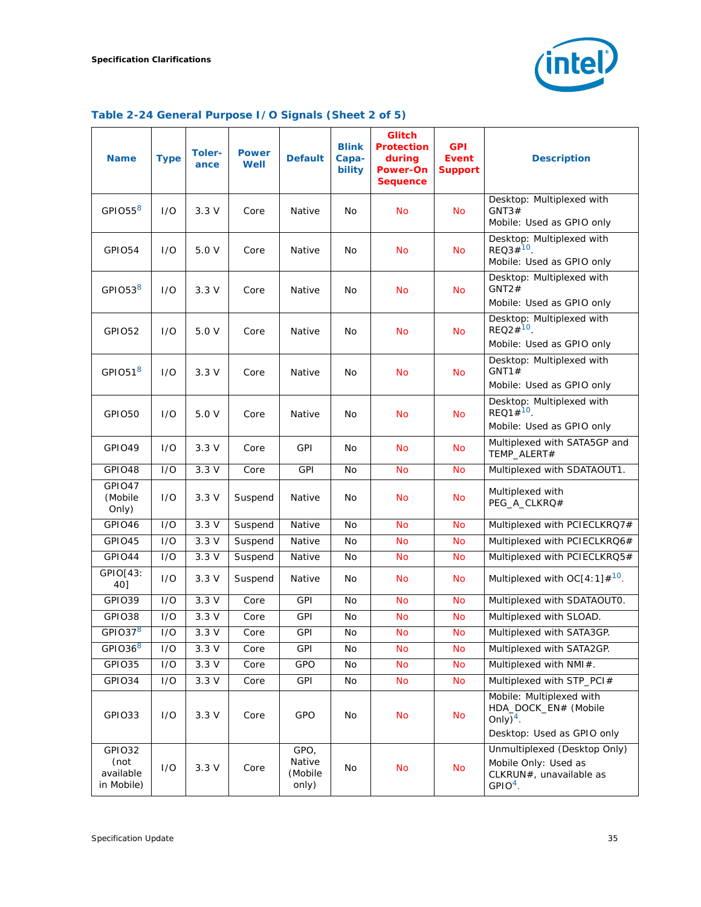### Table 2-24 General Purpose I/O Signals (Sheet 2 of 5)

| Name | Type | Toler-ance | Power Well | Default | Blink Capa-bility | Glitch Protection during Power-On Sequence | GPI Event Support | Description |
|---|---|---|---|---|---|---|---|---|
| GPIO55[8] | I/O | 3.3 V | Core | Native | No | No | No | Desktop: Multiplexed with GNT3# Mobile: Used as GPIO only |
| GPIO54 | I/O | 5.0 V | Core | Native | No | No | No | Desktop: Multiplexed with REQ3#[10]. Mobile: Used as GPIO only |
| GPIO53[8] | I/O | 3.3 V | Core | Native | No | No | No | Desktop: Multiplexed with GNT2# Mobile: Used as GPIO only |
| GPIO52 | I/O | 5.0 V | Core | Native | No | No | No | Desktop: Multiplexed with REQ2#[10]. Mobile: Used as GPIO only |
| GPIO51[8] | I/O | 3.3 V | Core | Native | No | No | No | Desktop: Multiplexed with GNT1# Mobile: Used as GPIO only |
| GPIO50 | I/O | 5.0 V | Core | Native | No | No | No | Desktop: Multiplexed with REQ1#[10]. Mobile: Used as GPIO only |
| GPIO49 | I/O | 3.3 V | Core | GPI | No | No | No | Multiplexed with SATA5GP and TEMP_ALERT# |
| GPIO48 | I/O | 3.3 V | Core | GPI | No | No | No | Multiplexed with SDATAOUT1. |
| GPIO47 (Mobile Only) | I/O | 3.3 V | Suspend | Native | No | No | No | Multiplexed with PEG_A_CLKRQ# |
| GPIO46 | I/O | 3.3 V | Suspend | Native | No | No | No | Multiplexed with PCIECLKRQ7# |
| GPIO45 | I/O | 3.3 V | Suspend | Native | No | No | No | Multiplexed with PCIECLKRQ6# |
| GPIO44 | I/O | 3.3 V | Suspend | Native | No | No | No | Multiplexed with PCIECLKRQ5# |
| GPIO[43:40] | I/O | 3.3 V | Suspend | Native | No | No | No | Multiplexed with OC[4:1]#[10]. |
| GPIO39 | I/O | 3.3 V | Core | GPI | No | No | No | Multiplexed with SDATAOUT0. |
| GPIO38 | I/O | 3.3 V | Core | GPI | No | No | No | Multiplexed with SLOAD. |
| GPIO37[8] | I/O | 3.3 V | Core | GPI | No | No | No | Multiplexed with SATA3GP. |
| GPIO36[8] | I/O | 3.3 V | Core | GPI | No | No | No | Multiplexed with SATA2GP. |
| GPIO35 | I/O | 3.3 V | Core | GPO | No | No | No | Multiplexed with NMI#. |
| GPIO34 | I/O | 3.3 V | Core | GPI | No | No | No | Multiplexed with STP_PCI# |
| GPIO33 | I/O | 3.3 V | Core | GPO | No | No | No | Mobile: Multiplexed with HDA_DOCK_EN# (Mobile Only)[4]. Desktop: Used as GPIO only |
| GPIO32 (not available in Mobile) | I/O | 3.3 V | Core | GPO, Native (Mobile only) | No | No | No | Unmultiplexed (Desktop Only) Mobile Only: Used as CLKRUN#, unavailable as GPIO[4]. |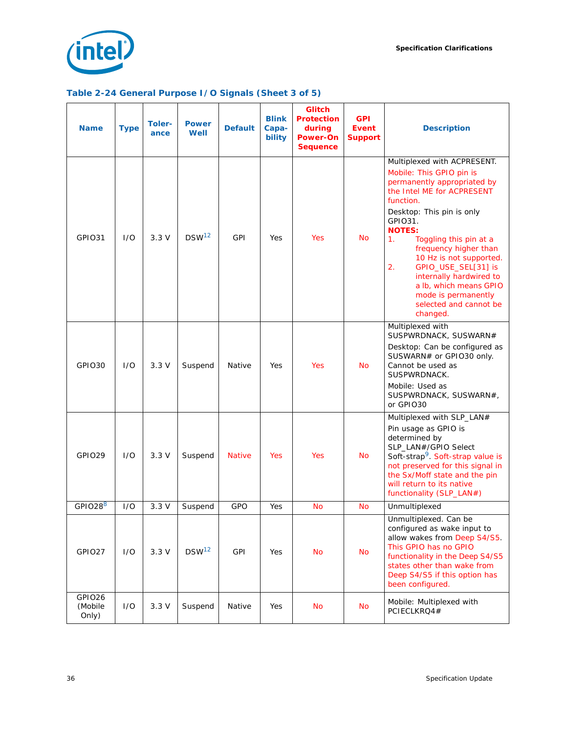**Table 2-24 General Purpose I/O Signals (Sheet 3 of 5)**

| Name | Type | Toler-ance | Power Well | Default | Blink Capa-bility | Glitch Protection during Power-On Sequence | GPI Event Support | Description |
|---|---|---|---|---|---|---|---|---|
| GPIO31 | I/O | 3.3 V | DSW[12] | GPI | Yes | Yes | No | Multiplexed with ACPRESENT.<br>Mobile: This GPIO pin is permanently appropriated by the Intel ME for ACPRESENT function.<br>Desktop: This pin is only GPIO31.<br>**NOTES:**<br>1. Toggling this pin at a frequency higher than 10 Hz is not supported.<br>2. GPIO_USE_SEL[31] is internally hardwired to a lb, which means GPIO mode is permanently selected and cannot be changed. |
| GPIO30 | I/O | 3.3 V | Suspend | Native | Yes | Yes | No | Multiplexed with SUSPWRDNACK, SUSWARN#<br>Desktop: Can be configured as SUSWARN# or GPIO30 only. Cannot be used as SUSPWRDNACK.<br>Mobile: Used as SUSPWRDNACK, SUSWARN#, or GPIO30 |
| GPIO29 | I/O | 3.3 V | Suspend | Native | Yes | Yes | No | Multiplexed with SLP_LAN#<br>Pin usage as GPIO is determined by SLP_LAN#/GPIO Select Soft-strap[9]. Soft-strap value is not preserved for this signal in the Sx/Moff state and the pin will return to its native functionality (SLP_LAN#) |
| GPIO28[8] | I/O | 3.3 V | Suspend | GPO | Yes | No | No | Unmultiplexed |
| GPIO27 | I/O | 3.3 V | DSW[12] | GPI | Yes | No | No | Unmultiplexed. Can be configured as wake input to allow wakes from Deep S4/S5. This GPIO has no GPIO functionality in the Deep S4/S5 states other than wake from Deep S4/S5 if this option has been configured. |
| GPIO26 (Mobile Only) | I/O | 3.3 V | Suspend | Native | Yes | No | No | Mobile: Multiplexed with PCIECLKRQ4# |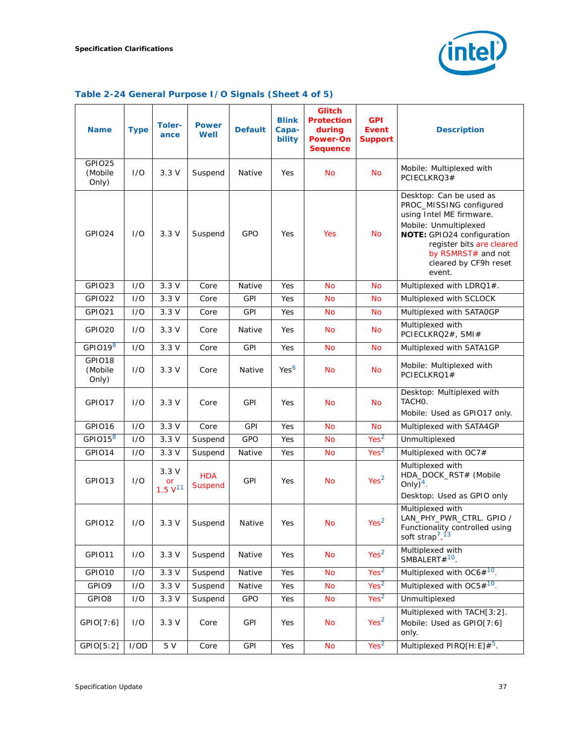### Table 2-24 General Purpose I/O Signals (Sheet 4 of 5)

| Name | Type | Tolerance | Power Well | Default | Blink Capability | Glitch Protection during Power-On Sequence | GPI Event Support | Description |
|---|---|---|---|---|---|---|---|---|
| GPIO25 (Mobile Only) | I/O | 3.3 V | Suspend | Native | Yes | No | No | Mobile: Multiplexed with PCIECLKRQ3# |
| GPIO24 | I/O | 3.3 V | Suspend | GPO | Yes | Yes | No | Desktop: Can be used as PROC_MISSING configured using Intel ME firmware.<br>Mobile: Unmultiplexed<br>**NOTE:** GPIO24 configuration register bits are cleared by RSMRST# and not cleared by CF9h reset event. |
| GPIO23 | I/O | 3.3 V | Core | Native | Yes | No | No | Multiplexed with LDRQ1#. |
| GPIO22 | I/O | 3.3 V | Core | GPI | Yes | No | No | Multiplexed with SCLOCK |
| GPIO21 | I/O | 3.3 V | Core | GPI | Yes | No | No | Multiplexed with SATA0GP |
| GPIO20 | I/O | 3.3 V | Core | Native | Yes | No | No | Multiplexed with PCIECLKRQ2#, SMI# |
| GPIO19[8] | I/O | 3.3 V | Core | GPI | Yes | No | No | Multiplexed with SATA1GP |
| GPIO18 (Mobile Only) | I/O | 3.3 V | Core | Native | Yes[6] | No | No | Mobile: Multiplexed with PCIECLKRQ1# |
| GPIO17 | I/O | 3.3 V | Core | GPI | Yes | No | No | Desktop: Multiplexed with TACH0.<br>Mobile: Used as GPIO17 only. |
| GPIO16 | I/O | 3.3 V | Core | GPI | Yes | No | No | Multiplexed with SATA4GP |
| GPIO15[8] | I/O | 3.3 V | Suspend | GPO | Yes | No | Yes[2] | Unmultiplexed |
| GPIO14 | I/O | 3.3 V | Suspend | Native | Yes | No | Yes[2] | Multiplexed with OC7# |
| GPIO13 | I/O | 3.3 V or 1.5 V[11] | HDA Suspend | GPI | Yes | No | Yes[2] | Multiplexed with HDA_DOCK_RST# (Mobile Only)[4].<br>Desktop: Used as GPIO only |
| GPIO12 | I/O | 3.3 V | Suspend | Native | Yes | No | Yes[2] | Multiplexed with LAN_PHY_PWR_CTRL. GPIO / Functionality controlled using soft strap[7,13] |
| GPIO11 | I/O | 3.3 V | Suspend | Native | Yes | No | Yes[2] | Multiplexed with SMBALERT#[10]. |
| GPIO10 | I/O | 3.3 V | Suspend | Native | Yes | No | Yes[2] | Multiplexed with OC6#[10]. |
| GPIO9 | I/O | 3.3 V | Suspend | Native | Yes | No | Yes[2] | Multiplexed with OC5#[10]. |
| GPIO8 | I/O | 3.3 V | Suspend | GPO | Yes | No | Yes[2] | Unmultiplexed |
| GPIO[7:6] | I/O | 3.3 V | Core | GPI | Yes | No | Yes[2] | Multiplexed with TACH[3:2].<br>Mobile: Used as GPIO[7:6] only. |
| GPIO[5:2] | I/OD | 5 V | Core | GPI | Yes | No | Yes[2] | Multiplexed PIRQ[H:E]#[5]. |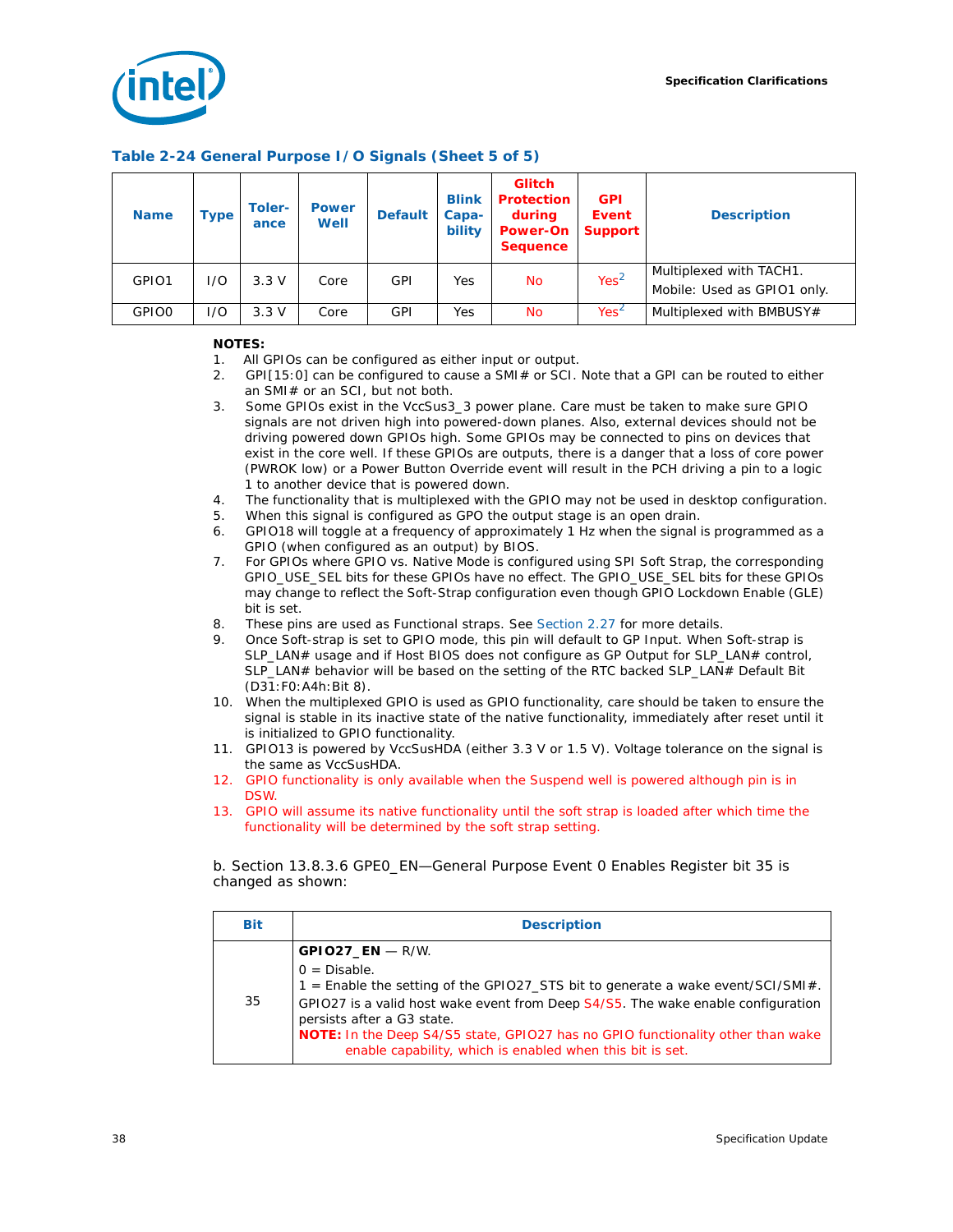### Table 2-24 General Purpose I/O Signals (Sheet 5 of 5)

| Name | Type | Toler-ance | Power Well | Default | Blink Capa-bility | Glitch Protection during Power-On Sequence | GPI Event Support | Description |
|---|---|---|---|---|---|---|---|---|
| GPIO1 | I/O | 3.3 V | Core | GPI | Yes | No | Yes[2] | Multiplexed with TACH1. Mobile: Used as GPIO1 only. |
| GPIO0 | I/O | 3.3 V | Core | GPI | Yes | No | Yes[2] | Multiplexed with BMBUSY# |

**NOTES:**

1. All GPIOs can be configured as either input or output.
2. GPI[15:0] can be configured to cause a SMI# or SCI. Note that a GPI can be routed to either an SMI# or an SCI, but not both.
3. Some GPIOs exist in the VccSus3_3 power plane. Care must be taken to make sure GPIO signals are not driven high into powered-down planes. Also, external devices should not be driving powered down GPIOs high. Some GPIOs may be connected to pins on devices that exist in the core well. If these GPIOs are outputs, there is a danger that a loss of core power (PWROK low) or a Power Button Override event will result in the PCH driving a pin to a logic 1 to another device that is powered down.
4. The functionality that is multiplexed with the GPIO may not be used in desktop configuration.
5. When this signal is configured as GPO the output stage is an open drain.
6. GPIO18 will toggle at a frequency of approximately 1 Hz when the signal is programmed as a GPIO (when configured as an output) by BIOS.
7. For GPIOs where GPIO vs. Native Mode is configured using SPI Soft Strap, the corresponding GPIO_USE_SEL bits for these GPIOs have no effect. The GPIO_USE_SEL bits for these GPIOs may change to reflect the Soft-Strap configuration even though GPIO Lockdown Enable (GLE) bit is set.
8. These pins are used as Functional straps. See Section 2.27 for more details.
9. Once Soft-strap is set to GPIO mode, this pin will default to GP Input. When Soft-strap is SLP_LAN# usage and if Host BIOS does not configure as GP Output for SLP_LAN# control, SLP_LAN# behavior will be based on the setting of the RTC backed SLP_LAN# Default Bit (D31:F0:A4h:Bit 8).
10. When the multiplexed GPIO is used as GPIO functionality, care should be taken to ensure the signal is stable in its inactive state of the native functionality, immediately after reset until it is initialized to GPIO functionality.
11. GPIO13 is powered by VccSusHDA (either 3.3 V or 1.5 V). Voltage tolerance on the signal is the same as VccSusHDA.
12. GPIO functionality is only available when the Suspend well is powered although pin is in DSW.
13. GPIO will assume its native functionality until the soft strap is loaded after which time the functionality will be determined by the soft strap setting.

b. Section 13.8.3.6 GPE0_EN—General Purpose Event 0 Enables Register bit 35 is changed as shown:

| Bit | Description |
|---|---|
| 35 | **GPIO27_EN** — R/W.<br>0 = Disable.<br>1 = Enable the setting of the GPIO27_STS bit to generate a wake event/SCI/SMI#.<br>GPIO27 is a valid host wake event from Deep S4/S5. The wake enable configuration persists after a G3 state.<br>**NOTE:** In the Deep S4/S5 state, GPIO27 has no GPIO functionality other than wake enable capability, which is enabled when this bit is set. |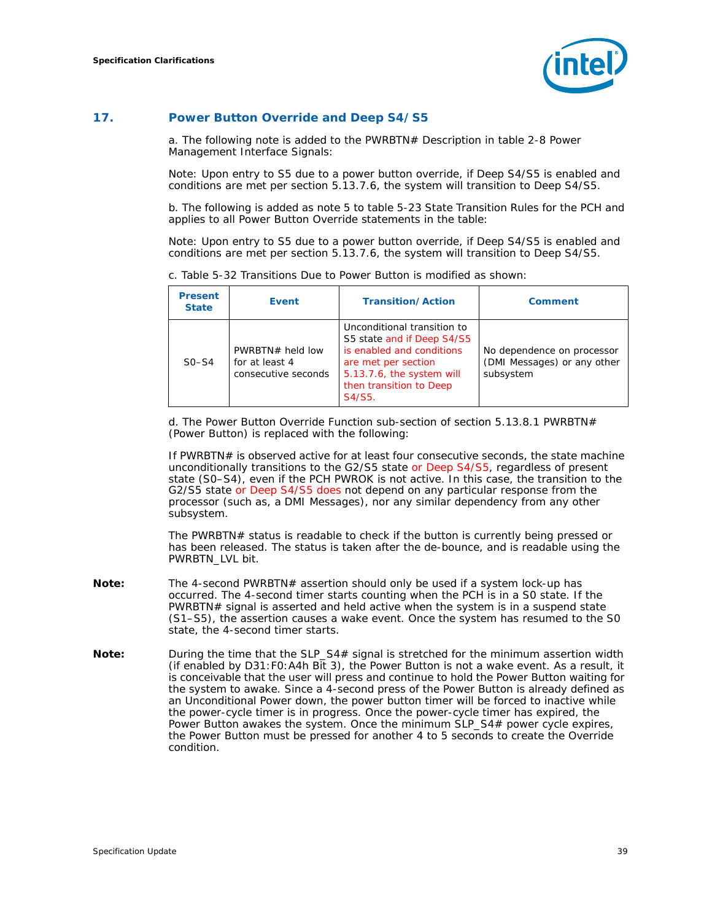## 17. Power Button Override and Deep S4/S5

a. The following note is added to the PWRBTN# Description in table 2-8 Power Management Interface Signals:

Note: Upon entry to S5 due to a power button override, if Deep S4/S5 is enabled and conditions are met per section 5.13.7.6, the system will transition to Deep S4/S5.

b. The following is added as note 5 to table 5-23 State Transition Rules for the PCH and applies to all Power Button Override statements in the table:

Note: Upon entry to S5 due to a power button override, if Deep S4/S5 is enabled and conditions are met per section 5.13.7.6, the system will transition to Deep S4/S5.

c. Table 5-32 Transitions Due to Power Button is modified as shown:

| Present State | Event | Transition/Action | Comment |
|---|---|---|---|
| S0–S4 | PWRBTN# held low for at least 4 consecutive seconds | Unconditional transition to S5 state and if Deep S4/S5 is enabled and conditions are met per section 5.13.7.6, the system will then transition to Deep S4/S5. | No dependence on processor (DMI Messages) or any other subsystem |

d. The Power Button Override Function sub-section of section 5.13.8.1 PWRBTN# (Power Button) is replaced with the following:

If PWRBTN# is observed active for at least four consecutive seconds, the state machine unconditionally transitions to the G2/S5 state or Deep S4/S5, regardless of present state (S0–S4), even if the PCH PWROK is not active. In this case, the transition to the G2/S5 state or Deep S4/S5 does not depend on any particular response from the processor (such as, a DMI Messages), nor any similar dependency from any other subsystem.

The PWRBTN# status is readable to check if the button is currently being pressed or has been released. The status is taken after the de-bounce, and is readable using the PWRBTN_LVL bit.

**Note:** The 4-second PWRBTN# assertion should only be used if a system lock-up has occurred. The 4-second timer starts counting when the PCH is in a S0 state. If the PWRBTN# signal is asserted and held active when the system is in a suspend state (S1–S5), the assertion causes a wake event. Once the system has resumed to the S0 state, the 4-second timer starts.

**Note:** During the time that the SLP_S4# signal is stretched for the minimum assertion width (if enabled by D31:F0:A4h Bit 3), the Power Button is not a wake event. As a result, it is conceivable that the user will press and continue to hold the Power Button waiting for the system to awake. Since a 4-second press of the Power Button is already defined as an Unconditional Power down, the power button timer will be forced to inactive while the power-cycle timer is in progress. Once the power-cycle timer has expired, the Power Button awakes the system. Once the minimum SLP_S4# power cycle expires, the Power Button must be pressed for another 4 to 5 seconds to create the Override condition.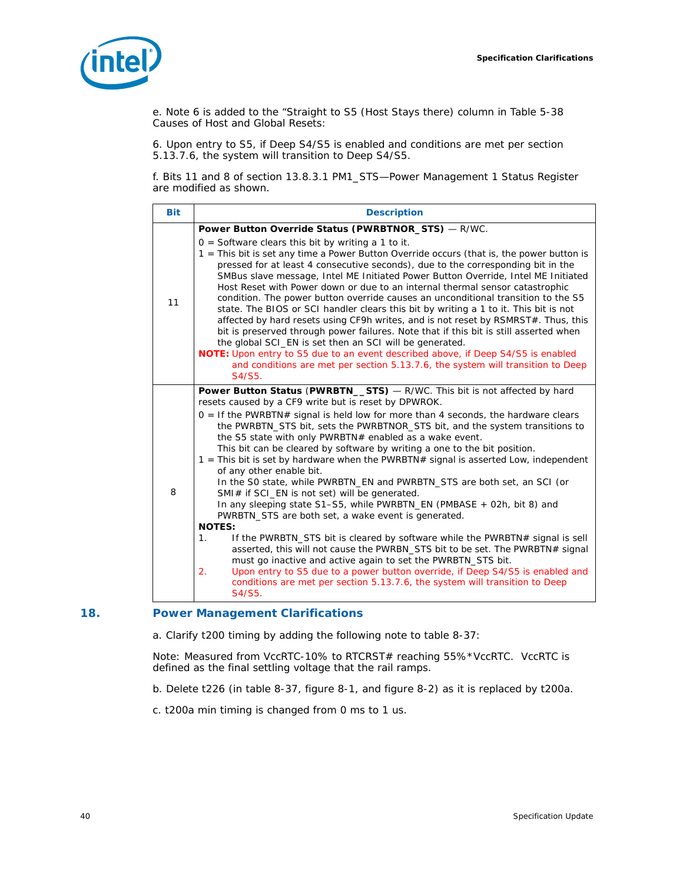e. Note 6 is added to the "Straight to S5 (Host Stays there) column in Table 5-38 Causes of Host and Global Resets:

6. Upon entry to S5, if Deep S4/S5 is enabled and conditions are met per section 5.13.7.6, the system will transition to Deep S4/S5.

f. Bits 11 and 8 of section 13.8.3.1 PM1_STS—Power Management 1 Status Register are modified as shown.

| Bit | Description |
|---|---|
| 11 | **Power Button Override Status (PWRBTNOR_STS)** — R/WC.<br>0 = Software clears this bit by writing a 1 to it.<br>1 = This bit is set any time a Power Button Override occurs (that is, the power button is pressed for at least 4 consecutive seconds), due to the corresponding bit in the SMBus slave message, Intel ME Initiated Power Button Override, Intel ME Initiated Host Reset with Power down or due to an internal thermal sensor catastrophic condition. The power button override causes an unconditional transition to the S5 state. The BIOS or SCI handler clears this bit by writing a 1 to it. This bit is not affected by hard resets using CF9h writes, and is not reset by RSMRST#. Thus, this bit is preserved through power failures. Note that if this bit is still asserted when the global SCI_EN is set then an SCI will be generated.<br>**NOTE:** Upon entry to S5 due to an event described above, if Deep S4/S5 is enabled and conditions are met per section 5.13.7.6, the system will transition to Deep S4/S5. |
| 8 | **Power Button Status** (**PWRBTN__STS)** — R/WC. This bit is not affected by hard resets caused by a CF9 write but is reset by DPWROK.<br>0 = If the PWRBTN# signal is held low for more than 4 seconds, the hardware clears the PWRBTN_STS bit, sets the PWRBTNOR_STS bit, and the system transitions to the S5 state with only PWRBTN# enabled as a wake event.<br>This bit can be cleared by software by writing a one to the bit position.<br>1 = This bit is set by hardware when the PWRBTN# signal is asserted Low, independent of any other enable bit.<br>In the S0 state, while PWRBTN_EN and PWRBTN_STS are both set, an SCI (or SMI# if SCI_EN is not set) will be generated.<br>In any sleeping state S1–S5, while PWRBTN_EN (PMBASE + 02h, bit 8) and PWRBTN_STS are both set, a wake event is generated.<br>**NOTES:**<br>1. If the PWRBTN_STS bit is cleared by software while the PWRBTN# signal is sell asserted, this will not cause the PWRBN_STS bit to be set. The PWRBTN# signal must go inactive and active again to set the PWRBTN_STS bit.<br>2. Upon entry to S5 due to a power button override, if Deep S4/S5 is enabled and conditions are met per section 5.13.7.6, the system will transition to Deep S4/S5. |

## 18. Power Management Clarifications

a. Clarify t200 timing by adding the following note to table 8-37:

Note: Measured from VccRTC-10% to RTCRST# reaching 55%*VccRTC. VccRTC is defined as the final settling voltage that the rail ramps.

b. Delete t226 (in table 8-37, figure 8-1, and figure 8-2) as it is replaced by t200a.

c. t200a min timing is changed from 0 ms to 1 us.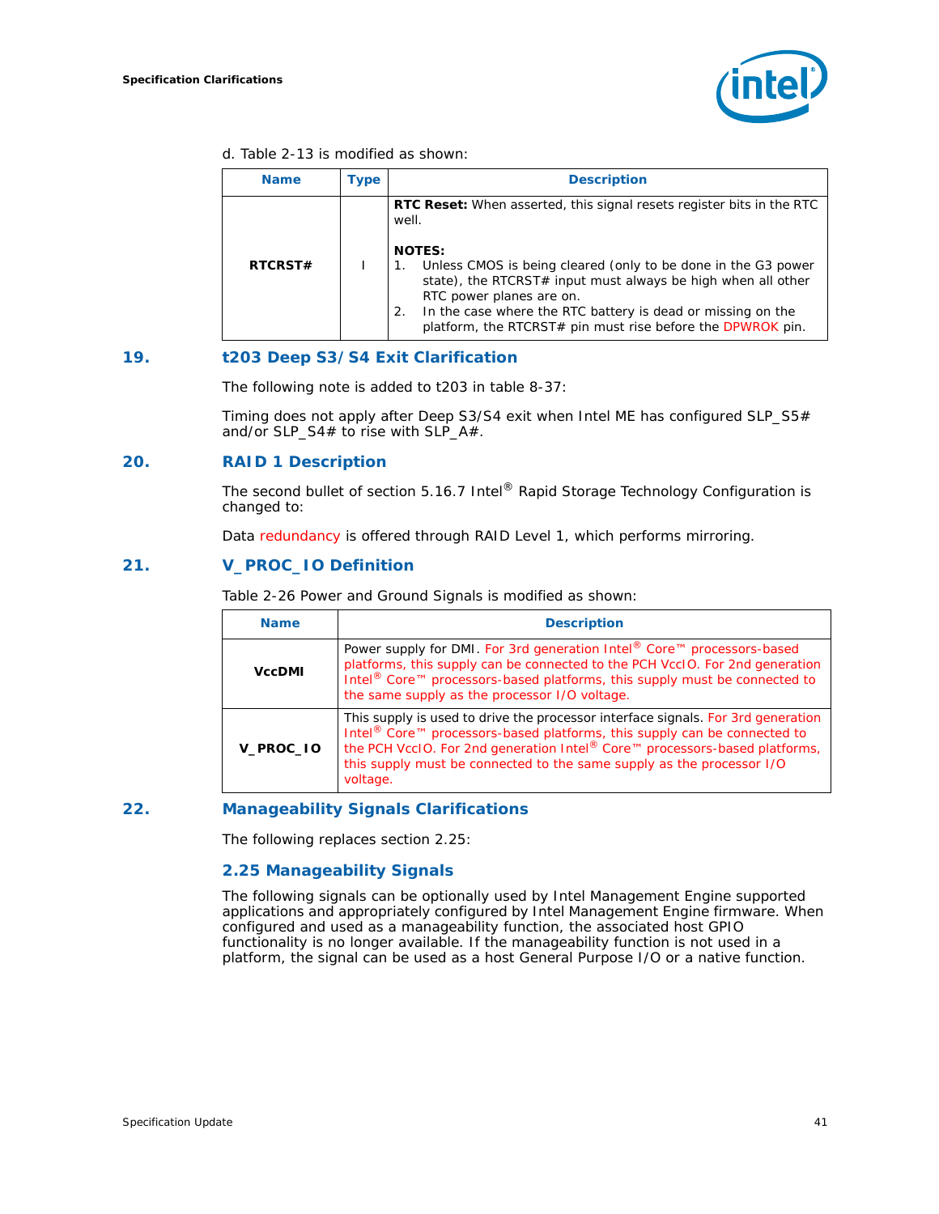d. Table 2-13 is modified as shown:

| Name | Type | Description |
|---|---|---|
| RTCRST# | I | **RTC Reset:** When asserted, this signal resets register bits in the RTC well.<br><br>**NOTES:**<br>1. Unless CMOS is being cleared (only to be done in the G3 power state), the RTCRST# input must always be high when all other RTC power planes are on.<br>2. In the case where the RTC battery is dead or missing on the platform, the RTCRST# pin must rise before the DPWROK pin. |

## 19. t203 Deep S3/S4 Exit Clarification

The following note is added to t203 in table 8-37:

Timing does not apply after Deep S3/S4 exit when Intel ME has configured SLP_S5# and/or SLP_S4# to rise with SLP_A#.

## 20. RAID 1 Description

The second bullet of section 5.16.7 Intel® Rapid Storage Technology Configuration is changed to:

Data redundancy is offered through RAID Level 1, which performs mirroring.

## 21. V_PROC_IO Definition

Table 2-26 Power and Ground Signals is modified as shown:

| Name | Description |
|---|---|
| VccDMI | Power supply for DMI. For 3rd generation Intel® Core™ processors-based platforms, this supply can be connected to the PCH VccIO. For 2nd generation Intel® Core™ processors-based platforms, this supply must be connected to the same supply as the processor I/O voltage. |
| V_PROC_IO | This supply is used to drive the processor interface signals. For 3rd generation Intel® Core™ processors-based platforms, this supply can be connected to the PCH VccIO. For 2nd generation Intel® Core™ processors-based platforms, this supply must be connected to the same supply as the processor I/O voltage. |

## 22. Manageability Signals Clarifications

The following replaces section 2.25:

### 2.25 Manageability Signals

The following signals can be optionally used by Intel Management Engine supported applications and appropriately configured by Intel Management Engine firmware. When configured and used as a manageability function, the associated host GPIO functionality is no longer available. If the manageability function is not used in a platform, the signal can be used as a host General Purpose I/O or a native function.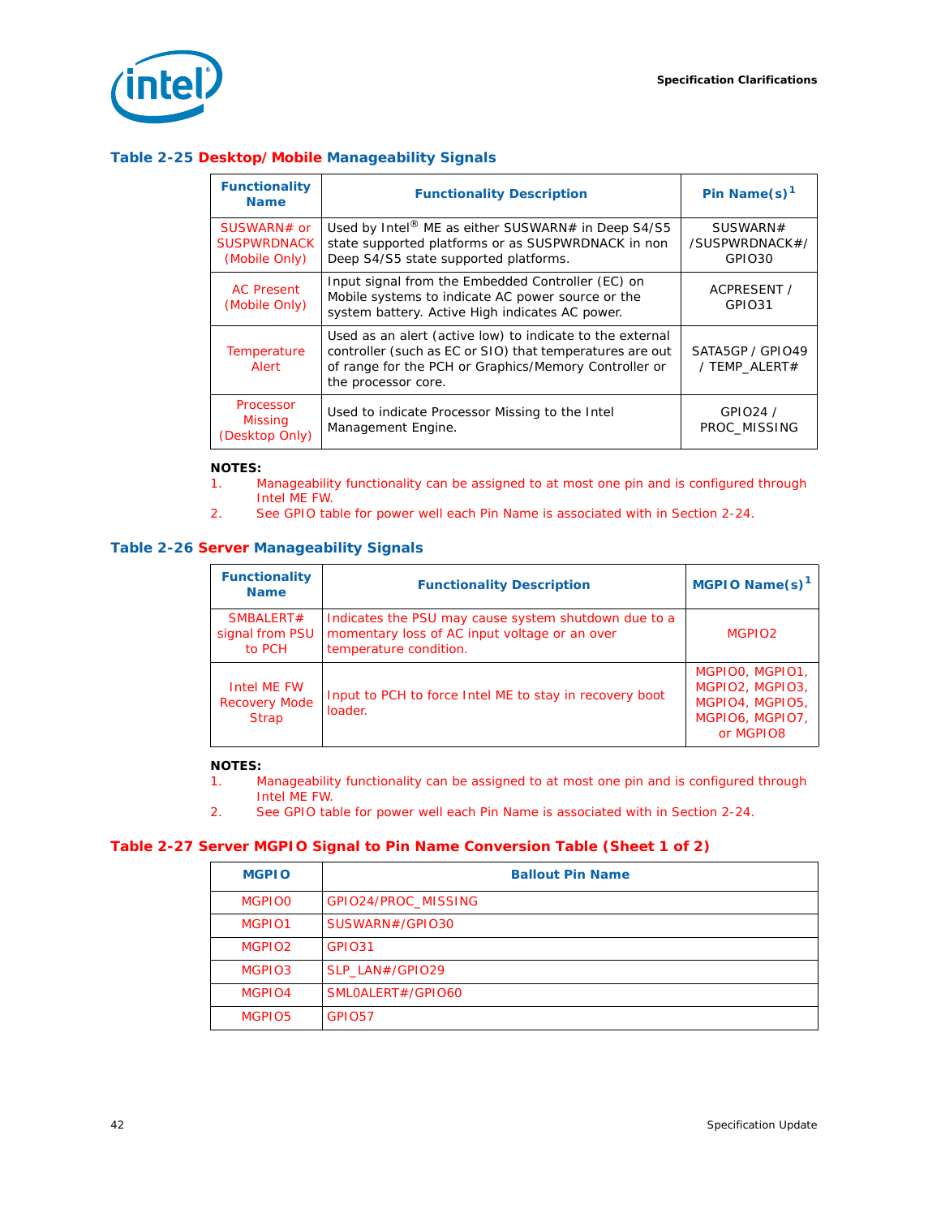### Table 2-25 Desktop/ Mobile Manageability Signals

| Functionality Name | Functionality Description | Pin Name(s)[1] |
|---|---|---|
| SUSWARN# or SUSPWRDNACK (Mobile Only) | Used by Intel® ME as either SUSWARN# in Deep S4/S5 state supported platforms or as SUSPWRDNACK in non Deep S4/S5 state supported platforms. | SUSWARN# /SUSPWRDNACK#/ GPIO30 |
| AC Present (Mobile Only) | Input signal from the Embedded Controller (EC) on Mobile systems to indicate AC power source or the system battery. Active High indicates AC power. | ACPRESENT / GPIO31 |
| Temperature Alert | Used as an alert (active low) to indicate to the external controller (such as EC or SIO) that temperatures are out of range for the PCH or Graphics/Memory Controller or the processor core. | SATA5GP / GPIO49 / TEMP_ALERT# |
| Processor Missing (Desktop Only) | Used to indicate Processor Missing to the Intel Management Engine. | GPIO24 / PROC_MISSING |

**NOTES:**
1. Manageability functionality can be assigned to at most one pin and is configured through Intel ME FW.
2. See GPIO table for power well each Pin Name is associated with in Section 2-24.

### Table 2-26 Server Manageability Signals

| Functionality Name | Functionality Description | MGPIO Name(s)[1] |
|---|---|---|
| SMBALERT# signal from PSU to PCH | Indicates the PSU may cause system shutdown due to a momentary loss of AC input voltage or an over temperature condition. | MGPIO2 |
| Intel ME FW Recovery Mode Strap | Input to PCH to force Intel ME to stay in recovery boot loader. | MGPIO0, MGPIO1, MGPIO2, MGPIO3, MGPIO4, MGPIO5, MGPIO6, MGPIO7, or MGPIO8 |

**NOTES:**
1. Manageability functionality can be assigned to at most one pin and is configured through Intel ME FW.
2. See GPIO table for power well each Pin Name is associated with in Section 2-24.

### Table 2-27 Server MGPIO Signal to Pin Name Conversion Table (Sheet 1 of 2)

| MGPIO | Ballout Pin Name |
|---|---|
| MGPIO0 | GPIO24/PROC_MISSING |
| MGPIO1 | SUSWARN#/GPIO30 |
| MGPIO2 | GPIO31 |
| MGPIO3 | SLP_LAN#/GPIO29 |
| MGPIO4 | SML0ALERT#/GPIO60 |
| MGPIO5 | GPIO57 |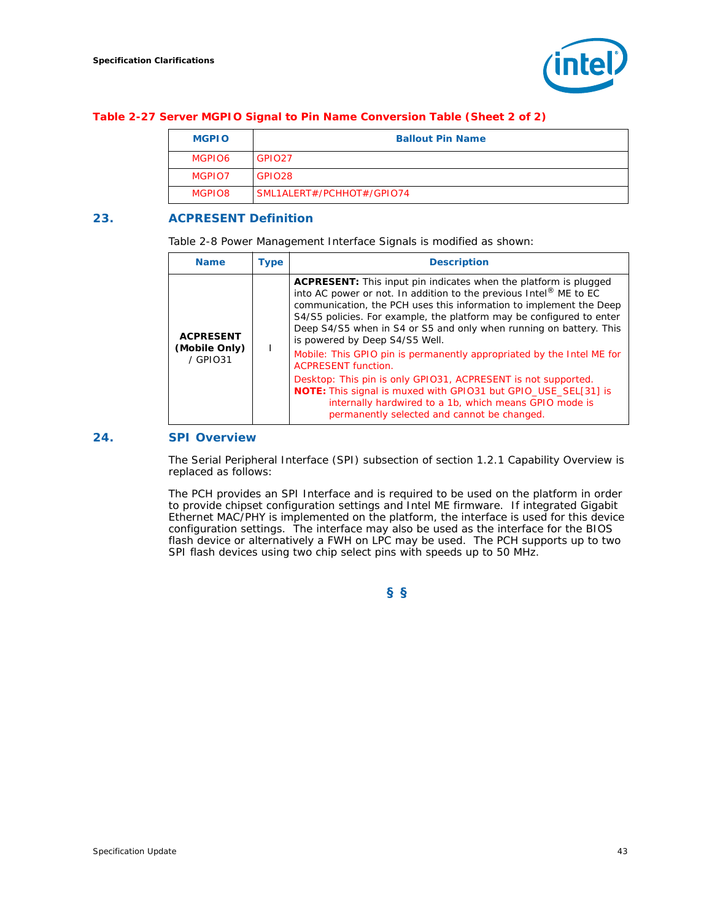**Table 2-27 Server MGPIO Signal to Pin Name Conversion Table (Sheet 2 of 2)**

| MGPIO | Ballout Pin Name |
|---|---|
| MGPIO6 | GPIO27 |
| MGPIO7 | GPIO28 |
| MGPIO8 | SML1ALERT#/PCHHOT#/GPIO74 |

## 23. ACPRESENT Definition

Table 2-8 Power Management Interface Signals is modified as shown:

| Name | Type | Description |
|---|---|---|
| **ACPRESENT (Mobile Only)** / GPIO31 | I | **ACPRESENT:** This input pin indicates when the platform is plugged into AC power or not. In addition to the previous Intel® ME to EC communication, the PCH uses this information to implement the Deep S4/S5 policies. For example, the platform may be configured to enter Deep S4/S5 when in S4 or S5 and only when running on battery. This is powered by Deep S4/S5 Well.<br>Mobile: This GPIO pin is permanently appropriated by the Intel ME for ACPRESENT function.<br>Desktop: This pin is only GPIO31, ACPRESENT is not supported.<br>**NOTE:** This signal is muxed with GPIO31 but GPIO_USE_SEL[31] is internally hardwired to a 1b, which means GPIO mode is permanently selected and cannot be changed. |

## 24. SPI Overview

The Serial Peripheral Interface (SPI) subsection of section 1.2.1 Capability Overview is replaced as follows:

The PCH provides an SPI Interface and is required to be used on the platform in order to provide chipset configuration settings and Intel ME firmware. If integrated Gigabit Ethernet MAC/PHY is implemented on the platform, the interface is used for this device configuration settings. The interface may also be used as the interface for the BIOS flash device or alternatively a FWH on LPC may be used. The PCH supports up to two SPI flash devices using two chip select pins with speeds up to 50 MHz.

§ §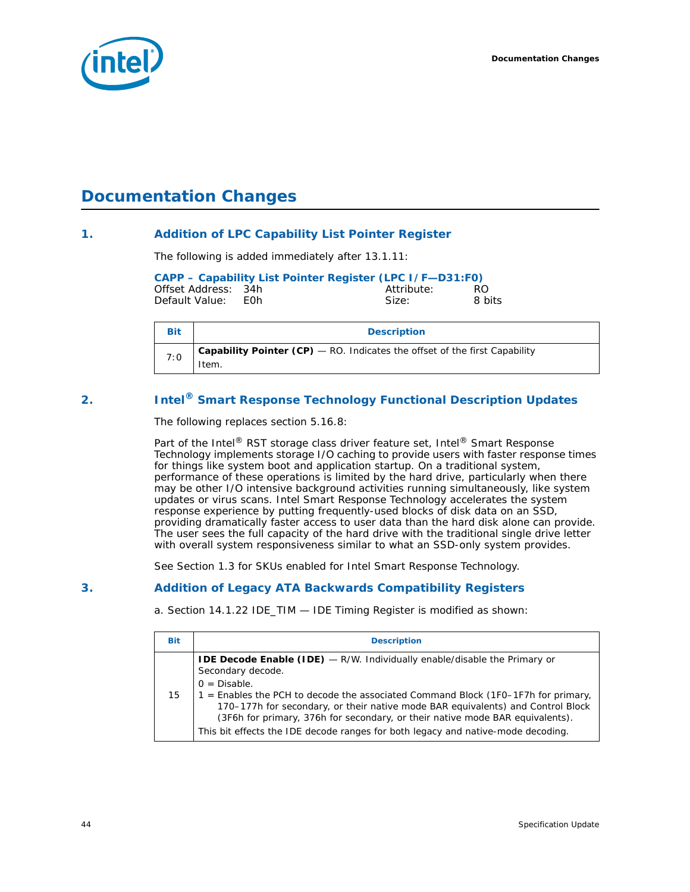# Documentation Changes

## 1. Addition of LPC Capability List Pointer Register

The following is added immediately after 13.1.11:

**CAPP – Capability List Pointer Register (LPC I/F—D31:F0)**

Offset Address: 34h Attribute: RO
Default Value: E0h Size: 8 bits

| Bit | Description |
|---|---|
| 7:0 | **Capability Pointer (CP)** — RO. Indicates the offset of the first Capability Item. |

## 2. Intel® Smart Response Technology Functional Description Updates

The following replaces section 5.16.8:

Part of the Intel® RST storage class driver feature set, Intel® Smart Response Technology implements storage I/O caching to provide users with faster response times for things like system boot and application startup. On a traditional system, performance of these operations is limited by the hard drive, particularly when there may be other I/O intensive background activities running simultaneously, like system updates or virus scans. Intel Smart Response Technology accelerates the system response experience by putting frequently-used blocks of disk data on an SSD, providing dramatically faster access to user data than the hard disk alone can provide. The user sees the full capacity of the hard drive with the traditional single drive letter with overall system responsiveness similar to what an SSD-only system provides.

See Section 1.3 for SKUs enabled for Intel Smart Response Technology.

## 3. Addition of Legacy ATA Backwards Compatibility Registers

a. Section 14.1.22 IDE_TIM — IDE Timing Register is modified as shown:

| Bit | Description |
|---|---|
| 15 | **IDE Decode Enable (IDE)** — R/W. Individually enable/disable the Primary or Secondary decode.<br>0 = Disable.<br>1 = Enables the PCH to decode the associated Command Block (1F0–1F7h for primary, 170–177h for secondary, or their native mode BAR equivalents) and Control Block (3F6h for primary, 376h for secondary, or their native mode BAR equivalents).<br>This bit effects the IDE decode ranges for both legacy and native-mode decoding. |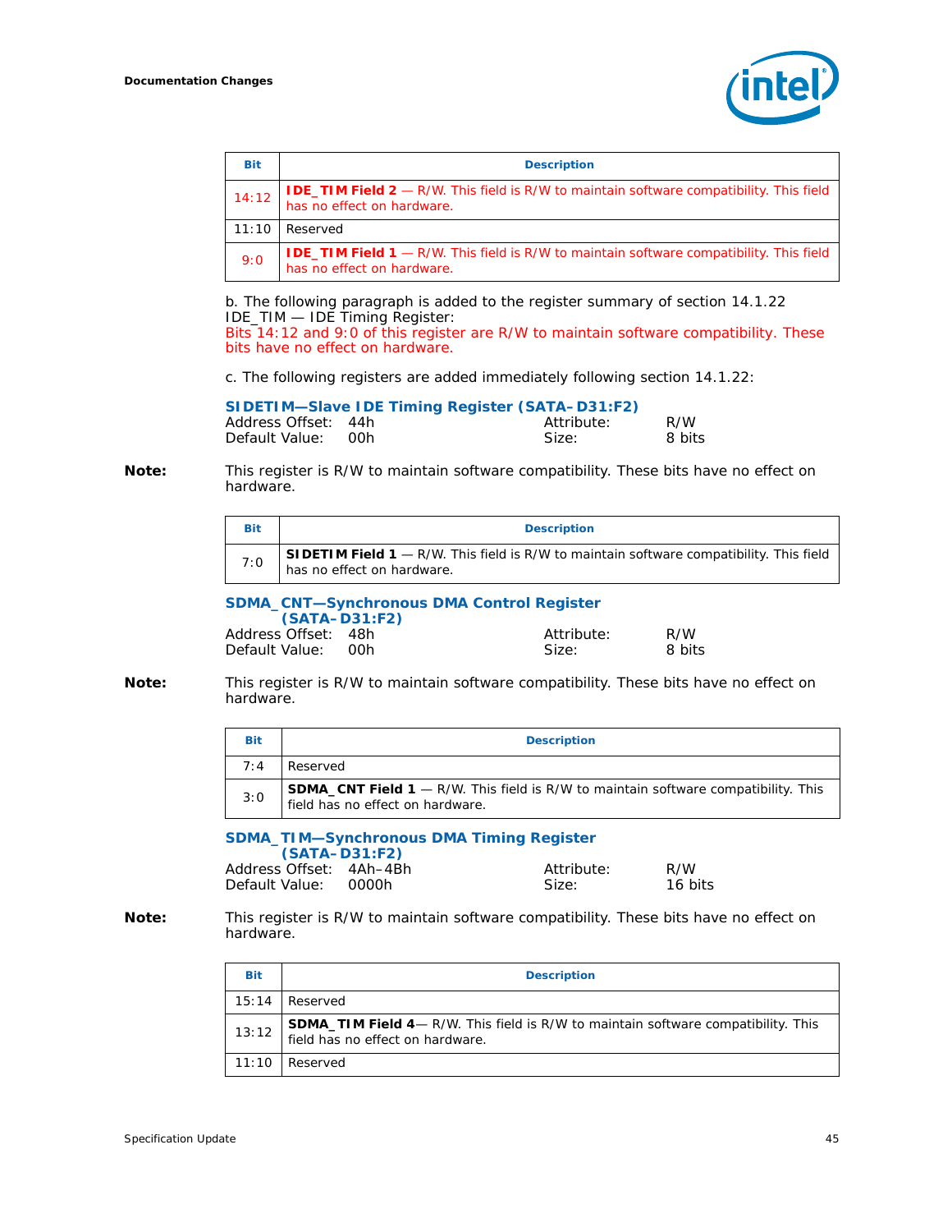| Bit | Description |
|---|---|
| 14:12 | **IDE_TIM Field 2** — R/W. This field is R/W to maintain software compatibility. This field has no effect on hardware. |
| 11:10 | Reserved |
| 9:0 | **IDE_TIM Field 1** — R/W. This field is R/W to maintain software compatibility. This field has no effect on hardware. |

b. The following paragraph is added to the register summary of section 14.1.22 IDE_TIM — IDE Timing Register:
Bits 14:12 and 9:0 of this register are R/W to maintain software compatibility. These bits have no effect on hardware.

c. The following registers are added immediately following section 14.1.22:

### SIDETIM—Slave IDE Timing Register (SATA–D31:F2)

Address Offset: 44h  Attribute: R/W
Default Value: 00h  Size: 8 bits

**Note:** This register is R/W to maintain software compatibility. These bits have no effect on hardware.

| Bit | Description |
|---|---|
| 7:0 | **SIDETIM Field 1** — R/W. This field is R/W to maintain software compatibility. This field has no effect on hardware. |

### SDMA_CNT—Synchronous DMA Control Register (SATA–D31:F2)

Address Offset: 48h  Attribute: R/W
Default Value: 00h  Size: 8 bits

**Note:** This register is R/W to maintain software compatibility. These bits have no effect on hardware.

| Bit | Description |
|---|---|
| 7:4 | Reserved |
| 3:0 | **SDMA_CNT Field 1** — R/W. This field is R/W to maintain software compatibility. This field has no effect on hardware. |

### SDMA_TIM—Synchronous DMA Timing Register (SATA–D31:F2)

Address Offset: 4Ah–4Bh  Attribute: R/W
Default Value: 0000h  Size: 16 bits

**Note:** This register is R/W to maintain software compatibility. These bits have no effect on hardware.

| Bit | Description |
|---|---|
| 15:14 | Reserved |
| 13:12 | **SDMA_TIM Field 4**— R/W. This field is R/W to maintain software compatibility. This field has no effect on hardware. |
| 11:10 | Reserved |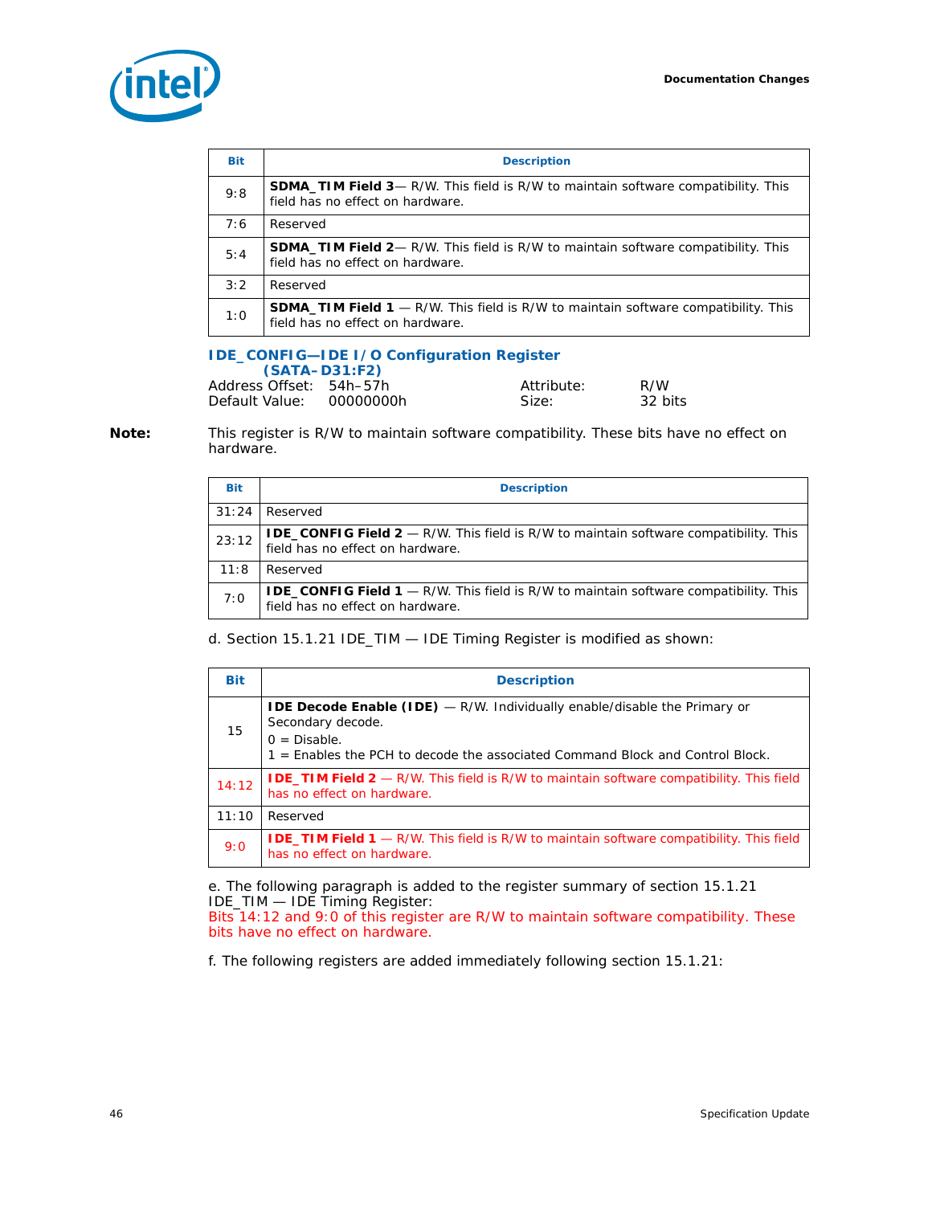| Bit | Description |
|---|---|
| 9:8 | **SDMA_TIM Field 3**— R/W. This field is R/W to maintain software compatibility. This field has no effect on hardware. |
| 7:6 | Reserved |
| 5:4 | **SDMA_TIM Field 2**— R/W. This field is R/W to maintain software compatibility. This field has no effect on hardware. |
| 3:2 | Reserved |
| 1:0 | **SDMA_TIM Field 1** — R/W. This field is R/W to maintain software compatibility. This field has no effect on hardware. |

### IDE_CONFIG—IDE I/O Configuration Register (SATA–D31:F2)

Address Offset: 54h–57h &nbsp;&nbsp;&nbsp; Attribute: R/W
Default Value: 00000000h &nbsp;&nbsp;&nbsp; Size: 32 bits

**Note:** This register is R/W to maintain software compatibility. These bits have no effect on hardware.

| Bit | Description |
|---|---|
| 31:24 | Reserved |
| 23:12 | **IDE_CONFIG Field 2** — R/W. This field is R/W to maintain software compatibility. This field has no effect on hardware. |
| 11:8 | Reserved |
| 7:0 | **IDE_CONFIG Field 1** — R/W. This field is R/W to maintain software compatibility. This field has no effect on hardware. |

d. Section 15.1.21 IDE_TIM — IDE Timing Register is modified as shown:

| Bit | Description |
|---|---|
| 15 | **IDE Decode Enable (IDE)** — R/W. Individually enable/disable the Primary or Secondary decode.<br>0 = Disable.<br>1 = Enables the PCH to decode the associated Command Block and Control Block. |
| 14:12 | **IDE_TIM Field 2** — R/W. This field is R/W to maintain software compatibility. This field has no effect on hardware. |
| 11:10 | Reserved |
| 9:0 | **IDE_TIM Field 1** — R/W. This field is R/W to maintain software compatibility. This field has no effect on hardware. |

e. The following paragraph is added to the register summary of section 15.1.21 IDE_TIM — IDE Timing Register:
Bits 14:12 and 9:0 of this register are R/W to maintain software compatibility. These bits have no effect on hardware.

f. The following registers are added immediately following section 15.1.21: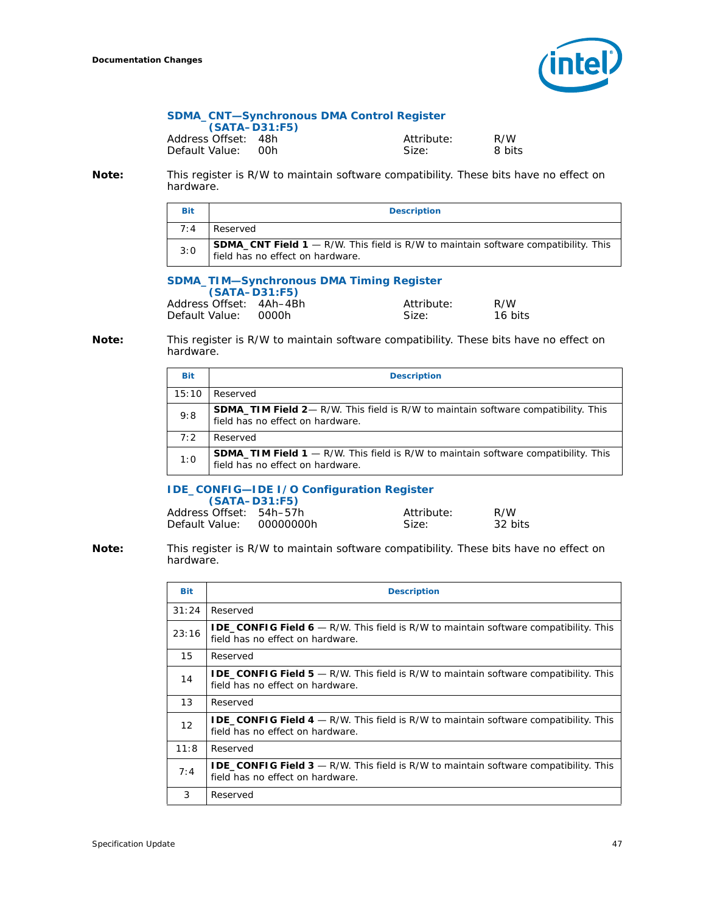### SDMA_CNT—Synchronous DMA Control Register (SATA–D31:F5)

Address Offset: 48h
Default Value: 00h

Attribute: R/W
Size: 8 bits

**Note:** This register is R/W to maintain software compatibility. These bits have no effect on hardware.

| Bit | Description |
|---|---|
| 7:4 | Reserved |
| 3:0 | **SDMA_CNT Field 1** — R/W. This field is R/W to maintain software compatibility. This field has no effect on hardware. |

### SDMA_TIM—Synchronous DMA Timing Register (SATA–D31:F5)

Address Offset: 4Ah–4Bh
Default Value: 0000h

Attribute: R/W
Size: 16 bits

**Note:** This register is R/W to maintain software compatibility. These bits have no effect on hardware.

| Bit | Description |
|---|---|
| 15:10 | Reserved |
| 9:8 | **SDMA_TIM Field 2**— R/W. This field is R/W to maintain software compatibility. This field has no effect on hardware. |
| 7:2 | Reserved |
| 1:0 | **SDMA_TIM Field 1** — R/W. This field is R/W to maintain software compatibility. This field has no effect on hardware. |

### IDE_CONFIG—IDE I/O Configuration Register (SATA–D31:F5)

Address Offset: 54h–57h
Default Value: 00000000h

Attribute: R/W
Size: 32 bits

**Note:** This register is R/W to maintain software compatibility. These bits have no effect on hardware.

| Bit | Description |
|---|---|
| 31:24 | Reserved |
| 23:16 | **IDE_CONFIG Field 6** — R/W. This field is R/W to maintain software compatibility. This field has no effect on hardware. |
| 15 | Reserved |
| 14 | **IDE_CONFIG Field 5** — R/W. This field is R/W to maintain software compatibility. This field has no effect on hardware. |
| 13 | Reserved |
| 12 | **IDE_CONFIG Field 4** — R/W. This field is R/W to maintain software compatibility. This field has no effect on hardware. |
| 11:8 | Reserved |
| 7:4 | **IDE_CONFIG Field 3** — R/W. This field is R/W to maintain software compatibility. This field has no effect on hardware. |
| 3 | Reserved |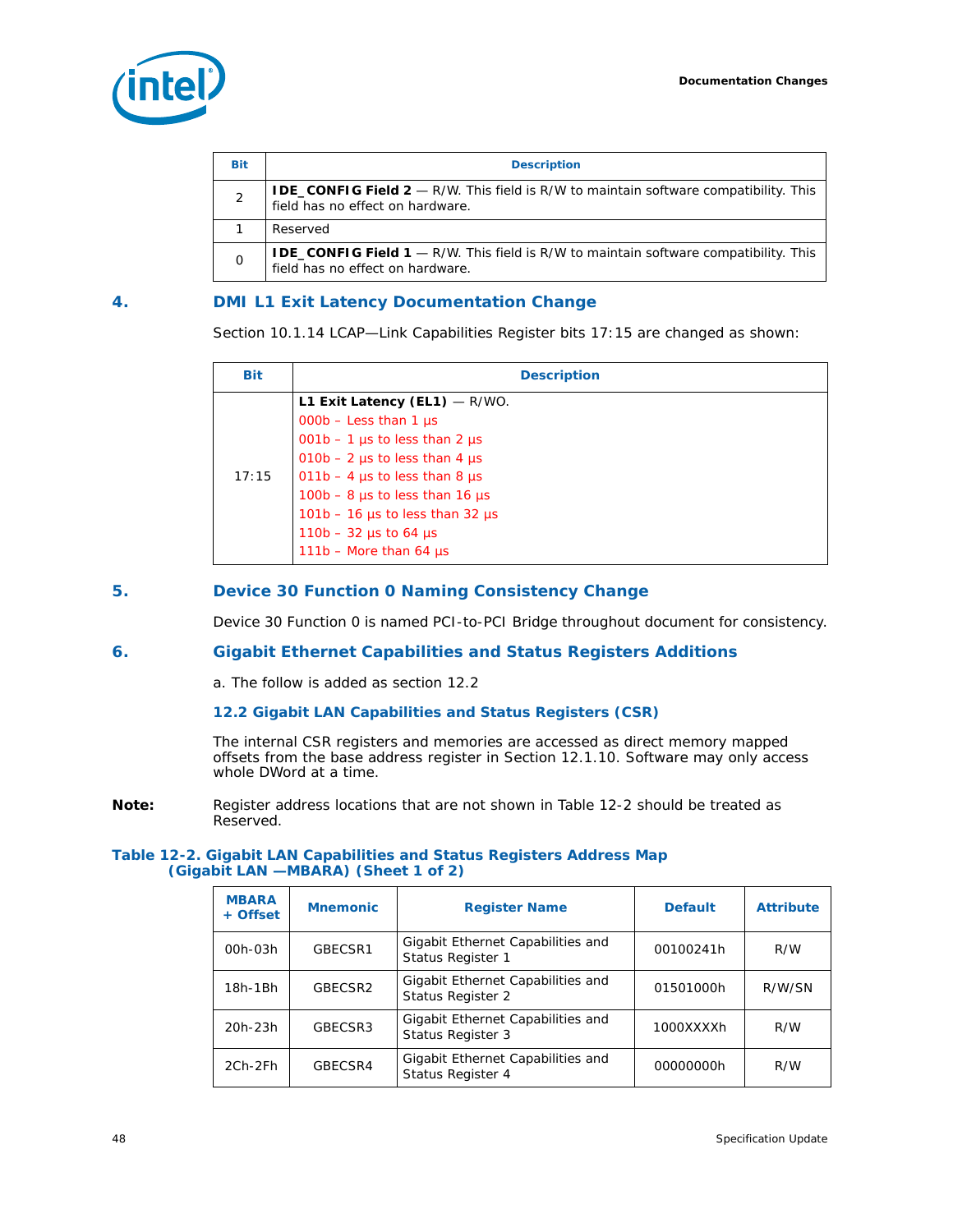| Bit | Description |
|---|---|
| 2 | **IDE_CONFIG Field 2** — R/W. This field is R/W to maintain software compatibility. This field has no effect on hardware. |
| 1 | Reserved |
| 0 | **IDE_CONFIG Field 1** — R/W. This field is R/W to maintain software compatibility. This field has no effect on hardware. |

## 4. DMI L1 Exit Latency Documentation Change

Section 10.1.14 LCAP—Link Capabilities Register bits 17:15 are changed as shown:

| Bit | Description |
|---|---|
| 17:15 | **L1 Exit Latency (EL1)** — R/WO.<br>000b – Less than 1 µs<br>001b – 1 µs to less than 2 µs<br>010b – 2 µs to less than 4 µs<br>011b – 4 µs to less than 8 µs<br>100b – 8 µs to less than 16 µs<br>101b – 16 µs to less than 32 µs<br>110b – 32 µs to 64 µs<br>111b – More than 64 µs |

## 5. Device 30 Function 0 Naming Consistency Change

Device 30 Function 0 is named PCI-to-PCI Bridge throughout document for consistency.

## 6. Gigabit Ethernet Capabilities and Status Registers Additions

a. The follow is added as section 12.2

### 12.2 Gigabit LAN Capabilities and Status Registers (CSR)

The internal CSR registers and memories are accessed as direct memory mapped offsets from the base address register in Section 12.1.10. Software may only access whole DWord at a time.

**Note:** Register address locations that are not shown in Table 12-2 should be treated as Reserved.

**Table 12-2. Gigabit LAN Capabilities and Status Registers Address Map (Gigabit LAN —MBARA) (Sheet 1 of 2)**

| MBARA + Offset | Mnemonic | Register Name | Default | Attribute |
|---|---|---|---|---|
| 00h-03h | GBECSR1 | Gigabit Ethernet Capabilities and Status Register 1 | 00100241h | R/W |
| 18h-1Bh | GBECSR2 | Gigabit Ethernet Capabilities and Status Register 2 | 01501000h | R/W/SN |
| 20h-23h | GBECSR3 | Gigabit Ethernet Capabilities and Status Register 3 | 1000XXXXh | R/W |
| 2Ch-2Fh | GBECSR4 | Gigabit Ethernet Capabilities and Status Register 4 | 00000000h | R/W |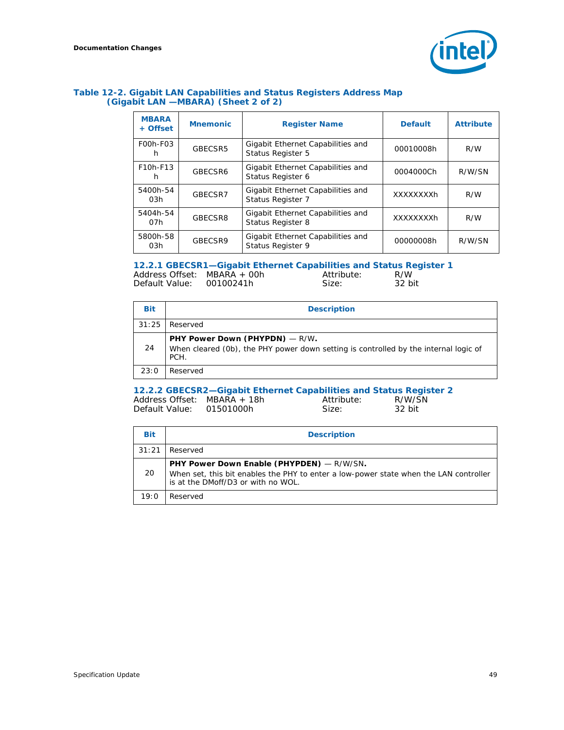**Table 12-2. Gigabit LAN Capabilities and Status Registers Address Map (Gigabit LAN —MBARA) (Sheet 2 of 2)**

| MBARA + Offset | Mnemonic | Register Name | Default | Attribute |
|---|---|---|---|---|
| F00h-F03h | GBECSR5 | Gigabit Ethernet Capabilities and Status Register 5 | 00010008h | R/W |
| F10h-F13h | GBECSR6 | Gigabit Ethernet Capabilities and Status Register 6 | 0004000Ch | R/W/SN |
| 5400h-5403h | GBECSR7 | Gigabit Ethernet Capabilities and Status Register 7 | XXXXXXXXh | R/W |
| 5404h-5407h | GBECSR8 | Gigabit Ethernet Capabilities and Status Register 8 | XXXXXXXXh | R/W |
| 5800h-5803h | GBECSR9 | Gigabit Ethernet Capabilities and Status Register 9 | 00000008h | R/W/SN |

### 12.2.1 GBECSR1—Gigabit Ethernet Capabilities and Status Register 1

Address Offset: MBARA + 00h  Attribute: R/W
Default Value: 00100241h  Size: 32 bit

| Bit | Description |
|---|---|
| 31:25 | Reserved |
| 24 | **PHY Power Down (PHYPDN)** — R/W. When cleared (0b), the PHY power down setting is controlled by the internal logic of PCH. |
| 23:0 | Reserved |

### 12.2.2 GBECSR2—Gigabit Ethernet Capabilities and Status Register 2

Address Offset: MBARA + 18h  Attribute: R/W/SN
Default Value: 01501000h  Size: 32 bit

| Bit | Description |
|---|---|
| 31:21 | Reserved |
| 20 | **PHY Power Down Enable (PHYPDEN)** — R/W/SN. When set, this bit enables the PHY to enter a low-power state when the LAN controller is at the DMoff/D3 or with no WOL. |
| 19:0 | Reserved |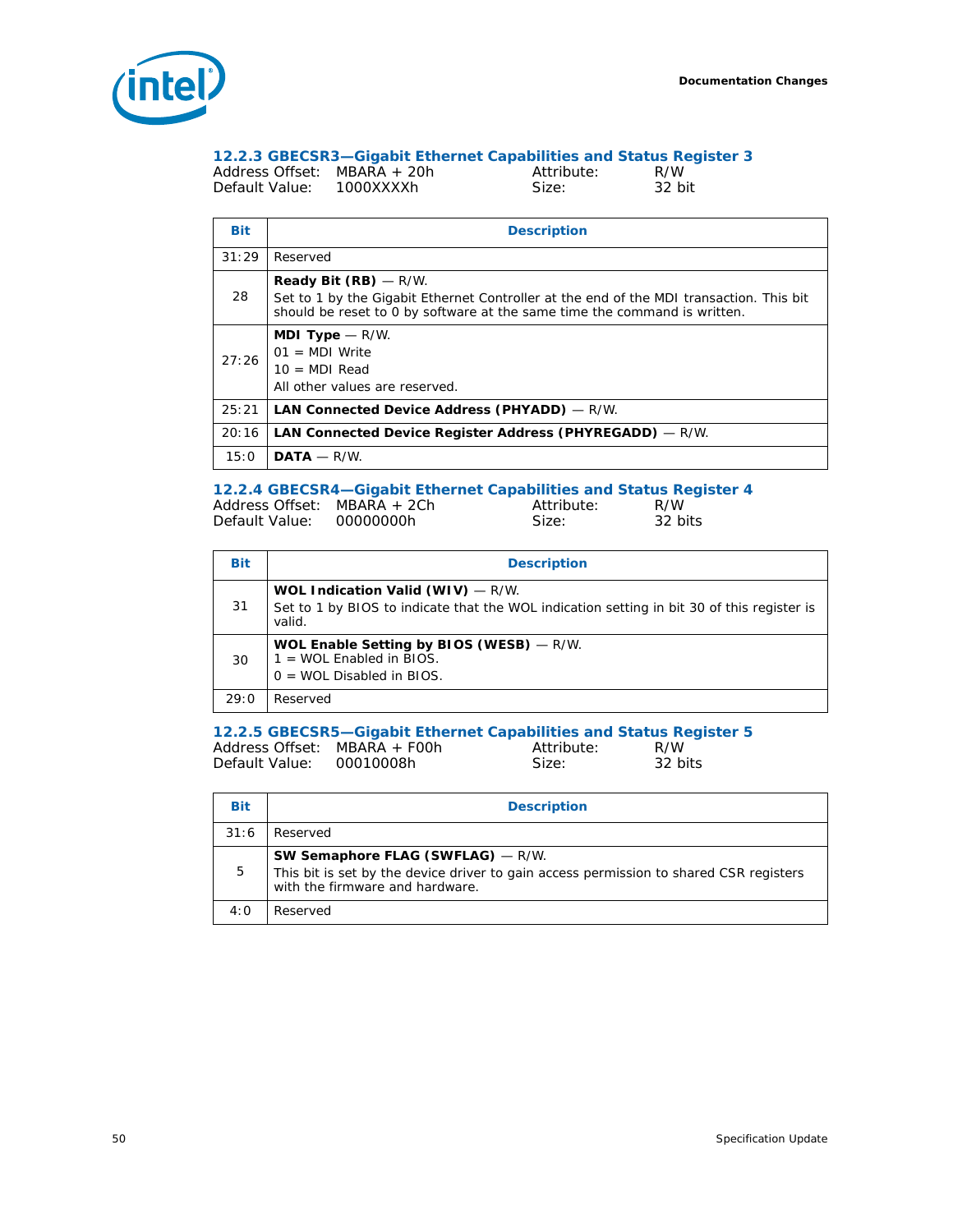### 12.2.3 GBECSR3—Gigabit Ethernet Capabilities and Status Register 3

Address Offset: MBARA + 20h  Attribute: R/W
Default Value: 1000XXXXh  Size: 32 bit

| Bit | Description |
|---|---|
| 31:29 | Reserved |
| 28 | **Ready Bit (RB)** — R/W.<br>Set to 1 by the Gigabit Ethernet Controller at the end of the MDI transaction. This bit should be reset to 0 by software at the same time the command is written. |
| 27:26 | **MDI Type** — R/W.<br>01 = MDI Write<br>10 = MDI Read<br>All other values are reserved. |
| 25:21 | **LAN Connected Device Address (PHYADD)** — R/W. |
| 20:16 | **LAN Connected Device Register Address (PHYREGADD)** — R/W. |
| 15:0 | **DATA** — R/W. |

### 12.2.4 GBECSR4—Gigabit Ethernet Capabilities and Status Register 4

Address Offset: MBARA + 2Ch  Attribute: R/W
Default Value: 00000000h  Size: 32 bits

| Bit | Description |
|---|---|
| 31 | **WOL Indication Valid (WIV)** — R/W.<br>Set to 1 by BIOS to indicate that the WOL indication setting in bit 30 of this register is valid. |
| 30 | **WOL Enable Setting by BIOS (WESB)** — R/W.<br>1 = WOL Enabled in BIOS.<br>0 = WOL Disabled in BIOS. |
| 29:0 | Reserved |

### 12.2.5 GBECSR5—Gigabit Ethernet Capabilities and Status Register 5

Address Offset: MBARA + F00h  Attribute: R/W
Default Value: 00010008h  Size: 32 bits

| Bit | Description |
|---|---|
| 31:6 | Reserved |
| 5 | **SW Semaphore FLAG (SWFLAG)** — R/W.<br>This bit is set by the device driver to gain access permission to shared CSR registers with the firmware and hardware. |
| 4:0 | Reserved |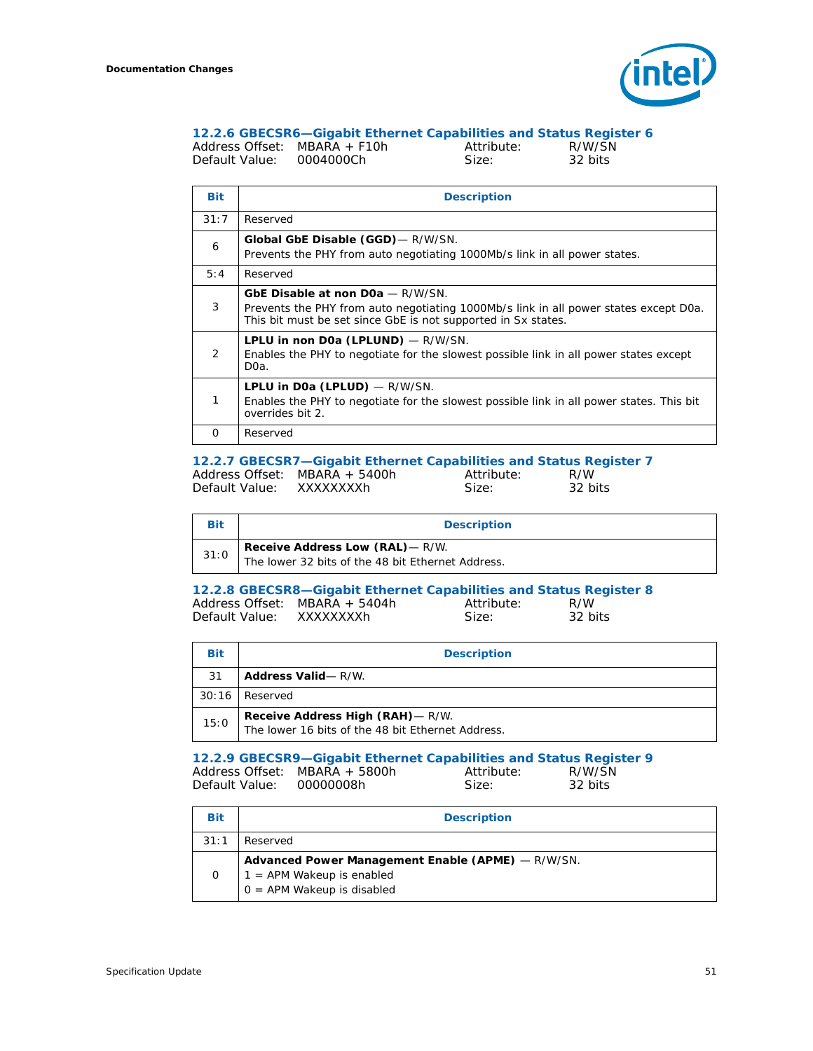### 12.2.6 GBECSR6—Gigabit Ethernet Capabilities and Status Register 6

Address Offset: MBARA + F10h　　Attribute: R/W/SN
Default Value: 0004000Ch　　Size: 32 bits

| Bit | Description |
|---|---|
| 31:7 | Reserved |
| 6 | **Global GbE Disable (GGD)**— R/W/SN.<br>Prevents the PHY from auto negotiating 1000Mb/s link in all power states. |
| 5:4 | Reserved |
| 3 | **GbE Disable at non D0a** — R/W/SN.<br>Prevents the PHY from auto negotiating 1000Mb/s link in all power states except D0a. This bit must be set since GbE is not supported in Sx states. |
| 2 | **LPLU in non D0a (LPLUND)** — R/W/SN.<br>Enables the PHY to negotiate for the slowest possible link in all power states except D0a. |
| 1 | **LPLU in D0a (LPLUD)** — R/W/SN.<br>Enables the PHY to negotiate for the slowest possible link in all power states. This bit overrides bit 2. |
| 0 | Reserved |

### 12.2.7 GBECSR7—Gigabit Ethernet Capabilities and Status Register 7

Address Offset: MBARA + 5400h　　Attribute: R/W
Default Value: XXXXXXXXh　　Size: 32 bits

| Bit | Description |
|---|---|
| 31:0 | **Receive Address Low (RAL)**— R/W.<br>The lower 32 bits of the 48 bit Ethernet Address. |

### 12.2.8 GBECSR8—Gigabit Ethernet Capabilities and Status Register 8

Address Offset: MBARA + 5404h　　Attribute: R/W
Default Value: XXXXXXXXh　　Size: 32 bits

| Bit | Description |
|---|---|
| 31 | **Address Valid**— R/W. |
| 30:16 | Reserved |
| 15:0 | **Receive Address High (RAH)**— R/W.<br>The lower 16 bits of the 48 bit Ethernet Address. |

### 12.2.9 GBECSR9—Gigabit Ethernet Capabilities and Status Register 9

Address Offset: MBARA + 5800h　　Attribute: R/W/SN
Default Value: 00000008h　　Size: 32 bits

| Bit | Description |
|---|---|
| 31:1 | Reserved |
| 0 | **Advanced Power Management Enable (APME)** — R/W/SN.<br>1 = APM Wakeup is enabled<br>0 = APM Wakeup is disabled |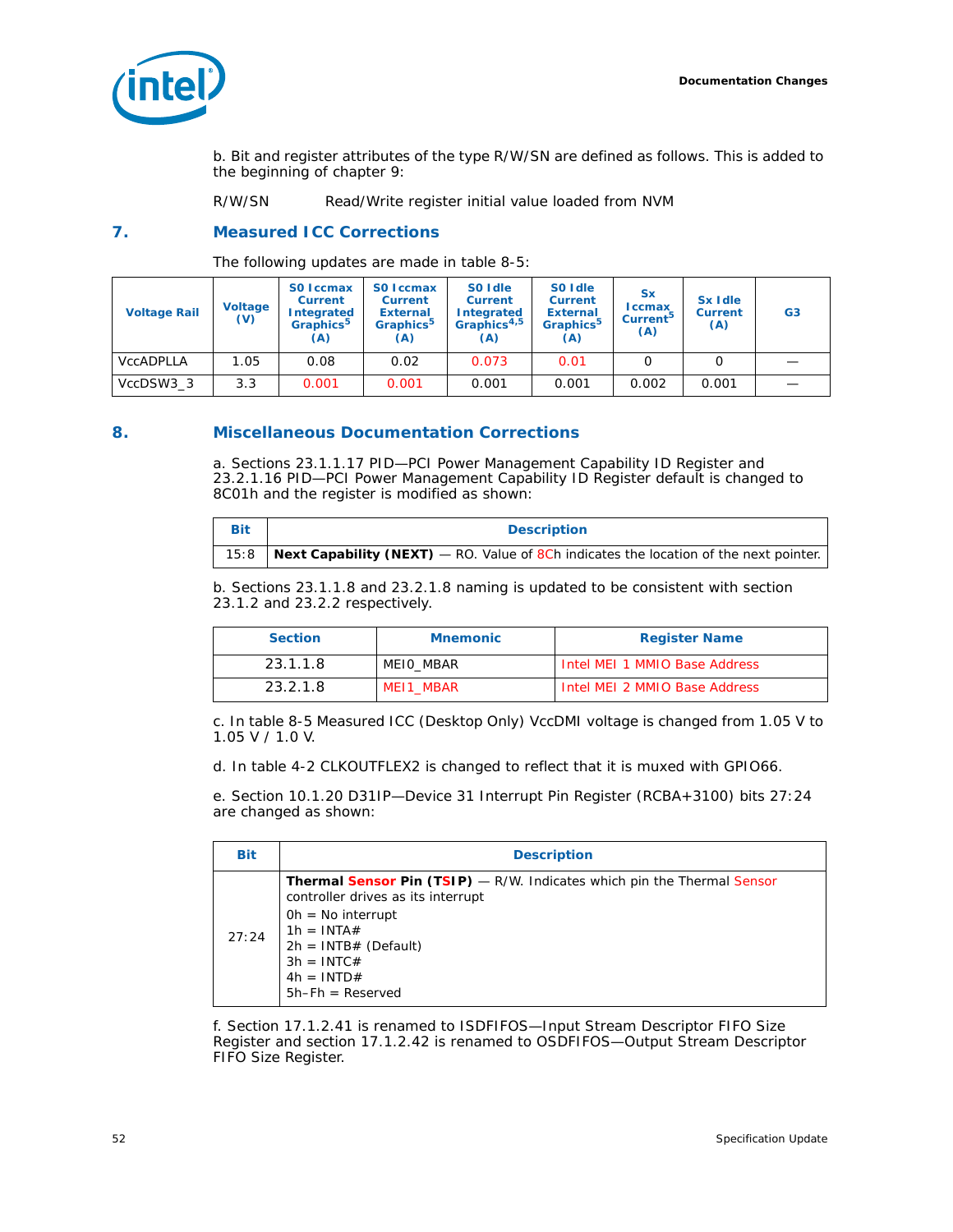b. Bit and register attributes of the type R/W/SN are defined as follows. This is added to the beginning of chapter 9:

R/W/SN Read/Write register initial value loaded from NVM

## 7. Measured ICC Corrections

The following updates are made in table 8-5:

| Voltage Rail | Voltage (V) | S0 Iccmax Current Integrated Graphics[5] (A) | S0 Iccmax Current External Graphics[5] (A) | S0 Idle Current Integrated Graphics[4,5] (A) | S0 Idle Current External Graphics[5] (A) | Sx Iccmax Current[5] (A) | Sx Idle Current (A) | G3 |
|---|---|---|---|---|---|---|---|---|
| VccADPLLA | 1.05 | 0.08 | 0.02 | 0.073 | 0.01 | 0 | 0 | — |
| VccDSW3_3 | 3.3 | 0.001 | 0.001 | 0.001 | 0.001 | 0.002 | 0.001 | — |

## 8. Miscellaneous Documentation Corrections

a. Sections 23.1.1.17 PID—PCI Power Management Capability ID Register and 23.2.1.16 PID—PCI Power Management Capability ID Register default is changed to 8C01h and the register is modified as shown:

| Bit | Description |
|---|---|
| 15:8 | **Next Capability (NEXT)** — RO. Value of 8Ch indicates the location of the next pointer. |

b. Sections 23.1.1.8 and 23.2.1.8 naming is updated to be consistent with section 23.1.2 and 23.2.2 respectively.

| Section | Mnemonic | Register Name |
|---|---|---|
| 23.1.1.8 | MEI0_MBAR | Intel MEI 1 MMIO Base Address |
| 23.2.1.8 | MEI1_MBAR | Intel MEI 2 MMIO Base Address |

c. In table 8-5 Measured ICC (Desktop Only) VccDMI voltage is changed from 1.05 V to 1.05 V / 1.0 V.

d. In table 4-2 CLKOUTFLEX2 is changed to reflect that it is muxed with GPIO66.

e. Section 10.1.20 D31IP—Device 31 Interrupt Pin Register (RCBA+3100) bits 27:24 are changed as shown:

| Bit | Description |
|---|---|
| 27:24 | **Thermal Sensor Pin (TSIP)** — R/W. Indicates which pin the Thermal Sensor controller drives as its interrupt<br>0h = No interrupt<br>1h = INTA#<br>2h = INTB# (Default)<br>3h = INTC#<br>4h = INTD#<br>5h–Fh = Reserved |

f. Section 17.1.2.41 is renamed to ISDFIFOS—Input Stream Descriptor FIFO Size Register and section 17.1.2.42 is renamed to OSDFIFOS—Output Stream Descriptor FIFO Size Register.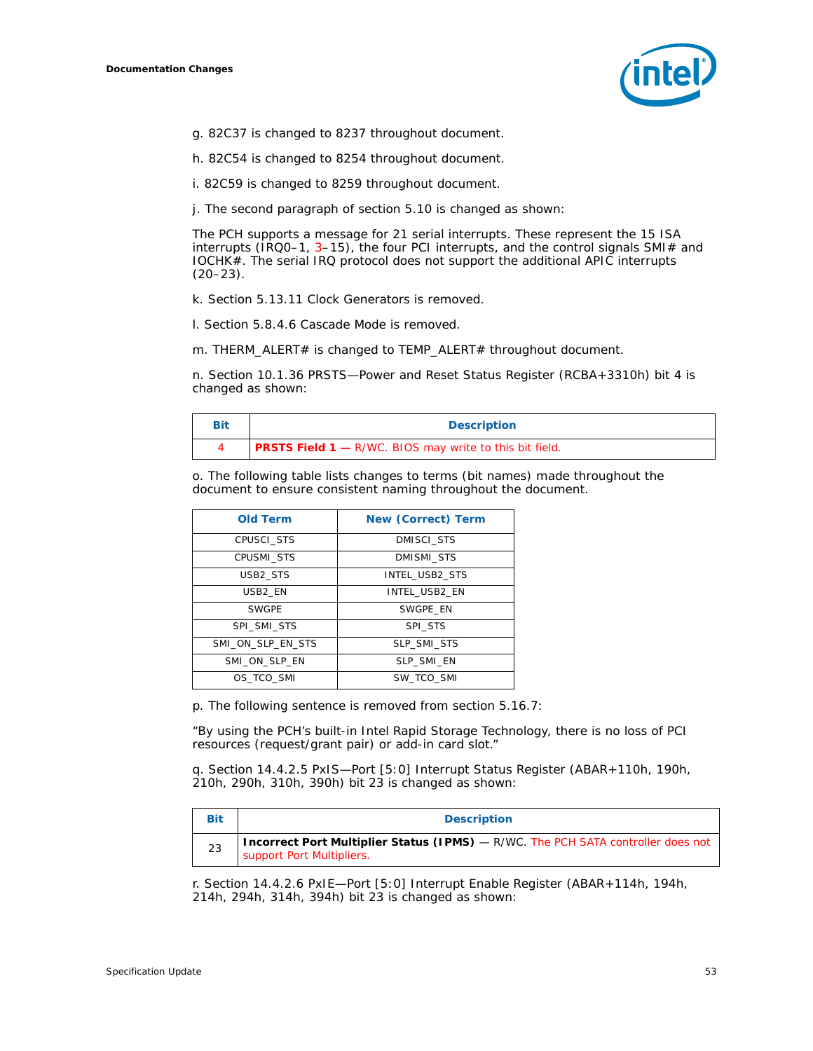g. 82C37 is changed to 8237 throughout document.

h. 82C54 is changed to 8254 throughout document.

i. 82C59 is changed to 8259 throughout document.

j. The second paragraph of section 5.10 is changed as shown:

The PCH supports a message for 21 serial interrupts. These represent the 15 ISA interrupts (IRQ0–1, 3–15), the four PCI interrupts, and the control signals SMI# and IOCHK#. The serial IRQ protocol does not support the additional APIC interrupts (20–23).

k. Section 5.13.11 Clock Generators is removed.

l. Section 5.8.4.6 Cascade Mode is removed.

m. THERM_ALERT# is changed to TEMP_ALERT# throughout document.

n. Section 10.1.36 PRSTS—Power and Reset Status Register (RCBA+3310h) bit 4 is changed as shown:

| Bit | Description |
|---|---|
| 4 | **PRSTS Field 1 —** R/WC. BIOS may write to this bit field. |

o. The following table lists changes to terms (bit names) made throughout the document to ensure consistent naming throughout the document.

| Old Term | New (Correct) Term |
|---|---|
| CPUSCI_STS | DMISCI_STS |
| CPUSMI_STS | DMISMI_STS |
| USB2_STS | INTEL_USB2_STS |
| USB2_EN | INTEL_USB2_EN |
| SWGPE | SWGPE_EN |
| SPI_SMI_STS | SPI_STS |
| SMI_ON_SLP_EN_STS | SLP_SMI_STS |
| SMI_ON_SLP_EN | SLP_SMI_EN |
| OS_TCO_SMI | SW_TCO_SMI |

p. The following sentence is removed from section 5.16.7:

“By using the PCH’s built-in Intel Rapid Storage Technology, there is no loss of PCI resources (request/grant pair) or add-in card slot.”

q. Section 14.4.2.5 PxIS—Port [5:0] Interrupt Status Register (ABAR+110h, 190h, 210h, 290h, 310h, 390h) bit 23 is changed as shown:

| Bit | Description |
|---|---|
| 23 | **Incorrect Port Multiplier Status (IPMS)** — R/WC. The PCH SATA controller does not support Port Multipliers. |

r. Section 14.4.2.6 PxIE—Port [5:0] Interrupt Enable Register (ABAR+114h, 194h, 214h, 294h, 314h, 394h) bit 23 is changed as shown: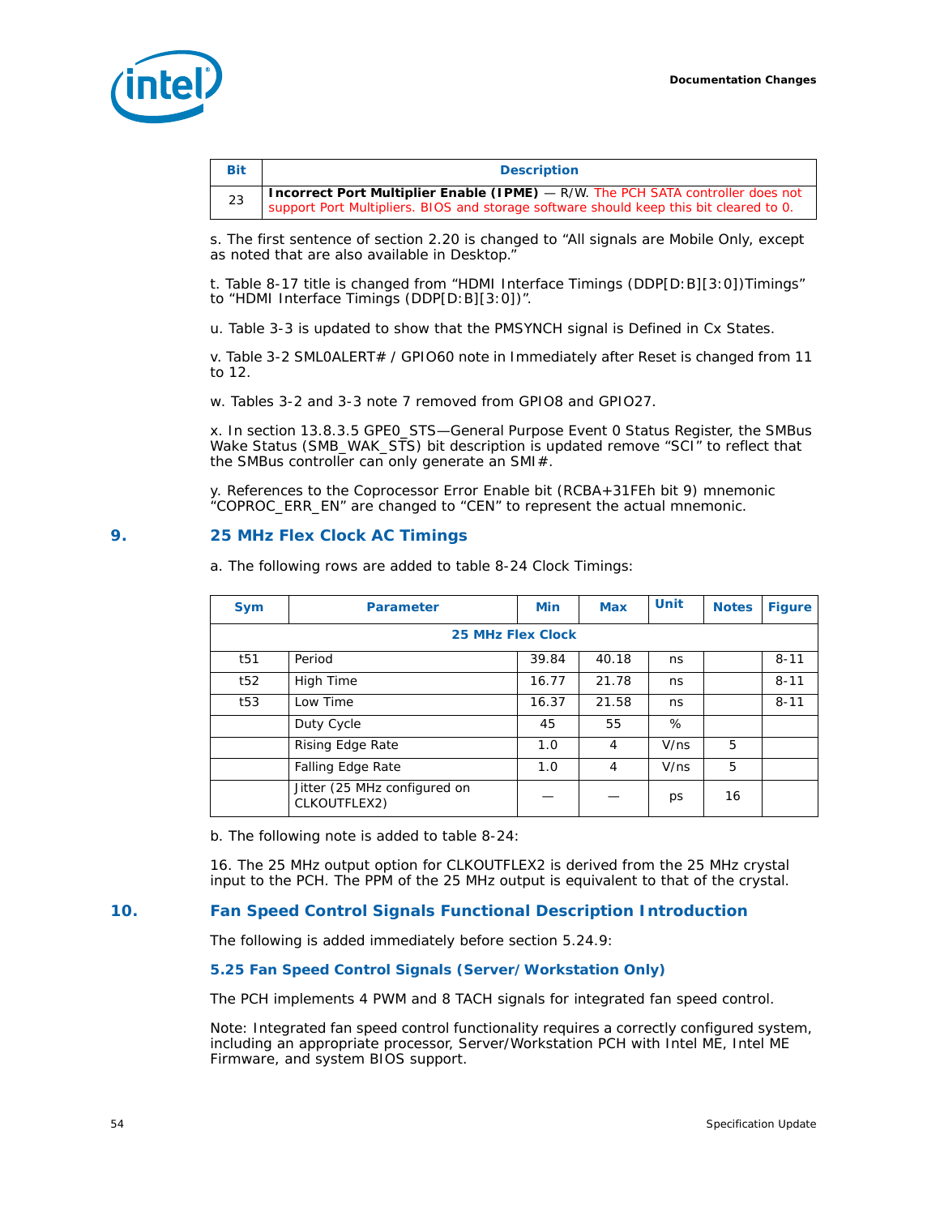| Bit | Description |
|---|---|
| 23 | **Incorrect Port Multiplier Enable (IPME)** — R/W. The PCH SATA controller does not support Port Multipliers. BIOS and storage software should keep this bit cleared to 0. |

s. The first sentence of section 2.20 is changed to “All signals are Mobile Only, except as noted that are also available in Desktop.”

t. Table 8-17 title is changed from “HDMI Interface Timings (DDP[D:B][3:0])Timings” to “HDMI Interface Timings (DDP[D:B][3:0])”.

u. Table 3-3 is updated to show that the PMSYNCH signal is Defined in Cx States.

v. Table 3-2 SML0ALERT# / GPIO60 note in Immediately after Reset is changed from 11 to 12.

w. Tables 3-2 and 3-3 note 7 removed from GPIO8 and GPIO27.

x. In section 13.8.3.5 GPE0_STS—General Purpose Event 0 Status Register, the SMBus Wake Status (SMB_WAK_STS) bit description is updated remove “SCI” to reflect that the SMBus controller can only generate an SMI#.

y. References to the Coprocessor Error Enable bit (RCBA+31FEh bit 9) mnemonic “COPROC_ERR_EN” are changed to “CEN” to represent the actual mnemonic.

## 9. 25 MHz Flex Clock AC Timings

a. The following rows are added to table 8-24 Clock Timings:

| Sym | Parameter | Min | Max | Unit | Notes | Figure |
|---|---|---|---|---|---|---|
| **25 MHz Flex Clock** | | | | | | |
| t51 | Period | 39.84 | 40.18 | ns | | 8-11 |
| t52 | High Time | 16.77 | 21.78 | ns | | 8-11 |
| t53 | Low Time | 16.37 | 21.58 | ns | | 8-11 |
| | Duty Cycle | 45 | 55 | % | | |
| | Rising Edge Rate | 1.0 | 4 | V/ns | 5 | |
| | Falling Edge Rate | 1.0 | 4 | V/ns | 5 | |
| | Jitter (25 MHz configured on CLKOUTFLEX2) | — | — | ps | 16 | |

b. The following note is added to table 8-24:

16. The 25 MHz output option for CLKOUTFLEX2 is derived from the 25 MHz crystal input to the PCH. The PPM of the 25 MHz output is equivalent to that of the crystal.

## 10. Fan Speed Control Signals Functional Description Introduction

The following is added immediately before section 5.24.9:

### 5.25 Fan Speed Control Signals (Server/Workstation Only)

The PCH implements 4 PWM and 8 TACH signals for integrated fan speed control.

Note: Integrated fan speed control functionality requires a correctly configured system, including an appropriate processor, Server/Workstation PCH with Intel ME, Intel ME Firmware, and system BIOS support.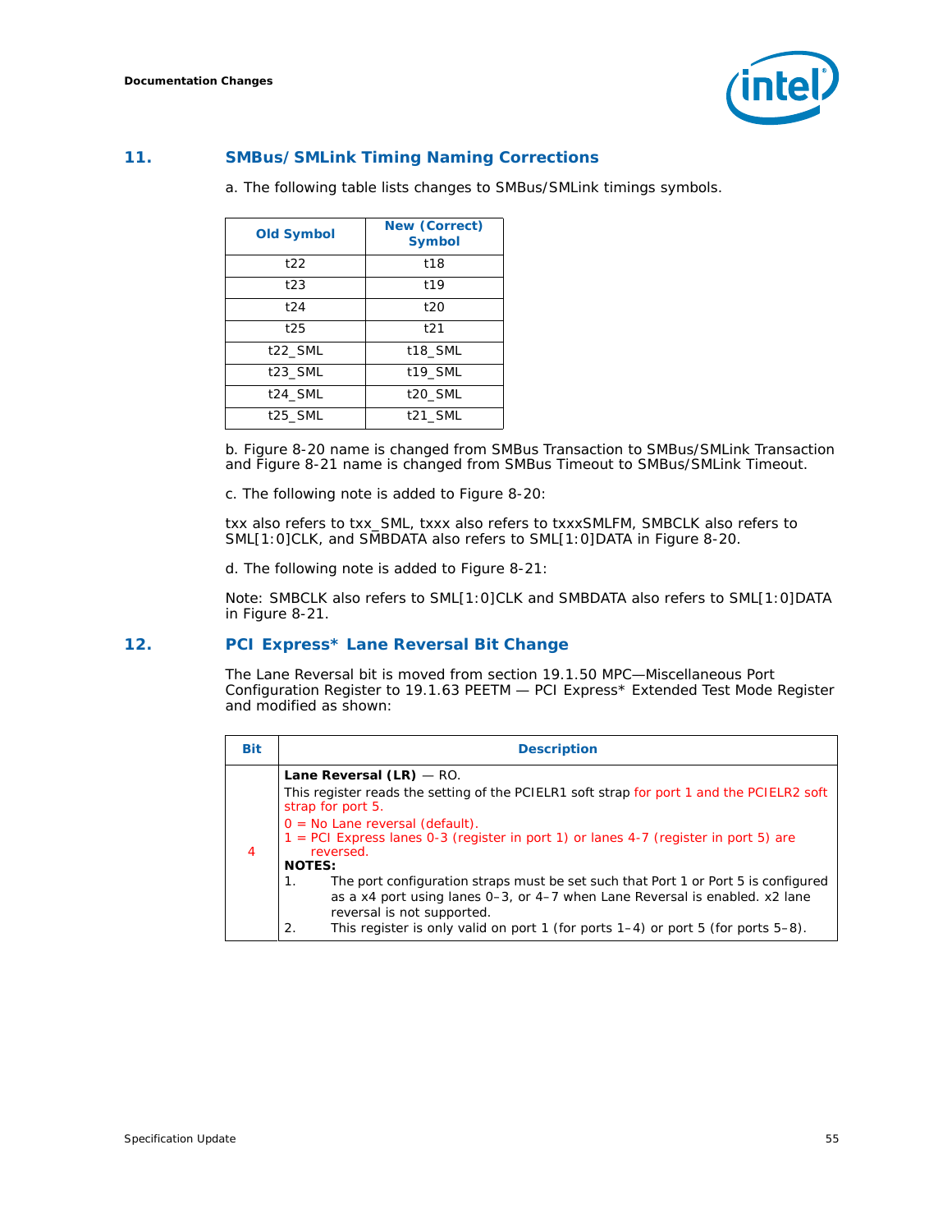## 11. SMBus/SMLink Timing Naming Corrections

a. The following table lists changes to SMBus/SMLink timings symbols.

| Old Symbol | New (Correct) Symbol |
|---|---|
| t22 | t18 |
| t23 | t19 |
| t24 | t20 |
| t25 | t21 |
| t22_SML | t18_SML |
| t23_SML | t19_SML |
| t24_SML | t20_SML |
| t25_SML | t21_SML |

b. Figure 8-20 name is changed from SMBus Transaction to SMBus/SMLink Transaction and Figure 8-21 name is changed from SMBus Timeout to SMBus/SMLink Timeout.

c. The following note is added to Figure 8-20:

txx also refers to txx_SML, txxx also refers to txxxSMLFM, SMBCLK also refers to SML[1:0]CLK, and SMBDATA also refers to SML[1:0]DATA in Figure 8-20.

d. The following note is added to Figure 8-21:

Note: SMBCLK also refers to SML[1:0]CLK and SMBDATA also refers to SML[1:0]DATA in Figure 8-21.

## 12. PCI Express* Lane Reversal Bit Change

The Lane Reversal bit is moved from section 19.1.50 MPC—Miscellaneous Port Configuration Register to 19.1.63 PEETM — PCI Express* Extended Test Mode Register and modified as shown:

| Bit | Description |
|---|---|
| 4 | **Lane Reversal (LR)** — RO.<br>This register reads the setting of the PCIELR1 soft strap for port 1 and the PCIELR2 soft strap for port 5.<br>0 = No Lane reversal (default).<br>1 = PCI Express lanes 0-3 (register in port 1) or lanes 4-7 (register in port 5) are reversed.<br>**NOTES:**<br>1. The port configuration straps must be set such that Port 1 or Port 5 is configured as a x4 port using lanes 0–3, or 4–7 when Lane Reversal is enabled. x2 lane reversal is not supported.<br>2. This register is only valid on port 1 (for ports 1–4) or port 5 (for ports 5–8). |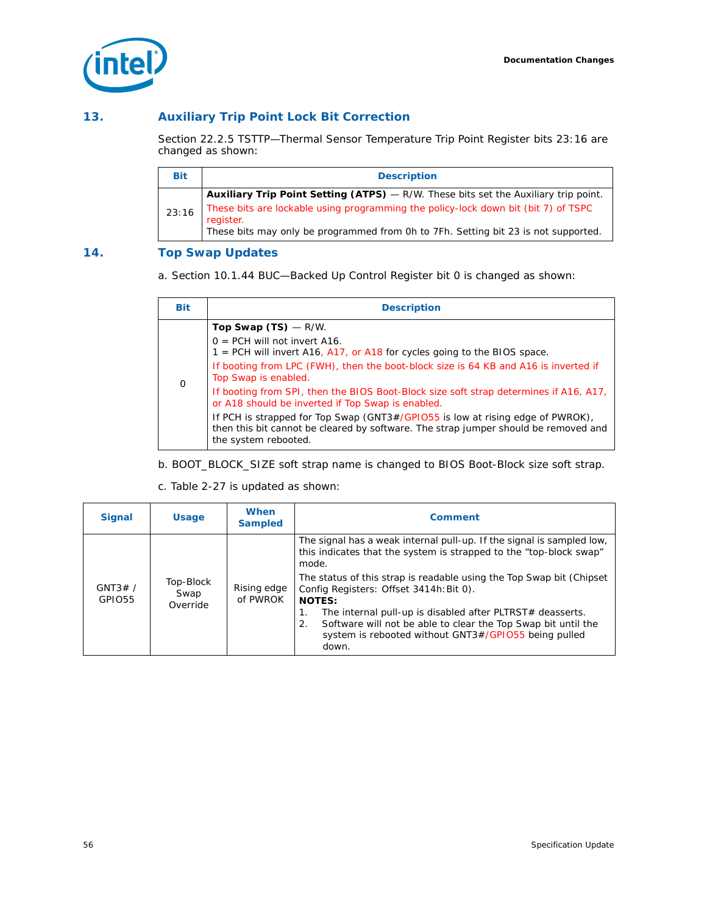## 13. Auxiliary Trip Point Lock Bit Correction

Section 22.2.5 TSTTP—Thermal Sensor Temperature Trip Point Register bits 23:16 are changed as shown:

| Bit | Description |
|---|---|
| 23:16 | **Auxiliary Trip Point Setting (ATPS)** — R/W. These bits set the Auxiliary trip point. These bits are lockable using programming the policy-lock down bit (bit 7) of TSPC register. These bits may only be programmed from 0h to 7Fh. Setting bit 23 is not supported. |

## 14. Top Swap Updates

a. Section 10.1.44 BUC—Backed Up Control Register bit 0 is changed as shown:

| Bit | Description |
|---|---|
| 0 | **Top Swap (TS)** — R/W.<br>0 = PCH will not invert A16.<br>1 = PCH will invert A16, A17, or A18 for cycles going to the BIOS space.<br>If booting from LPC (FWH), then the boot-block size is 64 KB and A16 is inverted if Top Swap is enabled.<br>If booting from SPI, then the BIOS Boot-Block size soft strap determines if A16, A17, or A18 should be inverted if Top Swap is enabled.<br>If PCH is strapped for Top Swap (GNT3#/GPIO55 is low at rising edge of PWROK), then this bit cannot be cleared by software. The strap jumper should be removed and the system rebooted. |

b. BOOT_BLOCK_SIZE soft strap name is changed to BIOS Boot-Block size soft strap.

c. Table 2-27 is updated as shown:

| Signal | Usage | When Sampled | Comment |
|---|---|---|---|
| GNT3# / GPIO55 | Top-Block Swap Override | Rising edge of PWROK | The signal has a weak internal pull-up. If the signal is sampled low, this indicates that the system is strapped to the "top-block swap" mode.<br>The status of this strap is readable using the Top Swap bit (Chipset Config Registers: Offset 3414h:Bit 0).<br>**NOTES:**<br>1. The internal pull-up is disabled after PLTRST# deasserts.<br>2. Software will not be able to clear the Top Swap bit until the system is rebooted without GNT3#/GPIO55 being pulled down. |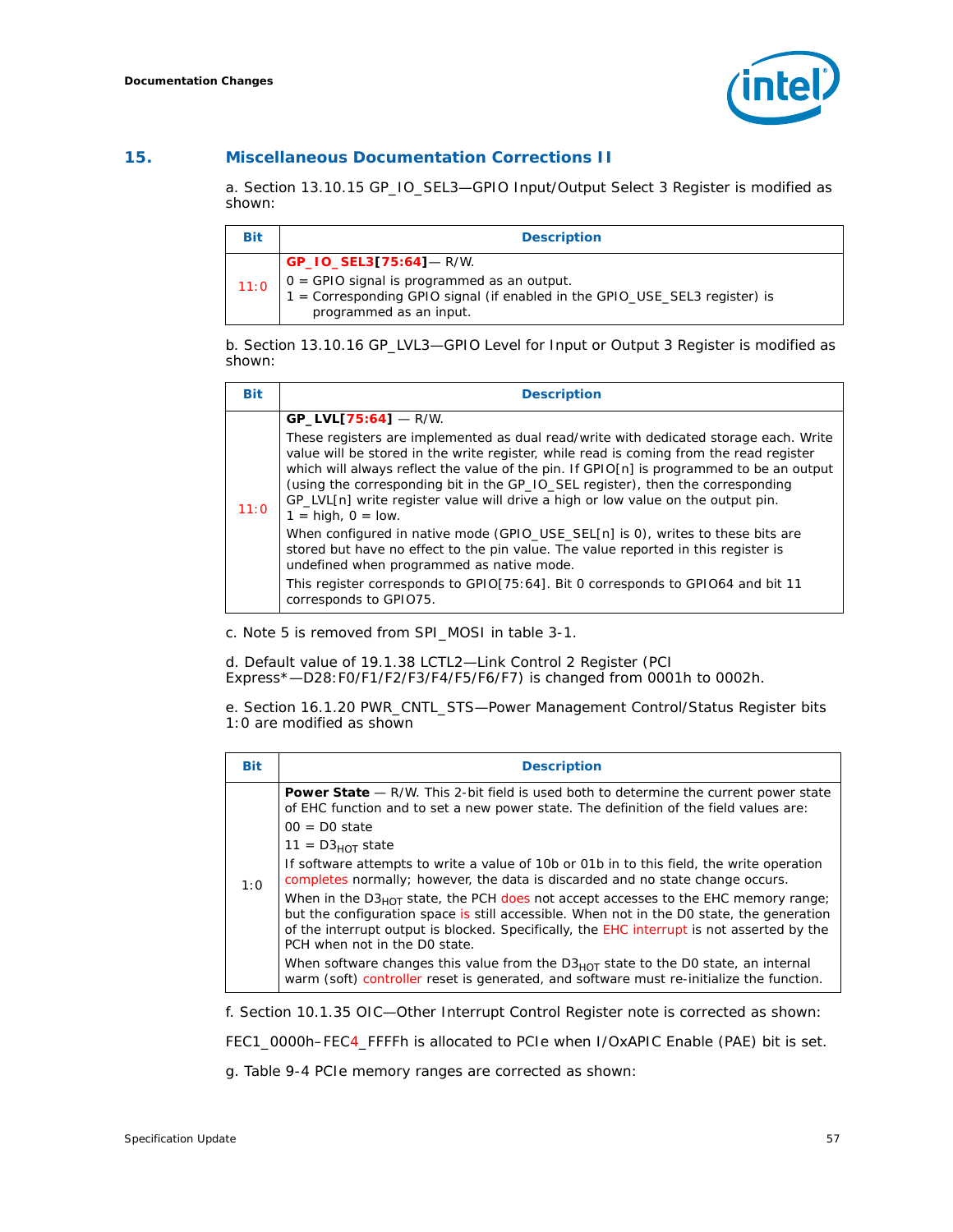## 15. Miscellaneous Documentation Corrections II

a. Section 13.10.15 GP_IO_SEL3—GPIO Input/Output Select 3 Register is modified as shown:

| Bit | Description |
|---|---|
| 11:0 | **GP_IO_SEL3[75:64]**— R/W.<br>0 = GPIO signal is programmed as an output.<br>1 = Corresponding GPIO signal (if enabled in the GPIO_USE_SEL3 register) is programmed as an input. |

b. Section 13.10.16 GP_LVL3—GPIO Level for Input or Output 3 Register is modified as shown:

| Bit | Description |
|---|---|
| 11:0 | **GP_LVL[75:64]** — R/W.<br>These registers are implemented as dual read/write with dedicated storage each. Write value will be stored in the write register, while read is coming from the read register which will always reflect the value of the pin. If GPIO[n] is programmed to be an output (using the corresponding bit in the GP_IO_SEL register), then the corresponding GP_LVL[n] write register value will drive a high or low value on the output pin.<br>1 = high, 0 = low.<br>When configured in native mode (GPIO_USE_SEL[n] is 0), writes to these bits are stored but have no effect to the pin value. The value reported in this register is undefined when programmed as native mode.<br>This register corresponds to GPIO[75:64]. Bit 0 corresponds to GPIO64 and bit 11 corresponds to GPIO75. |

c. Note 5 is removed from SPI_MOSI in table 3-1.

d. Default value of 19.1.38 LCTL2—Link Control 2 Register (PCI Express*—D28:F0/F1/F2/F3/F4/F5/F6/F7) is changed from 0001h to 0002h.

e. Section 16.1.20 PWR_CNTL_STS—Power Management Control/Status Register bits 1:0 are modified as shown

| Bit | Description |
|---|---|
| 1:0 | **Power State** — R/W. This 2-bit field is used both to determine the current power state of EHC function and to set a new power state. The definition of the field values are:<br>00 = D0 state<br>11 = $D3_{HOT}$ state<br>If software attempts to write a value of 10b or 01b in to this field, the write operation completes normally; however, the data is discarded and no state change occurs.<br>When in the $D3_{HOT}$ state, the PCH does not accept accesses to the EHC memory range; but the configuration space is still accessible. When not in the D0 state, the generation of the interrupt output is blocked. Specifically, the EHC interrupt is not asserted by the PCH when not in the D0 state.<br>When software changes this value from the $D3_{HOT}$ state to the D0 state, an internal warm (soft) controller reset is generated, and software must re-initialize the function. |

f. Section 10.1.35 OIC—Other Interrupt Control Register note is corrected as shown:

FEC1_0000h–FEC4_FFFFh is allocated to PCIe when I/OxAPIC Enable (PAE) bit is set.

g. Table 9-4 PCIe memory ranges are corrected as shown: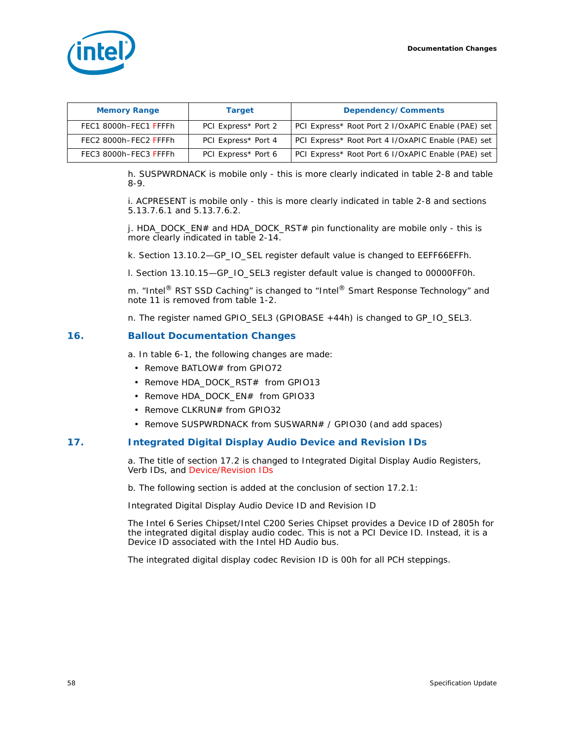| Memory Range | Target | Dependency/Comments |
| --- | --- | --- |
| FEC1 8000h–FEC1 FFFFh | PCI Express* Port 2 | PCI Express* Root Port 2 I/OxAPIC Enable (PAE) set |
| FEC2 8000h–FEC2 FFFFh | PCI Express* Port 4 | PCI Express* Root Port 4 I/OxAPIC Enable (PAE) set |
| FEC3 8000h–FEC3 FFFFh | PCI Express* Port 6 | PCI Express* Root Port 6 I/OxAPIC Enable (PAE) set |

h. SUSPWRDNACK is mobile only - this is more clearly indicated in table 2-8 and table 8-9.

i. ACPRESENT is mobile only - this is more clearly indicated in table 2-8 and sections 5.13.7.6.1 and 5.13.7.6.2.

j. HDA_DOCK_EN# and HDA_DOCK_RST# pin functionality are mobile only - this is more clearly indicated in table 2-14.

k. Section 13.10.2—GP_IO_SEL register default value is changed to EEFF66EFFh.

l. Section 13.10.15—GP_IO_SEL3 register default value is changed to 00000FF0h.

m. “Intel® RST SSD Caching” is changed to “Intel® Smart Response Technology” and note 11 is removed from table 1-2.

n. The register named GPIO_SEL3 (GPIOBASE +44h) is changed to GP_IO_SEL3.

## 16. Ballout Documentation Changes

a. In table 6-1, the following changes are made:

- Remove BATLOW# from GPIO72
- Remove HDA_DOCK_RST# from GPIO13
- Remove HDA_DOCK_EN# from GPIO33
- Remove CLKRUN# from GPIO32
- Remove SUSPWRDNACK from SUSWARN# / GPIO30 (and add spaces)

## 17. Integrated Digital Display Audio Device and Revision IDs

a. The title of section 17.2 is changed to Integrated Digital Display Audio Registers, Verb IDs, and Device/Revision IDs

b. The following section is added at the conclusion of section 17.2.1:

Integrated Digital Display Audio Device ID and Revision ID

The Intel 6 Series Chipset/Intel C200 Series Chipset provides a Device ID of 2805h for the integrated digital display audio codec. This is not a PCI Device ID. Instead, it is a Device ID associated with the Intel HD Audio bus.

The integrated digital display codec Revision ID is 00h for all PCH steppings.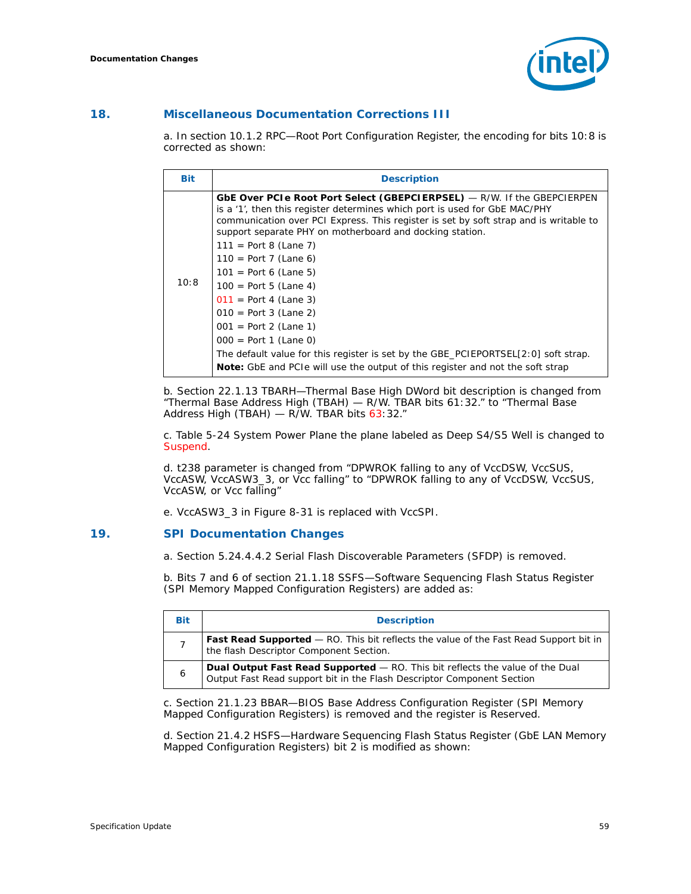## 18. Miscellaneous Documentation Corrections III

a. In section 10.1.2 RPC—Root Port Configuration Register, the encoding for bits 10:8 is corrected as shown:

| Bit | Description |
|---|---|
| 10:8 | **GbE Over PCIe Root Port Select (GBEPCIERPSEL)** — R/W. If the GBEPCIERPEN is a '1', then this register determines which port is used for GbE MAC/PHY communication over PCI Express. This register is set by soft strap and is writable to support separate PHY on motherboard and docking station.<br>111 = Port 8 (Lane 7)<br>110 = Port 7 (Lane 6)<br>101 = Port 6 (Lane 5)<br>100 = Port 5 (Lane 4)<br>011 = Port 4 (Lane 3)<br>010 = Port 3 (Lane 2)<br>001 = Port 2 (Lane 1)<br>000 = Port 1 (Lane 0)<br>The default value for this register is set by the GBE_PCIEPORTSEL[2:0] soft strap.<br>**Note:** GbE and PCIe will use the output of this register and not the soft strap |

b. Section 22.1.13 TBARH—Thermal Base High DWord bit description is changed from "Thermal Base Address High (TBAH) — R/W. TBAR bits 61:32." to "Thermal Base Address High (TBAH) — R/W. TBAR bits 63:32."

c. Table 5-24 System Power Plane the plane labeled as Deep S4/S5 Well is changed to Suspend.

d. t238 parameter is changed from "DPWROK falling to any of VccDSW, VccSUS, VccASW, VccASW3_3, or Vcc falling" to "DPWROK falling to any of VccDSW, VccSUS, VccASW, or Vcc falling"

e. VccASW3_3 in Figure 8-31 is replaced with VccSPI.

## 19. SPI Documentation Changes

a. Section 5.24.4.4.2 Serial Flash Discoverable Parameters (SFDP) is removed.

b. Bits 7 and 6 of section 21.1.18 SSFS—Software Sequencing Flash Status Register (SPI Memory Mapped Configuration Registers) are added as:

| Bit | Description |
|---|---|
| 7 | **Fast Read Supported** — RO. This bit reflects the value of the Fast Read Support bit in the flash Descriptor Component Section. |
| 6 | **Dual Output Fast Read Supported** — RO. This bit reflects the value of the Dual Output Fast Read support bit in the Flash Descriptor Component Section |

c. Section 21.1.23 BBAR—BIOS Base Address Configuration Register (SPI Memory Mapped Configuration Registers) is removed and the register is Reserved.

d. Section 21.4.2 HSFS—Hardware Sequencing Flash Status Register (GbE LAN Memory Mapped Configuration Registers) bit 2 is modified as shown: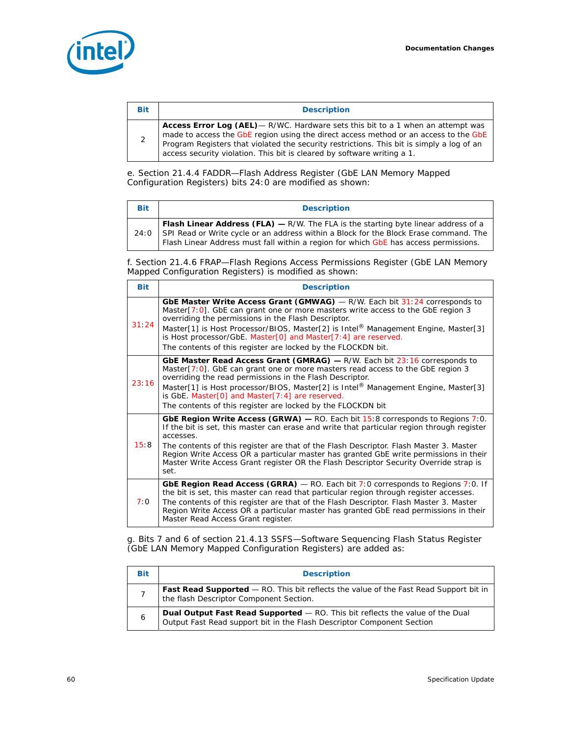| Bit | Description |
|---|---|
| 2 | **Access Error Log (AEL)**— R/WC. Hardware sets this bit to a 1 when an attempt was made to access the GbE region using the direct access method or an access to the GbE Program Registers that violated the security restrictions. This bit is simply a log of an access security violation. This bit is cleared by software writing a 1. |

e. Section 21.4.4 FADDR—Flash Address Register (GbE LAN Memory Mapped Configuration Registers) bits 24:0 are modified as shown:

| Bit | Description |
|---|---|
| 24:0 | **Flash Linear Address (FLA) —** R/W. The FLA is the starting byte linear address of a SPI Read or Write cycle or an address within a Block for the Block Erase command. The Flash Linear Address must fall within a region for which GbE has access permissions. |

f. Section 21.4.6 FRAP—Flash Regions Access Permissions Register (GbE LAN Memory Mapped Configuration Registers) is modified as shown:

| Bit | Description |
|---|---|
| 31:24 | **GbE Master Write Access Grant (GMWAG)** — R/W. Each bit 31:24 corresponds to Master[7:0]. GbE can grant one or more masters write access to the GbE region 3 overriding the permissions in the Flash Descriptor.<br>Master[1] is Host Processor/BIOS, Master[2] is Intel® Management Engine, Master[3] is Host processor/GbE. Master[0] and Master[7:4] are reserved.<br>The contents of this register are locked by the FLOCKDN bit. |
| 23:16 | **GbE Master Read Access Grant (GMRAG) —** R/W. Each bit 23:16 corresponds to Master[7:0]. GbE can grant one or more masters read access to the GbE region 3 overriding the read permissions in the Flash Descriptor.<br>Master[1] is Host processor/BIOS, Master[2] is Intel® Management Engine, Master[3] is GbE. Master[0] and Master[7:4] are reserved.<br>The contents of this register are locked by the FLOCKDN bit |
| 15:8 | **GbE Region Write Access (GRWA) —** RO. Each bit 15:8 corresponds to Regions 7:0. If the bit is set, this master can erase and write that particular region through register accesses.<br>The contents of this register are that of the Flash Descriptor. Flash Master 3. Master Region Write Access OR a particular master has granted GbE write permissions in their Master Write Access Grant register OR the Flash Descriptor Security Override strap is set. |
| 7:0 | **GbE Region Read Access (GRRA)** — RO. Each bit 7:0 corresponds to Regions 7:0. If the bit is set, this master can read that particular region through register accesses.<br>The contents of this register are that of the Flash Descriptor. Flash Master 3. Master Region Write Access OR a particular master has granted GbE read permissions in their Master Read Access Grant register. |

g. Bits 7 and 6 of section 21.4.13 SSFS—Software Sequencing Flash Status Register (GbE LAN Memory Mapped Configuration Registers) are added as:

| Bit | Description |
|---|---|
| 7 | **Fast Read Supported** — RO. This bit reflects the value of the Fast Read Support bit in the flash Descriptor Component Section. |
| 6 | **Dual Output Fast Read Supported** — RO. This bit reflects the value of the Dual Output Fast Read support bit in the Flash Descriptor Component Section |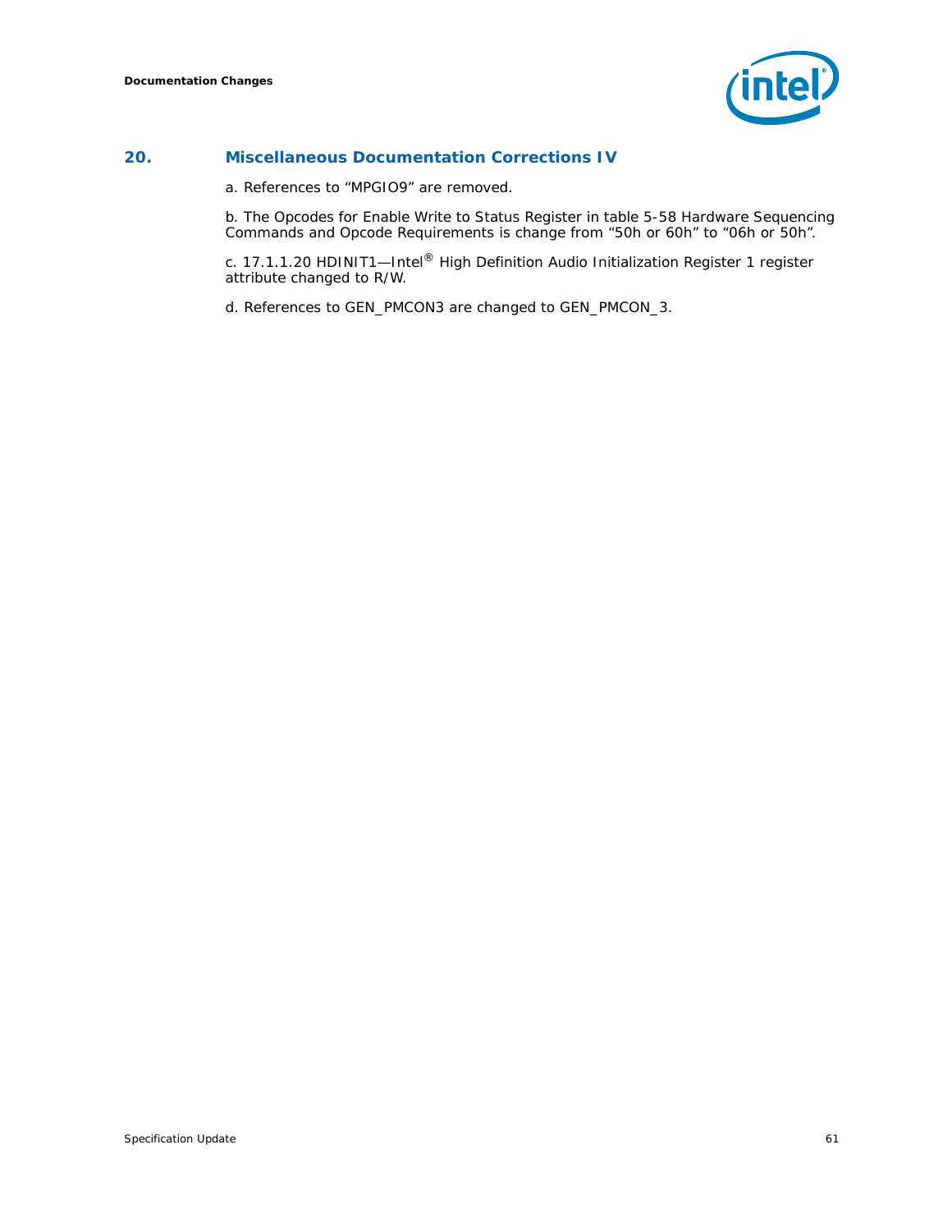## 20. Miscellaneous Documentation Corrections IV

a. References to “MPGIO9” are removed.

b. The Opcodes for Enable Write to Status Register in table 5-58 Hardware Sequencing Commands and Opcode Requirements is change from “50h or 60h” to “06h or 50h”.

c. 17.1.1.20 HDINIT1—Intel® High Definition Audio Initialization Register 1 register attribute changed to R/W.

d. References to GEN_PMCON3 are changed to GEN_PMCON_3.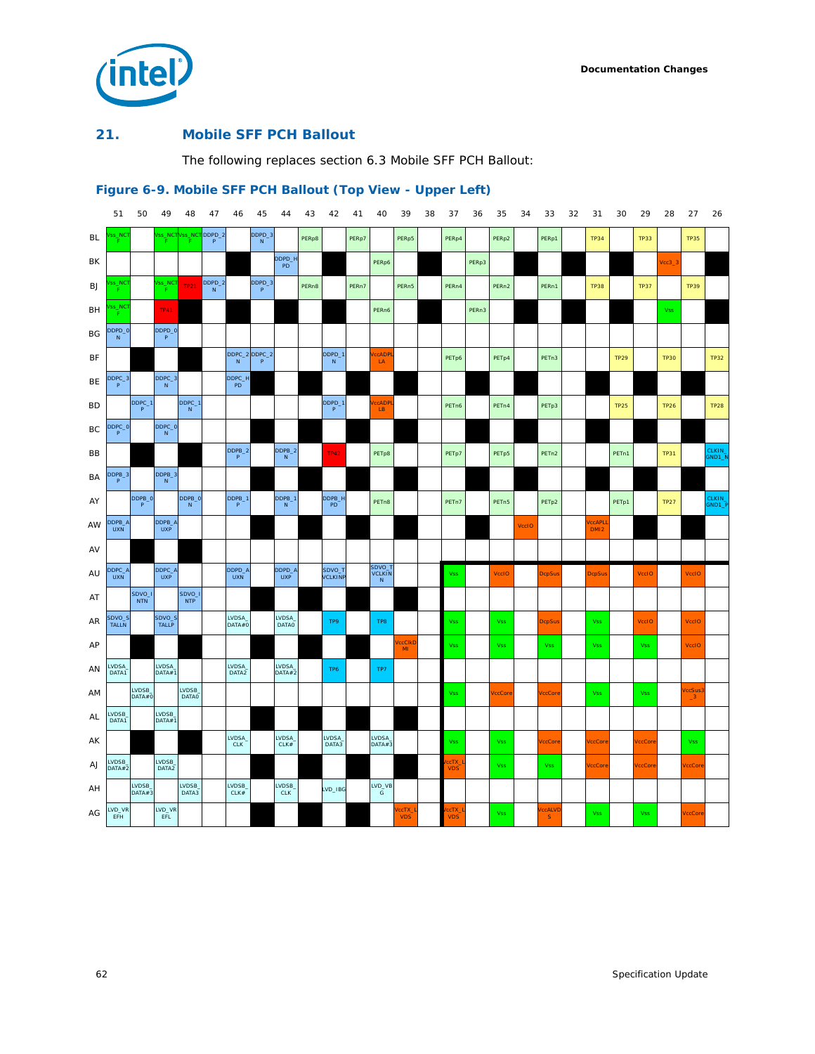## 21. Mobile SFF PCH Ballout

The following replaces section 6.3 Mobile SFF PCH Ballout:

### Figure 6-9. Mobile SFF PCH Ballout (Top View - Upper Left)

| | 51 | 50 | 49 | 48 | 47 | 46 | 45 | 44 | 43 | 42 | 41 | 40 | 39 | 38 | 37 | 36 | 35 | 34 | 33 | 32 | 31 | 30 | 29 | 28 | 27 | 26 |
|---|---|---|---|---|---|---|---|---|---|---|---|---|---|---|---|---|---|---|---|---|---|---|---|---|---|---|
| BL | Vss_NCTF | | Vss_NCTF | Vss_NCTF | DDPD_2P | | DDPD_3N | | PERp8 | | PERp7 | | PERp5 | | PERp4 | | PERp2 | | PERp1 | | TP34 | | TP33 | | TP35 | |
| BK | | | | | | | | DDPD_HPD | | | | PERp6 | | | | PERp3 | | | | | | | | Vcc3_3 | | |
| BJ | Vss_NCTF | | Vss_NCTF | TP21 | DDPD_2N | | DDPD_3P | | PERn8 | | PERn7 | | PERn5 | | PERn4 | | PERn2 | | PERn1 | | TP38 | | TP37 | | TP39 | |
| BH | Vss_NCTF | | TP41 | | | | | | | | | PERn6 | | | | PERn3 | | | | | | | | Vss | | |
| BG | DDPD_0N | | DDPD_0P | | | | | | | | | | | | | | | | | | | | | | | |
| BF | | | | | | DDPC_2N | DDPC_2P | | | DDPD_1N | | VccADPLLA | | | PETp6 | | PETp4 | | PETn3 | | | TP29 | | TP30 | | TP32 |
| BE | DDPC_3P | | DDPC_3N | | | DDPC_HPD | | | | | | | | | | | | | | | | | | | | |
| BD | | DDPC_1P | | DDPC_1N | | | | | | DDPD_1P | | VccADPLLB | | | PETn6 | | PETn4 | | PETp3 | | | TP25 | | TP26 | | TP28 |
| BC | DDPC_0P | | DDPC_0N | | | | | | | | | | | | | | | | | | | | | | | |
| BB | | | | | | DDPB_2P | | DDPB_2N | | TP42 | | PETp8 | | | PETp7 | | PETp5 | | PETn2 | | | PETn1 | | TP31 | | CLKIN_GND1_N |
| BA | DDPB_3P | | DDPB_3N | | | | | | | | | | | | | | | | | | | | | | | |
| AY | | DDPB_0P | | DDPB_0N | | DDPB_1P | | DDPB_1N | | DDPB_HPD | | PETn8 | | | PETn7 | | PETn5 | | PETp2 | | | PETp1 | | TP27 | | CLKIN_GND1_P |
| AW | DDPB_AUXN | | DDPB_AUXP | | | | | | | | | | | | | | | VccIO | | | VccAPLLDMI2 | | | | | |
| AV | | | | | | | | | | | | | | | | | | | | | | | | | | |
| AU | DDPC_AUXN | | DDPC_AUXP | | | DDPD_AUXN | | DDPD_AUXP | | SDVO_TVCLKINP | | SDVO_TVCLKINN | | | Vss | | VccIO | | DcpSus | | DcpSus | | VccIO | | VccIO | |
| AT | | SDVO_INTN | | SDVO_INTP | | | | | | | | | | | | | | | | | | | | | | |
| AR | SDVO_STALLN | | SDVO_STALLP | | | LVDSA_DATA#0 | | LVDSA_DATA0 | | TP9 | | TP8 | | | Vss | | Vss | | DcpSus | | Vss | | VccIO | | VccIO | |
| AP | | | | | | | | | | | | | VccClkDMI | | Vss | | Vss | | Vss | | Vss | | Vss | | VccIO | |
| AN | LVDSA_DATA1 | | LVDSA_DATA#1 | | | LVDSA_DATA2 | | LVDSA_DATA#2 | | TP6 | | TP7 | | | | | | | | | | | | | | |
| AM | | LVDSB_DATA#0 | | LVDSB_DATA0 | | | | | | | | | | | Vss | | VccCore | | VccCore | | Vss | | Vss | | VccSus3_3 | |
| AL | LVDSB_DATA1 | | LVDSB_DATA#1 | | | | | | | | | | | | | | | | | | | | | | | |
| AK | | | | | | LVDSA_CLK | | LVDSA_CLK# | | LVDSA_DATA3 | | LVDSA_DATA#3 | | | Vss | | Vss | | VccCore | | VccCore | | VccCore | | Vss | |
| AJ | LVDSB_DATA#2 | | LVDSB_DATA2 | | | | | | | | | | | | VccTX_LVDS | | Vss | | Vss | | VccCore | | VccCore | | VccCore | |
| AH | | LVDSB_DATA#3 | | LVDSB_DATA3 | | LVDSB_CLK# | | LVDSB_CLK | | LVD_IBG | | LVD_VBG | | | | | | | | | | | | | | |
| AG | LVD_VREFH | | LVD_VREFL | | | | | | | | | | VccTX_LVDS | | VccTX_LVDS | | Vss | | VccALVDS | | Vss | | Vss | | VccCore | |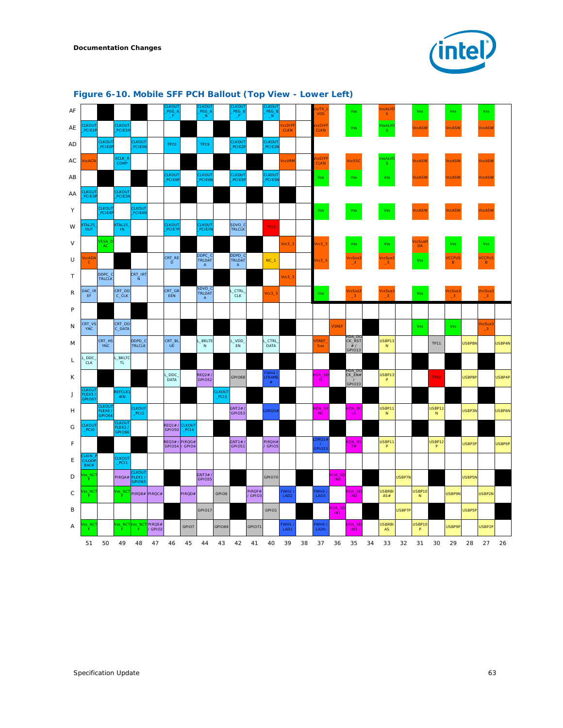## Figure 6-10. Mobile SFF PCH Ballout (Top View - Lower Left)

| | 51 | 50 | 49 | 48 | 47 | 46 | 45 | 44 | 43 | 42 | 41 | 40 | 39 | 38 | 37 | 36 | 35 | 34 | 33 | 32 | 31 | 30 | 29 | 28 | 27 | 26 |
|---|---|---|---|---|---|---|---|---|---|---|---|---|---|---|---|---|---|---|---|---|---|---|---|---|---|---|
| AF | | | | | | CLKOUT_PEG_A_P | | CLKOUT_PEG_A_N | | CLKOUT_PEG_B_P | | CLKOUT_PEG_B_N | | | VccTX_LVDS | | Vss | | VccALVDS | | Vss | | Vss | | Vss | |
| AE | CLKOUT_PCIE1P | | CLKOUT_PCIE1N | | | | | | | | | | VccDIFFCLKN | | VccDIFFCLKN | | Vss | | VssALVDS | | VccASW | | VccASW | | VccASW | |
| AD | | CLKOUT_PCIE0P | | CLKOUT_PCIE0N | | TP20 | | TP19 | | CLKOUT_PCIE2P | | CLKOUT_PCIE2N | | | | | | | | | | | | | | |
| AC | VccACLK | | XCLK_RCOMP | | | | | | | | | | VccVRM | | VccDIFFCLKN | | VccSSC | | VssALVDS | | VccASW | | VccASW | | VccASW | |
| AB | | | | | | CLKOUT_PCIE6P | | CLKOUT_PCIE6N | | CLKOUT_PCIE5P | | CLKOUT_PCIE5N | | | Vss | | Vss | | Vss | | VccASW | | VccASW | | VccASW | |
| AA | CLKOUT_PCIE3P | | CLKOUT_PCIE3N | | | | | | | | | | | | | | | | | | | | | | | |
| Y | | CLKOUT_PCIE4P | | CLKOUT_PCIE4N | | | | | | | | | | | Vss | | Vss | | Vss | | VccASW | | VccASW | | VccASW | |
| W | XTAL25_OUT | | XTAL25_IN | | | CLKOUT_PCIE7P | | CLKOUT_PCIE7N | | SDVO_CTRLCLK | | TP23 | | | | | | | | | | | | | | |
| V | | VSSA_DAC | | | | | | | | | | | Vcc3_3 | | Vcc3_3 | | Vss | | Vss | | VccSusHDA | | Vss | | Vss | |
| U | VccADAC | | | | | CRT_RED | | DDPC_CTRLDATA | | DDPD_CTRLDATA | | NC_1 | | | Vcc3_3 | | VccSus3_3 | | VccSus3_3 | | Vss | | VCCPUSB | | VCCPUSB | |
| T | | DDPC_CTRLCLK | | CRT_IRTN | | | | | | | | | Vcc3_3 | | | | | | | | | | | | | |
| R | DAC_IREF | | CRT_DDC_CLK | | | CRT_GREEN | | SDVO_CTRLDATA | | L_CTRL_CLK | | Vcc3_3 | | | Vss | | VccSus3_3 | | VccSus3_3 | | Vss | | VccSus3_3 | | VccSus3_3 | |
| P | | | | | | | | | | | | | | | | | | | | | | | | | | |
| N | CRT_VSYNC | | CRT_DDC_DATA | | | | | | | | | | | | | V5REF | | | | | Vss | | Vss | | VccSus3_3 | |
| M | | CRT_HSYNC | | DDPD_CTRLCLK | | CRT_BLUE | | L_BKLTEN | | L_VDD_EN | | L_CTRL_DATA | | | V5REF_Sus | | HDA_DOCK_RST# / GPIO13 | | USBP13N | | | TP11 | | USBP8N | | USBP4N |
| L | L_DDC_CLK | | L_BKLTCTL | | | | | | | | | | | | | | | | | | | | | | | |
| K | | | | | | L_DDC_DATA | | REQ2# / GPIO52 | | GPIO68 | | FWH4 / LFRAME# | | | HDA_SDO | | HDA_DOCK_EN# / GPIO33 | | USBP13P | | | TP24 | | USBP8P | | USBP4P |
| J | CLKOUTFLEX3 / GPIO67 | | REFCLK14IN | | | | | | CLKOUT_PCI3 | | | | | | | | | | | | | | | | | |
| H | | CLKOUTFLEX0 / GPIO64 | | CLKOUT_PCI2 | | | | | | GNT2# / GPIO53 | | LDRQ0# | | | HDA_SYNC | | HDA_BCLK | | USBP11N | | | USBP12N | | USBP3N | | USBP6N |
| G | CLKOUT_PCI0 | | CLKOUTFLEX2 / GPIO66 | | | REQ1# / GPIO50 | CLKOUT_PCI4 | | | | | | | | | | | | | | | | | | | |
| F | | | | | | REQ3# / GPIO54 | PIRQG# / GPIO4 | | | GNT1# / GPIO51 | | PIRQH# / GPIO5 | | | LDRQ1# / GPIO23 | | HDA_RST# | | USBP11P | | | USBP12P | | USBP3P | | USBP6P |
| E | CLKIN_PCILOOPBACK | | CLKOUT_PCI1 | | | | | | | | | | | | | | | | | | | | | | | |
| D | Vss_NCTF | | PIRQA# | CLKOUTFLEX1 / GPIO65 | | | | GNT3# / GPIO55 | | | | GPIO70 | | | | HDA_SDIN0 | | | | USBP7N | | | | USBP5N | | |
| C | Vss_NCTF | | Vss_NCTF | PIRQB# | PIRQC# | | PIRQD# | | GPIO6 | | PIRQF# / GPIO3 | | FWH2 / LAD2 | | FWH3 / LAD3 | | HDA_SDIN2 | | USBRBIAS# | | USBP10N | | USBP9N | | USBP2N | |
| B | | | | | | | | GPIO17 | | | | GPIO1 | | | | HDA_SDIN1 | | | | USBP7P | | | | USBP5P | | |
| A | Vss_NCTF | | Vss_NCTF | Vss_NCTF | PIRQE# / GPIO2 | | GPIO7 | | GPIO69 | | GPIO71 | | FWH1 / LAD1 | | FWH0 / LAD0 | | HDA_SDIN3 | | USBRBIAS | | USBP10P | | USBP9P | | USBP2P | |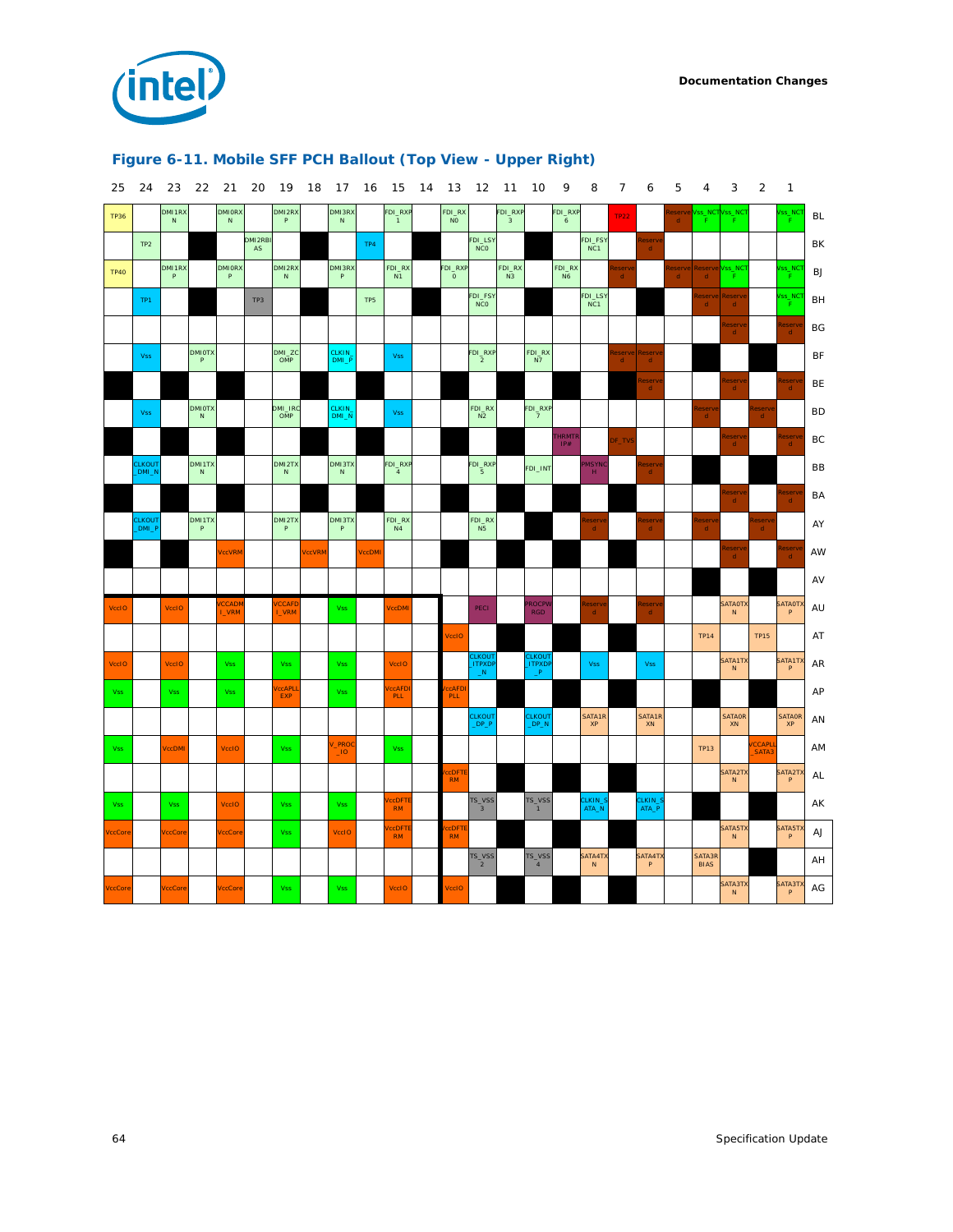## Figure 6-11. Mobile SFF PCH Ballout (Top View - Upper Right)

| 25 | 24 | 23 | 22 | 21 | 20 | 19 | 18 | 17 | 16 | 15 | 14 | 13 | 12 | 11 | 10 | 9 | 8 | 7 | 6 | 5 | 4 | 3 | 2 | 1 | |
|---|---|---|---|---|---|---|---|---|---|---|---|---|---|---|---|---|---|---|---|---|---|---|---|---|---|
| TP36 | | DMI1RXN | | DMI0RXN | | DMI2RXP | | DMI3RXN | | FDI_RXP1 | | FDI_RXN0 | | FDI_RXP3 | | FDI_RXP6 | | TP22 | | Reserved | Vss_NCTF | Vss_NCTF | | Vss_NCTF | BL |
| | TP2 | | | | DMI2RBIAS | | | | TP4 | | | | FDI_LSYNC0 | | | | FDI_FSYNC1 | | Reserved | | | | | | BK |
| TP40 | | DMI1RXP | | DMI0RXP | | DMI2RXN | | DMI3RXP | | FDI_RXN1 | | FDI_RXP0 | | FDI_RXN3 | | FDI_RXN6 | | Reserved | | Reserved | Reserved | Vss_NCTF | | Vss_NCTF | BJ |
| | TP1 | | | | TP3 | | | | TP5 | | | | FDI_FSYNC0 | | | | FDI_LSYNC1 | | | | Reserved | Reserved | | Vss_NCTF | BH |
| | | | | | | | | | | | | | | | | | | | | | | Reserved | | Reserved | BG |
| | Vss | | DMI0TXP | | | DMI_ZCOMP | | CLKIN_DMI_P | | Vss | | | FDI_RXP2 | | FDI_RXN7 | | | Reserved | Reserved | | | | | | BF |
| | | | | | | | | | | | | | | | | | | | Reserved | | | Reserved | | Reserved | BE |
| | Vss | | DMI0TXN | | | DMI_IRCOMP | | CLKIN_DMI_N | | Vss | | | FDI_RXN2 | | FDI_RXP7 | | | | | | Reserved | | Reserved | | BD |
| | | | | | | | | | | | | | | | | THRMTRIP# | | DF_TVS | | | | Reserved | | Reserved | BC |
| | CLKOUT_DMI_N | | DMI1TXN | | | DMI2TXN | | DMI3TXN | | FDI_RXP4 | | | FDI_RXP5 | | FDI_INT | | PMSYNCH | | Reserved | | | | | | BB |
| | | | | | | | | | | | | | | | | | | | | | | Reserved | | Reserved | BA |
| | CLKOUT_DMI_P | | DMI1TXP | | | DMI2TXP | | DMI3TXP | | FDI_RXN4 | | | FDI_RXN5 | | | | Reserved | | Reserved | | Reserved | | Reserved | | AY |
| | | | | VccVRM | | | VccVRM | | VccDMI | | | | | | | | | | | | | Reserved | | Reserved | AW |
| | | | | | | | | | | | | | | | | | | | | | | | | | AV |
| VccIO | | VccIO | | VCCADMI_VRM | | VCCAFDI_VRM | | Vss | | VccDMI | | | PECI | | PROCPWRGD | | Reserved | | Reserved | | | SATA0TXN | | SATA0TXP | AU |
| | | | | | | | | | | | | VccIO | | | | | | | | | TP14 | | TP15 | | AT |
| VccIO | | VccIO | | Vss | | Vss | | Vss | | VccIO | | | CLKOUT_ITPXDP_N | | CLKOUT_ITPXDP_P | | Vss | | Vss | | | SATA1TXN | | SATA1TXP | AR |
| Vss | | Vss | | Vss | | VccAPLLEXP | | Vss | | VccAFDIPLL | | VccAFDIPLL | | | | | | | | | | | | | AP |
| | | | | | | | | | | | | | CLKOUT_DP_P | | CLKOUT_DP_N | | SATA1RXP | | SATA1RXN | | | SATA0RXN | | SATA0RXP | AN |
| Vss | | VccDMI | | VccIO | | Vss | | V_PROC_IO | | Vss | | | | | | | | | | | TP13 | | VCCAPLL_SATA3 | | AM |
| | | | | | | | | | | | | VccDFTERM | | | | | | | | | | SATA2TXN | | SATA2TXP | AL |
| Vss | | Vss | | VccIO | | Vss | | Vss | | VccDFTERM | | | TS_VSS3 | | TS_VSS1 | | CLKIN_SATA_N | | CLKIN_SATA_P | | | | | | AK |
| VccCore | | VccCore | | VccCore | | Vss | | VccIO | | VccDFTERM | | VccDFTERM | | | | | | | | | | SATA5TXN | | SATA5TXP | AJ |
| | | | | | | | | | | | | | TS_VSS2 | | TS_VSS4 | | SATA4TXN | | SATA4TXP | | SATA3RBIAS | | | | AH |
| VccCore | | VccCore | | VccCore | | Vss | | Vss | | VccIO | | VccIO | | | | | | | | | | SATA3TXN | | SATA3TXP | AG |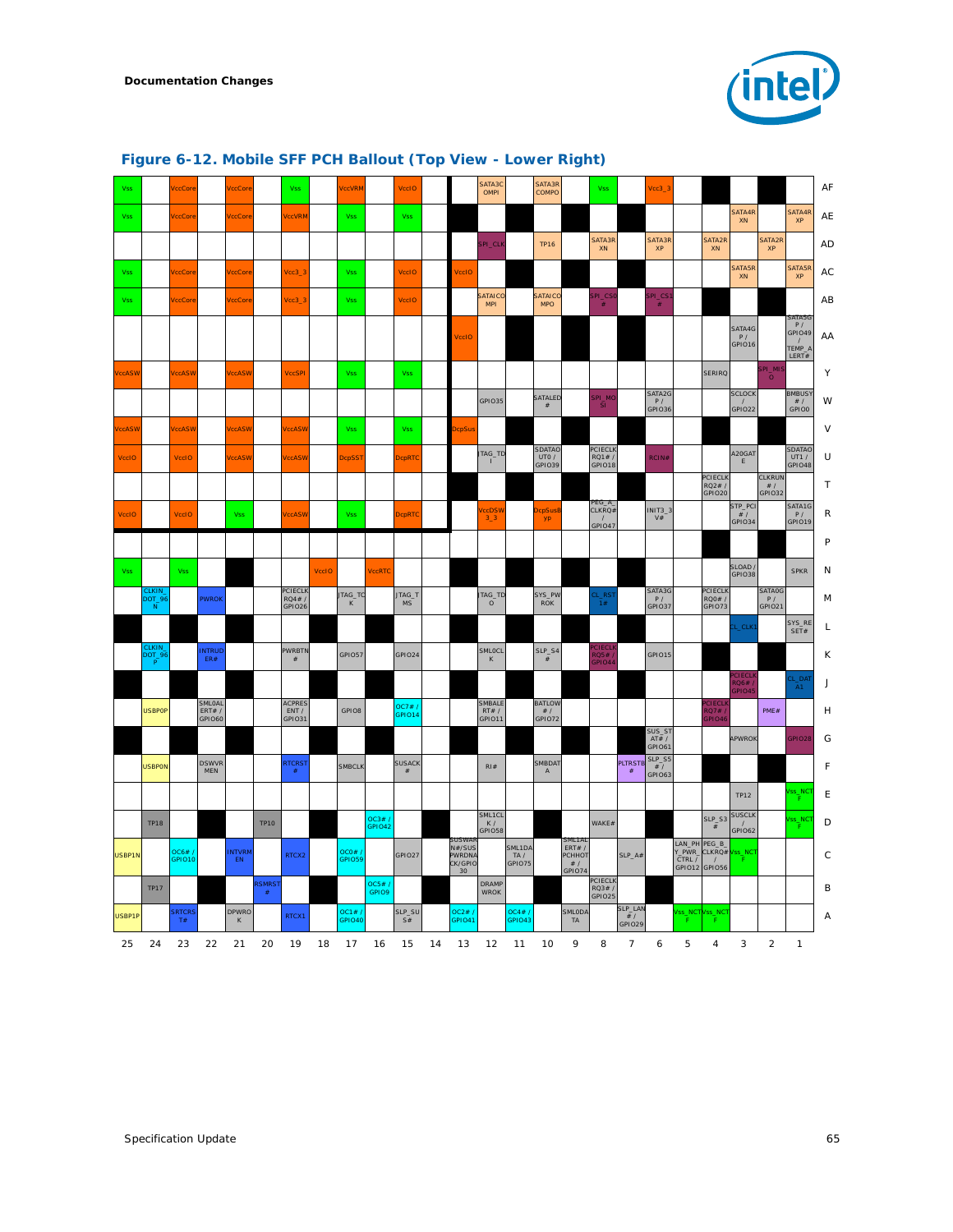## Figure 6-12. Mobile SFF PCH Ballout (Top View - Lower Right)

| | 25 | 24 | 23 | 22 | 21 | 20 | 19 | 18 | 17 | 16 | 15 | 14 | 13 | 12 | 11 | 10 | 9 | 8 | 7 | 6 | 5 | 4 | 3 | 2 | 1 |
|---|---|---|---|---|---|---|---|---|---|---|---|---|---|---|---|---|---|---|---|---|---|---|---|---|---|
| AF | Vss | | VccCore | | VccCore | | Vss | | VccVRM | | VccIO | | | SATA3COMPI | | SATA3RCOMPO | | Vss | | Vcc3_3 | | | | | |
| AE | Vss | | VccCore | | VccCore | | VccVRM | | Vss | | Vss | | | | | | | | | | | | SATA4RXN | | SATA4RXP |
| AD | | | | | | | | | | | | | | SPI_CLK | | TP16 | | SATA3RXN | | SATA3RXP | | SATA2RXN | | SATA2RXP | |
| AC | Vss | | VccCore | | VccCore | | Vcc3_3 | | Vss | | VccIO | | VccIO | | | | | | | | | | SATA5RXN | | SATA5RXP |
| AB | Vss | | VccCore | | VccCore | | Vcc3_3 | | Vss | | VccIO | | | SATAICOMPI | | SATAICOMPO | | SPI_CS0# | | SPI_CS1# | | | | | |
| AA | | | | | | | | | | | | | VccIO | | | | | | | | | | SATA4GP / GPIO16 | | SATA5GP / GPIO49 / TEMP_ALERT# |
| Y | VccASW | | VccASW | | VccASW | | VccSPI | | Vss | | Vss | | | | | | | | | | | SERIRQ | | SPI_MISO | |
| W | | | | | | | | | | | | | | GPIO35 | | SATALED# | | SPI_MOSI | | SATA2GP / GPIO36 | | | SCLOCK / GPIO22 | | BMBUSY# / GPIO0 |
| V | VccASW | | VccASW | | VccASW | | VccASW | | Vss | | Vss | | DcpSus | | | | | | | | | | | | |
| U | VccIO | | VccIO | | VccASW | | VccASW | | DcpSST | | DcpRTC | | | JTAG_TDI | | SDATAOUT0 / GPIO39 | | PCIECLKRQ1# / GPIO18 | | RCIN# | | | A20GATE | | SDATAOUT1 / GPIO48 |
| T | | | | | | | | | | | | | | | | | | | | | | PCIECLKRQ2# / GPIO20 | | CLKRUN# / GPIO32 | |
| R | VccIO | | VccIO | | Vss | | VccASW | | Vss | | DcpRTC | | | VccDSW3_3 | | DcpSusByp | | PEG_A_CLKRQ# / GPIO47 | | INIT3_3V# | | | STP_PCI# / GPIO34 | | SATA1GP / GPIO19 |
| P | | | | | | | | | | | | | | | | | | | | | | | | | |
| N | Vss | | Vss | | | | | VccIO | | VccRTC | | | | | | | | | | | | | SLOAD / GPIO38 | | SPKR |
| M | | CLKIN_DOT_96N | | PWROK | | | PCIECLKRQ4# / GPIO26 | | JTAG_TCK | | JTAG_TMS | | | JTAG_TDO | | SYS_PWROK | | CL_RST1# | | SATA3GP / GPIO37 | | PCIECLKRQ0# / GPIO73 | | SATA0GP / GPIO21 | |
| L | | | | | | | | | | | | | | | | | | | | | | | CL_CLK1 | | SYS_RESET# |
| K | | CLKIN_DOT_96P | | INTRUDER# | | | PWRBTN# | | GPIO57 | | GPIO24 | | | SML0CLK | | SLP_S4# | | PCIECLKRQ5# / GPIO44 | | GPIO15 | | | | | |
| J | | | | | | | | | | | | | | | | | | | | | | | PCIECLKRQ6# / GPIO45 | | CL_DATA1 |
| H | | USBP0P | | SML0ALERT# / GPIO60 | | | ACPRESENT / GPIO31 | | GPIO8 | | OC7# / GPIO14 | | | SMBALERT# / GPIO11 | | BATLOW# / GPIO72 | | | | | | PCIECLKRQ7# / GPIO46 | | PME# | |
| G | | | | | | | | | | | | | | | | | | | | SUS_STAT# / GPIO61 | | | APWROK | | GPIO28 |
| F | | USBP0N | | DSWVRMEN | | | RTCRST# | | SMBCLK | | SUSACK# | | | RI# | | SMBDATA | | | PLTRSTB# | SLP_S5# / GPIO63 | | | | | |
| E | | | | | | | | | | | | | | | | | | | | | | | TP12 | | Vss_NCTF |
| D | | TP18 | | | | TP10 | | | | OC3# / GPIO42 | | | | SML1CLK / GPIO58 | | | | WAKE# | | | | SLP_S3# | SUSCLK / GPIO62 | | Vss_NCTF |
| C | USBP1N | | OC6# / GPIO10 | | INTVRMEN | | RTCX2 | | OC0# / GPIO59 | | GPIO27 | | SUSWARN#/SUSPWRDNACK/GPIO30 | | SML1DATA / GPIO75 | | SML1ALERT# / PCHHOT# / GPIO74 | | SLP_A# | | LAN_PHY_PWR_CTRL / GPIO12 | PEG_B_CLKRQ# / GPIO56 | Vss_NCTF | | |
| B | | TP17 | | | | RSMRST# | | | | OC5# / GPIO9 | | | | DRAMPWROK | | | | PCIECLKRQ3# / GPIO25 | | | | | | | |
| A | USBP1P | | SRTCRST# | | DPWROK | | RTCX1 | | OC1# / GPIO40 | | SLP_SUS# | | OC2# / GPIO41 | | OC4# / GPIO43 | | SML0DATA | | SLP_LAN# / GPIO29 | | Vss_NCTF | Vss_NCTF | | | |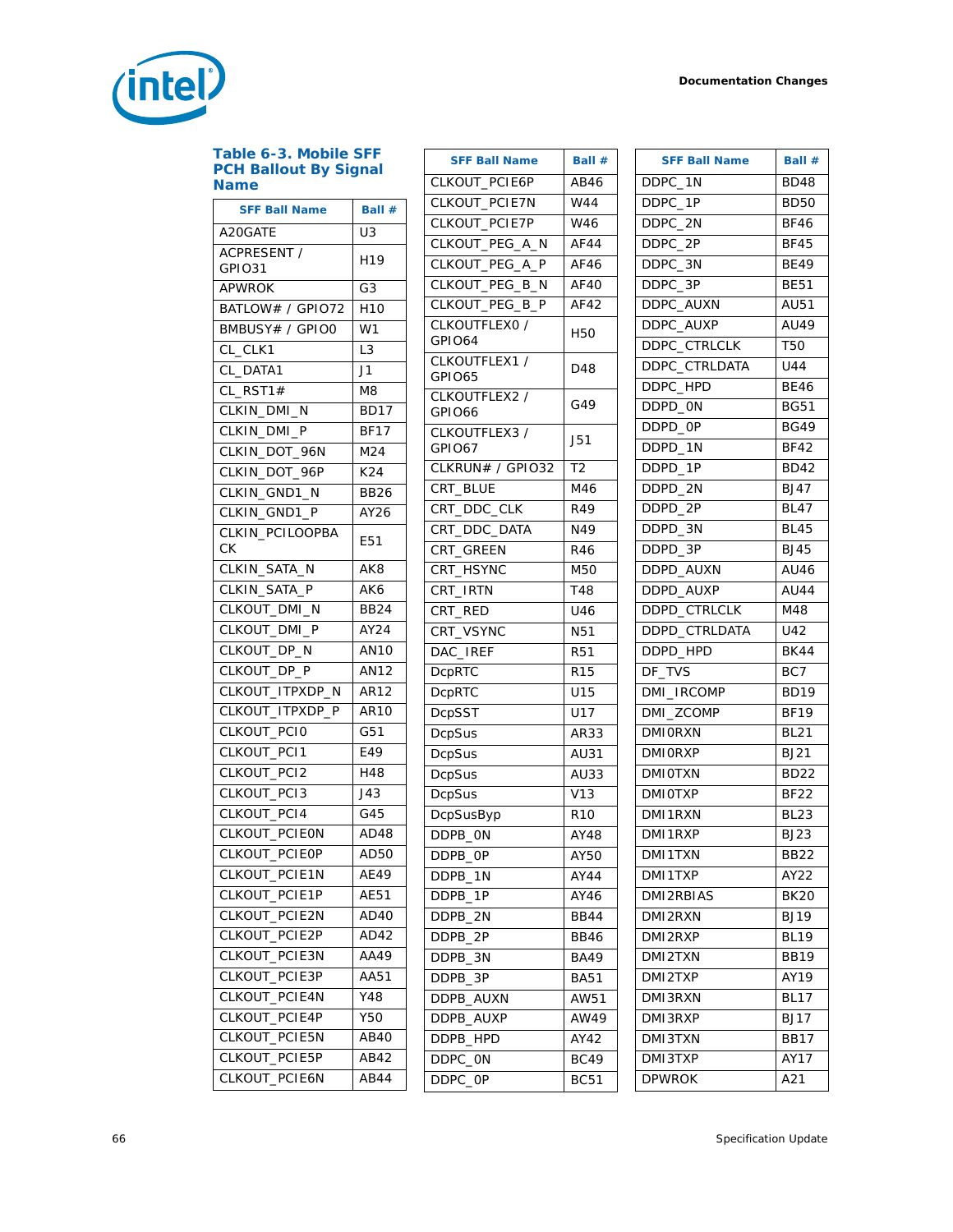### Table 6-3. Mobile SFF PCH Ballout By Signal Name

| SFF Ball Name | Ball # |
|---|---|
| A20GATE | U3 |
| ACPRESENT / GPIO31 | H19 |
| APWROK | G3 |
| BATLOW# / GPIO72 | H10 |
| BMBUSY# / GPIO0 | W1 |
| CL_CLK1 | L3 |
| CL_DATA1 | J1 |
| CL_RST1# | M8 |
| CLKIN_DMI_N | BD17 |
| CLKIN_DMI_P | BF17 |
| CLKIN_DOT_96N | M24 |
| CLKIN_DOT_96P | K24 |
| CLKIN_GND1_N | BB26 |
| CLKIN_GND1_P | AY26 |
| CLKIN_PCILOOPBACK | E51 |
| CLKIN_SATA_N | AK8 |
| CLKIN_SATA_P | AK6 |
| CLKOUT_DMI_N | BB24 |
| CLKOUT_DMI_P | AY24 |
| CLKOUT_DP_N | AN10 |
| CLKOUT_DP_P | AN12 |
| CLKOUT_ITPXDP_N | AR12 |
| CLKOUT_ITPXDP_P | AR10 |
| CLKOUT_PCI0 | G51 |
| CLKOUT_PCI1 | E49 |
| CLKOUT_PCI2 | H48 |
| CLKOUT_PCI3 | J43 |
| CLKOUT_PCI4 | G45 |
| CLKOUT_PCIE0N | AD48 |
| CLKOUT_PCIE0P | AD50 |
| CLKOUT_PCIE1N | AE49 |
| CLKOUT_PCIE1P | AE51 |
| CLKOUT_PCIE2N | AD40 |
| CLKOUT_PCIE2P | AD42 |
| CLKOUT_PCIE3N | AA49 |
| CLKOUT_PCIE3P | AA51 |
| CLKOUT_PCIE4N | Y48 |
| CLKOUT_PCIE4P | Y50 |
| CLKOUT_PCIE5N | AB40 |
| CLKOUT_PCIE5P | AB42 |
| CLKOUT_PCIE6N | AB44 |
| CLKOUT_PCIE6P | AB46 |
| CLKOUT_PCIE7N | W44 |
| CLKOUT_PCIE7P | W46 |
| CLKOUT_PEG_A_N | AF44 |
| CLKOUT_PEG_A_P | AF46 |
| CLKOUT_PEG_B_N | AF40 |
| CLKOUT_PEG_B_P | AF42 |
| CLKOUTFLEX0 / GPIO64 | H50 |
| CLKOUTFLEX1 / GPIO65 | D48 |
| CLKOUTFLEX2 / GPIO66 | G49 |
| CLKOUTFLEX3 / GPIO67 | J51 |
| CLKRUN# / GPIO32 | T2 |
| CRT_BLUE | M46 |
| CRT_DDC_CLK | R49 |
| CRT_DDC_DATA | N49 |
| CRT_GREEN | R46 |
| CRT_HSYNC | M50 |
| CRT_IRTN | T48 |
| CRT_RED | U46 |
| CRT_VSYNC | N51 |
| DAC_IREF | R51 |
| DcpRTC | R15 |
| DcpRTC | U15 |
| DcpSST | U17 |
| DcpSus | AR33 |
| DcpSus | AU31 |
| DcpSus | AU33 |
| DcpSus | V13 |
| DcpSusByp | R10 |
| DDPB_0N | AY48 |
| DDPB_0P | AY50 |
| DDPB_1N | AY44 |
| DDPB_1P | AY46 |
| DDPB_2N | BB44 |
| DDPB_2P | BB46 |
| DDPB_3N | BA49 |
| DDPB_3P | BA51 |
| DDPB_AUXN | AW51 |
| DDPB_AUXP | AW49 |
| DDPB_HPD | AY42 |
| DDPC_0N | BC49 |
| DDPC_0P | BC51 |
| DDPC_1N | BD48 |
| DDPC_1P | BD50 |
| DDPC_2N | BF46 |
| DDPC_2P | BF45 |
| DDPC_3N | BE49 |
| DDPC_3P | BE51 |
| DDPC_AUXN | AU51 |
| DDPC_AUXP | AU49 |
| DDPC_CTRLCLK | T50 |
| DDPC_CTRLDATA | U44 |
| DDPC_HPD | BE46 |
| DDPD_0N | BG51 |
| DDPD_0P | BG49 |
| DDPD_1N | BF42 |
| DDPD_1P | BD42 |
| DDPD_2N | BJ47 |
| DDPD_2P | BL47 |
| DDPD_3N | BL45 |
| DDPD_3P | BJ45 |
| DDPD_AUXN | AU46 |
| DDPD_AUXP | AU44 |
| DDPD_CTRLCLK | M48 |
| DDPD_CTRLDATA | U42 |
| DDPD_HPD | BK44 |
| DF_TVS | BC7 |
| DMI_IRCOMP | BD19 |
| DMI_ZCOMP | BF19 |
| DMI0RXN | BL21 |
| DMI0RXP | BJ21 |
| DMI0TXN | BD22 |
| DMI0TXP | BF22 |
| DMI1RXN | BL23 |
| DMI1RXP | BJ23 |
| DMI1TXN | BB22 |
| DMI1TXP | AY22 |
| DMI2RBIAS | BK20 |
| DMI2RXN | BJ19 |
| DMI2RXP | BL19 |
| DMI2TXN | BB19 |
| DMI2TXP | AY19 |
| DMI3RXN | BL17 |
| DMI3RXP | BJ17 |
| DMI3TXN | BB17 |
| DMI3TXP | AY17 |
| DPWROK | A21 |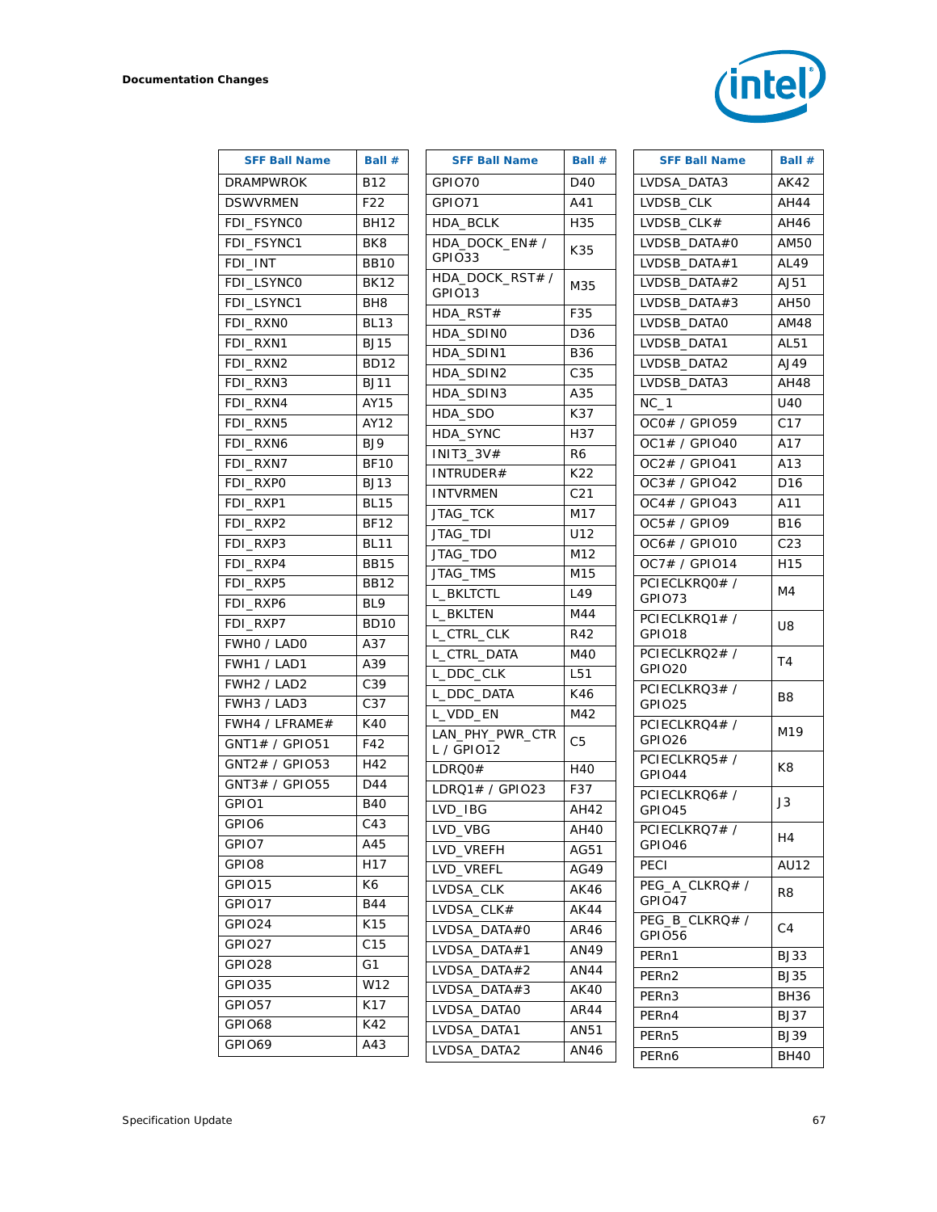| SFF Ball Name | Ball # |
|---|---|
| DRAMPWROK | B12 |
| DSWVRMEN | F22 |
| FDI_FSYNC0 | BH12 |
| FDI_FSYNC1 | BK8 |
| FDI_INT | BB10 |
| FDI_LSYNC0 | BK12 |
| FDI_LSYNC1 | BH8 |
| FDI_RXN0 | BL13 |
| FDI_RXN1 | BJ15 |
| FDI_RXN2 | BD12 |
| FDI_RXN3 | BJ11 |
| FDI_RXN4 | AY15 |
| FDI_RXN5 | AY12 |
| FDI_RXN6 | BJ9 |
| FDI_RXN7 | BF10 |
| FDI_RXP0 | BJ13 |
| FDI_RXP1 | BL15 |
| FDI_RXP2 | BF12 |
| FDI_RXP3 | BL11 |
| FDI_RXP4 | BB15 |
| FDI_RXP5 | BB12 |
| FDI_RXP6 | BL9 |
| FDI_RXP7 | BD10 |
| FWH0 / LAD0 | A37 |
| FWH1 / LAD1 | A39 |
| FWH2 / LAD2 | C39 |
| FWH3 / LAD3 | C37 |
| FWH4 / LFRAME# | K40 |
| GNT1# / GPIO51 | F42 |
| GNT2# / GPIO53 | H42 |
| GNT3# / GPIO55 | D44 |
| GPIO1 | B40 |
| GPIO6 | C43 |
| GPIO7 | A45 |
| GPIO8 | H17 |
| GPIO15 | K6 |
| GPIO17 | B44 |
| GPIO24 | K15 |
| GPIO27 | C15 |
| GPIO28 | G1 |
| GPIO35 | W12 |
| GPIO57 | K17 |
| GPIO68 | K42 |
| GPIO69 | A43 |

| SFF Ball Name | Ball # |
|---|---|
| GPIO70 | D40 |
| GPIO71 | A41 |
| HDA_BCLK | H35 |
| HDA_DOCK_EN# / GPIO33 | K35 |
| HDA_DOCK_RST# / GPIO13 | M35 |
| HDA_RST# | F35 |
| HDA_SDIN0 | D36 |
| HDA_SDIN1 | B36 |
| HDA_SDIN2 | C35 |
| HDA_SDIN3 | A35 |
| HDA_SDO | K37 |
| HDA_SYNC | H37 |
| INIT3_3V# | R6 |
| INTRUDER# | K22 |
| INTVRMEN | C21 |
| JTAG_TCK | M17 |
| JTAG_TDI | U12 |
| JTAG_TDO | M12 |
| JTAG_TMS | M15 |
| L_BKLTCTL | L49 |
| L_BKLTEN | M44 |
| L_CTRL_CLK | R42 |
| L_CTRL_DATA | M40 |
| L_DDC_CLK | L51 |
| L_DDC_DATA | K46 |
| L_VDD_EN | M42 |
| LAN_PHY_PWR_CTRL / GPIO12 | C5 |
| LDRQ0# | H40 |
| LDRQ1# / GPIO23 | F37 |
| LVD_IBG | AH42 |
| LVD_VBG | AH40 |
| LVD_VREFH | AG51 |
| LVD_VREFL | AG49 |
| LVDSA_CLK | AK46 |
| LVDSA_CLK# | AK44 |
| LVDSA_DATA#0 | AR46 |
| LVDSA_DATA#1 | AN49 |
| LVDSA_DATA#2 | AN44 |
| LVDSA_DATA#3 | AK40 |
| LVDSA_DATA0 | AR44 |
| LVDSA_DATA1 | AN51 |
| LVDSA_DATA2 | AN46 |

| SFF Ball Name | Ball # |
|---|---|
| LVDSA_DATA3 | AK42 |
| LVDSB_CLK | AH44 |
| LVDSB_CLK# | AH46 |
| LVDSB_DATA#0 | AM50 |
| LVDSB_DATA#1 | AL49 |
| LVDSB_DATA#2 | AJ51 |
| LVDSB_DATA#3 | AH50 |
| LVDSB_DATA0 | AM48 |
| LVDSB_DATA1 | AL51 |
| LVDSB_DATA2 | AJ49 |
| LVDSB_DATA3 | AH48 |
| NC_1 | U40 |
| OC0# / GPIO59 | C17 |
| OC1# / GPIO40 | A17 |
| OC2# / GPIO41 | A13 |
| OC3# / GPIO42 | D16 |
| OC4# / GPIO43 | A11 |
| OC5# / GPIO9 | B16 |
| OC6# / GPIO10 | C23 |
| OC7# / GPIO14 | H15 |
| PCIECLKRQ0# / GPIO73 | M4 |
| PCIECLKRQ1# / GPIO18 | U8 |
| PCIECLKRQ2# / GPIO20 | T4 |
| PCIECLKRQ3# / GPIO25 | B8 |
| PCIECLKRQ4# / GPIO26 | M19 |
| PCIECLKRQ5# / GPIO44 | K8 |
| PCIECLKRQ6# / GPIO45 | J3 |
| PCIECLKRQ7# / GPIO46 | H4 |
| PECI | AU12 |
| PEG_A_CLKRQ# / GPIO47 | R8 |
| PEG_B_CLKRQ# / GPIO56 | C4 |
| PERn1 | BJ33 |
| PERn2 | BJ35 |
| PERn3 | BH36 |
| PERn4 | BJ37 |
| PERn5 | BJ39 |
| PERn6 | BH40 |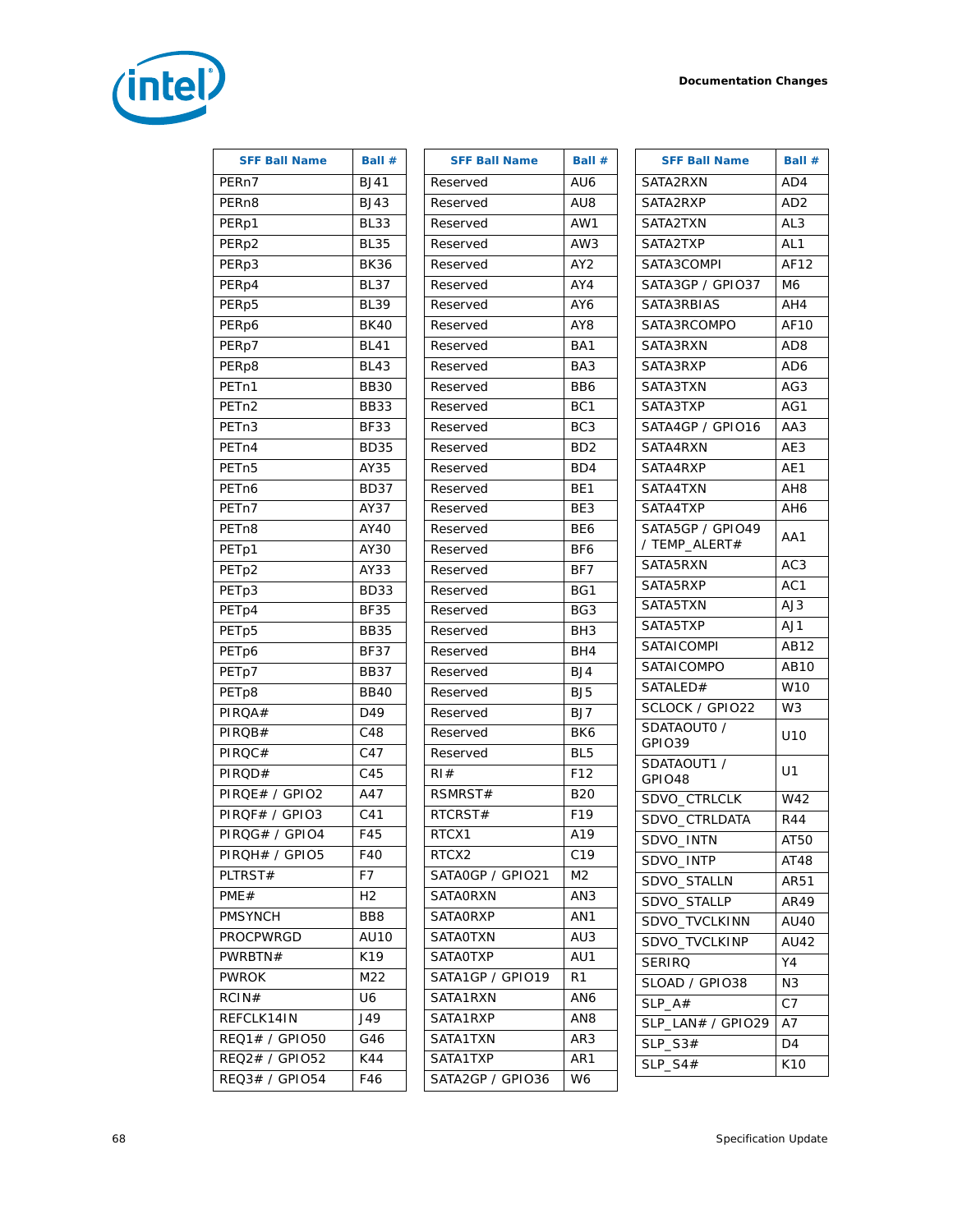| SFF Ball Name | Ball # |
|---|---|
| PERn7 | BJ41 |
| PERn8 | BJ43 |
| PERp1 | BL33 |
| PERp2 | BL35 |
| PERp3 | BK36 |
| PERp4 | BL37 |
| PERp5 | BL39 |
| PERp6 | BK40 |
| PERp7 | BL41 |
| PERp8 | BL43 |
| PETn1 | BB30 |
| PETn2 | BB33 |
| PETn3 | BF33 |
| PETn4 | BD35 |
| PETn5 | AY35 |
| PETn6 | BD37 |
| PETn7 | AY37 |
| PETn8 | AY40 |
| PETp1 | AY30 |
| PETp2 | AY33 |
| PETp3 | BD33 |
| PETp4 | BF35 |
| PETp5 | BB35 |
| PETp6 | BF37 |
| PETp7 | BB37 |
| PETp8 | BB40 |
| PIRQA# | D49 |
| PIRQB# | C48 |
| PIRQC# | C47 |
| PIRQD# | C45 |
| PIRQE# / GPIO2 | A47 |
| PIRQF# / GPIO3 | C41 |
| PIRQG# / GPIO4 | F45 |
| PIRQH# / GPIO5 | F40 |
| PLTRST# | F7 |
| PME# | H2 |
| PMSYNCH | BB8 |
| PROCPWRGD | AU10 |
| PWRBTN# | K19 |
| PWROK | M22 |
| RCIN# | U6 |
| REFCLK14IN | J49 |
| REQ1# / GPIO50 | G46 |
| REQ2# / GPIO52 | K44 |
| REQ3# / GPIO54 | F46 |

| SFF Ball Name | Ball # |
|---|---|
| Reserved | AU6 |
| Reserved | AU8 |
| Reserved | AW1 |
| Reserved | AW3 |
| Reserved | AY2 |
| Reserved | AY4 |
| Reserved | AY6 |
| Reserved | AY8 |
| Reserved | BA1 |
| Reserved | BA3 |
| Reserved | BB6 |
| Reserved | BC1 |
| Reserved | BC3 |
| Reserved | BD2 |
| Reserved | BD4 |
| Reserved | BE1 |
| Reserved | BE3 |
| Reserved | BE6 |
| Reserved | BF6 |
| Reserved | BF7 |
| Reserved | BG1 |
| Reserved | BG3 |
| Reserved | BH3 |
| Reserved | BH4 |
| Reserved | BJ4 |
| Reserved | BJ5 |
| Reserved | BJ7 |
| Reserved | BK6 |
| Reserved | BL5 |
| RI# | F12 |
| RSMRST# | B20 |
| RTCRST# | F19 |
| RTCX1 | A19 |
| RTCX2 | C19 |
| SATA0GP / GPIO21 | M2 |
| SATA0RXN | AN3 |
| SATA0RXP | AN1 |
| SATA0TXN | AU3 |
| SATA0TXP | AU1 |
| SATA1GP / GPIO19 | R1 |
| SATA1RXN | AN6 |
| SATA1RXP | AN8 |
| SATA1TXN | AR3 |
| SATA1TXP | AR1 |
| SATA2GP / GPIO36 | W6 |

| SFF Ball Name | Ball # |
|---|---|
| SATA2RXN | AD4 |
| SATA2RXP | AD2 |
| SATA2TXN | AL3 |
| SATA2TXP | AL1 |
| SATA3COMPI | AF12 |
| SATA3GP / GPIO37 | M6 |
| SATA3RBIAS | AH4 |
| SATA3RCOMPO | AF10 |
| SATA3RXN | AD8 |
| SATA3RXP | AD6 |
| SATA3TXN | AG3 |
| SATA3TXP | AG1 |
| SATA4GP / GPIO16 | AA3 |
| SATA4RXN | AE3 |
| SATA4RXP | AE1 |
| SATA4TXN | AH8 |
| SATA4TXP | AH6 |
| SATA5GP / GPIO49 / TEMP_ALERT# | AA1 |
| SATA5RXN | AC3 |
| SATA5RXP | AC1 |
| SATA5TXN | AJ3 |
| SATA5TXP | AJ1 |
| SATAICOMPI | AB12 |
| SATAICOMPO | AB10 |
| SATALED# | W10 |
| SCLOCK / GPIO22 | W3 |
| SDATAOUT0 / GPIO39 | U10 |
| SDATAOUT1 / GPIO48 | U1 |
| SDVO_CTRLCLK | W42 |
| SDVO_CTRLDATA | R44 |
| SDVO_INTN | AT50 |
| SDVO_INTP | AT48 |
| SDVO_STALLN | AR51 |
| SDVO_STALLP | AR49 |
| SDVO_TVCLKINN | AU40 |
| SDVO_TVCLKINP | AU42 |
| SERIRQ | Y4 |
| SLOAD / GPIO38 | N3 |
| SLP_A# | C7 |
| SLP_LAN# / GPIO29 | A7 |
| SLP_S3# | D4 |
| SLP_S4# | K10 |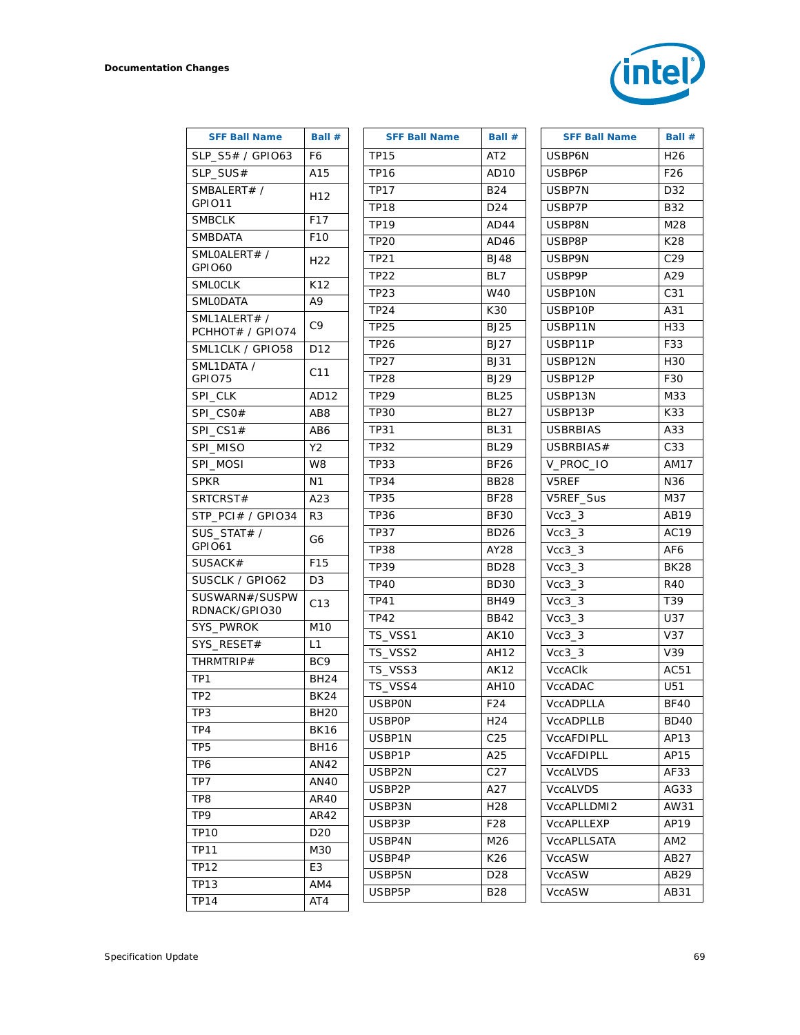| SFF Ball Name | Ball # |
|---|---|
| SLP_S5# / GPIO63 | F6 |
| SLP_SUS# | A15 |
| SMBALERT# / GPIO11 | H12 |
| SMBCLK | F17 |
| SMBDATA | F10 |
| SML0ALERT# / GPIO60 | H22 |
| SML0CLK | K12 |
| SML0DATA | A9 |
| SML1ALERT# / PCHHOT# / GPIO74 | C9 |
| SML1CLK / GPIO58 | D12 |
| SML1DATA / GPIO75 | C11 |
| SPI_CLK | AD12 |
| SPI_CS0# | AB8 |
| SPI_CS1# | AB6 |
| SPI_MISO | Y2 |
| SPI_MOSI | W8 |
| SPKR | N1 |
| SRTCRST# | A23 |
| STP_PCI# / GPIO34 | R3 |
| SUS_STAT# / GPIO61 | G6 |
| SUSACK# | F15 |
| SUSCLK / GPIO62 | D3 |
| SUSWARN#/SUSPWRDNACK/GPIO30 | C13 |
| SYS_PWROK | M10 |
| SYS_RESET# | L1 |
| THRMTRIP# | BC9 |
| TP1 | BH24 |
| TP2 | BK24 |
| TP3 | BH20 |
| TP4 | BK16 |
| TP5 | BH16 |
| TP6 | AN42 |
| TP7 | AN40 |
| TP8 | AR40 |
| TP9 | AR42 |
| TP10 | D20 |
| TP11 | M30 |
| TP12 | E3 |
| TP13 | AM4 |
| TP14 | AT4 |

| SFF Ball Name | Ball # |
|---|---|
| TP15 | AT2 |
| TP16 | AD10 |
| TP17 | B24 |
| TP18 | D24 |
| TP19 | AD44 |
| TP20 | AD46 |
| TP21 | BJ48 |
| TP22 | BL7 |
| TP23 | W40 |
| TP24 | K30 |
| TP25 | BJ25 |
| TP26 | BJ27 |
| TP27 | BJ31 |
| TP28 | BJ29 |
| TP29 | BL25 |
| TP30 | BL27 |
| TP31 | BL31 |
| TP32 | BL29 |
| TP33 | BF26 |
| TP34 | BB28 |
| TP35 | BF28 |
| TP36 | BF30 |
| TP37 | BD26 |
| TP38 | AY28 |
| TP39 | BD28 |
| TP40 | BD30 |
| TP41 | BH49 |
| TP42 | BB42 |
| TS_VSS1 | AK10 |
| TS_VSS2 | AH12 |
| TS_VSS3 | AK12 |
| TS_VSS4 | AH10 |
| USBP0N | F24 |
| USBP0P | H24 |
| USBP1N | C25 |
| USBP1P | A25 |
| USBP2N | C27 |
| USBP2P | A27 |
| USBP3N | H28 |
| USBP3P | F28 |
| USBP4N | M26 |
| USBP4P | K26 |
| USBP5N | D28 |
| USBP5P | B28 |

| SFF Ball Name | Ball # |
|---|---|
| USBP6N | H26 |
| USBP6P | F26 |
| USBP7N | D32 |
| USBP7P | B32 |
| USBP8N | M28 |
| USBP8P | K28 |
| USBP9N | C29 |
| USBP9P | A29 |
| USBP10N | C31 |
| USBP10P | A31 |
| USBP11N | H33 |
| USBP11P | F33 |
| USBP12N | H30 |
| USBP12P | F30 |
| USBP13N | M33 |
| USBP13P | K33 |
| USBRBIAS | A33 |
| USBRBIAS# | C33 |
| V_PROC_IO | AM17 |
| V5REF | N36 |
| V5REF_Sus | M37 |
| Vcc3_3 | AB19 |
| Vcc3_3 | AC19 |
| Vcc3_3 | AF6 |
| Vcc3_3 | BK28 |
| Vcc3_3 | R40 |
| Vcc3_3 | T39 |
| Vcc3_3 | U37 |
| Vcc3_3 | V37 |
| Vcc3_3 | V39 |
| VccAClk | AC51 |
| VccADAC | U51 |
| VccADPLLA | BF40 |
| VccADPLLB | BD40 |
| VccAFDIPLL | AP13 |
| VccAFDIPLL | AP15 |
| VccALVDS | AF33 |
| VccALVDS | AG33 |
| VccAPLLDMI2 | AW31 |
| VccAPLLEXP | AP19 |
| VccAPLLSATA | AM2 |
| VccASW | AB27 |
| VccASW | AB29 |
| VccASW | AB31 |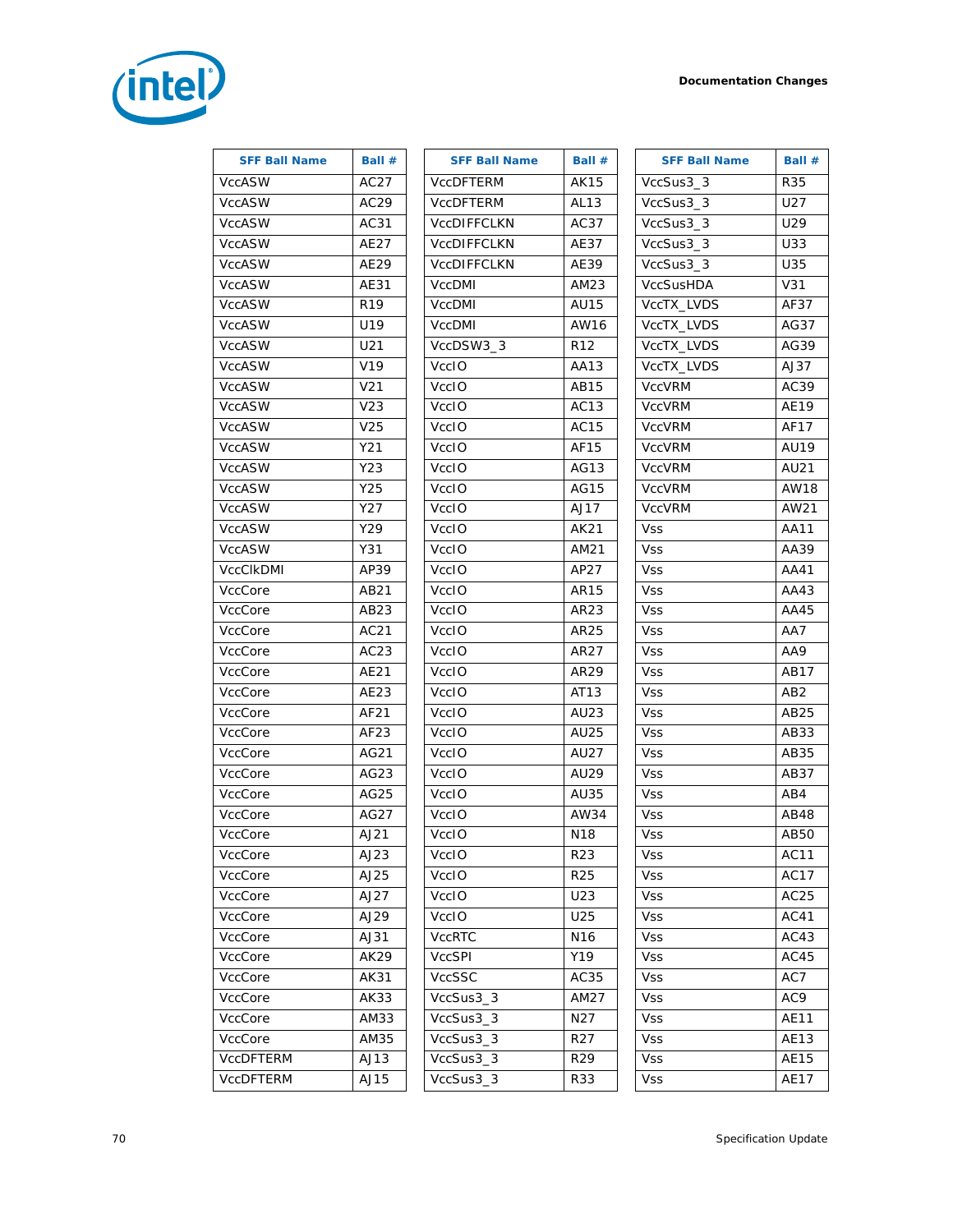| SFF Ball Name | Ball # |
|---|---|
| VccASW | AC27 |
| VccASW | AC29 |
| VccASW | AC31 |
| VccASW | AE27 |
| VccASW | AE29 |
| VccASW | AE31 |
| VccASW | R19 |
| VccASW | U19 |
| VccASW | U21 |
| VccASW | V19 |
| VccASW | V21 |
| VccASW | V23 |
| VccASW | V25 |
| VccASW | Y21 |
| VccASW | Y23 |
| VccASW | Y25 |
| VccASW | Y27 |
| VccASW | Y29 |
| VccASW | Y31 |
| VccClkDMI | AP39 |
| VccCore | AB21 |
| VccCore | AB23 |
| VccCore | AC21 |
| VccCore | AC23 |
| VccCore | AE21 |
| VccCore | AE23 |
| VccCore | AF21 |
| VccCore | AF23 |
| VccCore | AG21 |
| VccCore | AG23 |
| VccCore | AG25 |
| VccCore | AG27 |
| VccCore | AJ21 |
| VccCore | AJ23 |
| VccCore | AJ25 |
| VccCore | AJ27 |
| VccCore | AJ29 |
| VccCore | AJ31 |
| VccCore | AK29 |
| VccCore | AK31 |
| VccCore | AK33 |
| VccCore | AM33 |
| VccCore | AM35 |
| VccDFTERM | AJ13 |
| VccDFTERM | AJ15 |
| VccDFTERM | AK15 |
| VccDFTERM | AL13 |
| VccDIFFCLKN | AC37 |
| VccDIFFCLKN | AE37 |
| VccDIFFCLKN | AE39 |
| VccDMI | AM23 |
| VccDMI | AU15 |
| VccDMI | AW16 |
| VccDSW3_3 | R12 |
| VccIO | AA13 |
| VccIO | AB15 |
| VccIO | AC13 |
| VccIO | AC15 |
| VccIO | AF15 |
| VccIO | AG13 |
| VccIO | AG15 |
| VccIO | AJ17 |
| VccIO | AK21 |
| VccIO | AM21 |
| VccIO | AP27 |
| VccIO | AR15 |
| VccIO | AR23 |
| VccIO | AR25 |
| VccIO | AR27 |
| VccIO | AR29 |
| VccIO | AT13 |
| VccIO | AU23 |
| VccIO | AU25 |
| VccIO | AU27 |
| VccIO | AU29 |
| VccIO | AU35 |
| VccIO | AW34 |
| VccIO | N18 |
| VccIO | R23 |
| VccIO | R25 |
| VccIO | U23 |
| VccIO | U25 |
| VccRTC | N16 |
| VccSPI | Y19 |
| VccSSC | AC35 |
| VccSus3_3 | AM27 |
| VccSus3_3 | N27 |
| VccSus3_3 | R27 |
| VccSus3_3 | R29 |
| VccSus3_3 | R33 |
| VccSus3_3 | R35 |
| VccSus3_3 | U27 |
| VccSus3_3 | U29 |
| VccSus3_3 | U33 |
| VccSus3_3 | U35 |
| VccSusHDA | V31 |
| VccTX_LVDS | AF37 |
| VccTX_LVDS | AG37 |
| VccTX_LVDS | AG39 |
| VccTX_LVDS | AJ37 |
| VccVRM | AC39 |
| VccVRM | AE19 |
| VccVRM | AF17 |
| VccVRM | AU19 |
| VccVRM | AU21 |
| VccVRM | AW18 |
| VccVRM | AW21 |
| Vss | AA11 |
| Vss | AA39 |
| Vss | AA41 |
| Vss | AA43 |
| Vss | AA45 |
| Vss | AA7 |
| Vss | AA9 |
| Vss | AB17 |
| Vss | AB2 |
| Vss | AB25 |
| Vss | AB33 |
| Vss | AB35 |
| Vss | AB37 |
| Vss | AB4 |
| Vss | AB48 |
| Vss | AB50 |
| Vss | AC11 |
| Vss | AC17 |
| Vss | AC25 |
| Vss | AC41 |
| Vss | AC43 |
| Vss | AC45 |
| Vss | AC7 |
| Vss | AC9 |
| Vss | AE11 |
| Vss | AE13 |
| Vss | AE15 |
| Vss | AE17 |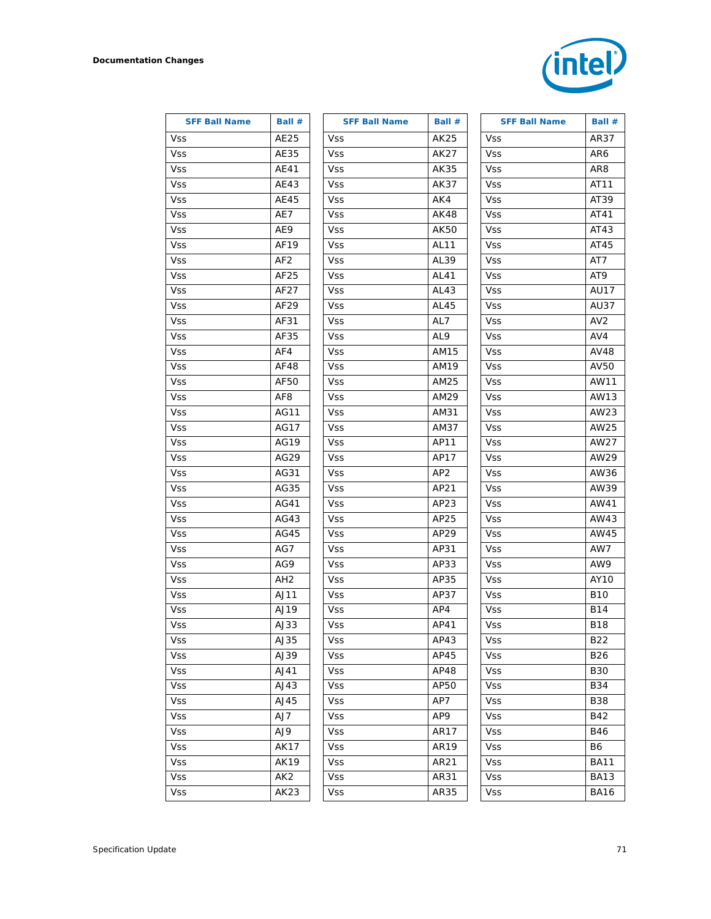| SFF Ball Name | Ball # |
|---|---|
| Vss | AE25 |
| Vss | AE35 |
| Vss | AE41 |
| Vss | AE43 |
| Vss | AE45 |
| Vss | AE7 |
| Vss | AE9 |
| Vss | AF19 |
| Vss | AF2 |
| Vss | AF25 |
| Vss | AF27 |
| Vss | AF29 |
| Vss | AF31 |
| Vss | AF35 |
| Vss | AF4 |
| Vss | AF48 |
| Vss | AF50 |
| Vss | AF8 |
| Vss | AG11 |
| Vss | AG17 |
| Vss | AG19 |
| Vss | AG29 |
| Vss | AG31 |
| Vss | AG35 |
| Vss | AG41 |
| Vss | AG43 |
| Vss | AG45 |
| Vss | AG7 |
| Vss | AG9 |
| Vss | AH2 |
| Vss | AJ11 |
| Vss | AJ19 |
| Vss | AJ33 |
| Vss | AJ35 |
| Vss | AJ39 |
| Vss | AJ41 |
| Vss | AJ43 |
| Vss | AJ45 |
| Vss | AJ7 |
| Vss | AJ9 |
| Vss | AK17 |
| Vss | AK19 |
| Vss | AK2 |
| Vss | AK23 |
| Vss | AK25 |
| Vss | AK27 |
| Vss | AK35 |
| Vss | AK37 |
| Vss | AK4 |
| Vss | AK48 |
| Vss | AK50 |
| Vss | AL11 |
| Vss | AL39 |
| Vss | AL41 |
| Vss | AL43 |
| Vss | AL45 |
| Vss | AL7 |
| Vss | AL9 |
| Vss | AM15 |
| Vss | AM19 |
| Vss | AM25 |
| Vss | AM29 |
| Vss | AM31 |
| Vss | AM37 |
| Vss | AP11 |
| Vss | AP17 |
| Vss | AP2 |
| Vss | AP21 |
| Vss | AP23 |
| Vss | AP25 |
| Vss | AP29 |
| Vss | AP31 |
| Vss | AP33 |
| Vss | AP35 |
| Vss | AP37 |
| Vss | AP4 |
| Vss | AP41 |
| Vss | AP43 |
| Vss | AP45 |
| Vss | AP48 |
| Vss | AP50 |
| Vss | AP7 |
| Vss | AP9 |
| Vss | AR17 |
| Vss | AR19 |
| Vss | AR21 |
| Vss | AR31 |
| Vss | AR35 |
| Vss | AR37 |
| Vss | AR6 |
| Vss | AR8 |
| Vss | AT11 |
| Vss | AT39 |
| Vss | AT41 |
| Vss | AT43 |
| Vss | AT45 |
| Vss | AT7 |
| Vss | AT9 |
| Vss | AU17 |
| Vss | AU37 |
| Vss | AV2 |
| Vss | AV4 |
| Vss | AV48 |
| Vss | AV50 |
| Vss | AW11 |
| Vss | AW13 |
| Vss | AW23 |
| Vss | AW25 |
| Vss | AW27 |
| Vss | AW29 |
| Vss | AW36 |
| Vss | AW39 |
| Vss | AW41 |
| Vss | AW43 |
| Vss | AW45 |
| Vss | AW7 |
| Vss | AW9 |
| Vss | AY10 |
| Vss | B10 |
| Vss | B14 |
| Vss | B18 |
| Vss | B22 |
| Vss | B26 |
| Vss | B30 |
| Vss | B34 |
| Vss | B38 |
| Vss | B42 |
| Vss | B46 |
| Vss | B6 |
| Vss | BA11 |
| Vss | BA13 |
| Vss | BA16 |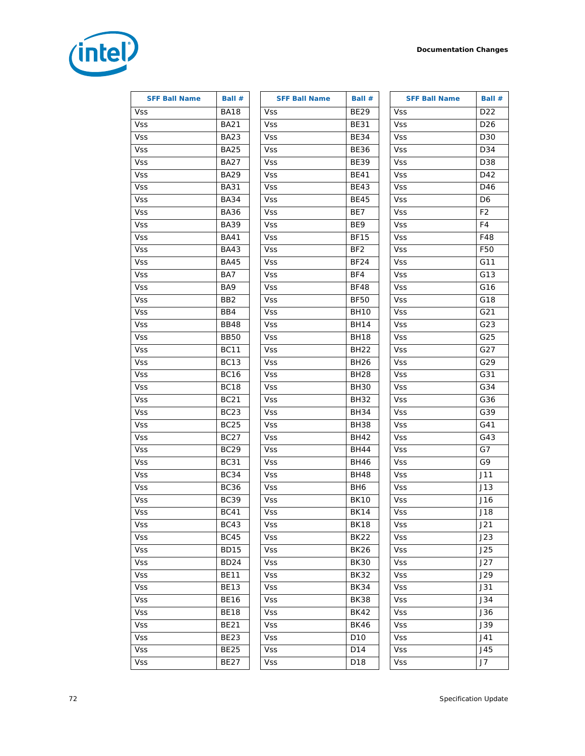| SFF Ball Name | Ball # |
|---|---|
| Vss | BA18 |
| Vss | BA21 |
| Vss | BA23 |
| Vss | BA25 |
| Vss | BA27 |
| Vss | BA29 |
| Vss | BA31 |
| Vss | BA34 |
| Vss | BA36 |
| Vss | BA39 |
| Vss | BA41 |
| Vss | BA43 |
| Vss | BA45 |
| Vss | BA7 |
| Vss | BA9 |
| Vss | BB2 |
| Vss | BB4 |
| Vss | BB48 |
| Vss | BB50 |
| Vss | BC11 |
| Vss | BC13 |
| Vss | BC16 |
| Vss | BC18 |
| Vss | BC21 |
| Vss | BC23 |
| Vss | BC25 |
| Vss | BC27 |
| Vss | BC29 |
| Vss | BC31 |
| Vss | BC34 |
| Vss | BC36 |
| Vss | BC39 |
| Vss | BC41 |
| Vss | BC43 |
| Vss | BC45 |
| Vss | BD15 |
| Vss | BD24 |
| Vss | BE11 |
| Vss | BE13 |
| Vss | BE16 |
| Vss | BE18 |
| Vss | BE21 |
| Vss | BE23 |
| Vss | BE25 |
| Vss | BE27 |

| SFF Ball Name | Ball # |
|---|---|
| Vss | BE29 |
| Vss | BE31 |
| Vss | BE34 |
| Vss | BE36 |
| Vss | BE39 |
| Vss | BE41 |
| Vss | BE43 |
| Vss | BE45 |
| Vss | BE7 |
| Vss | BE9 |
| Vss | BF15 |
| Vss | BF2 |
| Vss | BF24 |
| Vss | BF4 |
| Vss | BF48 |
| Vss | BF50 |
| Vss | BH10 |
| Vss | BH14 |
| Vss | BH18 |
| Vss | BH22 |
| Vss | BH26 |
| Vss | BH28 |
| Vss | BH30 |
| Vss | BH32 |
| Vss | BH34 |
| Vss | BH38 |
| Vss | BH42 |
| Vss | BH44 |
| Vss | BH46 |
| Vss | BH48 |
| Vss | BH6 |
| Vss | BK10 |
| Vss | BK14 |
| Vss | BK18 |
| Vss | BK22 |
| Vss | BK26 |
| Vss | BK30 |
| Vss | BK32 |
| Vss | BK34 |
| Vss | BK38 |
| Vss | BK42 |
| Vss | BK46 |
| Vss | D10 |
| Vss | D14 |
| Vss | D18 |

| SFF Ball Name | Ball # |
|---|---|
| Vss | D22 |
| Vss | D26 |
| Vss | D30 |
| Vss | D34 |
| Vss | D38 |
| Vss | D42 |
| Vss | D46 |
| Vss | D6 |
| Vss | F2 |
| Vss | F4 |
| Vss | F48 |
| Vss | F50 |
| Vss | G11 |
| Vss | G13 |
| Vss | G16 |
| Vss | G18 |
| Vss | G21 |
| Vss | G23 |
| Vss | G25 |
| Vss | G27 |
| Vss | G29 |
| Vss | G31 |
| Vss | G34 |
| Vss | G36 |
| Vss | G39 |
| Vss | G41 |
| Vss | G43 |
| Vss | G7 |
| Vss | G9 |
| Vss | J11 |
| Vss | J13 |
| Vss | J16 |
| Vss | J18 |
| Vss | J21 |
| Vss | J23 |
| Vss | J25 |
| Vss | J27 |
| Vss | J29 |
| Vss | J31 |
| Vss | J34 |
| Vss | J36 |
| Vss | J39 |
| Vss | J41 |
| Vss | J45 |
| Vss | J7 |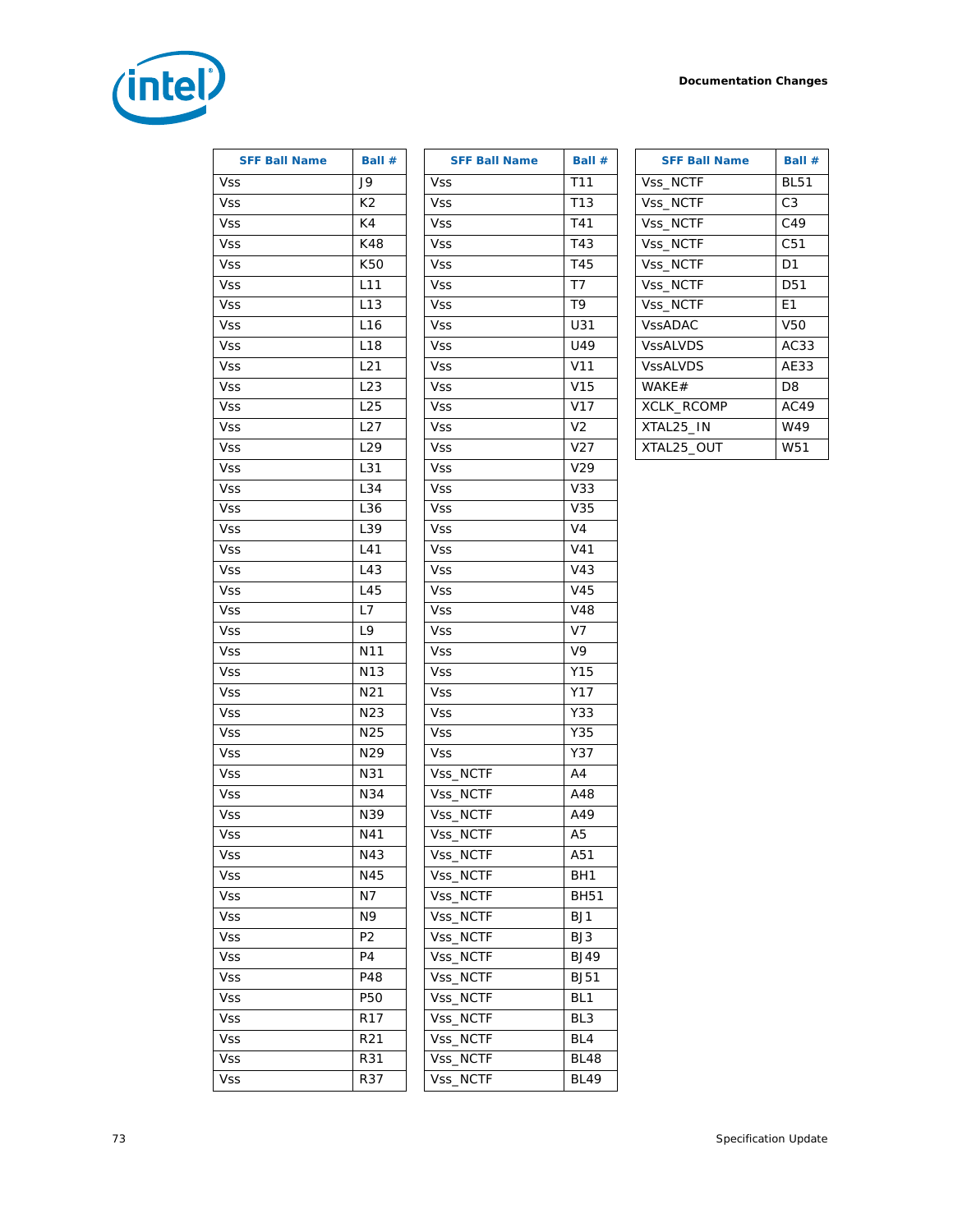| SFF Ball Name | Ball # |
|---|---|
| Vss | J9 |
| Vss | K2 |
| Vss | K4 |
| Vss | K48 |
| Vss | K50 |
| Vss | L11 |
| Vss | L13 |
| Vss | L16 |
| Vss | L18 |
| Vss | L21 |
| Vss | L23 |
| Vss | L25 |
| Vss | L27 |
| Vss | L29 |
| Vss | L31 |
| Vss | L34 |
| Vss | L36 |
| Vss | L39 |
| Vss | L41 |
| Vss | L43 |
| Vss | L45 |
| Vss | L7 |
| Vss | L9 |
| Vss | N11 |
| Vss | N13 |
| Vss | N21 |
| Vss | N23 |
| Vss | N25 |
| Vss | N29 |
| Vss | N31 |
| Vss | N34 |
| Vss | N39 |
| Vss | N41 |
| Vss | N43 |
| Vss | N45 |
| Vss | N7 |
| Vss | N9 |
| Vss | P2 |
| Vss | P4 |
| Vss | P48 |
| Vss | P50 |
| Vss | R17 |
| Vss | R21 |
| Vss | R31 |
| Vss | R37 |

| SFF Ball Name | Ball # |
|---|---|
| Vss | T11 |
| Vss | T13 |
| Vss | T41 |
| Vss | T43 |
| Vss | T45 |
| Vss | T7 |
| Vss | T9 |
| Vss | U31 |
| Vss | U49 |
| Vss | V11 |
| Vss | V15 |
| Vss | V17 |
| Vss | V2 |
| Vss | V27 |
| Vss | V29 |
| Vss | V33 |
| Vss | V35 |
| Vss | V4 |
| Vss | V41 |
| Vss | V43 |
| Vss | V45 |
| Vss | V48 |
| Vss | V7 |
| Vss | V9 |
| Vss | Y15 |
| Vss | Y17 |
| Vss | Y33 |
| Vss | Y35 |
| Vss | Y37 |
| Vss_NCTF | A4 |
| Vss_NCTF | A48 |
| Vss_NCTF | A49 |
| Vss_NCTF | A5 |
| Vss_NCTF | A51 |
| Vss_NCTF | BH1 |
| Vss_NCTF | BH51 |
| Vss_NCTF | BJ1 |
| Vss_NCTF | BJ3 |
| Vss_NCTF | BJ49 |
| Vss_NCTF | BJ51 |
| Vss_NCTF | BL1 |
| Vss_NCTF | BL3 |
| Vss_NCTF | BL4 |
| Vss_NCTF | BL48 |
| Vss_NCTF | BL49 |

| SFF Ball Name | Ball # |
|---|---|
| Vss_NCTF | BL51 |
| Vss_NCTF | C3 |
| Vss_NCTF | C49 |
| Vss_NCTF | C51 |
| Vss_NCTF | D1 |
| Vss_NCTF | D51 |
| Vss_NCTF | E1 |
| VssADAC | V50 |
| VssALVDS | AC33 |
| VssALVDS | AE33 |
| WAKE# | D8 |
| XCLK_RCOMP | AC49 |
| XTAL25_IN | W49 |
| XTAL25_OUT | W51 |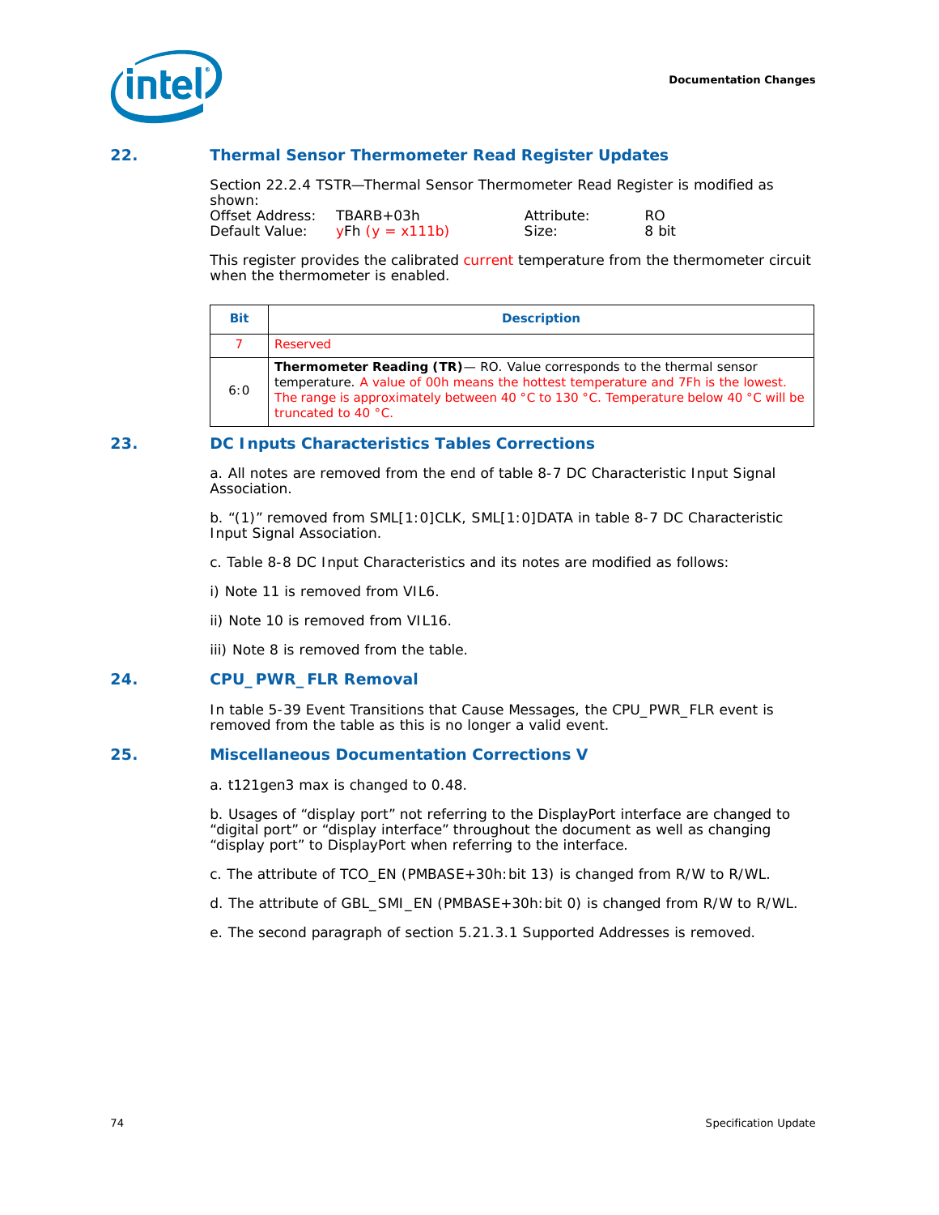## 22. Thermal Sensor Thermometer Read Register Updates

Section 22.2.4 TSTR—Thermal Sensor Thermometer Read Register is modified as shown:

| | | | |
|---|---|---|---|
| Offset Address: | TBARB+03h | Attribute: | RO |
| Default Value: | yFh (y = x111b) | Size: | 8 bit |

This register provides the calibrated current temperature from the thermometer circuit when the thermometer is enabled.

| Bit | Description |
|---|---|
| 7 | Reserved |
| 6:0 | **Thermometer Reading (TR)**— RO. Value corresponds to the thermal sensor temperature. A value of 00h means the hottest temperature and 7Fh is the lowest. The range is approximately between 40 °C to 130 °C. Temperature below 40 °C will be truncated to 40 °C. |

## 23. DC Inputs Characteristics Tables Corrections

a. All notes are removed from the end of table 8-7 DC Characteristic Input Signal Association.

b. “(1)” removed from SML[1:0]CLK, SML[1:0]DATA in table 8-7 DC Characteristic Input Signal Association.

c. Table 8-8 DC Input Characteristics and its notes are modified as follows:

i) Note 11 is removed from VIL6.

ii) Note 10 is removed from VIL16.

iii) Note 8 is removed from the table.

## 24. CPU_PWR_FLR Removal

In table 5-39 Event Transitions that Cause Messages, the CPU_PWR_FLR event is removed from the table as this is no longer a valid event.

## 25. Miscellaneous Documentation Corrections V

a. t121gen3 max is changed to 0.48.

b. Usages of “display port” not referring to the DisplayPort interface are changed to “digital port” or “display interface” throughout the document as well as changing “display port” to DisplayPort when referring to the interface.

c. The attribute of TCO_EN (PMBASE+30h:bit 13) is changed from R/W to R/WL.

d. The attribute of GBL_SMI_EN (PMBASE+30h:bit 0) is changed from R/W to R/WL.

e. The second paragraph of section 5.21.3.1 Supported Addresses is removed.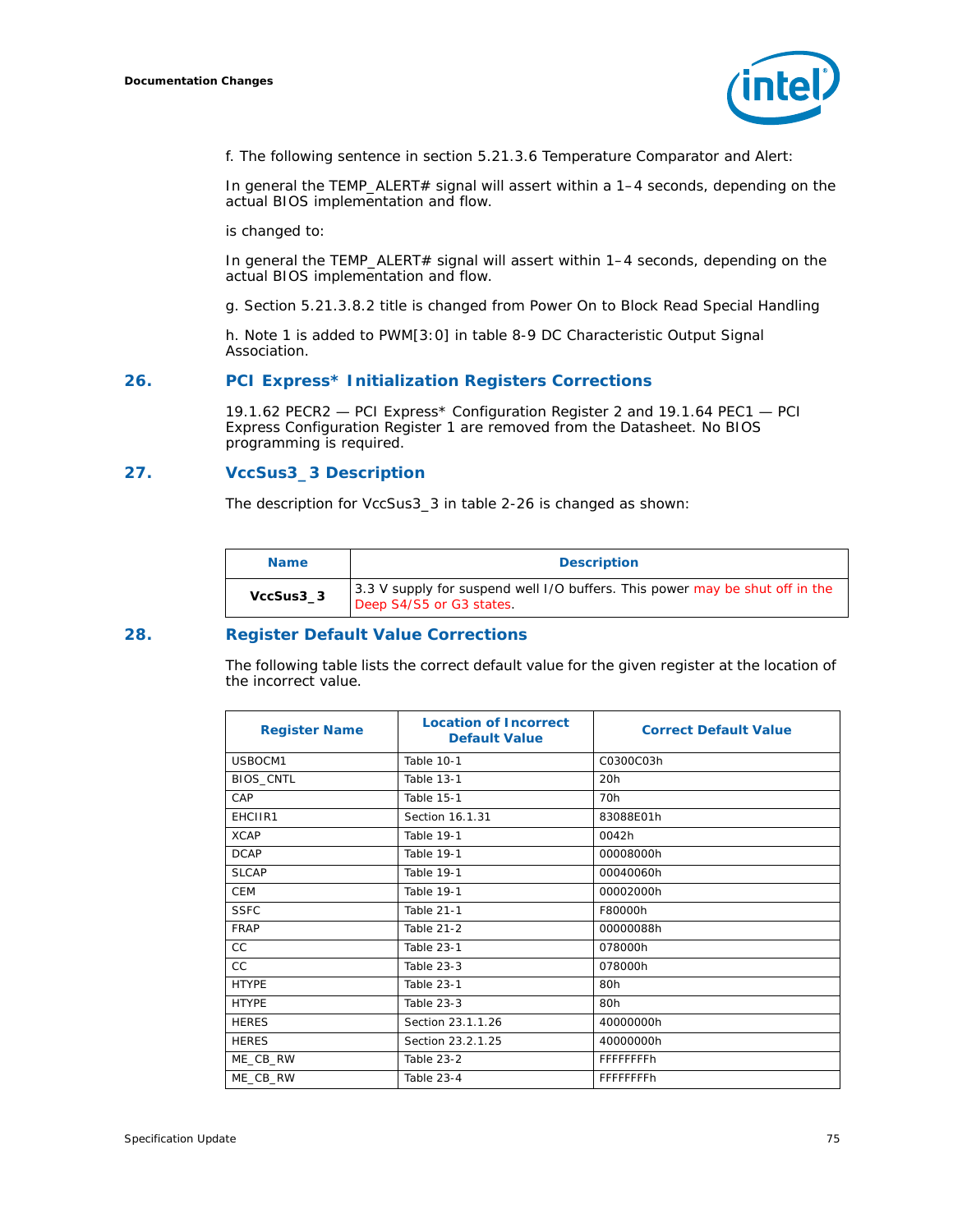f. The following sentence in section 5.21.3.6 Temperature Comparator and Alert:

In general the TEMP_ALERT# signal will assert within a 1–4 seconds, depending on the actual BIOS implementation and flow.

is changed to:

In general the TEMP_ALERT# signal will assert within 1–4 seconds, depending on the actual BIOS implementation and flow.

g. Section 5.21.3.8.2 title is changed from Power On to Block Read Special Handling

h. Note 1 is added to PWM[3:0] in table 8-9 DC Characteristic Output Signal Association.

## 26. PCI Express* Initialization Registers Corrections

19.1.62 PECR2 — PCI Express* Configuration Register 2 and 19.1.64 PEC1 — PCI Express Configuration Register 1 are removed from the Datasheet. No BIOS programming is required.

## 27. VccSus3_3 Description

The description for VccSus3_3 in table 2-26 is changed as shown:

| Name | Description |
|---|---|
| **VccSus3_3** | 3.3 V supply for suspend well I/O buffers. This power may be shut off in the Deep S4/S5 or G3 states. |

## 28. Register Default Value Corrections

The following table lists the correct default value for the given register at the location of the incorrect value.

| Register Name | Location of Incorrect Default Value | Correct Default Value |
|---|---|---|
| USBOCM1 | Table 10-1 | C0300C03h |
| BIOS_CNTL | Table 13-1 | 20h |
| CAP | Table 15-1 | 70h |
| EHCIIR1 | Section 16.1.31 | 83088E01h |
| XCAP | Table 19-1 | 0042h |
| DCAP | Table 19-1 | 00008000h |
| SLCAP | Table 19-1 | 00040060h |
| CEM | Table 19-1 | 00002000h |
| SSFC | Table 21-1 | F80000h |
| FRAP | Table 21-2 | 00000088h |
| CC | Table 23-1 | 078000h |
| CC | Table 23-3 | 078000h |
| HTYPE | Table 23-1 | 80h |
| HTYPE | Table 23-3 | 80h |
| HERES | Section 23.1.1.26 | 40000000h |
| HERES | Section 23.2.1.25 | 40000000h |
| ME_CB_RW | Table 23-2 | FFFFFFFFh |
| ME_CB_RW | Table 23-4 | FFFFFFFFh |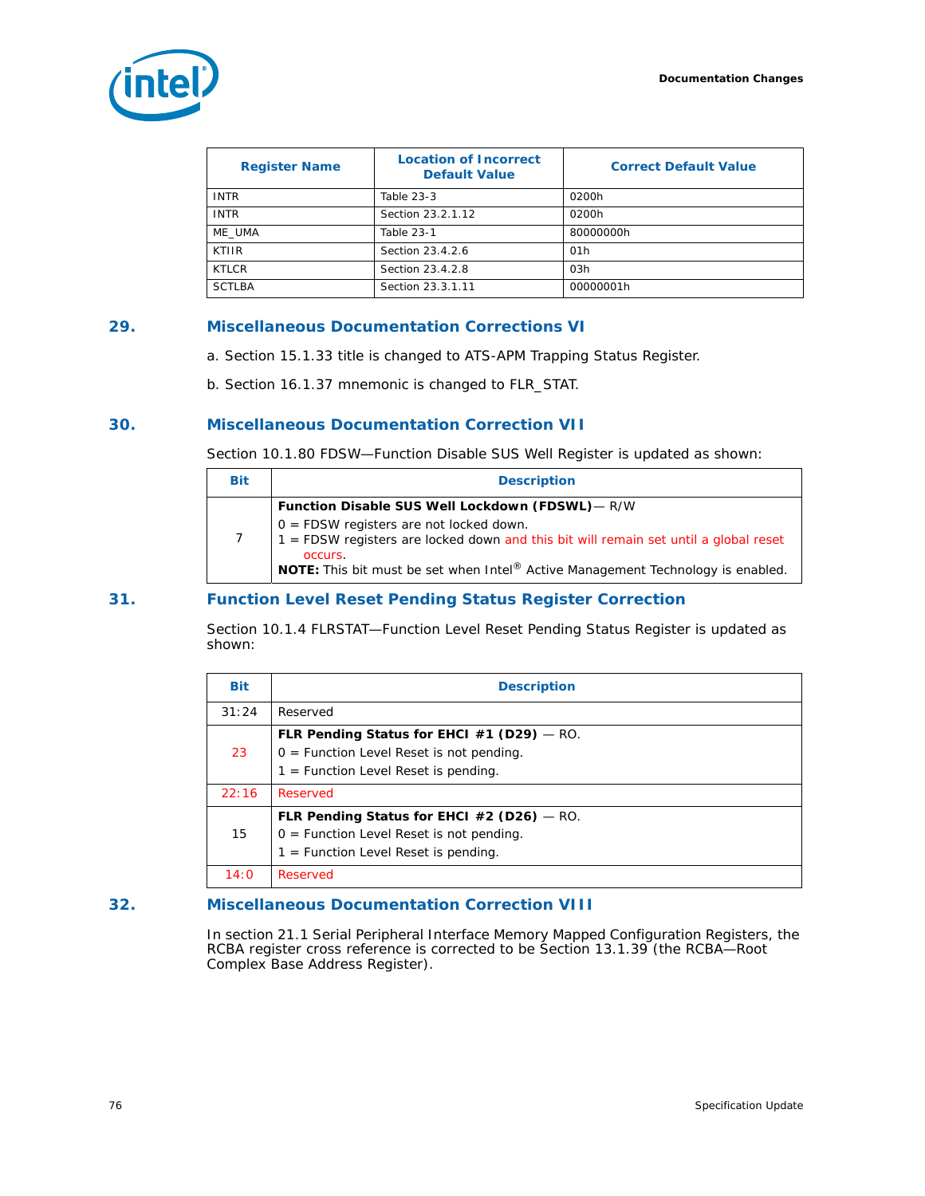| Register Name | Location of Incorrect Default Value | Correct Default Value |
|---|---|---|
| INTR | Table 23-3 | 0200h |
| INTR | Section 23.2.1.12 | 0200h |
| ME_UMA | Table 23-1 | 80000000h |
| KTIIR | Section 23.4.2.6 | 01h |
| KTLCR | Section 23.4.2.8 | 03h |
| SCTLBA | Section 23.3.1.11 | 00000001h |

## 29. Miscellaneous Documentation Corrections VI

a. Section 15.1.33 title is changed to ATS-APM Trapping Status Register.

b. Section 16.1.37 mnemonic is changed to FLR_STAT.

## 30. Miscellaneous Documentation Correction VII

Section 10.1.80 FDSW—Function Disable SUS Well Register is updated as shown:

| Bit | Description |
|---|---|
| 7 | **Function Disable SUS Well Lockdown (FDSWL)**— R/W<br>0 = FDSW registers are not locked down.<br>1 = FDSW registers are locked down and this bit will remain set until a global reset occurs.<br>**NOTE:** This bit must be set when Intel® Active Management Technology is enabled. |

## 31. Function Level Reset Pending Status Register Correction

Section 10.1.4 FLRSTAT—Function Level Reset Pending Status Register is updated as shown:

| Bit | Description |
|---|---|
| 31:24 | Reserved |
| 23 | **FLR Pending Status for EHCI #1 (D29)** — RO.<br>0 = Function Level Reset is not pending.<br>1 = Function Level Reset is pending. |
| 22:16 | Reserved |
| 15 | **FLR Pending Status for EHCI #2 (D26)** — RO.<br>0 = Function Level Reset is not pending.<br>1 = Function Level Reset is pending. |
| 14:0 | Reserved |

## 32. Miscellaneous Documentation Correction VIII

In section 21.1 Serial Peripheral Interface Memory Mapped Configuration Registers, the RCBA register cross reference is corrected to be Section 13.1.39 (the RCBA—Root Complex Base Address Register).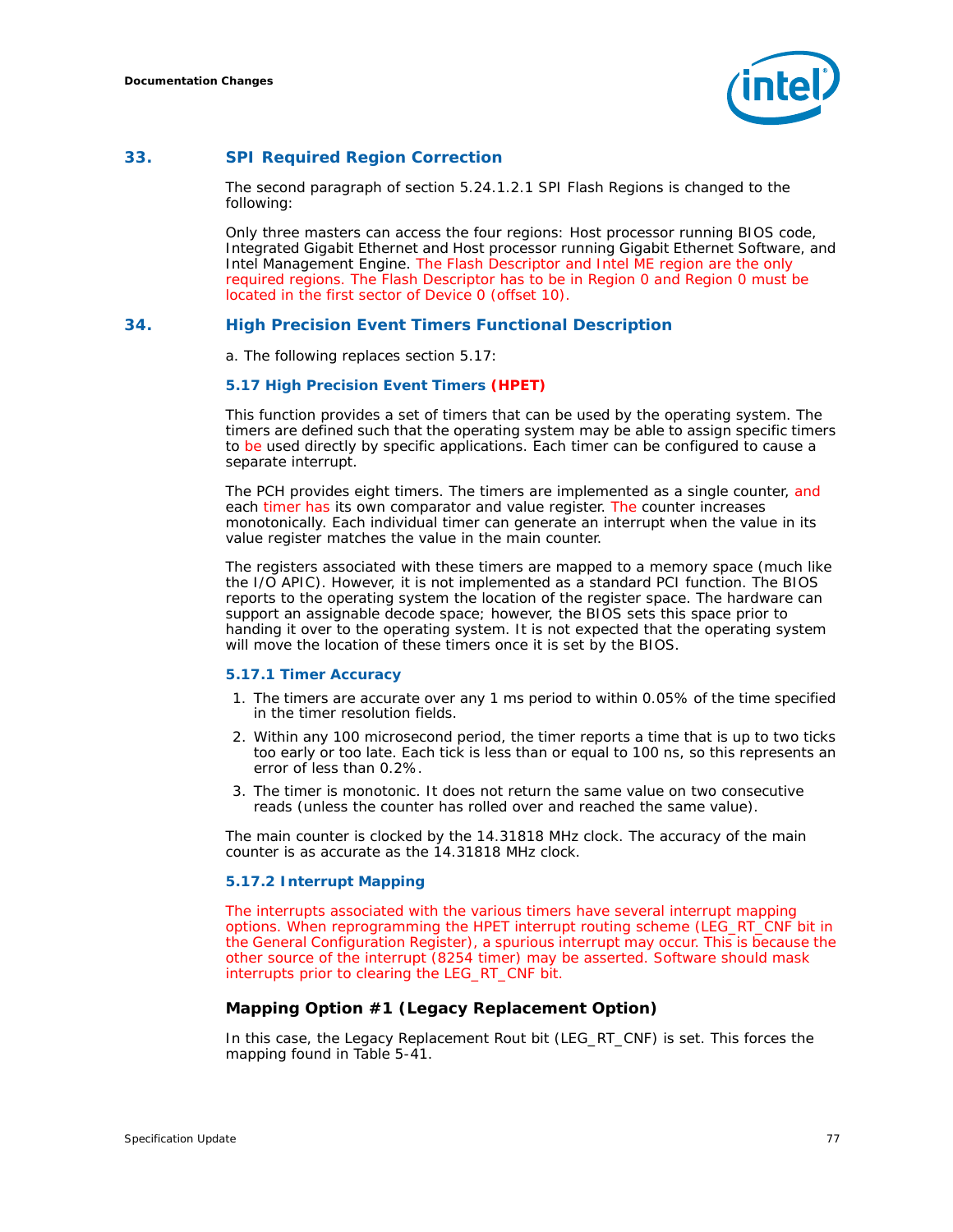## 33. SPI Required Region Correction

The second paragraph of section 5.24.1.2.1 SPI Flash Regions is changed to the following:

Only three masters can access the four regions: Host processor running BIOS code, Integrated Gigabit Ethernet and Host processor running Gigabit Ethernet Software, and Intel Management Engine. The Flash Descriptor and Intel ME region are the only required regions. The Flash Descriptor has to be in Region 0 and Region 0 must be located in the first sector of Device 0 (offset 10).

## 34. High Precision Event Timers Functional Description

a. The following replaces section 5.17:

### 5.17 High Precision Event Timers (HPET)

This function provides a set of timers that can be used by the operating system. The timers are defined such that the operating system may be able to assign specific timers to be used directly by specific applications. Each timer can be configured to cause a separate interrupt.

The PCH provides eight timers. The timers are implemented as a single counter, and each timer has its own comparator and value register. The counter increases monotonically. Each individual timer can generate an interrupt when the value in its value register matches the value in the main counter.

The registers associated with these timers are mapped to a memory space (much like the I/O APIC). However, it is not implemented as a standard PCI function. The BIOS reports to the operating system the location of the register space. The hardware can support an assignable decode space; however, the BIOS sets this space prior to handing it over to the operating system. It is not expected that the operating system will move the location of these timers once it is set by the BIOS.

#### 5.17.1 Timer Accuracy

1. The timers are accurate over any 1 ms period to within 0.05% of the time specified in the timer resolution fields.
2. Within any 100 microsecond period, the timer reports a time that is up to two ticks too early or too late. Each tick is less than or equal to 100 ns, so this represents an error of less than 0.2%.
3. The timer is monotonic. It does not return the same value on two consecutive reads (unless the counter has rolled over and reached the same value).

The main counter is clocked by the 14.31818 MHz clock. The accuracy of the main counter is as accurate as the 14.31818 MHz clock.

#### 5.17.2 Interrupt Mapping

The interrupts associated with the various timers have several interrupt mapping options. When reprogramming the HPET interrupt routing scheme (LEG_RT_CNF bit in the General Configuration Register), a spurious interrupt may occur. This is because the other source of the interrupt (8254 timer) may be asserted. Software should mask interrupts prior to clearing the LEG_RT_CNF bit.

**Mapping Option #1 (Legacy Replacement Option)**

In this case, the Legacy Replacement Rout bit (LEG_RT_CNF) is set. This forces the mapping found in Table 5-41.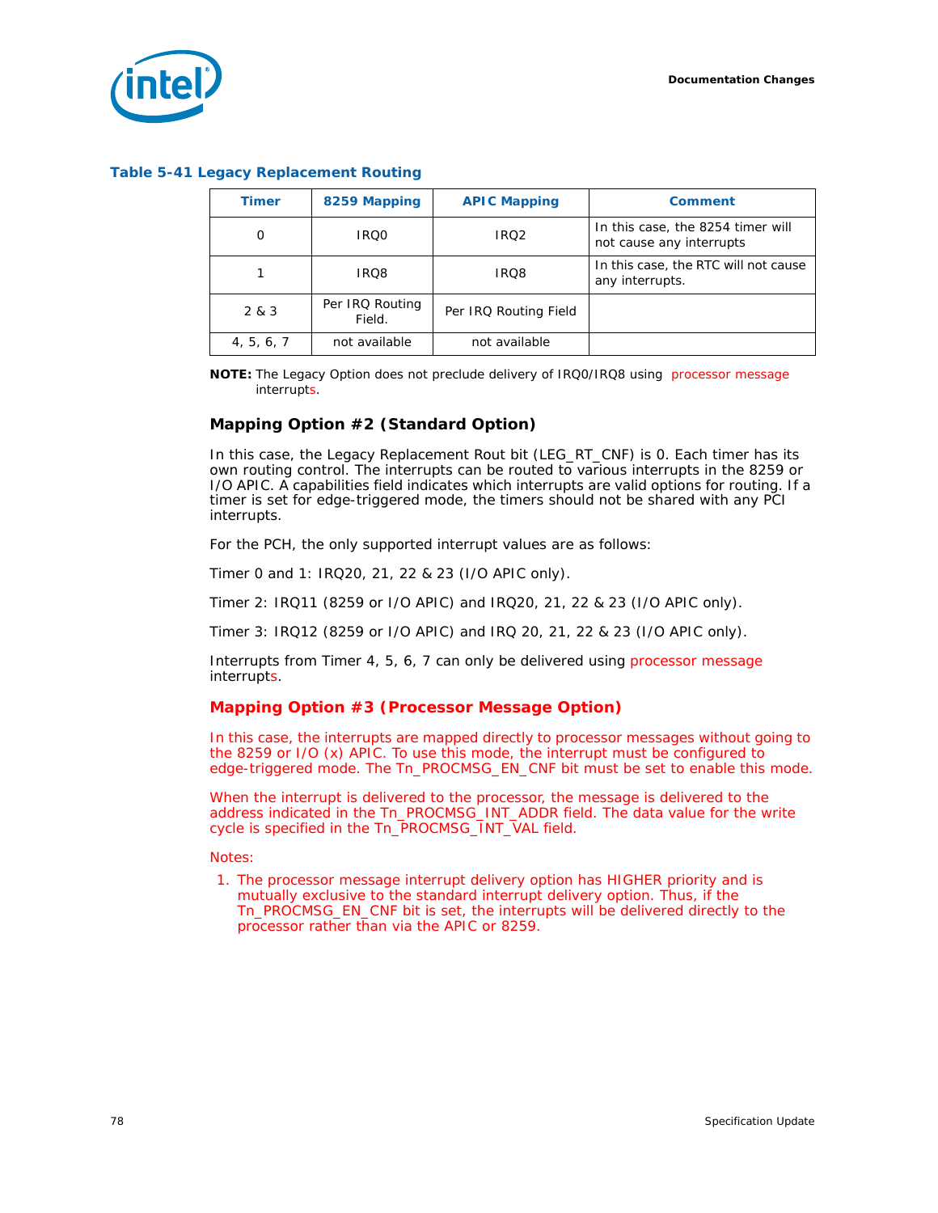**Table 5-41 Legacy Replacement Routing**

| Timer | 8259 Mapping | APIC Mapping | Comment |
|---|---|---|---|
| 0 | IRQ0 | IRQ2 | In this case, the 8254 timer will not cause any interrupts |
| 1 | IRQ8 | IRQ8 | In this case, the RTC will not cause any interrupts. |
| 2 & 3 | Per IRQ Routing Field. | Per IRQ Routing Field | |
| 4, 5, 6, 7 | not available | not available | |

**NOTE:** The Legacy Option does not preclude delivery of IRQ0/IRQ8 using processor message interrupts.

### Mapping Option #2 (Standard Option)

In this case, the Legacy Replacement Rout bit (LEG_RT_CNF) is 0. Each timer has its own routing control. The interrupts can be routed to various interrupts in the 8259 or I/O APIC. A capabilities field indicates which interrupts are valid options for routing. If a timer is set for edge-triggered mode, the timers should not be shared with any PCI interrupts.

For the PCH, the only supported interrupt values are as follows:

Timer 0 and 1: IRQ20, 21, 22 & 23 (I/O APIC only).

Timer 2: IRQ11 (8259 or I/O APIC) and IRQ20, 21, 22 & 23 (I/O APIC only).

Timer 3: IRQ12 (8259 or I/O APIC) and IRQ 20, 21, 22 & 23 (I/O APIC only).

Interrupts from Timer 4, 5, 6, 7 can only be delivered using processor message interrupts.

### Mapping Option #3 (Processor Message Option)

In this case, the interrupts are mapped directly to processor messages without going to the 8259 or I/O (x) APIC. To use this mode, the interrupt must be configured to edge-triggered mode. The Tn_PROCMSG_EN_CNF bit must be set to enable this mode.

When the interrupt is delivered to the processor, the message is delivered to the address indicated in the Tn_PROCMSG_INT_ADDR field. The data value for the write cycle is specified in the Tn_PROCMSG_INT_VAL field.

Notes:

1. The processor message interrupt delivery option has HIGHER priority and is mutually exclusive to the standard interrupt delivery option. Thus, if the Tn_PROCMSG_EN_CNF bit is set, the interrupts will be delivered directly to the processor rather than via the APIC or 8259.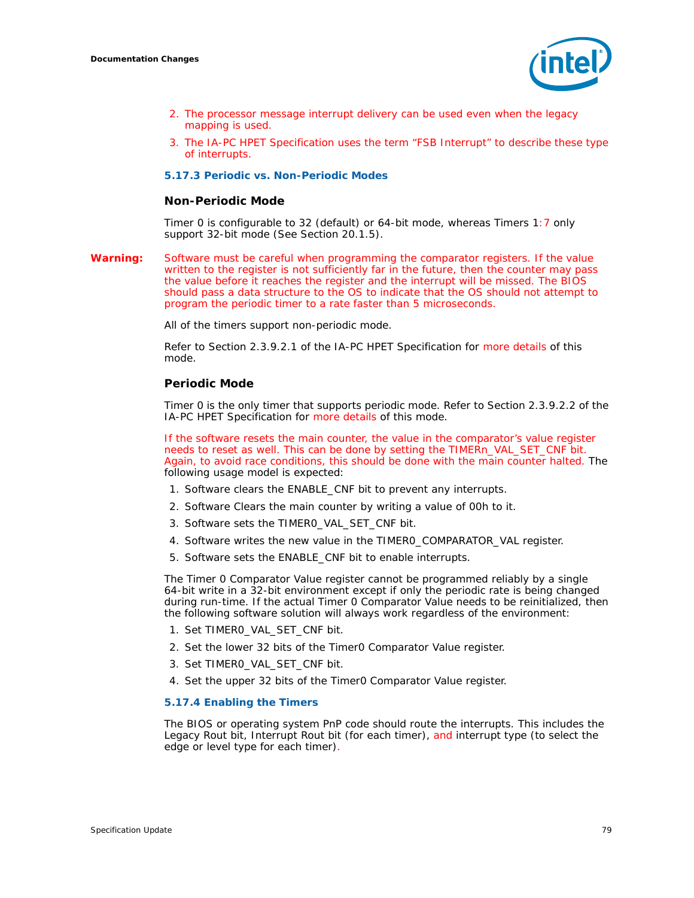2. The processor message interrupt delivery can be used even when the legacy mapping is used.
3. The IA-PC HPET Specification uses the term “FSB Interrupt” to describe these type of interrupts.

### 5.17.3 Periodic vs. Non-Periodic Modes

#### Non-Periodic Mode

Timer 0 is configurable to 32 (default) or 64-bit mode, whereas Timers 1:7 only support 32-bit mode (See Section 20.1.5).

**Warning:** Software must be careful when programming the comparator registers. If the value written to the register is not sufficiently far in the future, then the counter may pass the value before it reaches the register and the interrupt will be missed. The BIOS should pass a data structure to the OS to indicate that the OS should not attempt to program the periodic timer to a rate faster than 5 microseconds.

All of the timers support non-periodic mode.

Refer to Section 2.3.9.2.1 of the IA-PC HPET Specification for more details of this mode.

#### Periodic Mode

Timer 0 is the only timer that supports periodic mode. Refer to Section 2.3.9.2.2 of the IA-PC HPET Specification for more details of this mode.

If the software resets the main counter, the value in the comparator’s value register needs to reset as well. This can be done by setting the TIMERn_VAL_SET_CNF bit. Again, to avoid race conditions, this should be done with the main counter halted. The following usage model is expected:

1. Software clears the ENABLE_CNF bit to prevent any interrupts.
2. Software Clears the main counter by writing a value of 00h to it.
3. Software sets the TIMER0_VAL_SET_CNF bit.
4. Software writes the new value in the TIMER0_COMPARATOR_VAL register.
5. Software sets the ENABLE_CNF bit to enable interrupts.

The Timer 0 Comparator Value register cannot be programmed reliably by a single 64-bit write in a 32-bit environment except if only the periodic rate is being changed during run-time. If the actual Timer 0 Comparator Value needs to be reinitialized, then the following software solution will always work regardless of the environment:

1. Set TIMER0_VAL_SET_CNF bit.
2. Set the lower 32 bits of the Timer0 Comparator Value register.
3. Set TIMER0_VAL_SET_CNF bit.
4. Set the upper 32 bits of the Timer0 Comparator Value register.

### 5.17.4 Enabling the Timers

The BIOS or operating system PnP code should route the interrupts. This includes the Legacy Rout bit, Interrupt Rout bit (for each timer), and interrupt type (to select the edge or level type for each timer).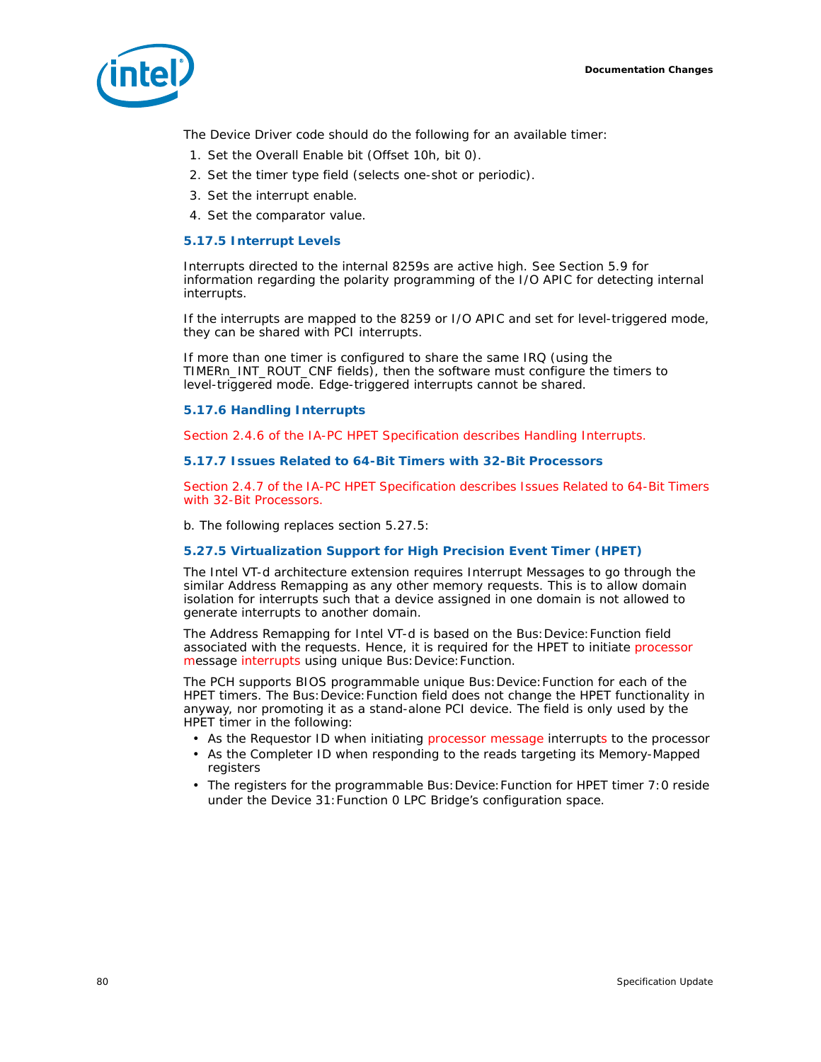The Device Driver code should do the following for an available timer:

1. Set the Overall Enable bit (Offset 10h, bit 0).
2. Set the timer type field (selects one-shot or periodic).
3. Set the interrupt enable.
4. Set the comparator value.

### 5.17.5 Interrupt Levels

Interrupts directed to the internal 8259s are active high. See Section 5.9 for information regarding the polarity programming of the I/O APIC for detecting internal interrupts.

If the interrupts are mapped to the 8259 or I/O APIC and set for level-triggered mode, they can be shared with PCI interrupts.

If more than one timer is configured to share the same IRQ (using the TIMERn_INT_ROUT_CNF fields), then the software must configure the timers to level-triggered mode. Edge-triggered interrupts cannot be shared.

### 5.17.6 Handling Interrupts

Section 2.4.6 of the IA-PC HPET Specification describes Handling Interrupts.

### 5.17.7 Issues Related to 64-Bit Timers with 32-Bit Processors

Section 2.4.7 of the IA-PC HPET Specification describes Issues Related to 64-Bit Timers with 32-Bit Processors.

b. The following replaces section 5.27.5:

### 5.27.5 Virtualization Support for High Precision Event Timer (HPET)

The Intel VT-d architecture extension requires Interrupt Messages to go through the similar Address Remapping as any other memory requests. This is to allow domain isolation for interrupts such that a device assigned in one domain is not allowed to generate interrupts to another domain.

The Address Remapping for Intel VT-d is based on the Bus:Device:Function field associated with the requests. Hence, it is required for the HPET to initiate processor message interrupts using unique Bus:Device:Function.

The PCH supports BIOS programmable unique Bus:Device:Function for each of the HPET timers. The Bus:Device:Function field does not change the HPET functionality in anyway, nor promoting it as a stand-alone PCI device. The field is only used by the HPET timer in the following:

- As the Requestor ID when initiating processor message interrupts to the processor
- As the Completer ID when responding to the reads targeting its Memory-Mapped registers
- The registers for the programmable Bus:Device:Function for HPET timer 7:0 reside under the Device 31:Function 0 LPC Bridge's configuration space.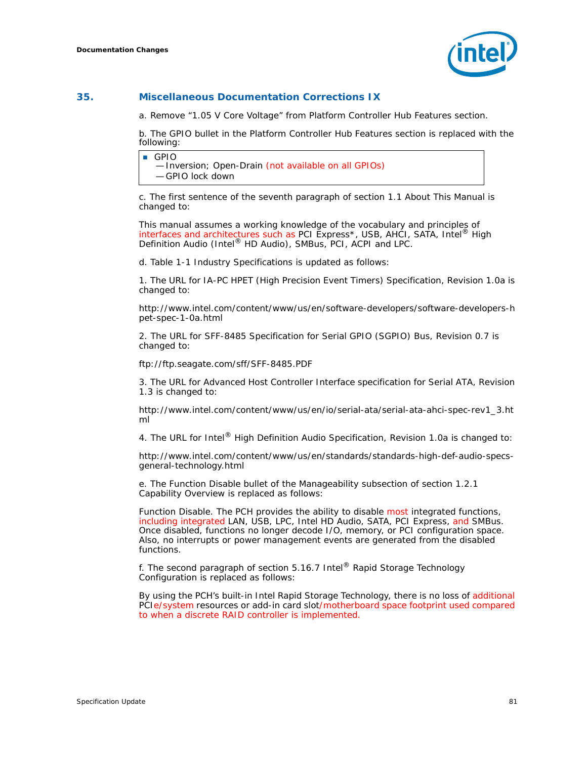## 35. Miscellaneous Documentation Corrections IX

a. Remove “1.05 V Core Voltage” from Platform Controller Hub Features section.

b. The GPIO bullet in the Platform Controller Hub Features section is replaced with the following:

- GPIO
  - —Inversion; Open-Drain (not available on all GPIOs)
  - —GPIO lock down

c. The first sentence of the seventh paragraph of section 1.1 About This Manual is changed to:

This manual assumes a working knowledge of the vocabulary and principles of interfaces and architectures such as PCI Express*, USB, AHCI, SATA, Intel® High Definition Audio (Intel® HD Audio), SMBus, PCI, ACPI and LPC.

d. Table 1-1 Industry Specifications is updated as follows:

1. The URL for IA-PC HPET (High Precision Event Timers) Specification, Revision 1.0a is changed to:

http://www.intel.com/content/www/us/en/software-developers/software-developers-hpet-spec-1-0a.html

2. The URL for SFF-8485 Specification for Serial GPIO (SGPIO) Bus, Revision 0.7 is changed to:

ftp://ftp.seagate.com/sff/SFF-8485.PDF

3. The URL for Advanced Host Controller Interface specification for Serial ATA, Revision 1.3 is changed to:

http://www.intel.com/content/www/us/en/io/serial-ata/serial-ata-ahci-spec-rev1_3.html

4. The URL for Intel® High Definition Audio Specification, Revision 1.0a is changed to:

http://www.intel.com/content/www/us/en/standards/standards-high-def-audio-specs-general-technology.html

e. The Function Disable bullet of the Manageability subsection of section 1.2.1 Capability Overview is replaced as follows:

Function Disable. The PCH provides the ability to disable most integrated functions, including integrated LAN, USB, LPC, Intel HD Audio, SATA, PCI Express, and SMBus. Once disabled, functions no longer decode I/O, memory, or PCI configuration space. Also, no interrupts or power management events are generated from the disabled functions.

f. The second paragraph of section 5.16.7 Intel® Rapid Storage Technology Configuration is replaced as follows:

By using the PCH’s built-in Intel Rapid Storage Technology, there is no loss of additional PCIe/system resources or add-in card slot/motherboard space footprint used compared to when a discrete RAID controller is implemented.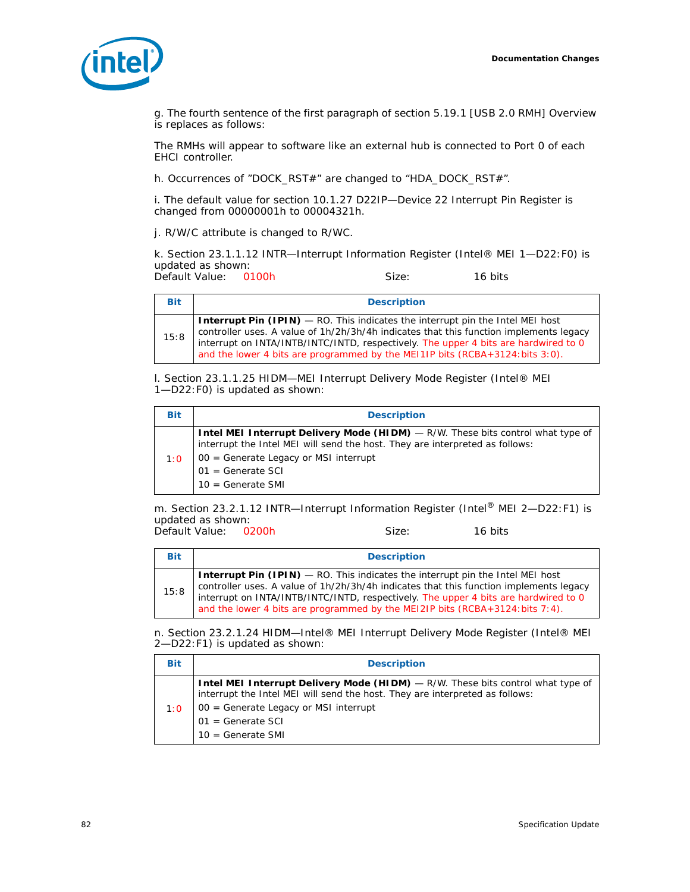g. The fourth sentence of the first paragraph of section 5.19.1 [USB 2.0 RMH] Overview is replaces as follows:

The RMHs will appear to software like an external hub is connected to Port 0 of each EHCI controller.

h. Occurrences of "DOCK_RST#" are changed to "HDA_DOCK_RST#".

i. The default value for section 10.1.27 D22IP—Device 22 Interrupt Pin Register is changed from 00000001h to 00004321h.

j. R/W/C attribute is changed to R/WC.

k. Section 23.1.1.12 INTR—Interrupt Information Register (Intel® MEI 1—D22:F0) is updated as shown:
Default Value: 0100h Size: 16 bits

| Bit | Description |
|---|---|
| 15:8 | **Interrupt Pin (IPIN)** — RO. This indicates the interrupt pin the Intel MEI host controller uses. A value of 1h/2h/3h/4h indicates that this function implements legacy interrupt on INTA/INTB/INTC/INTD, respectively. The upper 4 bits are hardwired to 0 and the lower 4 bits are programmed by the MEI1IP bits (RCBA+3124:bits 3:0). |

l. Section 23.1.1.25 HIDM—MEI Interrupt Delivery Mode Register (Intel® MEI 1—D22:F0) is updated as shown:

| Bit | Description |
|---|---|
| 1:0 | **Intel MEI Interrupt Delivery Mode (HIDM)** — R/W. These bits control what type of interrupt the Intel MEI will send the host. They are interpreted as follows:<br>00 = Generate Legacy or MSI interrupt<br>01 = Generate SCI<br>10 = Generate SMI |

m. Section 23.2.1.12 INTR—Interrupt Information Register (Intel® MEI 2—D22:F1) is updated as shown:
Default Value: 0200h Size: 16 bits

| Bit | Description |
|---|---|
| 15:8 | **Interrupt Pin (IPIN)** — RO. This indicates the interrupt pin the Intel MEI host controller uses. A value of 1h/2h/3h/4h indicates that this function implements legacy interrupt on INTA/INTB/INTC/INTD, respectively. The upper 4 bits are hardwired to 0 and the lower 4 bits are programmed by the MEI2IP bits (RCBA+3124:bits 7:4). |

n. Section 23.2.1.24 HIDM—Intel® MEI Interrupt Delivery Mode Register (Intel® MEI 2—D22:F1) is updated as shown:

| Bit | Description |
|---|---|
| 1:0 | **Intel MEI Interrupt Delivery Mode (HIDM)** — R/W. These bits control what type of interrupt the Intel MEI will send the host. They are interpreted as follows:<br>00 = Generate Legacy or MSI interrupt<br>01 = Generate SCI<br>10 = Generate SMI |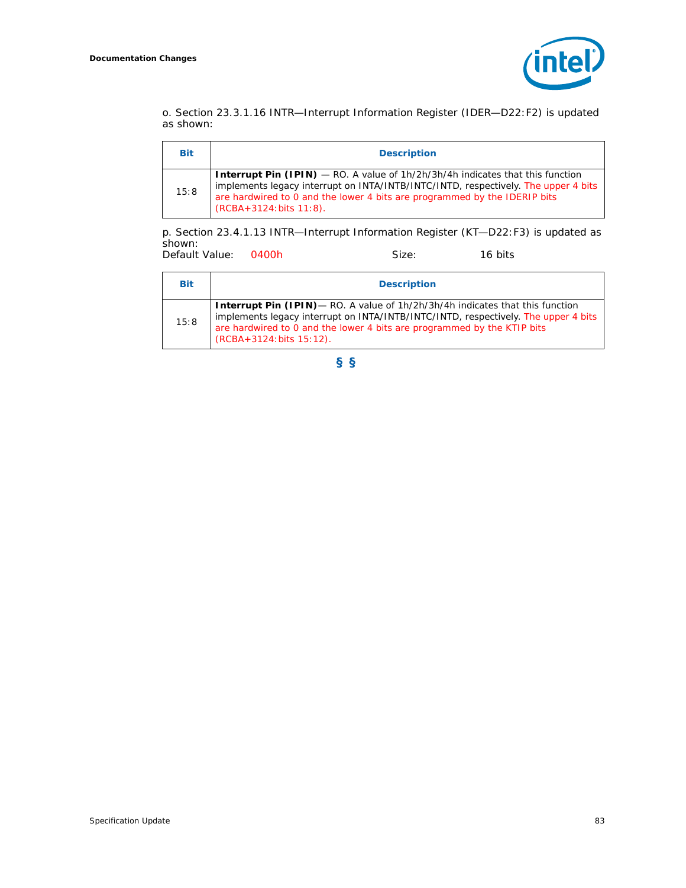o. Section 23.3.1.16 INTR—Interrupt Information Register (IDER—D22:F2) is updated as shown:

| Bit | Description |
|---|---|
| 15:8 | **Interrupt Pin (IPIN)** — RO. A value of 1h/2h/3h/4h indicates that this function implements legacy interrupt on INTA/INTB/INTC/INTD, respectively. The upper 4 bits are hardwired to 0 and the lower 4 bits are programmed by the IDERIP bits (RCBA+3124:bits 11:8). |

p. Section 23.4.1.13 INTR—Interrupt Information Register (KT—D22:F3) is updated as shown:

Default Value: 0400h Size: 16 bits

| Bit | Description |
|---|---|
| 15:8 | **Interrupt Pin (IPIN)**— RO. A value of 1h/2h/3h/4h indicates that this function implements legacy interrupt on INTA/INTB/INTC/INTD, respectively. The upper 4 bits are hardwired to 0 and the lower 4 bits are programmed by the KTIP bits (RCBA+3124:bits 15:12). |

§ §